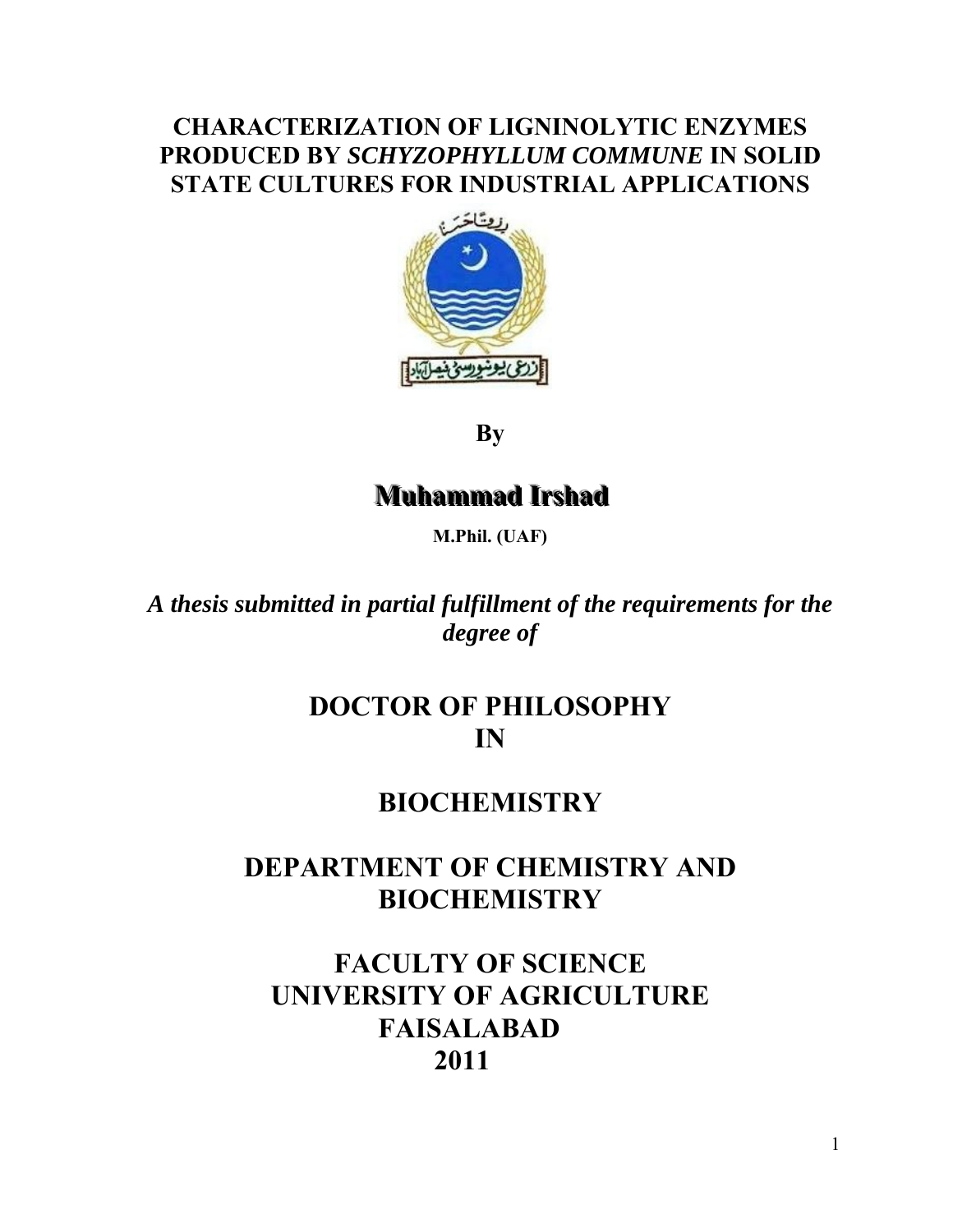# CHARACTERIZATION OF LIGNINOLYTIC ENZYMES PRODUCED BY *SCHYZOPHYLLUM COMMUNE* IN SOLID STATE CULTURES FOR INDUSTRIAL APPLICATIONS

**By**

**Muhammad Irshad**

**M.Phil. (UAF)**

***A thesis submitted in partial fulfillment of the requirements for the degree of***

**DOCTOR OF PHILOSOPHY**
**IN**

**BIOCHEMISTRY**

**DEPARTMENT OF CHEMISTRY AND BIOCHEMISTRY**

**FACULTY OF SCIENCE**
**UNIVERSITY OF AGRICULTURE**
**FAISALABAD**
**2011**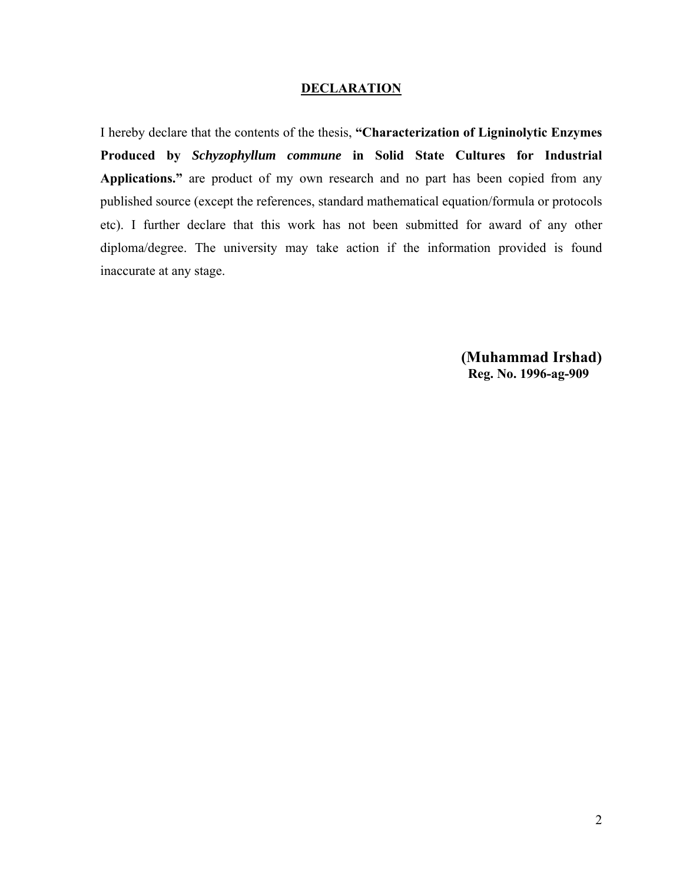# DECLARATION

I hereby declare that the contents of the thesis, **"Characterization of Ligninolytic Enzymes Produced by *Schyzophyllum commune* in Solid State Cultures for Industrial Applications."** are product of my own research and no part has been copied from any published source (except the references, standard mathematical equation/formula or protocols etc). I further declare that this work has not been submitted for award of any other diploma/degree. The university may take action if the information provided is found inaccurate at any stage.

**(Muhammad Irshad)**
**Reg. No. 1996-ag-909**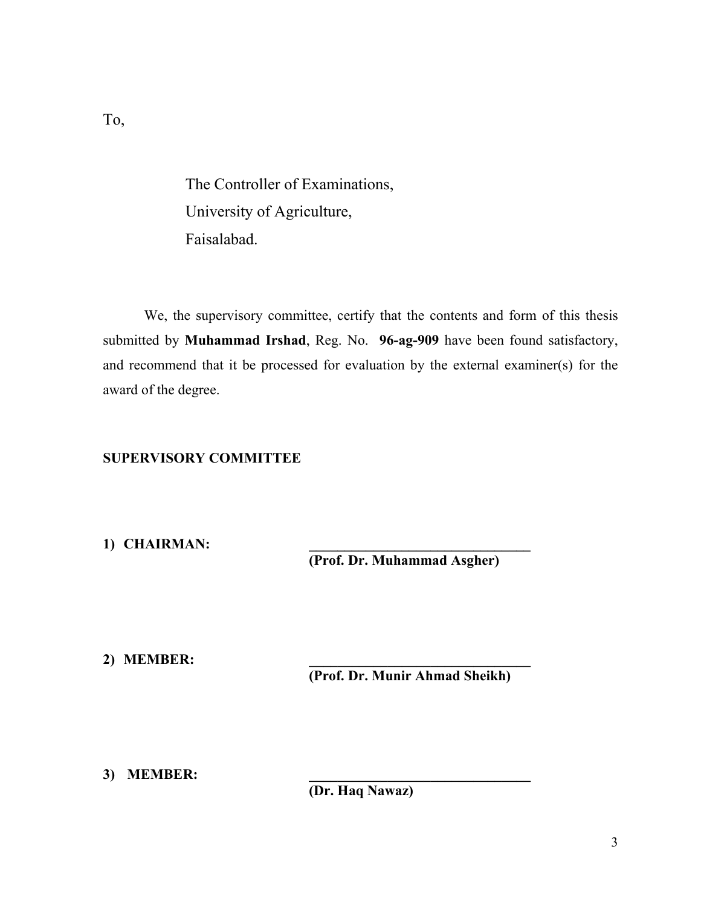To,

The Controller of Examinations,
University of Agriculture,
Faisalabad.

We, the supervisory committee, certify that the contents and form of this thesis submitted by **Muhammad Irshad**, Reg. No. **96-ag-909** have been found satisfactory, and recommend that it be processed for evaluation by the external examiner(s) for the award of the degree.

**SUPERVISORY COMMITTEE**

**1) CHAIRMAN:** \_\_\_\_\_\_\_\_\_\_\_\_\_\_\_\_\_\_\_\_\_\_\_\_\_\_\_\_\_\_\_\_
**(Prof. Dr. Muhammad Asgher)**

**2) MEMBER:** \_\_\_\_\_\_\_\_\_\_\_\_\_\_\_\_\_\_\_\_\_\_\_\_\_\_\_\_\_\_\_\_
**(Prof. Dr. Munir Ahmad Sheikh)**

**3) MEMBER:** \_\_\_\_\_\_\_\_\_\_\_\_\_\_\_\_\_\_\_\_\_\_\_\_\_\_\_\_\_\_\_\_
**(Dr. Haq Nawaz)**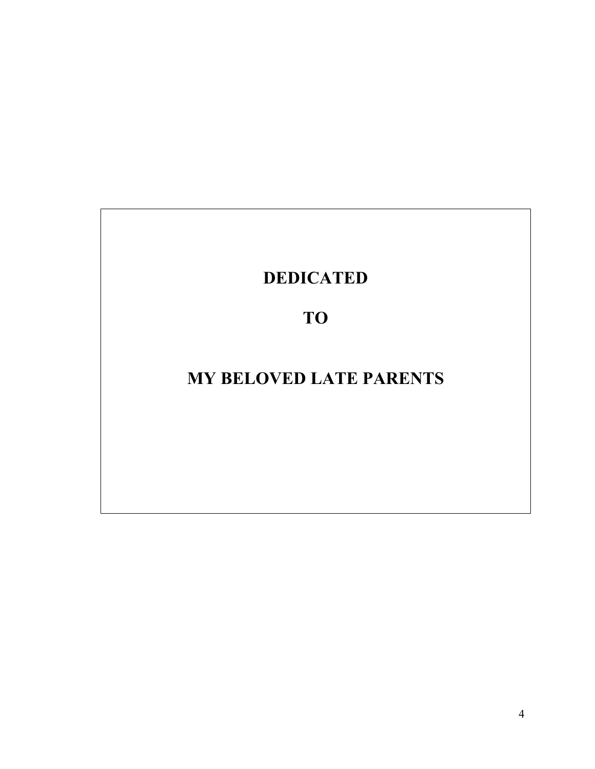**DEDICATED**

**TO**

**MY BELOVED LATE PARENTS**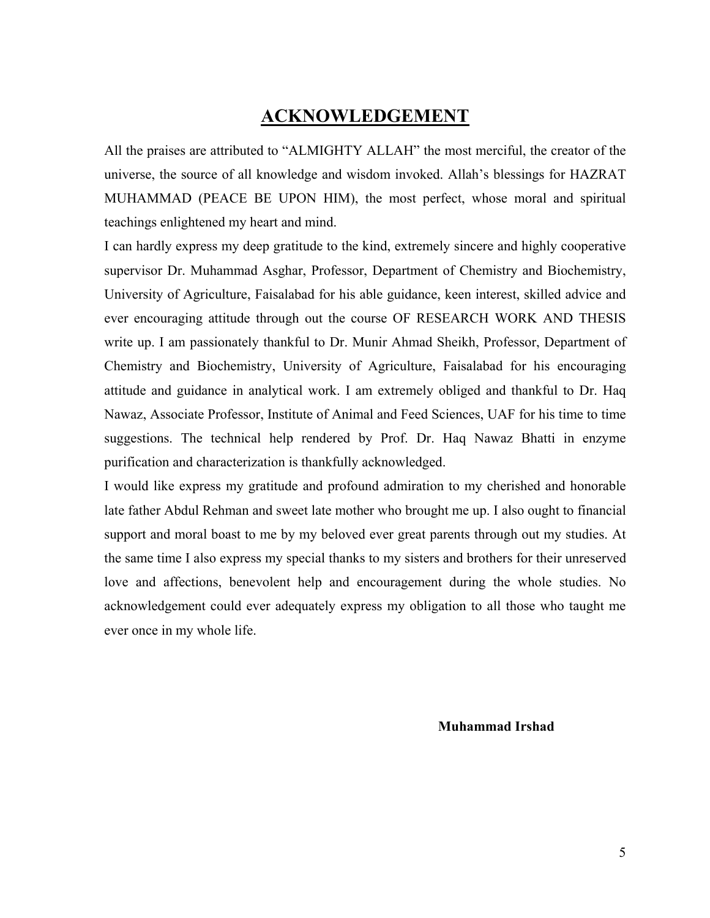# ACKNOWLEDGEMENT

All the praises are attributed to "ALMIGHTY ALLAH" the most merciful, the creator of the universe, the source of all knowledge and wisdom invoked. Allah's blessings for HAZRAT MUHAMMAD (PEACE BE UPON HIM), the most perfect, whose moral and spiritual teachings enlightened my heart and mind.

I can hardly express my deep gratitude to the kind, extremely sincere and highly cooperative supervisor Dr. Muhammad Asghar, Professor, Department of Chemistry and Biochemistry, University of Agriculture, Faisalabad for his able guidance, keen interest, skilled advice and ever encouraging attitude through out the course OF RESEARCH WORK AND THESIS write up. I am passionately thankful to Dr. Munir Ahmad Sheikh, Professor, Department of Chemistry and Biochemistry, University of Agriculture, Faisalabad for his encouraging attitude and guidance in analytical work. I am extremely obliged and thankful to Dr. Haq Nawaz, Associate Professor, Institute of Animal and Feed Sciences, UAF for his time to time suggestions. The technical help rendered by Prof. Dr. Haq Nawaz Bhatti in enzyme purification and characterization is thankfully acknowledged.

I would like express my gratitude and profound admiration to my cherished and honorable late father Abdul Rehman and sweet late mother who brought me up. I also ought to financial support and moral boast to me by my beloved ever great parents through out my studies. At the same time I also express my special thanks to my sisters and brothers for their unreserved love and affections, benevolent help and encouragement during the whole studies. No acknowledgement could ever adequately express my obligation to all those who taught me ever once in my whole life.

**Muhammad Irshad**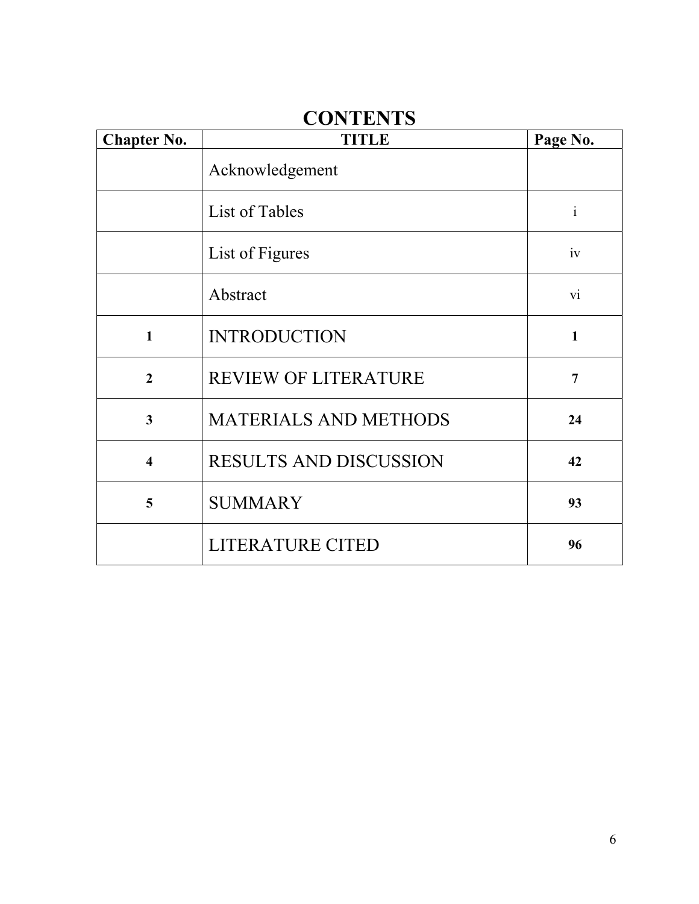# CONTENTS

| Chapter No. | TITLE | Page No. |
|---|---|---|
| | Acknowledgement | |
| | List of Tables | i |
| | List of Figures | iv |
| | Abstract | vi |
| **1** | INTRODUCTION | **1** |
| **2** | REVIEW OF LITERATURE | **7** |
| **3** | MATERIALS AND METHODS | **24** |
| **4** | RESULTS AND DISCUSSION | **42** |
| **5** | SUMMARY | **93** |
| | LITERATURE CITED | **96** |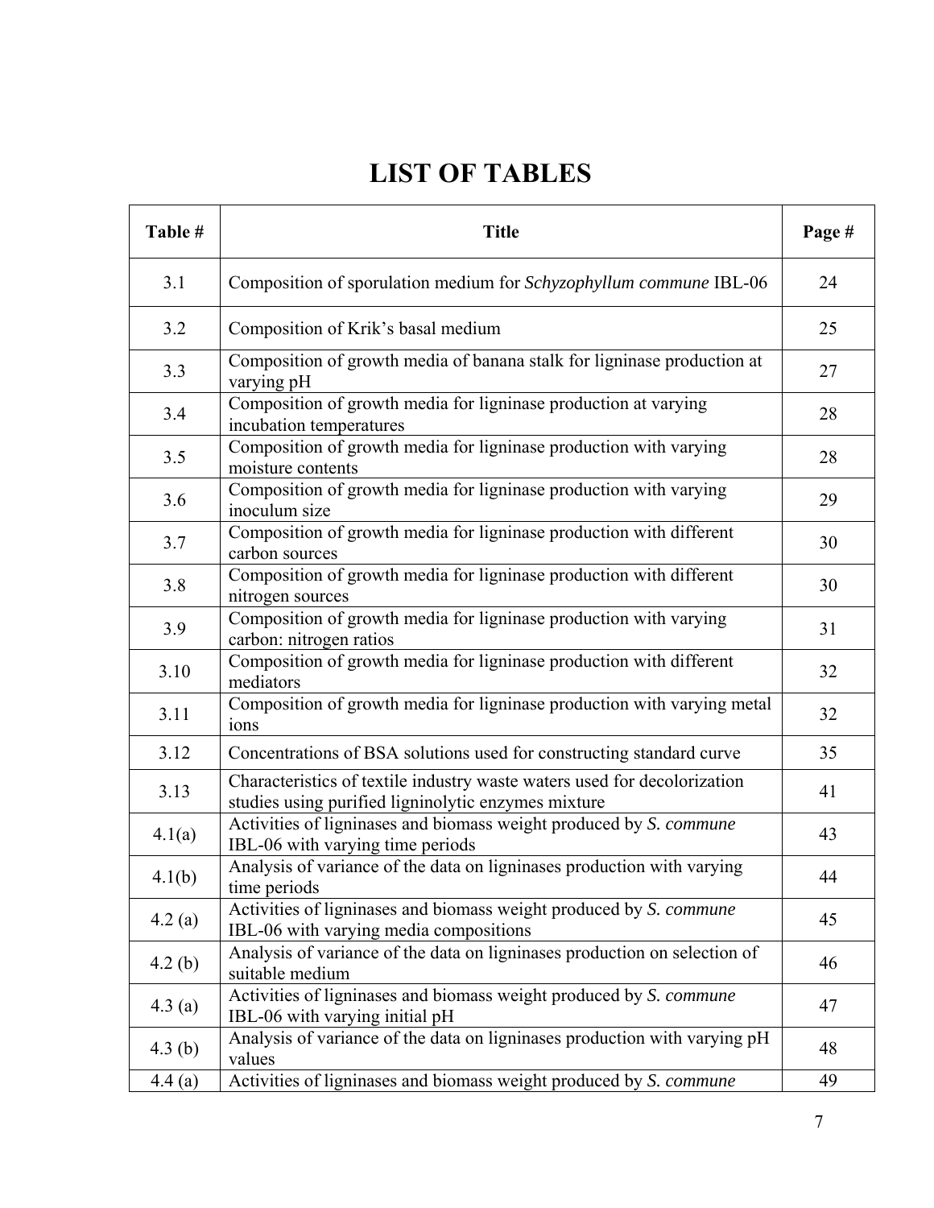# LIST OF TABLES

| Table # | Title | Page # |
|---|---|---|
| 3.1 | Composition of sporulation medium for *Schyzophyllum commune* IBL-06 | 24 |
| 3.2 | Composition of Krik's basal medium | 25 |
| 3.3 | Composition of growth media of banana stalk for ligninase production at varying pH | 27 |
| 3.4 | Composition of growth media for ligninase production at varying incubation temperatures | 28 |
| 3.5 | Composition of growth media for ligninase production with varying moisture contents | 28 |
| 3.6 | Composition of growth media for ligninase production with varying inoculum size | 29 |
| 3.7 | Composition of growth media for ligninase production with different carbon sources | 30 |
| 3.8 | Composition of growth media for ligninase production with different nitrogen sources | 30 |
| 3.9 | Composition of growth media for ligninase production with varying carbon: nitrogen ratios | 31 |
| 3.10 | Composition of growth media for ligninase production with different mediators | 32 |
| 3.11 | Composition of growth media for ligninase production with varying metal ions | 32 |
| 3.12 | Concentrations of BSA solutions used for constructing standard curve | 35 |
| 3.13 | Characteristics of textile industry waste waters used for decolorization studies using purified ligninolytic enzymes mixture | 41 |
| 4.1(a) | Activities of ligninases and biomass weight produced by *S. commune* IBL-06 with varying time periods | 43 |
| 4.1(b) | Analysis of variance of the data on ligninases production with varying time periods | 44 |
| 4.2 (a) | Activities of ligninases and biomass weight produced by *S. commune* IBL-06 with varying media compositions | 45 |
| 4.2 (b) | Analysis of variance of the data on ligninases production on selection of suitable medium | 46 |
| 4.3 (a) | Activities of ligninases and biomass weight produced by *S. commune* IBL-06 with varying initial pH | 47 |
| 4.3 (b) | Analysis of variance of the data on ligninases production with varying pH values | 48 |
| 4.4 (a) | Activities of ligninases and biomass weight produced by *S. commune* | 49 |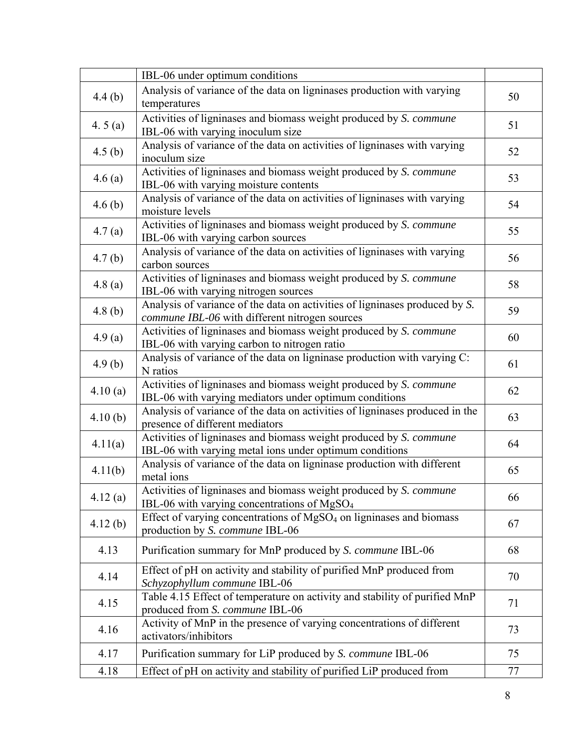| | | |
|---|---|---|
| | IBL-06 under optimum conditions | |
| 4.4 (b) | Analysis of variance of the data on ligninases production with varying temperatures | 50 |
| 4. 5 (a) | Activities of ligninases and biomass weight produced by *S. commune* IBL-06 with varying inoculum size | 51 |
| 4.5 (b) | Analysis of variance of the data on activities of ligninases with varying inoculum size | 52 |
| 4.6 (a) | Activities of ligninases and biomass weight produced by *S. commune* IBL-06 with varying moisture contents | 53 |
| 4.6 (b) | Analysis of variance of the data on activities of ligninases with varying moisture levels | 54 |
| 4.7 (a) | Activities of ligninases and biomass weight produced by *S. commune* IBL-06 with varying carbon sources | 55 |
| 4.7 (b) | Analysis of variance of the data on activities of ligninases with varying carbon sources | 56 |
| 4.8 (a) | Activities of ligninases and biomass weight produced by *S. commune* IBL-06 with varying nitrogen sources | 58 |
| 4.8 (b) | Analysis of variance of the data on activities of ligninases produced by *S. commune IBL-06* with different nitrogen sources | 59 |
| 4.9 (a) | Activities of ligninases and biomass weight produced by *S. commune* IBL-06 with varying carbon to nitrogen ratio | 60 |
| 4.9 (b) | Analysis of variance of the data on ligninase production with varying C: N ratios | 61 |
| 4.10 (a) | Activities of ligninases and biomass weight produced by *S. commune* IBL-06 with varying mediators under optimum conditions | 62 |
| 4.10 (b) | Analysis of variance of the data on activities of ligninases produced in the presence of different mediators | 63 |
| 4.11(a) | Activities of ligninases and biomass weight produced by *S. commune* IBL-06 with varying metal ions under optimum conditions | 64 |
| 4.11(b) | Analysis of variance of the data on ligninase production with different metal ions | 65 |
| 4.12 (a) | Activities of ligninases and biomass weight produced by *S. commune* IBL-06 with varying concentrations of $MgSO_4$ | 66 |
| 4.12 (b) | Effect of varying concentrations of $MgSO_4$ on ligninases and biomass production by *S. commune* IBL-06 | 67 |
| 4.13 | Purification summary for MnP produced by *S. commune* IBL-06 | 68 |
| 4.14 | Effect of pH on activity and stability of purified MnP produced from *Schyzophyllum commune* IBL-06 | 70 |
| 4.15 | Table 4.15 Effect of temperature on activity and stability of purified MnP produced from *S. commune* IBL-06 | 71 |
| 4.16 | Activity of MnP in the presence of varying concentrations of different activators/inhibitors | 73 |
| 4.17 | Purification summary for LiP produced by *S. commune* IBL-06 | 75 |
| 4.18 | Effect of pH on activity and stability of purified LiP produced from | 77 |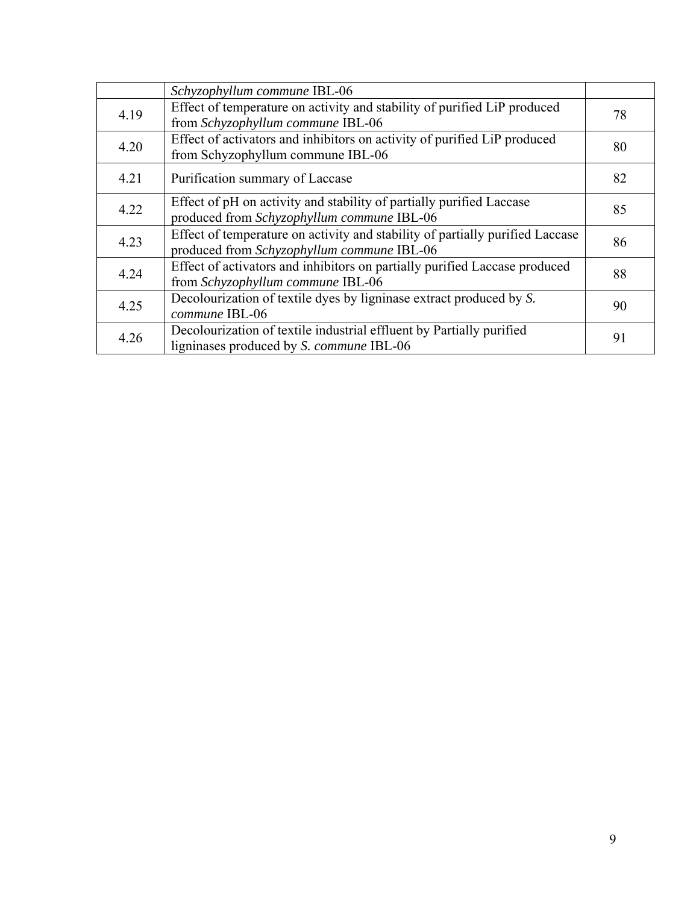| | | |
|---|---|---|
| | *Schyzophyllum commune* IBL-06 | |
| 4.19 | Effect of temperature on activity and stability of purified LiP produced from *Schyzophyllum commune* IBL-06 | 78 |
| 4.20 | Effect of activators and inhibitors on activity of purified LiP produced from Schyzophyllum commune IBL-06 | 80 |
| 4.21 | Purification summary of Laccase | 82 |
| 4.22 | Effect of pH on activity and stability of partially purified Laccase produced from *Schyzophyllum commune* IBL-06 | 85 |
| 4.23 | Effect of temperature on activity and stability of partially purified Laccase produced from *Schyzophyllum commune* IBL-06 | 86 |
| 4.24 | Effect of activators and inhibitors on partially purified Laccase produced from *Schyzophyllum commune* IBL-06 | 88 |
| 4.25 | Decolourization of textile dyes by ligninase extract produced by *S. commune* IBL-06 | 90 |
| 4.26 | Decolourization of textile industrial effluent by Partially purified ligninases produced by *S. commune* IBL-06 | 91 |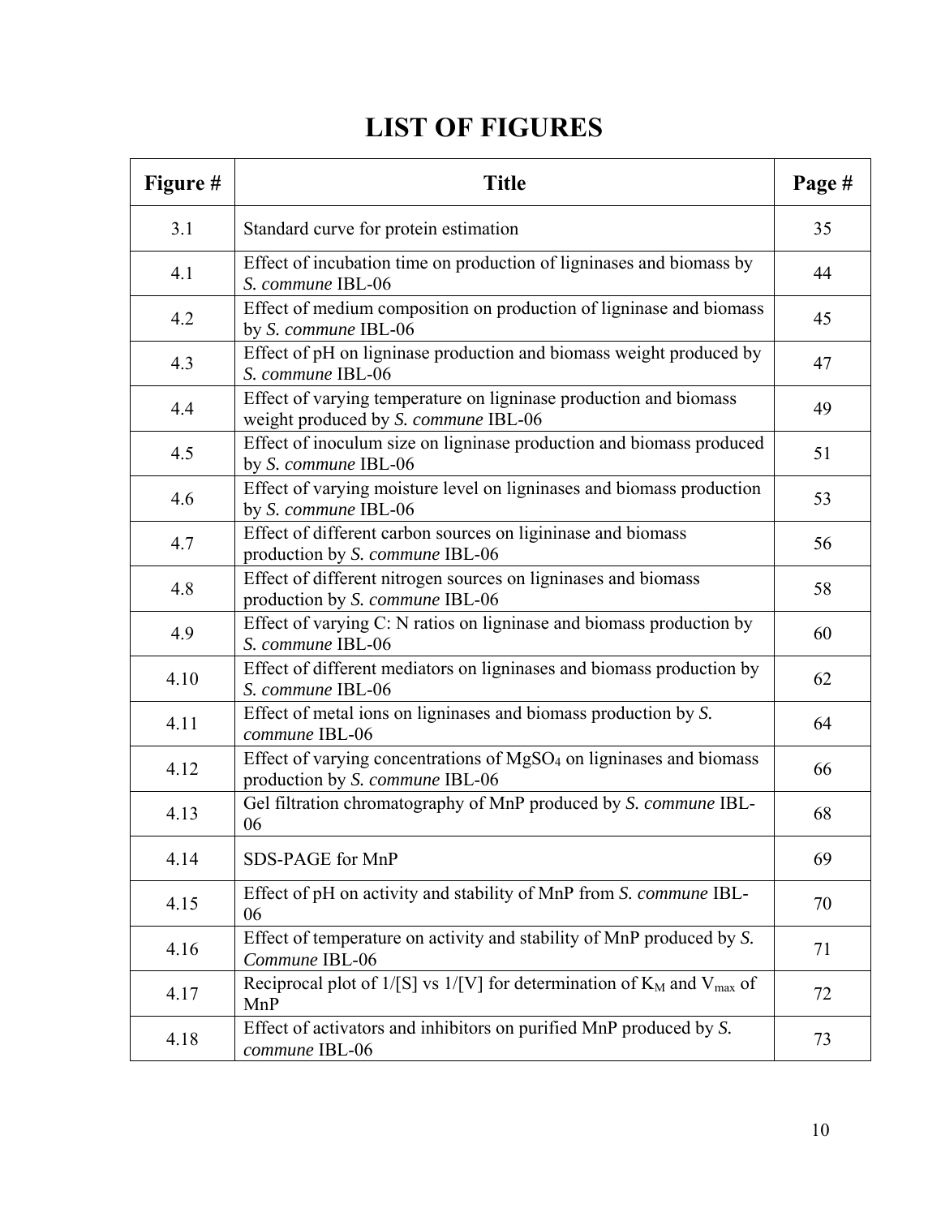# LIST OF FIGURES

| Figure # | Title | Page # |
|---|---|---|
| 3.1 | Standard curve for protein estimation | 35 |
| 4.1 | Effect of incubation time on production of ligninases and biomass by *S. commune* IBL-06 | 44 |
| 4.2 | Effect of medium composition on production of ligninase and biomass by *S. commune* IBL-06 | 45 |
| 4.3 | Effect of pH on ligninase production and biomass weight produced by *S. commune* IBL-06 | 47 |
| 4.4 | Effect of varying temperature on ligninase production and biomass weight produced by *S. commune* IBL-06 | 49 |
| 4.5 | Effect of inoculum size on ligninase production and biomass produced by *S. commune* IBL-06 | 51 |
| 4.6 | Effect of varying moisture level on ligninases and biomass production by *S. commune* IBL-06 | 53 |
| 4.7 | Effect of different carbon sources on ligininase and biomass production by *S. commune* IBL-06 | 56 |
| 4.8 | Effect of different nitrogen sources on ligninases and biomass production by *S. commune* IBL-06 | 58 |
| 4.9 | Effect of varying C: N ratios on ligninase and biomass production by *S. commune* IBL-06 | 60 |
| 4.10 | Effect of different mediators on ligninases and biomass production by *S. commune* IBL-06 | 62 |
| 4.11 | Effect of metal ions on ligninases and biomass production by *S. commune* IBL-06 | 64 |
| 4.12 | Effect of varying concentrations of $MgSO_4$ on ligninases and biomass production by *S. commune* IBL-06 | 66 |
| 4.13 | Gel filtration chromatography of MnP produced by *S. commune* IBL-06 | 68 |
| 4.14 | SDS-PAGE for MnP | 69 |
| 4.15 | Effect of pH on activity and stability of MnP from *S. commune* IBL-06 | 70 |
| 4.16 | Effect of temperature on activity and stability of MnP produced by *S. Commune* IBL-06 | 71 |
| 4.17 | Reciprocal plot of 1/[S] vs 1/[V] for determination of $K_M$ and $V_{max}$ of MnP | 72 |
| 4.18 | Effect of activators and inhibitors on purified MnP produced by *S. commune* IBL-06 | 73 |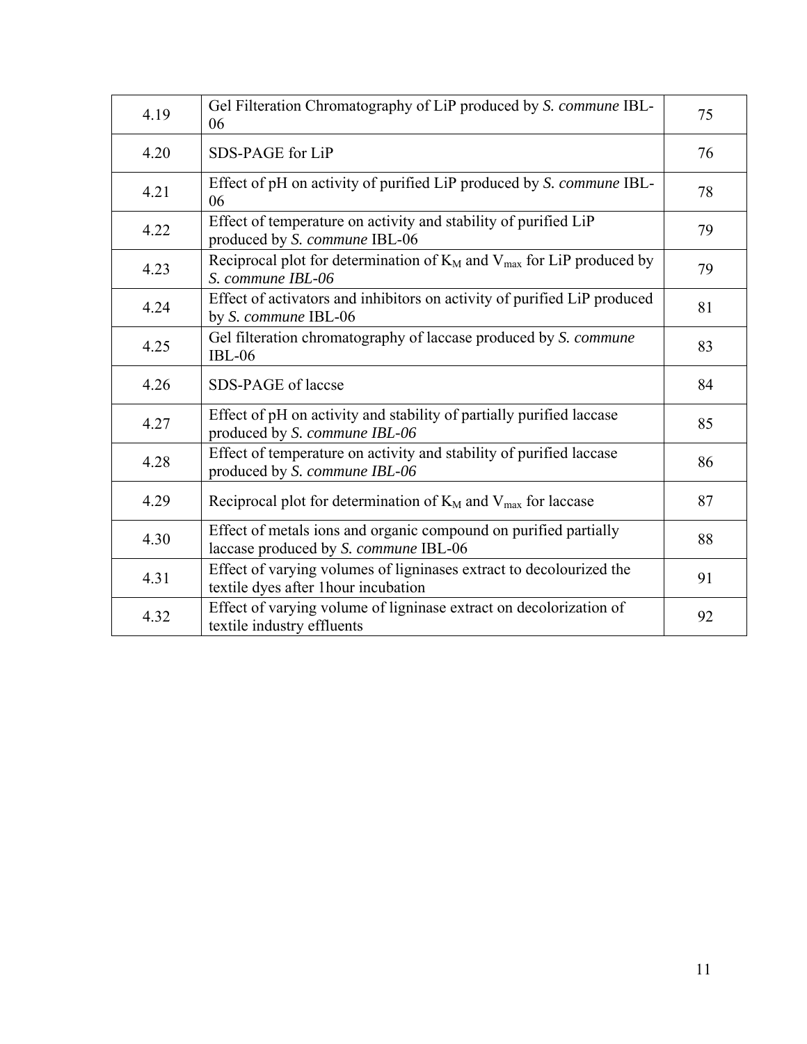| | | |
|---|---|---|
| 4.19 | Gel Filteration Chromatography of LiP produced by *S. commune* IBL-06 | 75 |
| 4.20 | SDS-PAGE for LiP | 76 |
| 4.21 | Effect of pH on activity of purified LiP produced by *S. commune* IBL-06 | 78 |
| 4.22 | Effect of temperature on activity and stability of purified LiP produced by *S. commune* IBL-06 | 79 |
| 4.23 | Reciprocal plot for determination of $K_M$ and $V_{max}$ for LiP produced by *S. commune IBL-06* | 79 |
| 4.24 | Effect of activators and inhibitors on activity of purified LiP produced by *S. commune* IBL-06 | 81 |
| 4.25 | Gel filteration chromatography of laccase produced by *S. commune* IBL-06 | 83 |
| 4.26 | SDS-PAGE of laccse | 84 |
| 4.27 | Effect of pH on activity and stability of partially purified laccase produced by *S. commune IBL-06* | 85 |
| 4.28 | Effect of temperature on activity and stability of purified laccase produced by *S. commune IBL-06* | 86 |
| 4.29 | Reciprocal plot for determination of $K_M$ and $V_{max}$ for laccase | 87 |
| 4.30 | Effect of metals ions and organic compound on purified partially laccase produced by *S. commune* IBL-06 | 88 |
| 4.31 | Effect of varying volumes of ligninases extract to decolourized the textile dyes after 1hour incubation | 91 |
| 4.32 | Effect of varying volume of ligninase extract on decolorization of textile industry effluents | 92 |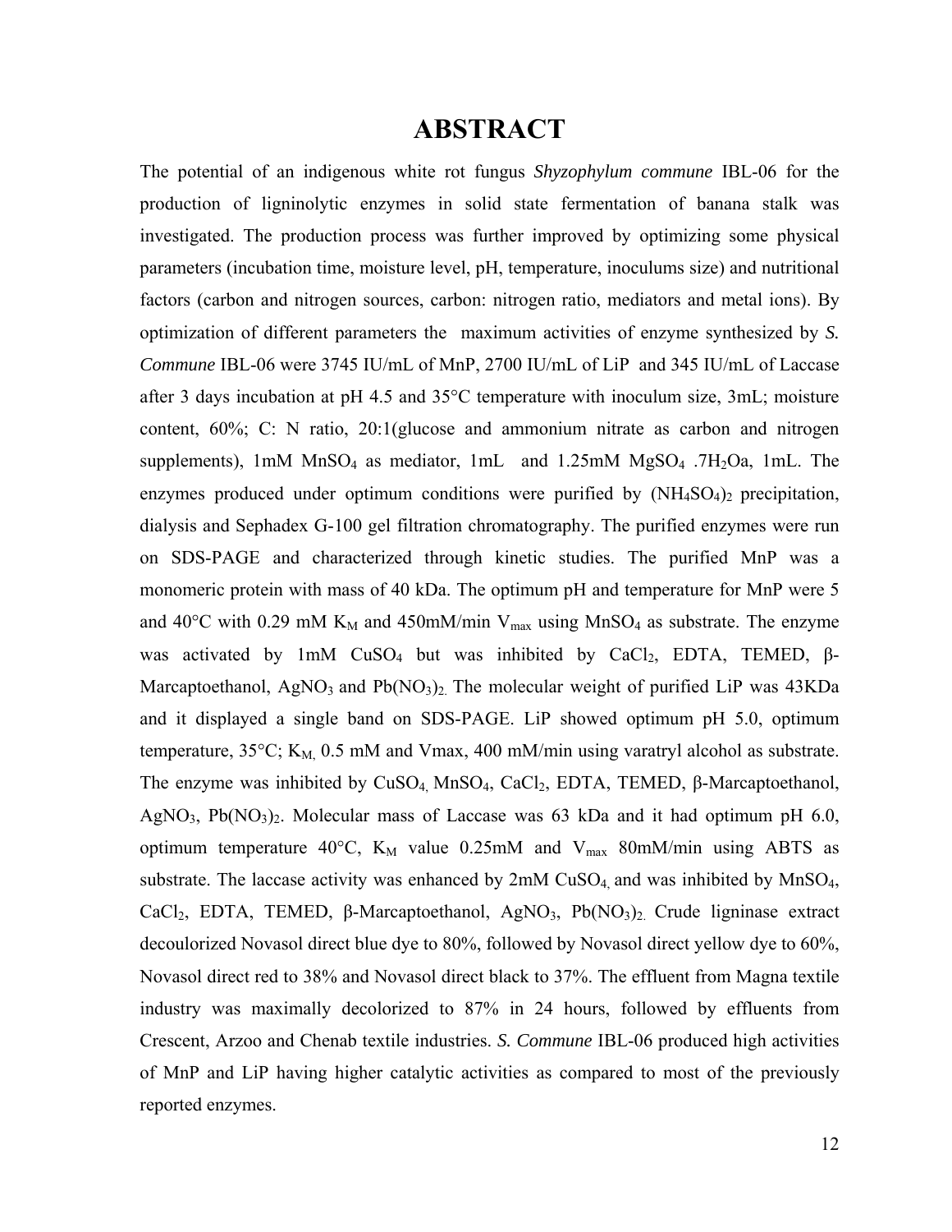# ABSTRACT

The potential of an indigenous white rot fungus *Shyzophylum commune* IBL-06 for the production of ligninolytic enzymes in solid state fermentation of banana stalk was investigated. The production process was further improved by optimizing some physical parameters (incubation time, moisture level, pH, temperature, inoculums size) and nutritional factors (carbon and nitrogen sources, carbon: nitrogen ratio, mediators and metal ions). By optimization of different parameters the maximum activities of enzyme synthesized by *S. Commune* IBL-06 were 3745 IU/mL of MnP, 2700 IU/mL of LiP and 345 IU/mL of Laccase after 3 days incubation at pH 4.5 and 35°C temperature with inoculum size, 3mL; moisture content, 60%; C: N ratio, 20:1(glucose and ammonium nitrate as carbon and nitrogen supplements), 1mM $MnSO_4$ as mediator, 1mL and 1.25mM $MgSO_4$ $.7H_2O$a, 1mL. The enzymes produced under optimum conditions were purified by $(NH_4SO_4)_2$ precipitation, dialysis and Sephadex G-100 gel filtration chromatography. The purified enzymes were run on SDS-PAGE and characterized through kinetic studies. The purified MnP was a monomeric protein with mass of 40 kDa. The optimum pH and temperature for MnP were 5 and 40°C with 0.29 mM $K_M$ and 450mM/min $V_{max}$ using $MnSO_4$ as substrate. The enzyme was activated by 1mM $CuSO_4$ but was inhibited by $CaCl_2$, EDTA, TEMED, β-Marcaptoethanol, $AgNO_3$ and $Pb(NO_3)_2$. The molecular weight of purified LiP was 43KDa and it displayed a single band on SDS-PAGE. LiP showed optimum pH 5.0, optimum temperature, 35°C; $K_M$, 0.5 mM and Vmax, 400 mM/min using varatryl alcohol as substrate. The enzyme was inhibited by $CuSO_4$, $MnSO_4$, $CaCl_2$, EDTA, TEMED, β-Marcaptoethanol, $AgNO_3$, $Pb(NO_3)_2$. Molecular mass of Laccase was 63 kDa and it had optimum pH 6.0, optimum temperature 40°C, $K_M$ value 0.25mM and $V_{max}$ 80mM/min using ABTS as substrate. The laccase activity was enhanced by 2mM $CuSO_4$, and was inhibited by $MnSO_4$, $CaCl_2$, EDTA, TEMED, β-Marcaptoethanol, $AgNO_3$, $Pb(NO_3)_2$. Crude ligninase extract decoulorized Novasol direct blue dye to 80%, followed by Novasol direct yellow dye to 60%, Novasol direct red to 38% and Novasol direct black to 37%. The effluent from Magna textile industry was maximally decolorized to 87% in 24 hours, followed by effluents from Crescent, Arzoo and Chenab textile industries. *S. Commune* IBL-06 produced high activities of MnP and LiP having higher catalytic activities as compared to most of the previously reported enzymes.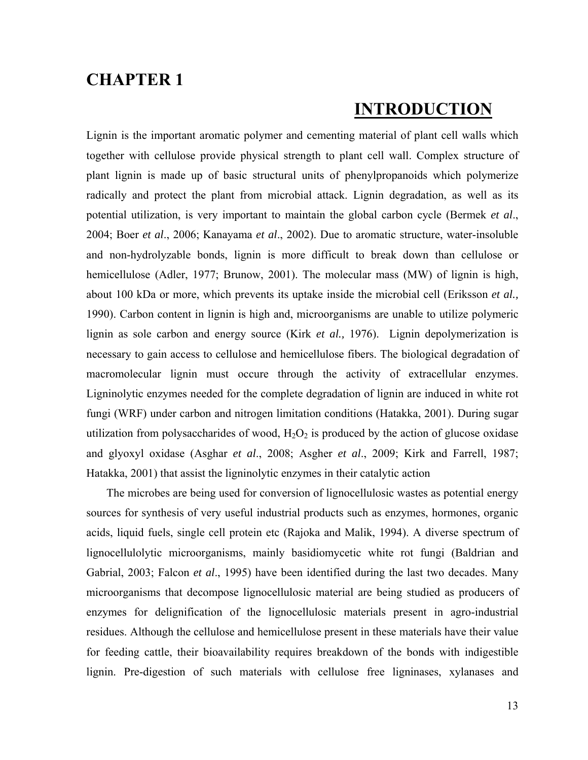# CHAPTER 1

## INTRODUCTION

Lignin is the important aromatic polymer and cementing material of plant cell walls which together with cellulose provide physical strength to plant cell wall. Complex structure of plant lignin is made up of basic structural units of phenylpropanoids which polymerize radically and protect the plant from microbial attack. Lignin degradation, as well as its potential utilization, is very important to maintain the global carbon cycle (Bermek *et al*., 2004; Boer *et al*., 2006; Kanayama *et al*., 2002). Due to aromatic structure, water-insoluble and non-hydrolyzable bonds, lignin is more difficult to break down than cellulose or hemicellulose (Adler, 1977; Brunow, 2001). The molecular mass (MW) of lignin is high, about 100 kDa or more, which prevents its uptake inside the microbial cell (Eriksson *et al.,* 1990). Carbon content in lignin is high and, microorganisms are unable to utilize polymeric lignin as sole carbon and energy source (Kirk *et al.,* 1976). Lignin depolymerization is necessary to gain access to cellulose and hemicellulose fibers. The biological degradation of macromolecular lignin must occure through the activity of extracellular enzymes. Ligninolytic enzymes needed for the complete degradation of lignin are induced in white rot fungi (WRF) under carbon and nitrogen limitation conditions (Hatakka, 2001). During sugar utilization from polysaccharides of wood, $H_2O_2$ is produced by the action of glucose oxidase and glyoxyl oxidase (Asghar *et al*., 2008; Asgher *et al*., 2009; Kirk and Farrell, 1987; Hatakka, 2001) that assist the ligninolytic enzymes in their catalytic action

The microbes are being used for conversion of lignocellulosic wastes as potential energy sources for synthesis of very useful industrial products such as enzymes, hormones, organic acids, liquid fuels, single cell protein etc (Rajoka and Malik, 1994). A diverse spectrum of lignocellulolytic microorganisms, mainly basidiomycetic white rot fungi (Baldrian and Gabrial, 2003; Falcon *et al*., 1995) have been identified during the last two decades. Many microorganisms that decompose lignocellulosic material are being studied as producers of enzymes for delignification of the lignocellulosic materials present in agro-industrial residues. Although the cellulose and hemicellulose present in these materials have their value for feeding cattle, their bioavailability requires breakdown of the bonds with indigestible lignin. Pre-digestion of such materials with cellulose free ligninases, xylanases and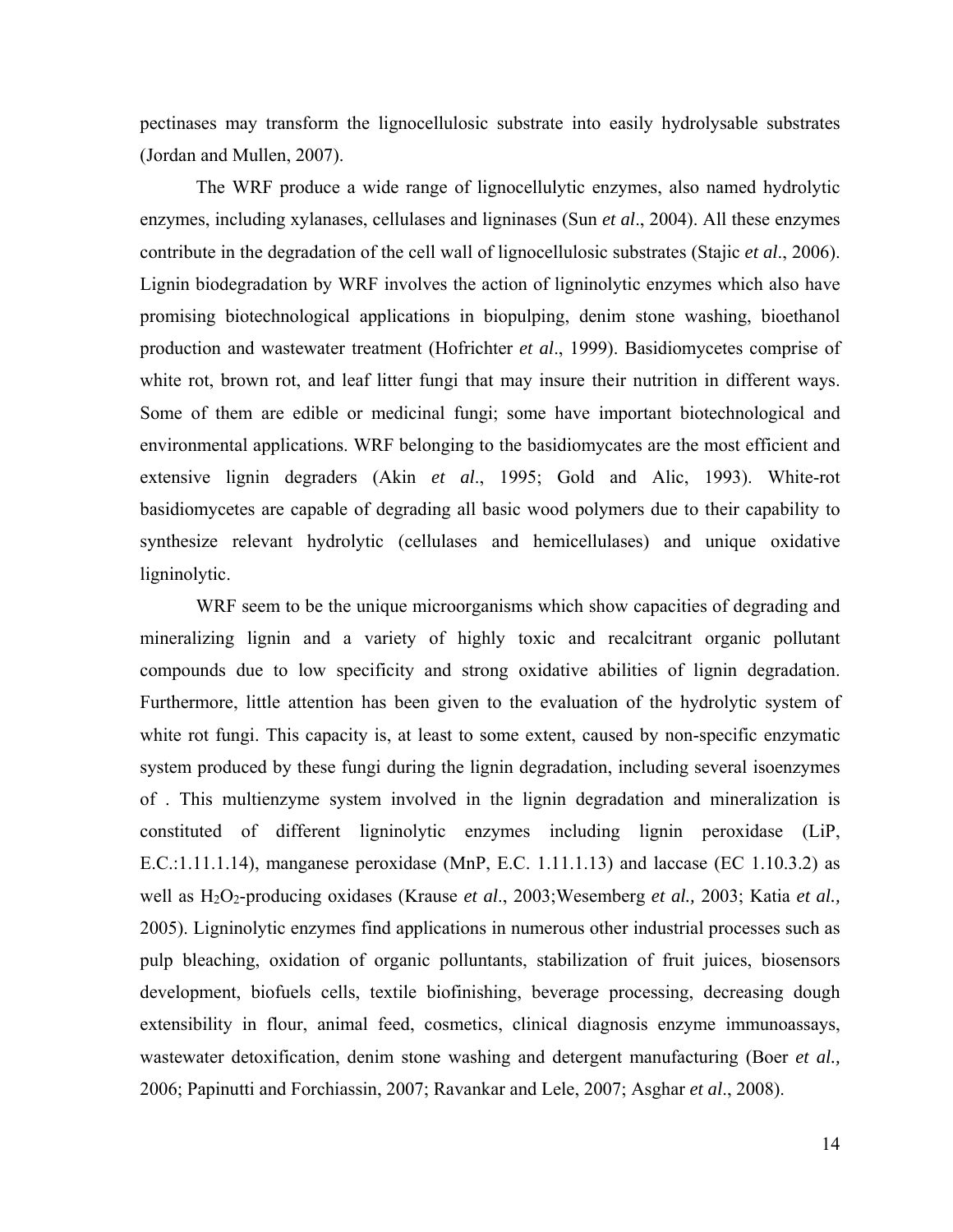pectinases may transform the lignocellulosic substrate into easily hydrolysable substrates (Jordan and Mullen, 2007).

The WRF produce a wide range of lignocellulytic enzymes, also named hydrolytic enzymes, including xylanases, cellulases and ligninases (Sun *et al*., 2004). All these enzymes contribute in the degradation of the cell wall of lignocellulosic substrates (Stajic *et al*., 2006). Lignin biodegradation by WRF involves the action of ligninolytic enzymes which also have promising biotechnological applications in biopulping, denim stone washing, bioethanol production and wastewater treatment (Hofrichter *et al*., 1999). Basidiomycetes comprise of white rot, brown rot, and leaf litter fungi that may insure their nutrition in different ways. Some of them are edible or medicinal fungi; some have important biotechnological and environmental applications. WRF belonging to the basidiomycates are the most efficient and extensive lignin degraders (Akin *et al*., 1995; Gold and Alic, 1993). White-rot basidiomycetes are capable of degrading all basic wood polymers due to their capability to synthesize relevant hydrolytic (cellulases and hemicellulases) and unique oxidative ligninolytic.

WRF seem to be the unique microorganisms which show capacities of degrading and mineralizing lignin and a variety of highly toxic and recalcitrant organic pollutant compounds due to low specificity and strong oxidative abilities of lignin degradation. Furthermore, little attention has been given to the evaluation of the hydrolytic system of white rot fungi. This capacity is, at least to some extent, caused by non-specific enzymatic system produced by these fungi during the lignin degradation, including several isoenzymes of . This multienzyme system involved in the lignin degradation and mineralization is constituted of different ligninolytic enzymes including lignin peroxidase (LiP, E.C.:1.11.1.14), manganese peroxidase (MnP, E.C. 1.11.1.13) and laccase (EC 1.10.3.2) as well as $H_2O_2$-producing oxidases (Krause *et al*., 2003;Wesemberg *et al.,* 2003; Katia *et al.,* 2005). Ligninolytic enzymes find applications in numerous other industrial processes such as pulp bleaching, oxidation of organic polluntants, stabilization of fruit juices, biosensors development, biofuels cells, textile biofinishing, beverage processing, decreasing dough extensibility in flour, animal feed, cosmetics, clinical diagnosis enzyme immunoassays, wastewater detoxification, denim stone washing and detergent manufacturing (Boer *et al.,* 2006; Papinutti and Forchiassin, 2007; Ravankar and Lele, 2007; Asghar *et al*., 2008).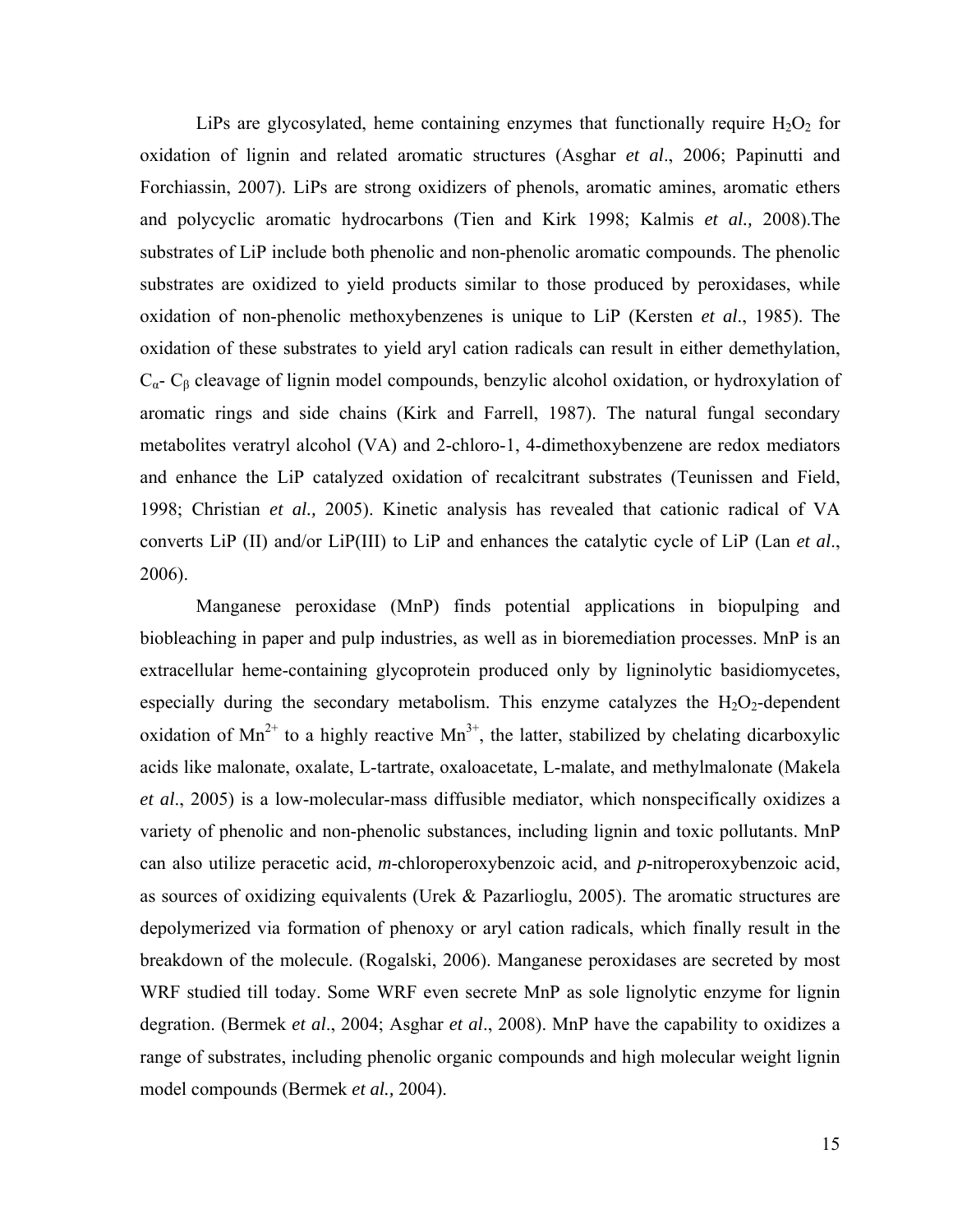LiPs are glycosylated, heme containing enzymes that functionally require $H_2O_2$ for oxidation of lignin and related aromatic structures (Asghar *et al*., 2006; Papinutti and Forchiassin, 2007). LiPs are strong oxidizers of phenols, aromatic amines, aromatic ethers and polycyclic aromatic hydrocarbons (Tien and Kirk 1998; Kalmis *et al.,* 2008).The substrates of LiP include both phenolic and non-phenolic aromatic compounds. The phenolic substrates are oxidized to yield products similar to those produced by peroxidases, while oxidation of non-phenolic methoxybenzenes is unique to LiP (Kersten *et al*., 1985). The oxidation of these substrates to yield aryl cation radicals can result in either demethylation, $C_\alpha$- $C_\beta$ cleavage of lignin model compounds, benzylic alcohol oxidation, or hydroxylation of aromatic rings and side chains (Kirk and Farrell, 1987). The natural fungal secondary metabolites veratryl alcohol (VA) and 2-chloro-1, 4-dimethoxybenzene are redox mediators and enhance the LiP catalyzed oxidation of recalcitrant substrates (Teunissen and Field, 1998; Christian *et al.,* 2005). Kinetic analysis has revealed that cationic radical of VA converts LiP (II) and/or LiP(III) to LiP and enhances the catalytic cycle of LiP (Lan *et al*., 2006).

Manganese peroxidase (MnP) finds potential applications in biopulping and biobleaching in paper and pulp industries, as well as in bioremediation processes. MnP is an extracellular heme-containing glycoprotein produced only by ligninolytic basidiomycetes, especially during the secondary metabolism. This enzyme catalyzes the $H_2O_2$-dependent oxidation of $Mn^{2+}$ to a highly reactive $Mn^{3+}$, the latter, stabilized by chelating dicarboxylic acids like malonate, oxalate, L-tartrate, oxaloacetate, L-malate, and methylmalonate (Makela *et al*., 2005) is a low-molecular-mass diffusible mediator, which nonspecifically oxidizes a variety of phenolic and non-phenolic substances, including lignin and toxic pollutants. MnP can also utilize peracetic acid, *m*-chloroperoxybenzoic acid, and *p*-nitroperoxybenzoic acid, as sources of oxidizing equivalents (Urek & Pazarlioglu, 2005). The aromatic structures are depolymerized via formation of phenoxy or aryl cation radicals, which finally result in the breakdown of the molecule. (Rogalski, 2006). Manganese peroxidases are secreted by most WRF studied till today. Some WRF even secrete MnP as sole lignolytic enzyme for lignin degration. (Bermek *et al*., 2004; Asghar *et al*., 2008). MnP have the capability to oxidizes a range of substrates, including phenolic organic compounds and high molecular weight lignin model compounds (Bermek *et al.,* 2004).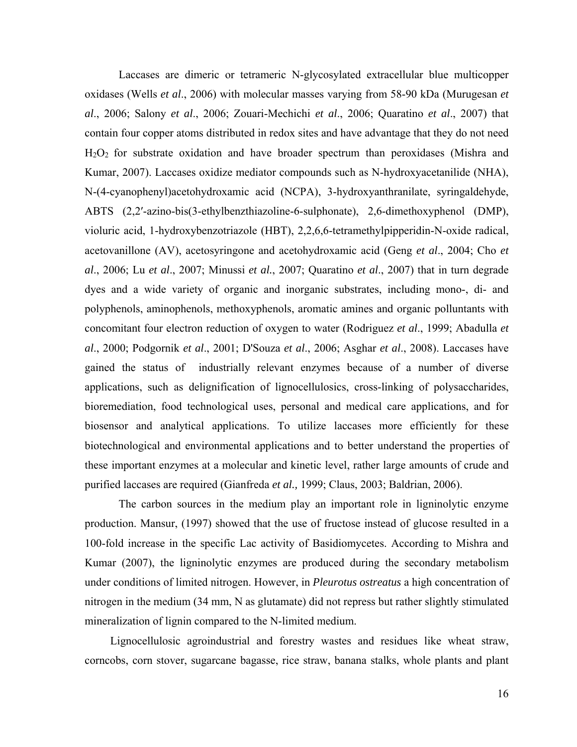Laccases are dimeric or tetrameric N-glycosylated extracellular blue multicopper oxidases (Wells *et al*., 2006) with molecular masses varying from 58-90 kDa (Murugesan *et al*., 2006; Salony *et al*., 2006; Zouari-Mechichi *et al*., 2006; Quaratino *et al*., 2007) that contain four copper atoms distributed in redox sites and have advantage that they do not need $H_2O_2$ for substrate oxidation and have broader spectrum than peroxidases (Mishra and Kumar, 2007). Laccases oxidize mediator compounds such as N-hydroxyacetanilide (NHA), N-(4-cyanophenyl)acetohydroxamic acid (NCPA), 3-hydroxyanthranilate, syringaldehyde, ABTS (2,2′-azino-bis(3-ethylbenzthiazoline-6-sulphonate), 2,6-dimethoxyphenol (DMP), violuric acid, 1-hydroxybenzotriazole (HBT), 2,2,6,6-tetramethylpipperidin-N-oxide radical, acetovanillone (AV), acetosyringone and acetohydroxamic acid (Geng *et al*., 2004; Cho *et al*., 2006; Lu *et al*., 2007; Minussi *et al.*, 2007; Quaratino *et al*., 2007) that in turn degrade dyes and a wide variety of organic and inorganic substrates, including mono-, di- and polyphenols, aminophenols, methoxyphenols, aromatic amines and organic polluntants with concomitant four electron reduction of oxygen to water (Rodriguez *et al*., 1999; Abadulla *et al*., 2000; Podgornik *et al*., 2001; D'Souza *et al*., 2006; Asghar *et al*., 2008). Laccases have gained the status of industrially relevant enzymes because of a number of diverse applications, such as delignification of lignocellulosics, cross-linking of polysaccharides, bioremediation, food technological uses, personal and medical care applications, and for biosensor and analytical applications. To utilize laccases more efficiently for these biotechnological and environmental applications and to better understand the properties of these important enzymes at a molecular and kinetic level, rather large amounts of crude and purified laccases are required (Gianfreda *et al.,* 1999; Claus, 2003; Baldrian, 2006).

The carbon sources in the medium play an important role in ligninolytic enzyme production. Mansur, (1997) showed that the use of fructose instead of glucose resulted in a 100-fold increase in the specific Lac activity of Basidiomycetes. According to Mishra and Kumar (2007), the ligninolytic enzymes are produced during the secondary metabolism under conditions of limited nitrogen. However, in *Pleurotus ostreatus* a high concentration of nitrogen in the medium (34 mm, N as glutamate) did not repress but rather slightly stimulated mineralization of lignin compared to the N-limited medium.

Lignocellulosic agroindustrial and forestry wastes and residues like wheat straw, corncobs, corn stover, sugarcane bagasse, rice straw, banana stalks, whole plants and plant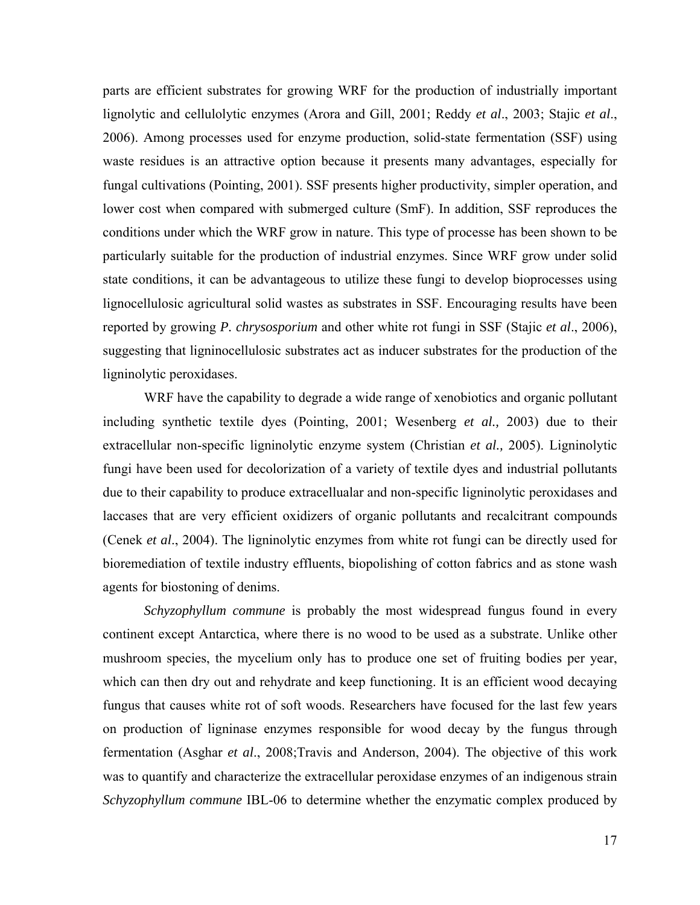parts are efficient substrates for growing WRF for the production of industrially important lignolytic and cellulolytic enzymes (Arora and Gill, 2001; Reddy *et al*., 2003; Stajic *et al*., 2006). Among processes used for enzyme production, solid-state fermentation (SSF) using waste residues is an attractive option because it presents many advantages, especially for fungal cultivations (Pointing, 2001). SSF presents higher productivity, simpler operation, and lower cost when compared with submerged culture (SmF). In addition, SSF reproduces the conditions under which the WRF grow in nature. This type of processe has been shown to be particularly suitable for the production of industrial enzymes. Since WRF grow under solid state conditions, it can be advantageous to utilize these fungi to develop bioprocesses using lignocellulosic agricultural solid wastes as substrates in SSF. Encouraging results have been reported by growing *P. chrysosporium* and other white rot fungi in SSF (Stajic *et al*., 2006), suggesting that ligninocellulosic substrates act as inducer substrates for the production of the ligninolytic peroxidases.

WRF have the capability to degrade a wide range of xenobiotics and organic pollutant including synthetic textile dyes (Pointing, 2001; Wesenberg *et al.,* 2003) due to their extracellular non-specific ligninolytic enzyme system (Christian *et al.,* 2005). Ligninolytic fungi have been used for decolorization of a variety of textile dyes and industrial pollutants due to their capability to produce extracellualar and non-specific ligninolytic peroxidases and laccases that are very efficient oxidizers of organic pollutants and recalcitrant compounds (Cenek *et al*., 2004). The ligninolytic enzymes from white rot fungi can be directly used for bioremediation of textile industry effluents, biopolishing of cotton fabrics and as stone wash agents for biostoning of denims.

*Schyzophyllum commune* is probably the most widespread fungus found in every continent except Antarctica, where there is no wood to be used as a substrate. Unlike other mushroom species, the mycelium only has to produce one set of fruiting bodies per year, which can then dry out and rehydrate and keep functioning. It is an efficient wood decaying fungus that causes white rot of soft woods. Researchers have focused for the last few years on production of ligninase enzymes responsible for wood decay by the fungus through fermentation (Asghar *et al*., 2008;Travis and Anderson, 2004). The objective of this work was to quantify and characterize the extracellular peroxidase enzymes of an indigenous strain *Schyzophyllum commune* IBL-06 to determine whether the enzymatic complex produced by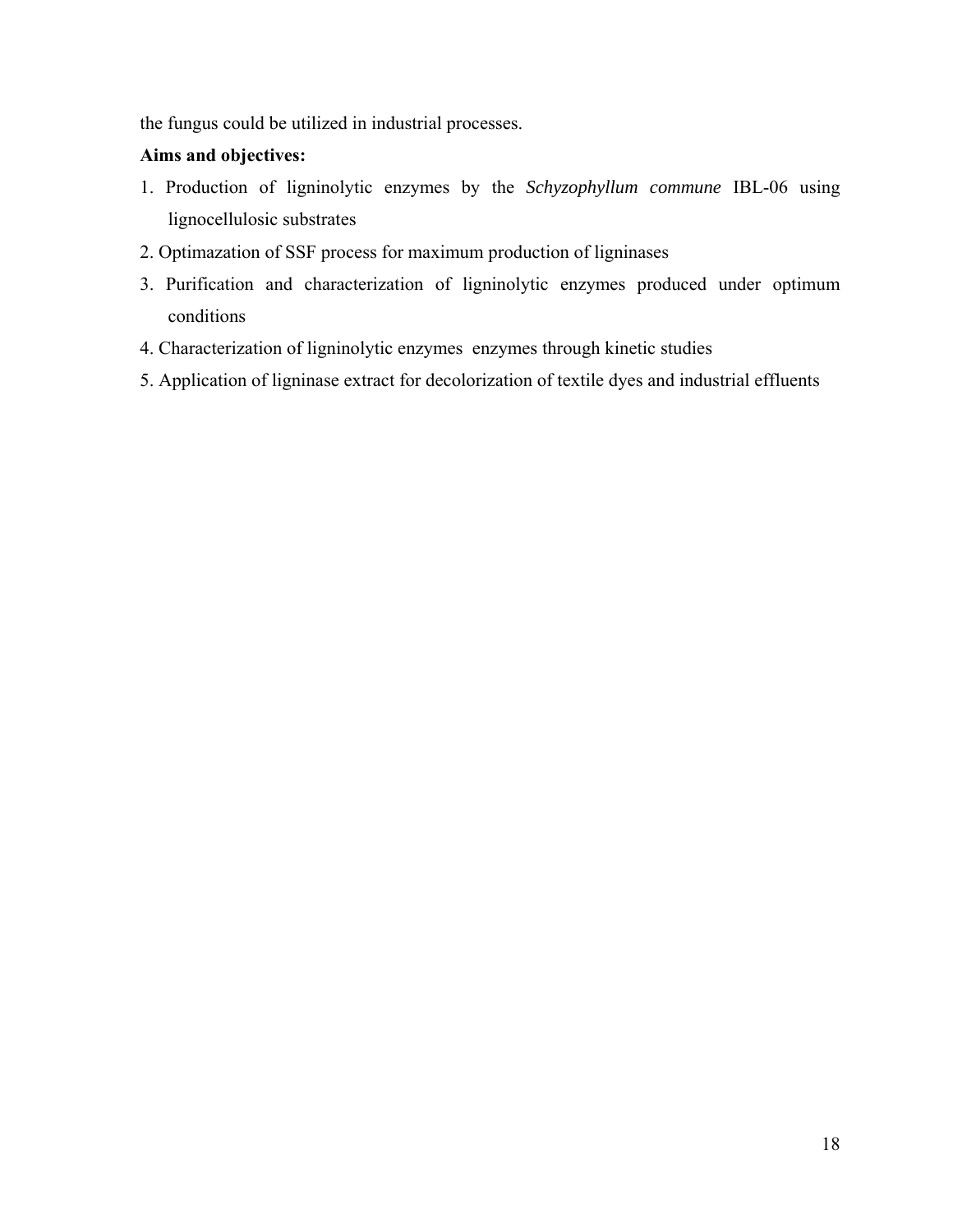the fungus could be utilized in industrial processes.

**Aims and objectives:**

1. Production of ligninolytic enzymes by the *Schyzophyllum commune* IBL-06 using lignocellulosic substrates
2. Optimazation of SSF process for maximum production of ligninases
3. Purification and characterization of ligninolytic enzymes produced under optimum conditions
4. Characterization of ligninolytic enzymes enzymes through kinetic studies
5. Application of ligninase extract for decolorization of textile dyes and industrial effluents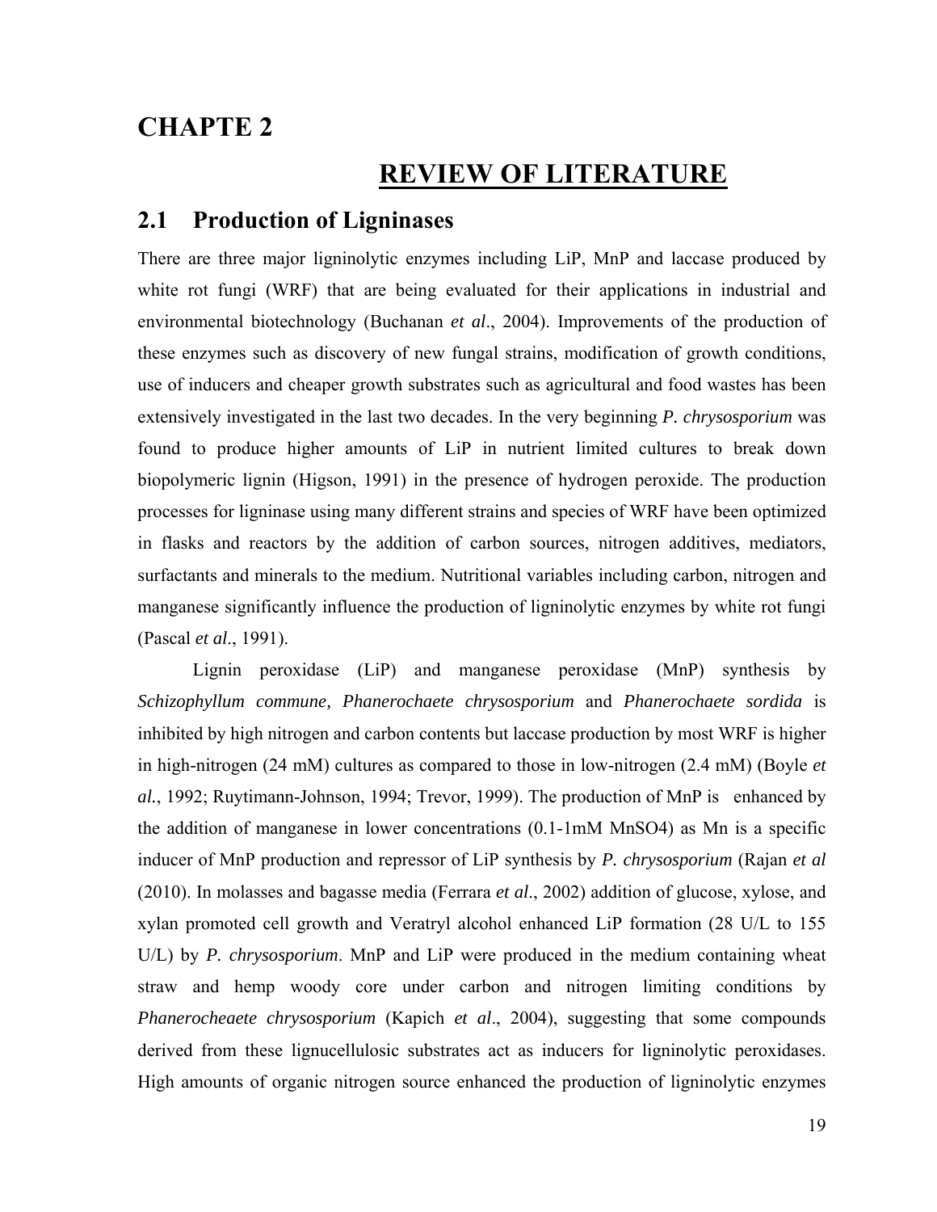# CHAPTE 2

# REVIEW OF LITERATURE

## 2.1 Production of Ligninases

There are three major ligninolytic enzymes including LiP, MnP and laccase produced by white rot fungi (WRF) that are being evaluated for their applications in industrial and environmental biotechnology (Buchanan *et al*., 2004). Improvements of the production of these enzymes such as discovery of new fungal strains, modification of growth conditions, use of inducers and cheaper growth substrates such as agricultural and food wastes has been extensively investigated in the last two decades. In the very beginning ***P. chrysosporium*** was found to produce higher amounts of LiP in nutrient limited cultures to break down biopolymeric lignin (Higson, 1991) in the presence of hydrogen peroxide. The production processes for ligninase using many different strains and species of WRF have been optimized in flasks and reactors by the addition of carbon sources, nitrogen additives, mediators, surfactants and minerals to the medium. Nutritional variables including carbon, nitrogen and manganese significantly influence the production of ligninolytic enzymes by white rot fungi (Pascal *et al*., 1991).

Lignin peroxidase (LiP) and manganese peroxidase (MnP) synthesis by *Schizophyllum commune, Phanerochaete chrysosporium* and *Phanerochaete sordida* is inhibited by high nitrogen and carbon contents but laccase production by most WRF is higher in high-nitrogen (24 mM) cultures as compared to those in low-nitrogen (2.4 mM) (Boyle *et al.*, 1992; Ruytimann-Johnson, 1994; Trevor, 1999). The production of MnP is enhanced by the addition of manganese in lower concentrations (0.1-1mM $MnSO_4$) as Mn is a specific inducer of MnP production and repressor of LiP synthesis by *P. chrysosporium* (Rajan *et al* (2010). In molasses and bagasse media (Ferrara *et al*., 2002) addition of glucose, xylose, and xylan promoted cell growth and Veratryl alcohol enhanced LiP formation (28 U/L to 155 U/L) by *P. chrysosporium*. MnP and LiP were produced in the medium containing wheat straw and hemp woody core under carbon and nitrogen limiting conditions by *Phanerocheaete chrysosporium* (Kapich *et al*., 2004), suggesting that some compounds derived from these lignucellulosic substrates act as inducers for ligninolytic peroxidases. High amounts of organic nitrogen source enhanced the production of ligninolytic enzymes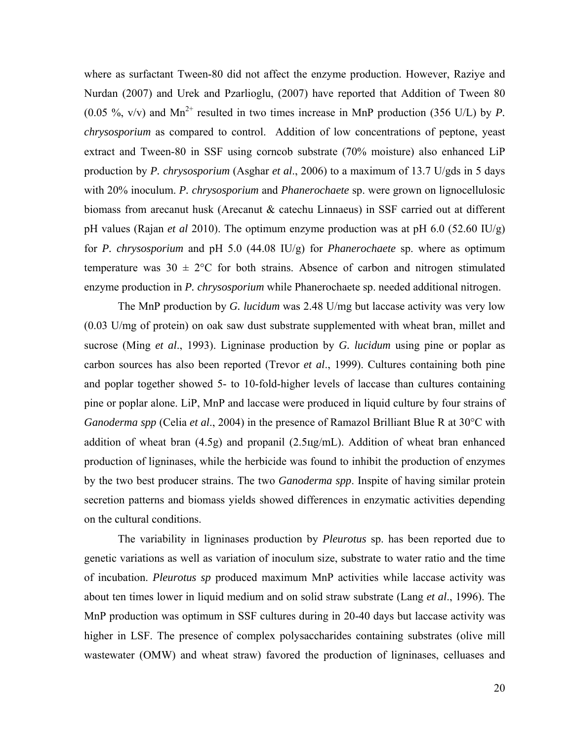where as surfactant Tween-80 did not affect the enzyme production. However, Raziye and Nurdan (2007) and Urek and Pzarlioglu, (2007) have reported that Addition of Tween 80 (0.05 %, v/v) and $Mn^{2+}$ resulted in two times increase in MnP production (356 U/L) by *P. chrysosporium* as compared to control. Addition of low concentrations of peptone, yeast extract and Tween-80 in SSF using corncob substrate (70% moisture) also enhanced LiP production by *P. chrysosporium* (Asghar *et al*., 2006) to a maximum of 13.7 U/gds in 5 days with 20% inoculum. *P. chrysosporium* and *Phanerochaete* sp. were grown on lignocellulosic biomass from arecanut husk (Arecanut & catechu Linnaeus) in SSF carried out at different pH values (Rajan *et al* 2010). The optimum enzyme production was at pH 6.0 (52.60 IU/g) for *P. chrysosporium* and pH 5.0 (44.08 IU/g) for *Phanerochaete* sp. where as optimum temperature was 30 ± 2°C for both strains. Absence of carbon and nitrogen stimulated enzyme production in *P. chrysosporium* while Phanerochaete sp. needed additional nitrogen.

The MnP production by *G. lucidum* was 2.48 U/mg but laccase activity was very low (0.03 U/mg of protein) on oak saw dust substrate supplemented with wheat bran, millet and sucrose (Ming *et al*., 1993). Ligninase production by *G. lucidum* using pine or poplar as carbon sources has also been reported (Trevor *et al*., 1999). Cultures containing both pine and poplar together showed 5- to 10-fold-higher levels of laccase than cultures containing pine or poplar alone. LiP, MnP and laccase were produced in liquid culture by four strains of *Ganoderma spp* (Celia *et al*., 2004) in the presence of Ramazol Brilliant Blue R at 30°C with addition of wheat bran (4.5g) and propanil (2.5ųg/mL). Addition of wheat bran enhanced production of ligninases, while the herbicide was found to inhibit the production of enzymes by the two best producer strains. The two *Ganoderma spp*. Inspite of having similar protein secretion patterns and biomass yields showed differences in enzymatic activities depending on the cultural conditions.

The variability in ligninases production by *Pleurotus* sp. has been reported due to genetic variations as well as variation of inoculum size, substrate to water ratio and the time of incubation. *Pleurotus sp* produced maximum MnP activities while laccase activity was about ten times lower in liquid medium and on solid straw substrate (Lang *et al*., 1996). The MnP production was optimum in SSF cultures during in 20-40 days but laccase activity was higher in LSF. The presence of complex polysaccharides containing substrates (olive mill wastewater (OMW) and wheat straw) favored the production of ligninases, celluases and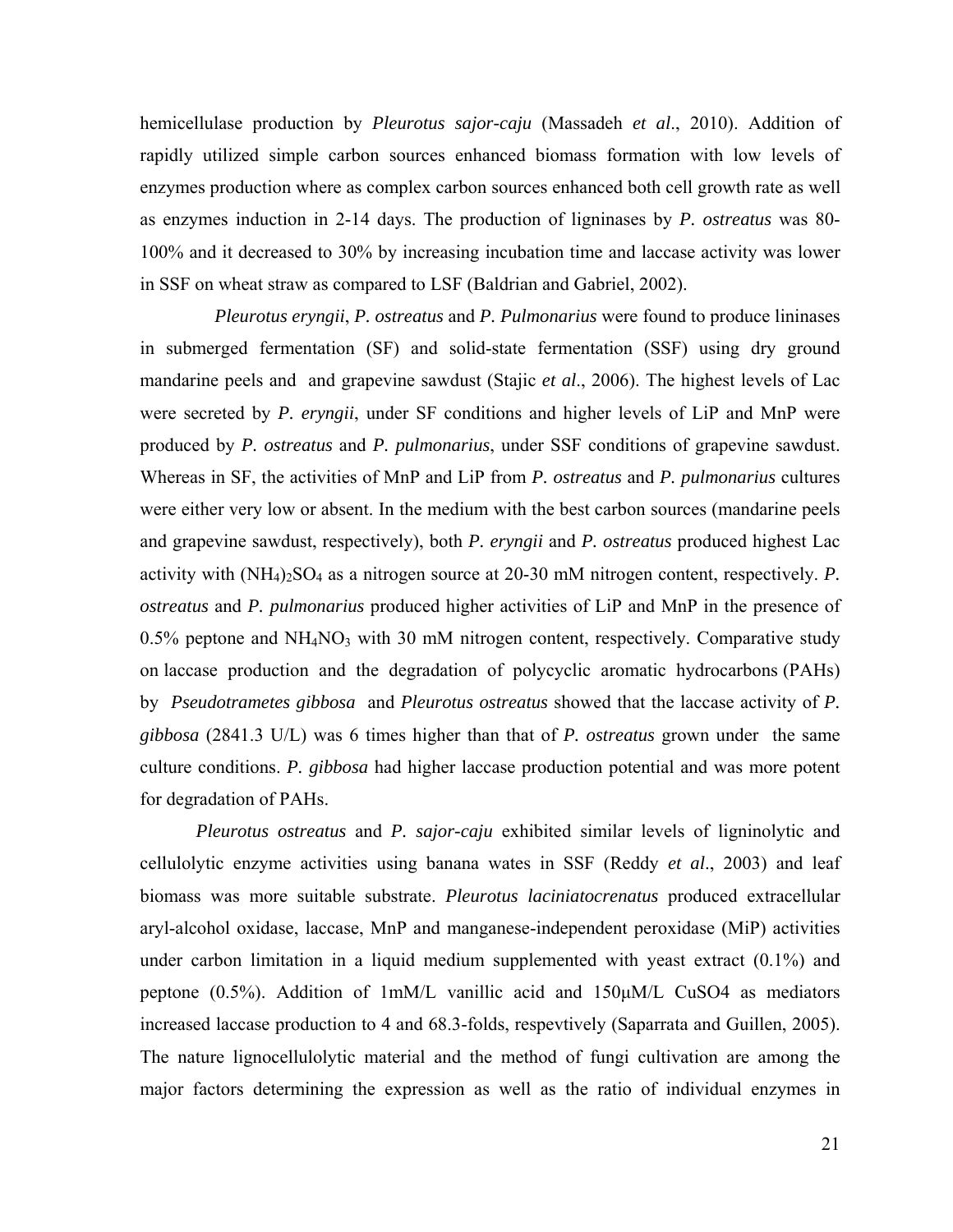hemicellulase production by *Pleurotus sajor-caju* (Massadeh *et al*., 2010). Addition of rapidly utilized simple carbon sources enhanced biomass formation with low levels of enzymes production where as complex carbon sources enhanced both cell growth rate as well as enzymes induction in 2-14 days. The production of ligninases by *P. ostreatus* was 80-100% and it decreased to 30% by increasing incubation time and laccase activity was lower in SSF on wheat straw as compared to LSF (Baldrian and Gabriel, 2002).

*Pleurotus eryngii*, *P. ostreatus* and *P. Pulmonarius* were found to produce lininases in submerged fermentation (SF) and solid-state fermentation (SSF) using dry ground mandarine peels and and grapevine sawdust (Stajic *et al*., 2006). The highest levels of Lac were secreted by *P. eryngii*, under SF conditions and higher levels of LiP and MnP were produced by *P. ostreatus* and *P. pulmonarius*, under SSF conditions of grapevine sawdust. Whereas in SF, the activities of MnP and LiP from *P. ostreatus* and *P. pulmonarius* cultures were either very low or absent. In the medium with the best carbon sources (mandarine peels and grapevine sawdust, respectively), both *P. eryngii* and *P. ostreatus* produced highest Lac activity with $(NH_4)_2SO_4$ as a nitrogen source at 20-30 mM nitrogen content, respectively. *P. ostreatus* and *P. pulmonarius* produced higher activities of LiP and MnP in the presence of 0.5% peptone and $NH_4NO_3$ with 30 mM nitrogen content, respectively. Comparative study on laccase production and the degradation of polycyclic aromatic hydrocarbons (PAHs) by *Pseudotrametes gibbosa* and *Pleurotus ostreatus* showed that the laccase activity of *P. gibbosa* (2841.3 U/L) was 6 times higher than that of *P. ostreatus* grown under the same culture conditions. *P. gibbosa* had higher laccase production potential and was more potent for degradation of PAHs.

*Pleurotus ostreatus* and *P. sajor-caju* exhibited similar levels of ligninolytic and cellulolytic enzyme activities using banana wates in SSF (Reddy *et al*., 2003) and leaf biomass was more suitable substrate. *Pleurotus laciniatocrenatus* produced extracellular aryl-alcohol oxidase, laccase, MnP and manganese-independent peroxidase (MiP) activities under carbon limitation in a liquid medium supplemented with yeast extract (0.1%) and peptone (0.5%). Addition of 1mM/L vanillic acid and 150μM/L $CuSO_4$ as mediators increased laccase production to 4 and 68.3-folds, respevtively (Saparrata and Guillen, 2005). The nature lignocellulolytic material and the method of fungi cultivation are among the major factors determining the expression as well as the ratio of individual enzymes in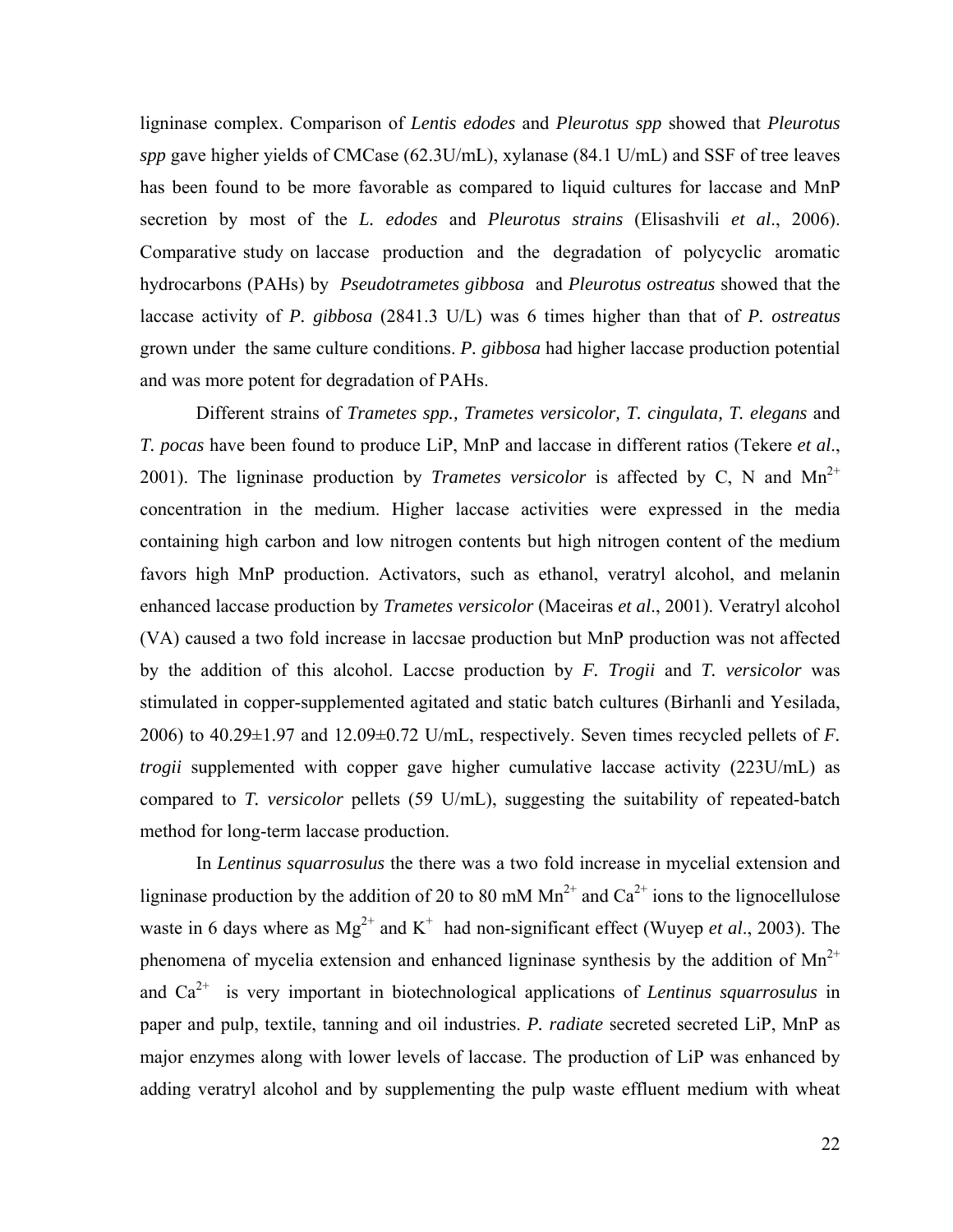ligninase complex. Comparison of *Lentis edodes* and *Pleurotus spp* showed that *Pleurotus spp* gave higher yields of CMCase (62.3U/mL), xylanase (84.1 U/mL) and SSF of tree leaves has been found to be more favorable as compared to liquid cultures for laccase and MnP secretion by most of the *L. edodes* and *Pleurotus strains* (Elisashvili *et al*., 2006). Comparative study on laccase production and the degradation of polycyclic aromatic hydrocarbons (PAHs) by *Pseudotrametes gibbosa* and *Pleurotus ostreatus* showed that the laccase activity of *P. gibbosa* (2841.3 U/L) was 6 times higher than that of *P. ostreatus* grown under the same culture conditions. *P. gibbosa* had higher laccase production potential and was more potent for degradation of PAHs.

Different strains of *Trametes spp., Trametes versicolor, T. cingulata, T. elegans* and *T. pocas* have been found to produce LiP, MnP and laccase in different ratios (Tekere *et al*., 2001). The ligninase production by *Trametes versicolor* is affected by C, N and $Mn^{2+}$ concentration in the medium. Higher laccase activities were expressed in the media containing high carbon and low nitrogen contents but high nitrogen content of the medium favors high MnP production. Activators, such as ethanol, veratryl alcohol, and melanin enhanced laccase production by *Trametes versicolor* (Maceiras *et al*., 2001). Veratryl alcohol (VA) caused a two fold increase in laccsae production but MnP production was not affected by the addition of this alcohol. Laccse production by *F. Trogii* and *T. versicolor* was stimulated in copper-supplemented agitated and static batch cultures (Birhanli and Yesilada, 2006) to 40.29±1.97 and 12.09±0.72 U/mL, respectively. Seven times recycled pellets of *F. trogii* supplemented with copper gave higher cumulative laccase activity (223U/mL) as compared to *T. versicolor* pellets (59 U/mL), suggesting the suitability of repeated-batch method for long-term laccase production.

In *Lentinus squarrosulus* the there was a two fold increase in mycelial extension and ligninase production by the addition of 20 to 80 mM $Mn^{2+}$ and $Ca^{2+}$ ions to the lignocellulose waste in 6 days where as $Mg^{2+}$ and $K^{+}$ had non-significant effect (Wuyep *et al*., 2003). The phenomena of mycelia extension and enhanced ligninase synthesis by the addition of $Mn^{2+}$ and $Ca^{2+}$ is very important in biotechnological applications of *Lentinus squarrosulus* in paper and pulp, textile, tanning and oil industries. *P. radiate* secreted secreted LiP, MnP as major enzymes along with lower levels of laccase. The production of LiP was enhanced by adding veratryl alcohol and by supplementing the pulp waste effluent medium with wheat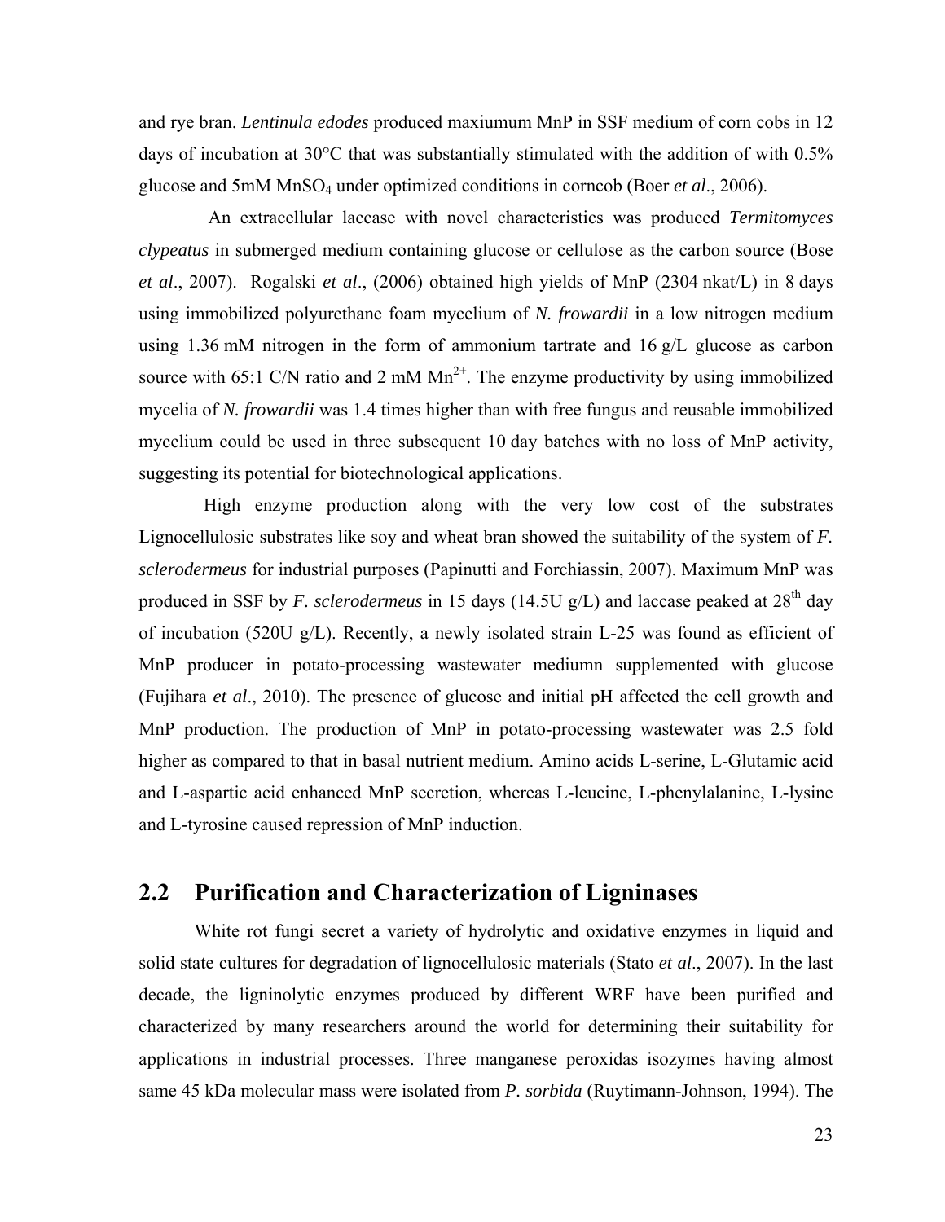and rye bran. *Lentinula edodes* produced maxiumum MnP in SSF medium of corn cobs in 12 days of incubation at 30°C that was substantially stimulated with the addition of with 0.5% glucose and 5mM $MnSO_4$ under optimized conditions in corncob (Boer *et al*., 2006).

An extracellular laccase with novel characteristics was produced *Termitomyces clypeatus* in submerged medium containing glucose or cellulose as the carbon source (Bose *et al*., 2007). Rogalski *et al*., (2006) obtained high yields of MnP (2304 nkat/L) in 8 days using immobilized polyurethane foam mycelium of *N. frowardii* in a low nitrogen medium using 1.36 mM nitrogen in the form of ammonium tartrate and 16 g/L glucose as carbon source with 65:1 C/N ratio and 2 mM $Mn^{2+}$. The enzyme productivity by using immobilized mycelia of *N. frowardii* was 1.4 times higher than with free fungus and reusable immobilized mycelium could be used in three subsequent 10 day batches with no loss of MnP activity, suggesting its potential for biotechnological applications.

High enzyme production along with the very low cost of the substrates Lignocellulosic substrates like soy and wheat bran showed the suitability of the system of *F. sclerodermeus* for industrial purposes (Papinutti and Forchiassin, 2007). Maximum MnP was produced in SSF by *F. sclerodermeus* in 15 days (14.5U g/L) and laccase peaked at 28th day of incubation (520U g/L). Recently, a newly isolated strain L-25 was found as efficient of MnP producer in potato-processing wastewater mediumn supplemented with glucose (Fujihara *et al*., 2010). The presence of glucose and initial pH affected the cell growth and MnP production. The production of MnP in potato-processing wastewater was 2.5 fold higher as compared to that in basal nutrient medium. Amino acids L-serine, L-Glutamic acid and L-aspartic acid enhanced MnP secretion, whereas L-leucine, L-phenylalanine, L-lysine and L-tyrosine caused repression of MnP induction.

## 2.2 Purification and Characterization of Ligninases

White rot fungi secret a variety of hydrolytic and oxidative enzymes in liquid and solid state cultures for degradation of lignocellulosic materials (Stato *et al*., 2007). In the last decade, the ligninolytic enzymes produced by different WRF have been purified and characterized by many researchers around the world for determining their suitability for applications in industrial processes. Three manganese peroxidas isozymes having almost same 45 kDa molecular mass were isolated from *P. sorbida* (Ruytimann-Johnson, 1994). The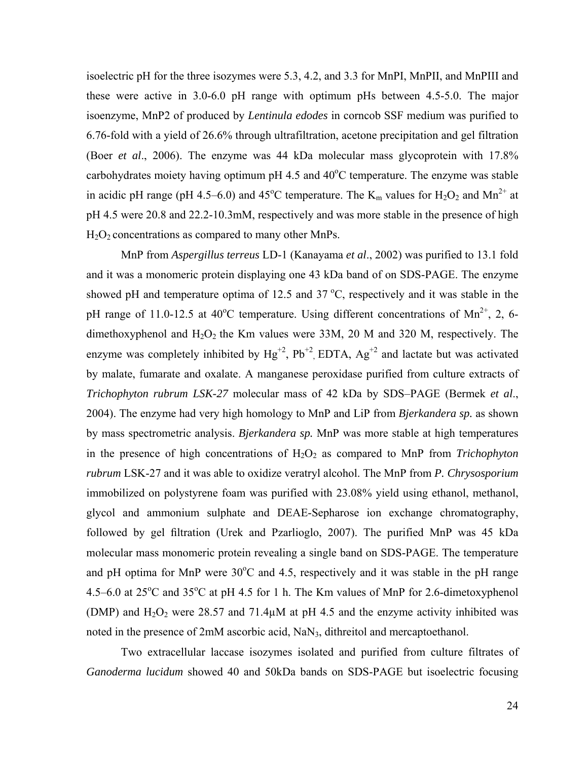isoelectric pH for the three isozymes were 5.3, 4.2, and 3.3 for MnPI, MnPII, and MnPIII and these were active in 3.0-6.0 pH range with optimum pHs between 4.5-5.0. The major isoenzyme, MnP2 of produced by *Lentinula edodes* in corncob SSF medium was purified to 6.76-fold with a yield of 26.6% through ultrafiltration, acetone precipitation and gel filtration (Boer *et al*., 2006). The enzyme was 44 kDa molecular mass glycoprotein with 17.8% carbohydrates moiety having optimum pH 4.5 and 40°C temperature. The enzyme was stable in acidic pH range (pH 4.5–6.0) and 45°C temperature. The $K_m$ values for $H_2O_2$ and $Mn^{2+}$ at pH 4.5 were 20.8 and 22.2-10.3mM, respectively and was more stable in the presence of high $H_2O_2$ concentrations as compared to many other MnPs.

MnP from *Aspergillus terreus* LD-1 (Kanayama *et al*., 2002) was purified to 13.1 fold and it was a monomeric protein displaying one 43 kDa band of on SDS-PAGE. The enzyme showed pH and temperature optima of 12.5 and 37 °C, respectively and it was stable in the pH range of 11.0-12.5 at 40°C temperature. Using different concentrations of $Mn^{2+}$, 2, 6-dimethoxyphenol and $H_2O_2$ the Km values were 33M, 20 M and 320 M, respectively. The enzyme was completely inhibited by $Hg^{+2}$, $Pb^{+2}$, EDTA, $Ag^{+2}$ and lactate but was activated by malate, fumarate and oxalate. A manganese peroxidase purified from culture extracts of *Trichophyton rubrum LSK-27* molecular mass of 42 kDa by SDS–PAGE (Bermek *et al*., 2004). The enzyme had very high homology to MnP and LiP from *Bjerkandera sp.* as shown by mass spectrometric analysis. *Bjerkandera sp.* MnP was more stable at high temperatures in the presence of high concentrations of $H_2O_2$ as compared to MnP from *Trichophyton rubrum* LSK-27 and it was able to oxidize veratryl alcohol. The MnP from ***P. Chrysosporium*** immobilized on polystyrene foam was purified with 23.08% yield using ethanol, methanol, glycol and ammonium sulphate and DEAE-Sepharose ion exchange chromatography, followed by gel filtration (Urek and Pzarlioglo, 2007). The purified MnP was 45 kDa molecular mass monomeric protein revealing a single band on SDS-PAGE. The temperature and pH optima for MnP were 30°C and 4.5, respectively and it was stable in the pH range 4.5–6.0 at 25°C and 35°C at pH 4.5 for 1 h. The Km values of MnP for 2.6-dimetoxyphenol (DMP) and $H_2O_2$ were 28.57 and 71.4μM at pH 4.5 and the enzyme activity inhibited was noted in the presence of 2mM ascorbic acid, $NaN_3$, dithreitol and mercaptoethanol.

Two extracellular laccase isozymes isolated and purified from culture filtrates of *Ganoderma lucidum* showed 40 and 50kDa bands on SDS-PAGE but isoelectric focusing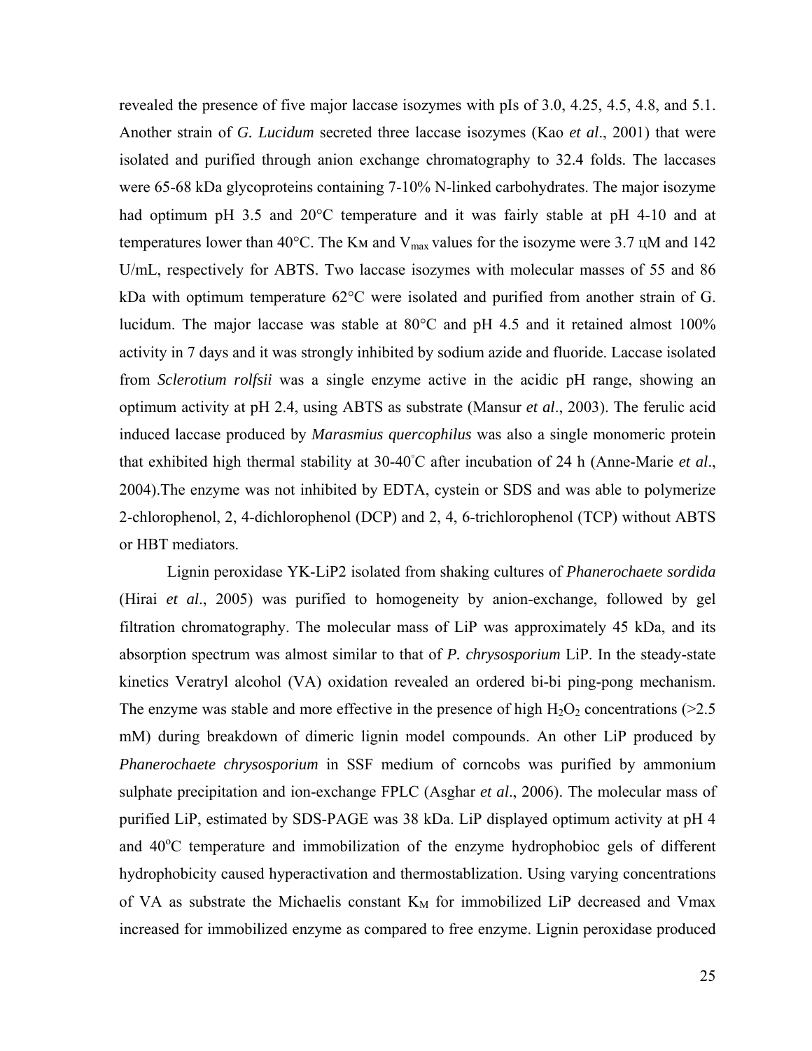revealed the presence of five major laccase isozymes with pIs of 3.0, 4.25, 4.5, 4.8, and 5.1. Another strain of *G. Lucidum* secreted three laccase isozymes (Kao *et al*., 2001) that were isolated and purified through anion exchange chromatography to 32.4 folds. The laccases were 65-68 kDa glycoproteins containing 7-10% N-linked carbohydrates. The major isozyme had optimum pH 3.5 and 20°C temperature and it was fairly stable at pH 4-10 and at temperatures lower than 40°C. The $K_M$ and $V_{max}$ values for the isozyme were 3.7 цM and 142 U/mL, respectively for ABTS. Two laccase isozymes with molecular masses of 55 and 86 kDa with optimum temperature 62°C were isolated and purified from another strain of G. lucidum. The major laccase was stable at 80°C and pH 4.5 and it retained almost 100% activity in 7 days and it was strongly inhibited by sodium azide and fluoride. Laccase isolated from *Sclerotium rolfsii* was a single enzyme active in the acidic pH range, showing an optimum activity at pH 2.4, using ABTS as substrate (Mansur *et al*., 2003). The ferulic acid induced laccase produced by *Marasmius quercophilus* was also a single monomeric protein that exhibited high thermal stability at 30-40°C after incubation of 24 h (Anne-Marie *et al*., 2004).The enzyme was not inhibited by EDTA, cystein or SDS and was able to polymerize 2-chlorophenol, 2, 4-dichlorophenol (DCP) and 2, 4, 6-trichlorophenol (TCP) without ABTS or HBT mediators.

Lignin peroxidase YK-LiP2 isolated from shaking cultures of *Phanerochaete sordida* (Hirai *et al*., 2005) was purified to homogeneity by anion-exchange, followed by gel filtration chromatography. The molecular mass of LiP was approximately 45 kDa, and its absorption spectrum was almost similar to that of *P. chrysosporium* LiP. In the steady-state kinetics Veratryl alcohol (VA) oxidation revealed an ordered bi-bi ping-pong mechanism. The enzyme was stable and more effective in the presence of high $H_2O_2$ concentrations (>2.5 mM) during breakdown of dimeric lignin model compounds. An other LiP produced by *Phanerochaete chrysosporium* in SSF medium of corncobs was purified by ammonium sulphate precipitation and ion-exchange FPLC (Asghar *et al*., 2006). The molecular mass of purified LiP, estimated by SDS-PAGE was 38 kDa. LiP displayed optimum activity at pH 4 and 40°C temperature and immobilization of the enzyme hydrophobioc gels of different hydrophobicity caused hyperactivation and thermostablization. Using varying concentrations of VA as substrate the Michaelis constant $K_M$ for immobilized LiP decreased and Vmax increased for immobilized enzyme as compared to free enzyme. Lignin peroxidase produced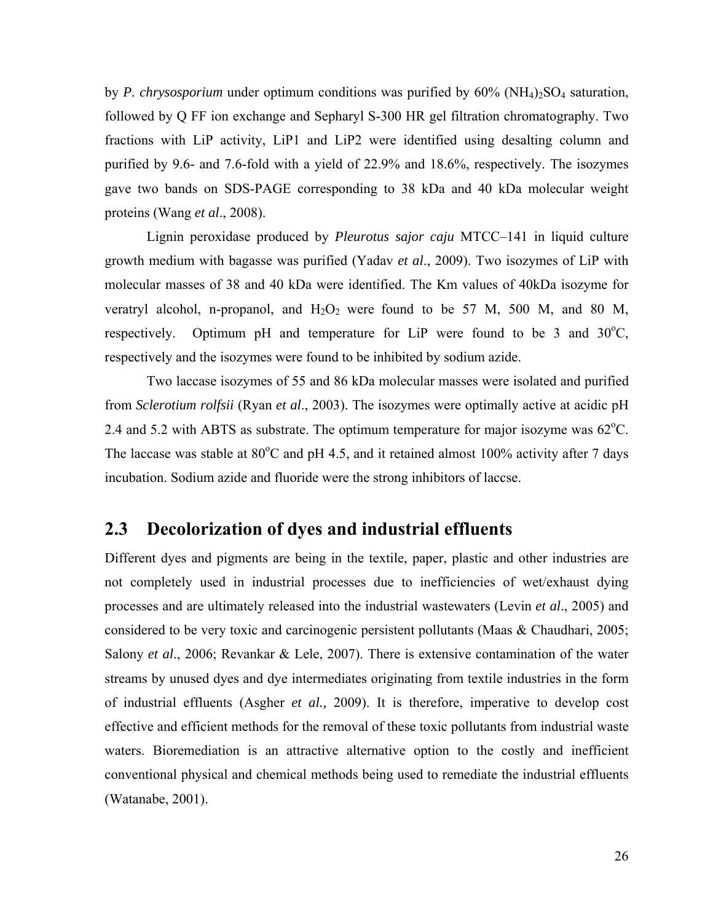by *P. chrysosporium* under optimum conditions was purified by 60% $(NH_4)_2SO_4$ saturation, followed by Q FF ion exchange and Sepharyl S-300 HR gel filtration chromatography. Two fractions with LiP activity, LiP1 and LiP2 were identified using desalting column and purified by 9.6- and 7.6-fold with a yield of 22.9% and 18.6%, respectively. The isozymes gave two bands on SDS-PAGE corresponding to 38 kDa and 40 kDa molecular weight proteins (Wang *et al*., 2008).

Lignin peroxidase produced by *Pleurotus sajor caju* MTCC–141 in liquid culture growth medium with bagasse was purified (Yadav *et al*., 2009). Two isozymes of LiP with molecular masses of 38 and 40 kDa were identified. The Km values of 40kDa isozyme for veratryl alcohol, n-propanol, and $H_2O_2$ were found to be 57 M, 500 M, and 80 M, respectively. Optimum pH and temperature for LiP were found to be 3 and 30$^o$C, respectively and the isozymes were found to be inhibited by sodium azide.

Two laccase isozymes of 55 and 86 kDa molecular masses were isolated and purified from *Sclerotium rolfsii* (Ryan *et al*., 2003). The isozymes were optimally active at acidic pH 2.4 and 5.2 with ABTS as substrate. The optimum temperature for major isozyme was 62$^o$C. The laccase was stable at 80$^o$C and pH 4.5, and it retained almost 100% activity after 7 days incubation. Sodium azide and fluoride were the strong inhibitors of laccse.

## 2.3 Decolorization of dyes and industrial effluents

Different dyes and pigments are being in the textile, paper, plastic and other industries are not completely used in industrial processes due to inefficiencies of wet/exhaust dying processes and are ultimately released into the industrial wastewaters (Levin *et al*., 2005) and considered to be very toxic and carcinogenic persistent pollutants (Maas & Chaudhari, 2005; Salony *et al*., 2006; Revankar & Lele, 2007). There is extensive contamination of the water streams by unused dyes and dye intermediates originating from textile industries in the form of industrial effluents (Asgher *et al.,* 2009). It is therefore, imperative to develop cost effective and efficient methods for the removal of these toxic pollutants from industrial waste waters. Bioremediation is an attractive alternative option to the costly and inefficient conventional physical and chemical methods being used to remediate the industrial effluents (Watanabe, 2001).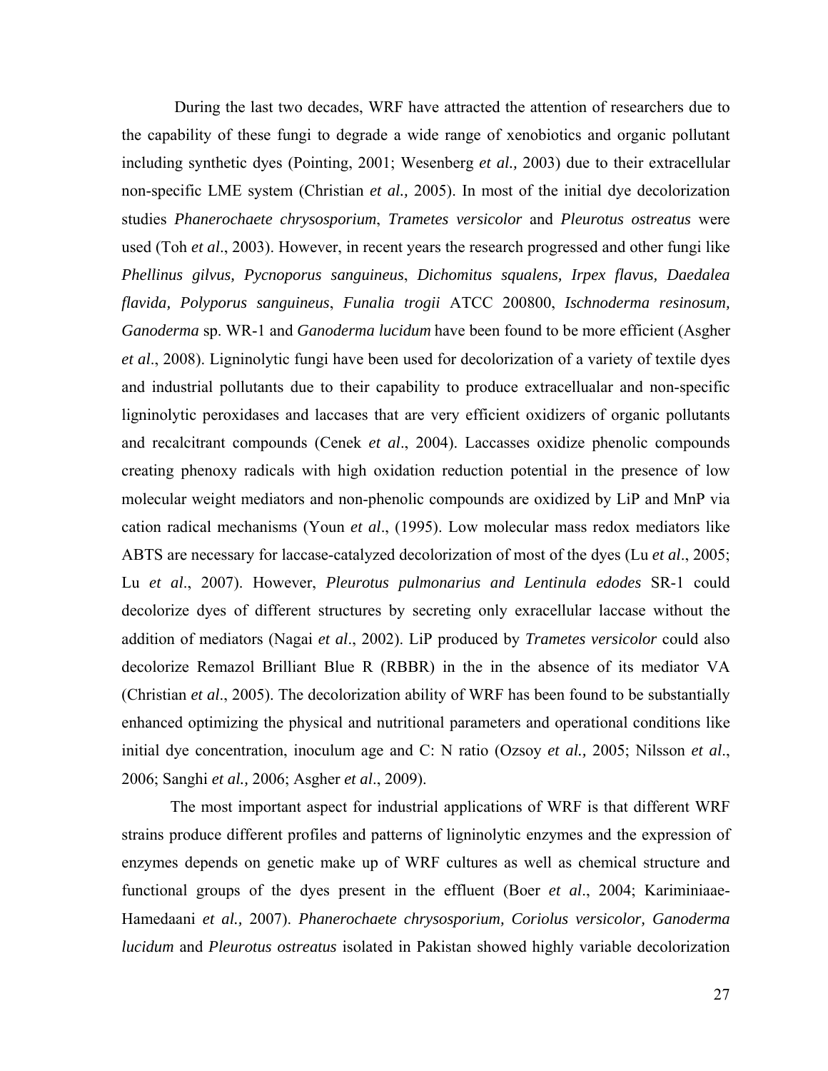During the last two decades, WRF have attracted the attention of researchers due to the capability of these fungi to degrade a wide range of xenobiotics and organic pollutant including synthetic dyes (Pointing, 2001; Wesenberg *et al.,* 2003) due to their extracellular non-specific LME system (Christian *et al.,* 2005). In most of the initial dye decolorization studies *Phanerochaete chrysosporium*, *Trametes versicolor* and *Pleurotus ostreatus* were used (Toh *et al*., 2003). However, in recent years the research progressed and other fungi like *Phellinus gilvus, Pycnoporus sanguineus*, *Dichomitus squalens, Irpex flavus, Daedalea flavida, Polyporus sanguineus*, *Funalia trogii* ATCC 200800, *Ischnoderma resinosum, Ganoderma* sp. WR-1 and *Ganoderma lucidum* have been found to be more efficient (Asgher *et al*., 2008). Ligninolytic fungi have been used for decolorization of a variety of textile dyes and industrial pollutants due to their capability to produce extracellualar and non-specific ligninolytic peroxidases and laccases that are very efficient oxidizers of organic pollutants and recalcitrant compounds (Cenek *et al*., 2004). Laccasses oxidize phenolic compounds creating phenoxy radicals with high oxidation reduction potential in the presence of low molecular weight mediators and non-phenolic compounds are oxidized by LiP and MnP via cation radical mechanisms (Youn *et al*., (1995). Low molecular mass redox mediators like ABTS are necessary for laccase-catalyzed decolorization of most of the dyes (Lu *et al*., 2005; Lu *et al*., 2007). However, *Pleurotus pulmonarius and Lentinula edodes* SR-1 could decolorize dyes of different structures by secreting only exracellular laccase without the addition of mediators (Nagai *et al*., 2002). LiP produced by *Trametes versicolor* could also decolorize Remazol Brilliant Blue R (RBBR) in the in the absence of its mediator VA (Christian *et al*., 2005). The decolorization ability of WRF has been found to be substantially enhanced optimizing the physical and nutritional parameters and operational conditions like initial dye concentration, inoculum age and C: N ratio (Ozsoy *et al.,* 2005; Nilsson *et al*., 2006; Sanghi *et al.,* 2006; Asgher *et al*., 2009).

The most important aspect for industrial applications of WRF is that different WRF strains produce different profiles and patterns of ligninolytic enzymes and the expression of enzymes depends on genetic make up of WRF cultures as well as chemical structure and functional groups of the dyes present in the effluent (Boer *et al*., 2004; Kariminiaae-Hamedaani *et al.,* 2007). *Phanerochaete chrysosporium, Coriolus versicolor, Ganoderma lucidum* and *Pleurotus ostreatus* isolated in Pakistan showed highly variable decolorization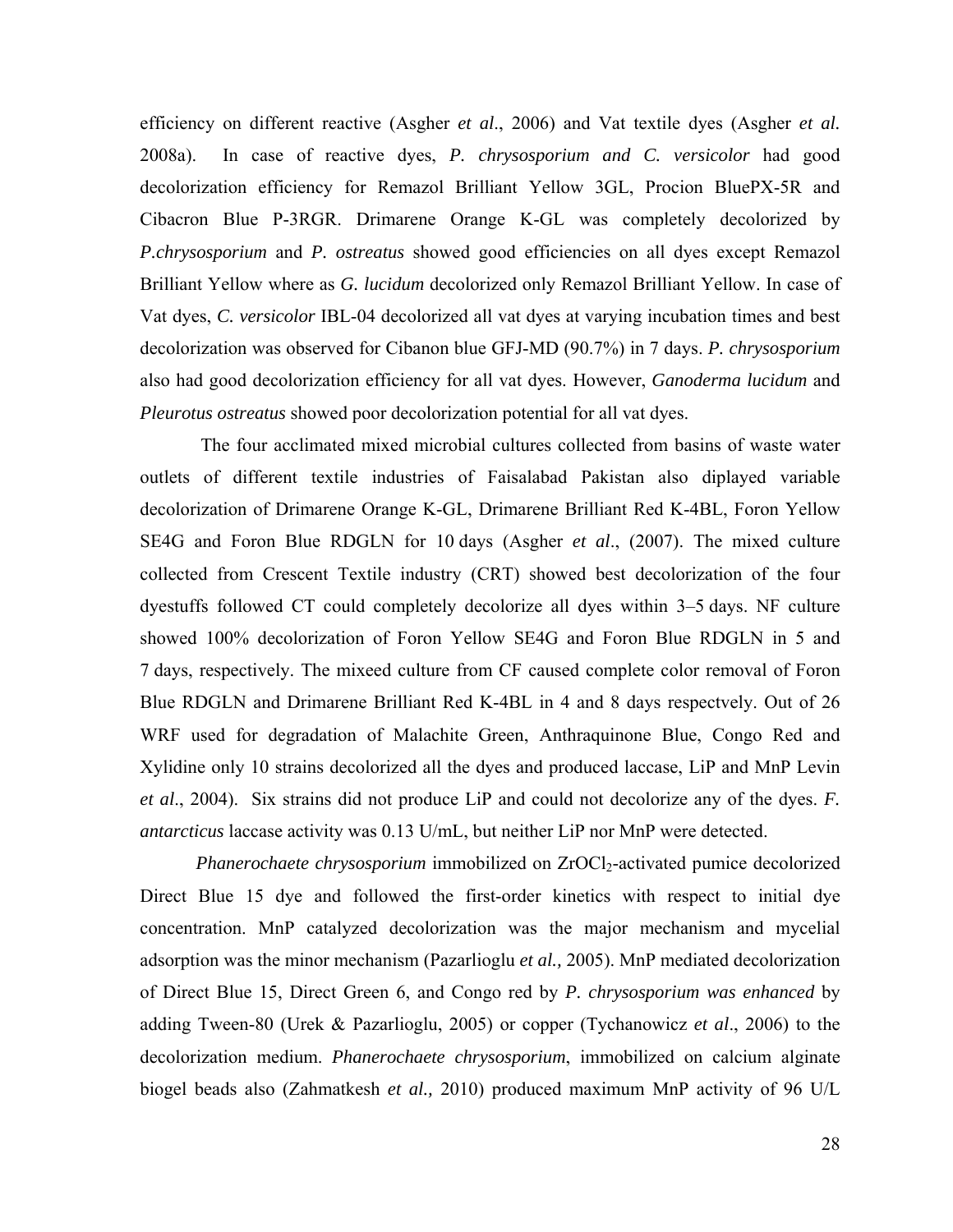efficiency on different reactive (Asgher *et al*., 2006) and Vat textile dyes (Asgher *et al.* 2008a). In case of reactive dyes, *P. chrysosporium and C. versicolor* had good decolorization efficiency for Remazol Brilliant Yellow 3GL, Procion BluePX-5R and Cibacron Blue P-3RGR. Drimarene Orange K-GL was completely decolorized by *P.chrysosporium* and *P. ostreatus* showed good efficiencies on all dyes except Remazol Brilliant Yellow where as *G. lucidum* decolorized only Remazol Brilliant Yellow. In case of Vat dyes, *C. versicolor* IBL-04 decolorized all vat dyes at varying incubation times and best decolorization was observed for Cibanon blue GFJ-MD (90.7%) in 7 days. *P. chrysosporium* also had good decolorization efficiency for all vat dyes. However, *Ganoderma lucidum* and *Pleurotus ostreatus* showed poor decolorization potential for all vat dyes.

The four acclimated mixed microbial cultures collected from basins of waste water outlets of different textile industries of Faisalabad Pakistan also diplayed variable decolorization of Drimarene Orange K-GL, Drimarene Brilliant Red K-4BL, Foron Yellow SE4G and Foron Blue RDGLN for 10 days (Asgher *et al*., (2007). The mixed culture collected from Crescent Textile industry (CRT) showed best decolorization of the four dyestuffs followed CT could completely decolorize all dyes within 3–5 days. NF culture showed 100% decolorization of Foron Yellow SE4G and Foron Blue RDGLN in 5 and 7 days, respectively. The mixeed culture from CF caused complete color removal of Foron Blue RDGLN and Drimarene Brilliant Red K-4BL in 4 and 8 days respectvely. Out of 26 WRF used for degradation of Malachite Green, Anthraquinone Blue, Congo Red and Xylidine only 10 strains decolorized all the dyes and produced laccase, LiP and MnP Levin *et al*., 2004). Six strains did not produce LiP and could not decolorize any of the dyes. *F. antarcticus* laccase activity was 0.13 U/mL, but neither LiP nor MnP were detected.

*Phanerochaete chrysosporium* immobilized on $ZrOCl_2$-activated pumice decolorized Direct Blue 15 dye and followed the first-order kinetics with respect to initial dye concentration. MnP catalyzed decolorization was the major mechanism and mycelial adsorption was the minor mechanism (Pazarlioglu *et al.,* 2005). MnP mediated decolorization of Direct Blue 15, Direct Green 6, and Congo red by *P. chrysosporium was enhanced* by adding Tween-80 (Urek & Pazarlioglu, 2005) or copper (Tychanowicz *et al*., 2006) to the decolorization medium. *Phanerochaete chrysosporium*, immobilized on calcium alginate biogel beads also (Zahmatkesh *et al.,* 2010) produced maximum MnP activity of 96 U/L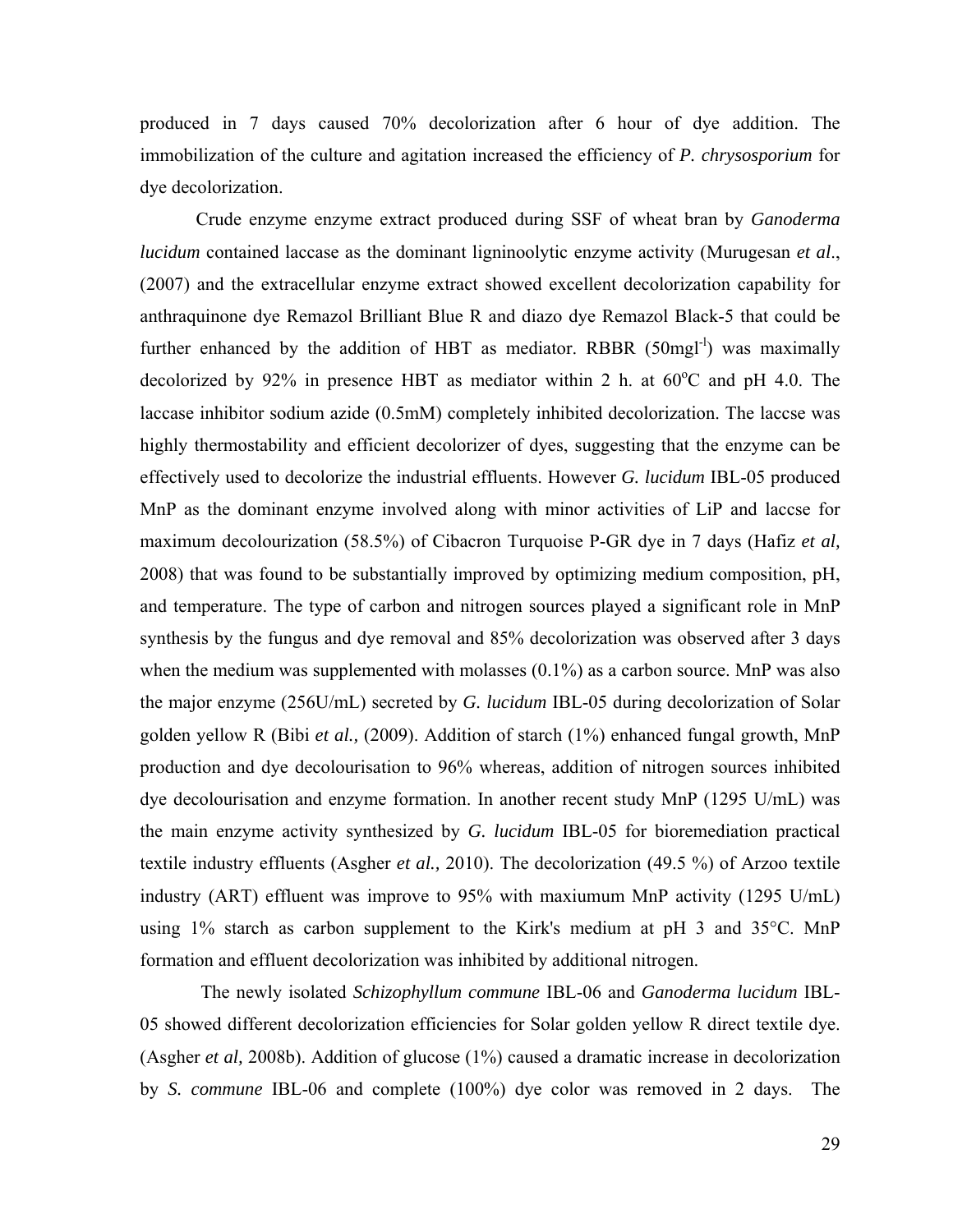produced in 7 days caused 70% decolorization after 6 hour of dye addition. The immobilization of the culture and agitation increased the efficiency of ***P. chrysosporium*** for dye decolorization.

Crude enzyme enzyme extract produced during SSF of wheat bran by *Ganoderma lucidum* contained laccase as the dominant ligninoolytic enzyme activity (Murugesan *et al*., (2007) and the extracellular enzyme extract showed excellent decolorization capability for anthraquinone dye Remazol Brilliant Blue R and diazo dye Remazol Black-5 that could be further enhanced by the addition of HBT as mediator. RBBR ($50mgl^{-l}$) was maximally decolorized by 92% in presence HBT as mediator within 2 h. at $60^{o}C$ and pH 4.0. The laccase inhibitor sodium azide (0.5mM) completely inhibited decolorization. The laccse was highly thermostability and efficient decolorizer of dyes, suggesting that the enzyme can be effectively used to decolorize the industrial effluents. However *G. lucidum* IBL-05 produced MnP as the dominant enzyme involved along with minor activities of LiP and laccse for maximum decolourization (58.5%) of Cibacron Turquoise P-GR dye in 7 days (Hafiz *et al,* 2008) that was found to be substantially improved by optimizing medium composition, pH, and temperature. The type of carbon and nitrogen sources played a significant role in MnP synthesis by the fungus and dye removal and 85% decolorization was observed after 3 days when the medium was supplemented with molasses (0.1%) as a carbon source. MnP was also the major enzyme (256U/mL) secreted by *G. lucidum* IBL-05 during decolorization of Solar golden yellow R (Bibi *et al.,* (2009). Addition of starch (1%) enhanced fungal growth, MnP production and dye decolourisation to 96% whereas, addition of nitrogen sources inhibited dye decolourisation and enzyme formation. In another recent study MnP (1295 U/mL) was the main enzyme activity synthesized by *G. lucidum* IBL-05 for bioremediation practical textile industry effluents (Asgher *et al.,* 2010). The decolorization (49.5 %) of Arzoo textile industry (ART) effluent was improve to 95% with maxiumum MnP activity (1295 U/mL) using 1% starch as carbon supplement to the Kirk's medium at pH 3 and 35°C. MnP formation and effluent decolorization was inhibited by additional nitrogen.

The newly isolated *Schizophyllum commune* IBL-06 and *Ganoderma lucidum* IBL-05 showed different decolorization efficiencies for Solar golden yellow R direct textile dye. (Asgher *et al,* 2008b). Addition of glucose (1%) caused a dramatic increase in decolorization by ***S. commune*** IBL-06 and complete (100%) dye color was removed in 2 days. The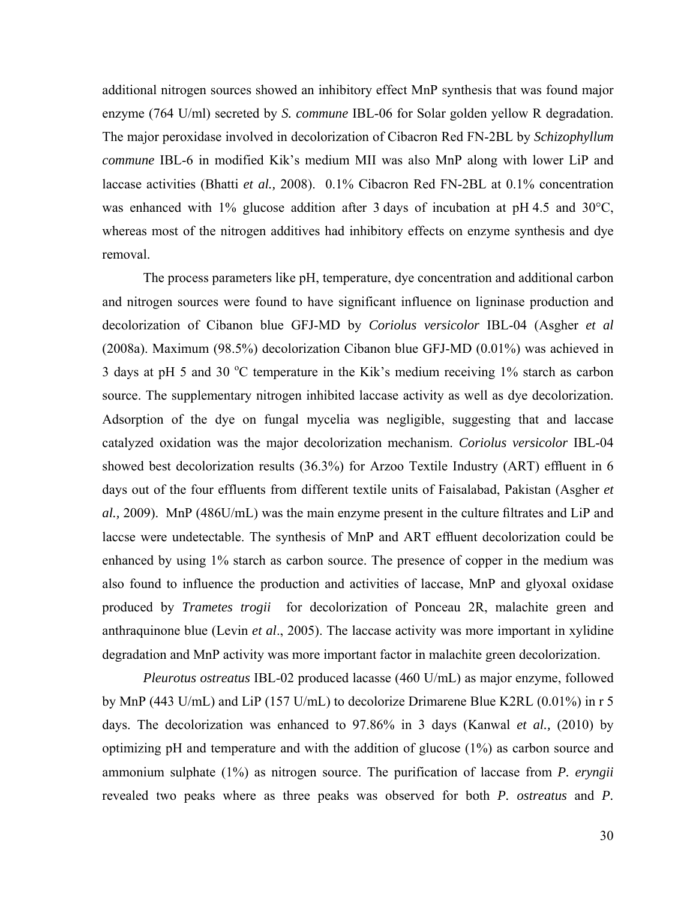additional nitrogen sources showed an inhibitory effect MnP synthesis that was found major enzyme (764 U/ml) secreted by *S. commune* IBL-06 for Solar golden yellow R degradation. The major peroxidase involved in decolorization of Cibacron Red FN-2BL by *Schizophyllum commune* IBL-6 in modified Kik's medium MII was also MnP along with lower LiP and laccase activities (Bhatti *et al.,* 2008). 0.1% Cibacron Red FN-2BL at 0.1% concentration was enhanced with 1% glucose addition after 3 days of incubation at pH 4.5 and 30°C, whereas most of the nitrogen additives had inhibitory effects on enzyme synthesis and dye removal.

The process parameters like pH, temperature, dye concentration and additional carbon and nitrogen sources were found to have significant influence on ligninase production and decolorization of Cibanon blue GFJ-MD by *Coriolus versicolor* IBL-04 (Asgher *et al* (2008a). Maximum (98.5%) decolorization Cibanon blue GFJ-MD (0.01%) was achieved in 3 days at pH 5 and 30 $^{o}$C temperature in the Kik's medium receiving 1% starch as carbon source. The supplementary nitrogen inhibited laccase activity as well as dye decolorization. Adsorption of the dye on fungal mycelia was negligible, suggesting that and laccase catalyzed oxidation was the major decolorization mechanism. *Coriolus versicolor* IBL-04 showed best decolorization results (36.3%) for Arzoo Textile Industry (ART) effluent in 6 days out of the four effluents from different textile units of Faisalabad, Pakistan (Asgher *et al.,* 2009). MnP (486U/mL) was the main enzyme present in the culture filtrates and LiP and laccse were undetectable. The synthesis of MnP and ART effluent decolorization could be enhanced by using 1% starch as carbon source. The presence of copper in the medium was also found to influence the production and activities of laccase, MnP and glyoxal oxidase produced by *Trametes trogii* for decolorization of Ponceau 2R, malachite green and anthraquinone blue (Levin *et al*., 2005). The laccase activity was more important in xylidine degradation and MnP activity was more important factor in malachite green decolorization.

*Pleurotus ostreatus* IBL-02 produced lacasse (460 U/mL) as major enzyme, followed by MnP (443 U/mL) and LiP (157 U/mL) to decolorize Drimarene Blue K2RL (0.01%) in r 5 days. The decolorization was enhanced to 97.86% in 3 days (Kanwal *et al.,* (2010) by optimizing pH and temperature and with the addition of glucose (1%) as carbon source and ammonium sulphate (1%) as nitrogen source. The purification of laccase from *P. eryngii* revealed two peaks where as three peaks was observed for both *P. ostreatus* and *P.*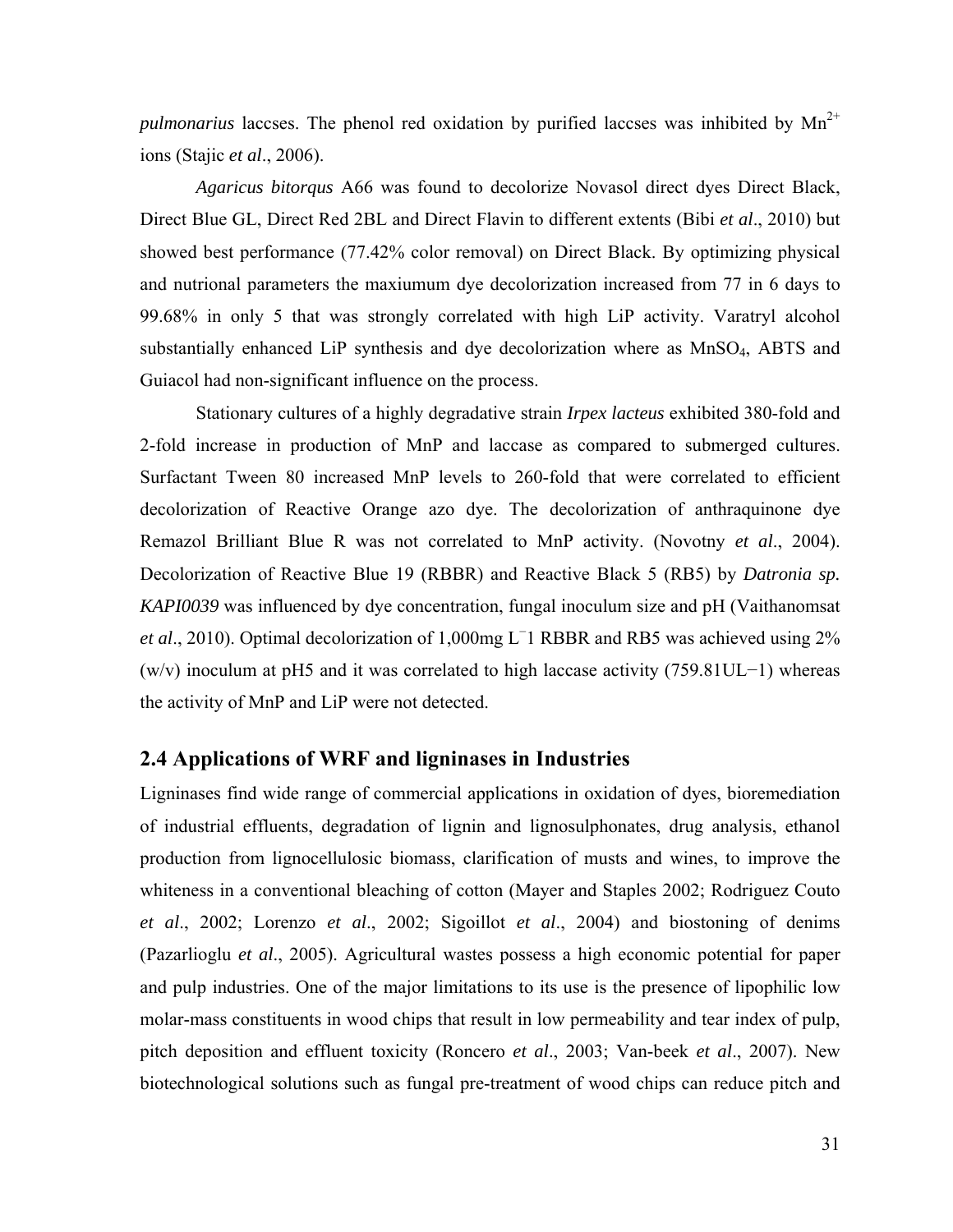*pulmonarius* laccses. The phenol red oxidation by purified laccses was inhibited by $Mn^{2+}$ ions (Stajic *et al*., 2006).

*Agaricus bitorqus* A66 was found to decolorize Novasol direct dyes Direct Black, Direct Blue GL, Direct Red 2BL and Direct Flavin to different extents (Bibi *et al*., 2010) but showed best performance (77.42% color removal) on Direct Black. By optimizing physical and nutrional parameters the maxiumum dye decolorization increased from 77 in 6 days to 99.68% in only 5 that was strongly correlated with high LiP activity. Varatryl alcohol substantially enhanced LiP synthesis and dye decolorization where as $MnSO_4$, ABTS and Guiacol had non-significant influence on the process.

Stationary cultures of a highly degradative strain *Irpex lacteus* exhibited 380-fold and 2-fold increase in production of MnP and laccase as compared to submerged cultures. Surfactant Tween 80 increased MnP levels to 260-fold that were correlated to efficient decolorization of Reactive Orange azo dye. The decolorization of anthraquinone dye Remazol Brilliant Blue R was not correlated to MnP activity. (Novotny *et al*., 2004). Decolorization of Reactive Blue 19 (RBBR) and Reactive Black 5 (RB5) by *Datronia sp. KAPI0039* was influenced by dye concentration, fungal inoculum size and pH (Vaithanomsat *et al*., 2010). Optimal decolorization of 1,000mg $L^{-1}$ RBBR and RB5 was achieved using 2% (w/v) inoculum at pH5 and it was correlated to high laccase activity (759.81U$L^{-1}$) whereas the activity of MnP and LiP were not detected.

## 2.4 Applications of WRF and ligninases in Industries

Ligninases find wide range of commercial applications in oxidation of dyes, bioremediation of industrial effluents, degradation of lignin and lignosulphonates, drug analysis, ethanol production from lignocellulosic biomass, clarification of musts and wines, to improve the whiteness in a conventional bleaching of cotton (Mayer and Staples 2002; Rodriguez Couto *et al*., 2002; Lorenzo *et al*., 2002; Sigoillot *et al*., 2004) and biostoning of denims (Pazarlioglu *et al*., 2005). Agricultural wastes possess a high economic potential for paper and pulp industries. One of the major limitations to its use is the presence of lipophilic low molar-mass constituents in wood chips that result in low permeability and tear index of pulp, pitch deposition and effluent toxicity (Roncero *et al*., 2003; Van-beek *et al*., 2007). New biotechnological solutions such as fungal pre-treatment of wood chips can reduce pitch and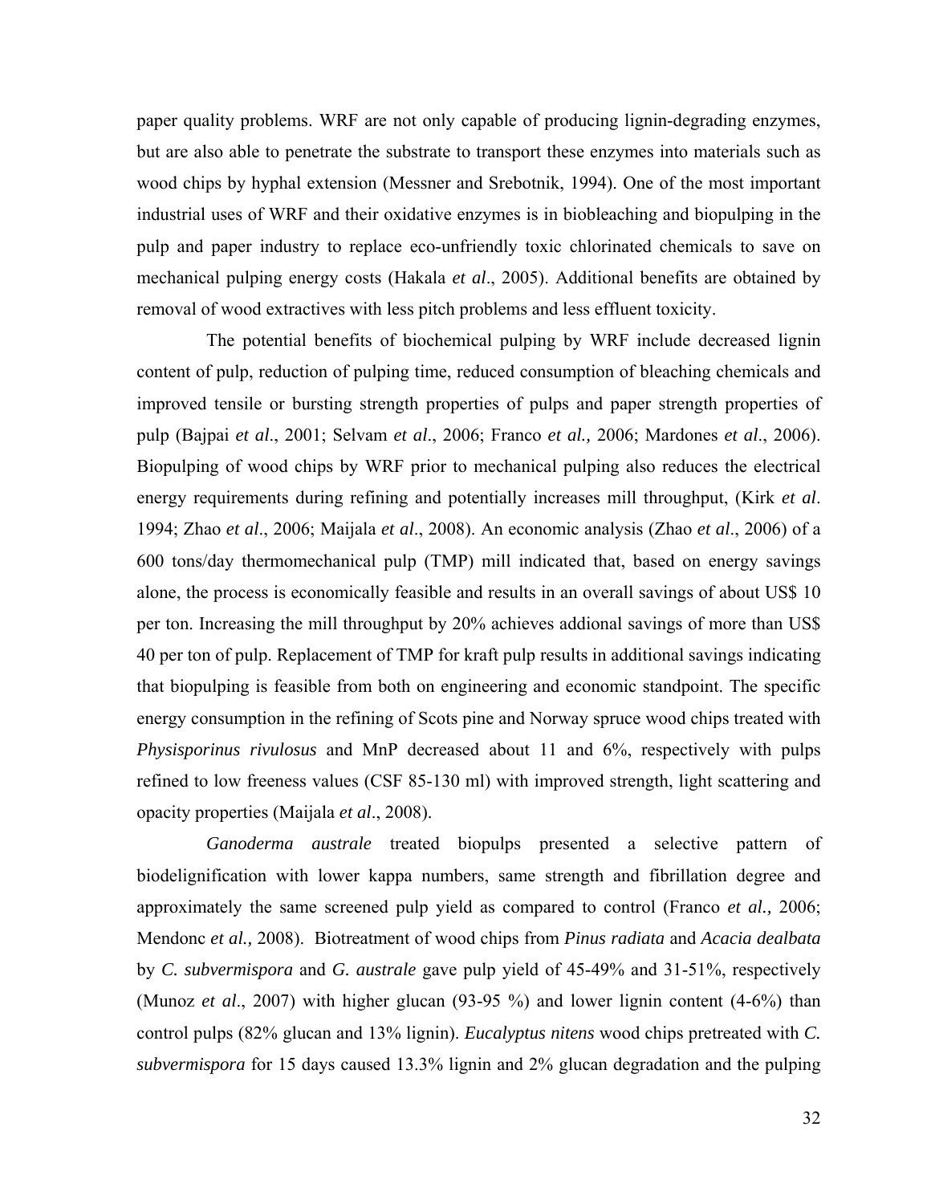paper quality problems. WRF are not only capable of producing lignin-degrading enzymes, but are also able to penetrate the substrate to transport these enzymes into materials such as wood chips by hyphal extension (Messner and Srebotnik, 1994). One of the most important industrial uses of WRF and their oxidative enzymes is in biobleaching and biopulping in the pulp and paper industry to replace eco-unfriendly toxic chlorinated chemicals to save on mechanical pulping energy costs (Hakala *et al*., 2005). Additional benefits are obtained by removal of wood extractives with less pitch problems and less effluent toxicity.

The potential benefits of biochemical pulping by WRF include decreased lignin content of pulp, reduction of pulping time, reduced consumption of bleaching chemicals and improved tensile or bursting strength properties of pulps and paper strength properties of pulp (Bajpai *et al*., 2001; Selvam *et al*., 2006; Franco *et al.,* 2006; Mardones *et al*., 2006). Biopulping of wood chips by WRF prior to mechanical pulping also reduces the electrical energy requirements during refining and potentially increases mill throughput, (Kirk *et al*. 1994; Zhao *et al*., 2006; Maijala *et al*., 2008). An economic analysis (Zhao *et al*., 2006) of a 600 tons/day thermomechanical pulp (TMP) mill indicated that, based on energy savings alone, the process is economically feasible and results in an overall savings of about US$ 10 per ton. Increasing the mill throughput by 20% achieves addional savings of more than US$ 40 per ton of pulp. Replacement of TMP for kraft pulp results in additional savings indicating that biopulping is feasible from both on engineering and economic standpoint. The specific energy consumption in the refining of Scots pine and Norway spruce wood chips treated with *Physisporinus rivulosus* and MnP decreased about 11 and 6%, respectively with pulps refined to low freeness values (CSF 85-130 ml) with improved strength, light scattering and opacity properties (Maijala *et al*., 2008).

*Ganoderma australe* treated biopulps presented a selective pattern of biodelignification with lower kappa numbers, same strength and fibrillation degree and approximately the same screened pulp yield as compared to control (Franco *et al.,* 2006; Mendonc *et al.,* 2008). Biotreatment of wood chips from *Pinus radiata* and *Acacia dealbata* by *C. subvermispora* and *G. australe* gave pulp yield of 45-49% and 31-51%, respectively (Munoz *et al*., 2007) with higher glucan (93-95 %) and lower lignin content (4-6%) than control pulps (82% glucan and 13% lignin). *Eucalyptus nitens* wood chips pretreated with *C. subvermispora* for 15 days caused 13.3% lignin and 2% glucan degradation and the pulping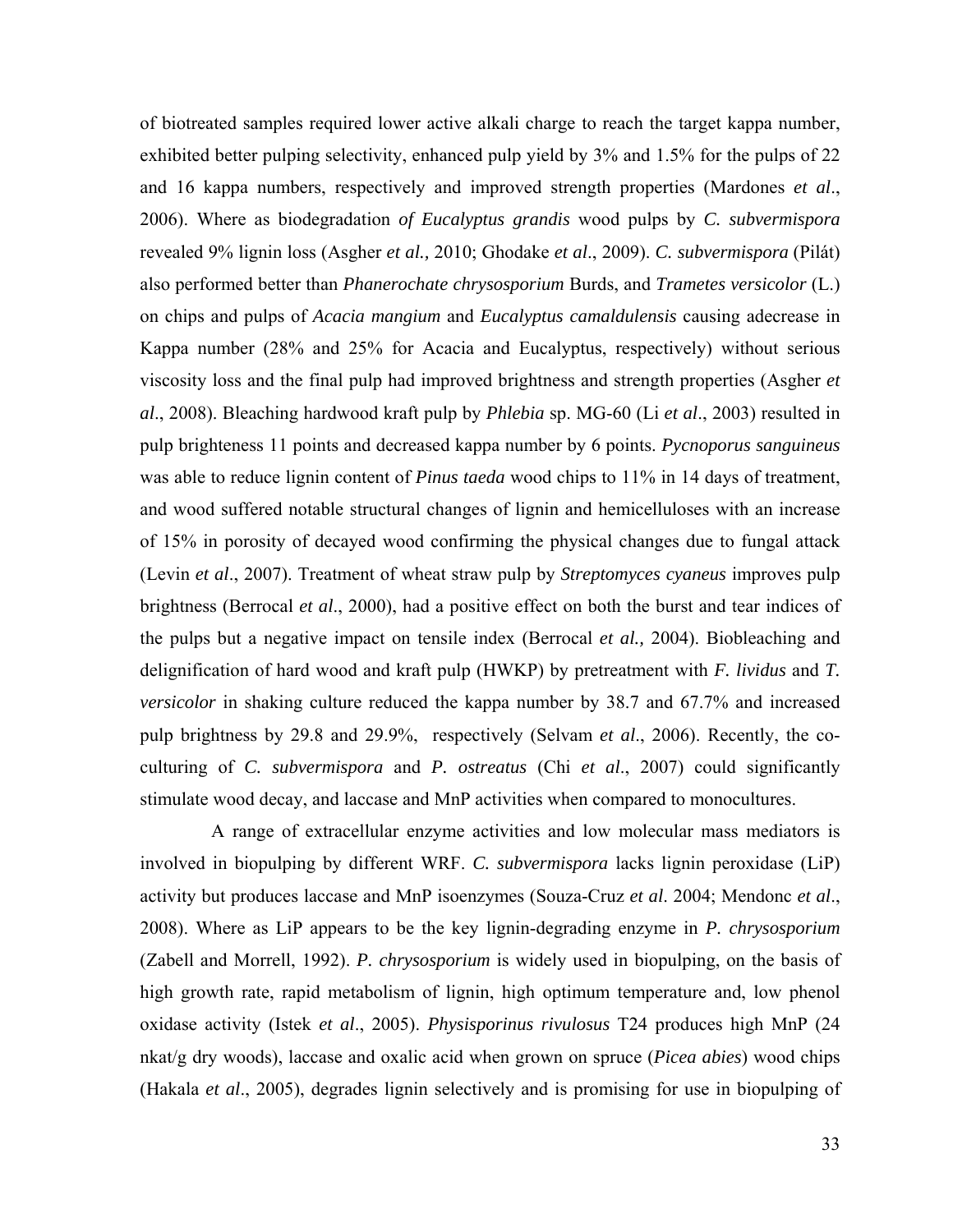of biotreated samples required lower active alkali charge to reach the target kappa number, exhibited better pulping selectivity, enhanced pulp yield by 3% and 1.5% for the pulps of 22 and 16 kappa numbers, respectively and improved strength properties (Mardones *et al*., 2006). Where as biodegradation *of Eucalyptus grandis* wood pulps by *C. subvermispora* revealed 9% lignin loss (Asgher *et al.,* 2010; Ghodake *et al*., 2009). *C. subvermispora* (Pilát) also performed better than *Phanerochate chrysosporium* Burds, and *Trametes versicolor* (L.) on chips and pulps of *Acacia mangium* and *Eucalyptus camaldulensis* causing adecrease in Kappa number (28% and 25% for Acacia and Eucalyptus, respectively) without serious viscosity loss and the final pulp had improved brightness and strength properties (Asgher *et al*., 2008). Bleaching hardwood kraft pulp by *Phlebia* sp. MG-60 (Li *et al*., 2003) resulted in pulp brighteness 11 points and decreased kappa number by 6 points. *Pycnoporus sanguineus* was able to reduce lignin content of *Pinus taeda* wood chips to 11% in 14 days of treatment, and wood suffered notable structural changes of lignin and hemicelluloses with an increase of 15% in porosity of decayed wood confirming the physical changes due to fungal attack (Levin *et al*., 2007). Treatment of wheat straw pulp by *Streptomyces cyaneus* improves pulp brightness (Berrocal *et al*., 2000), had a positive effect on both the burst and tear indices of the pulps but a negative impact on tensile index (Berrocal *et al.,* 2004). Biobleaching and delignification of hard wood and kraft pulp (HWKP) by pretreatment with *F. lividus* and *T. versicolor* in shaking culture reduced the kappa number by 38.7 and 67.7% and increased pulp brightness by 29.8 and 29.9%, respectively (Selvam *et al*., 2006). Recently, the co-culturing of *C. subvermispora* and *P. ostreatus* (Chi *et al*., 2007) could significantly stimulate wood decay, and laccase and MnP activities when compared to monocultures.

A range of extracellular enzyme activities and low molecular mass mediators is involved in biopulping by different WRF. *C. subvermispora* lacks lignin peroxidase (LiP) activity but produces laccase and MnP isoenzymes (Souza-Cruz *et al*. 2004; Mendonc *et al*., 2008). Where as LiP appears to be the key lignin-degrading enzyme in *P. chrysosporium* (Zabell and Morrell, 1992). *P. chrysosporium* is widely used in biopulping, on the basis of high growth rate, rapid metabolism of lignin, high optimum temperature and, low phenol oxidase activity (Istek *et al*., 2005). *Physisporinus rivulosus* T24 produces high MnP (24 nkat/g dry woods), laccase and oxalic acid when grown on spruce (*Picea abies*) wood chips (Hakala *et al*., 2005), degrades lignin selectively and is promising for use in biopulping of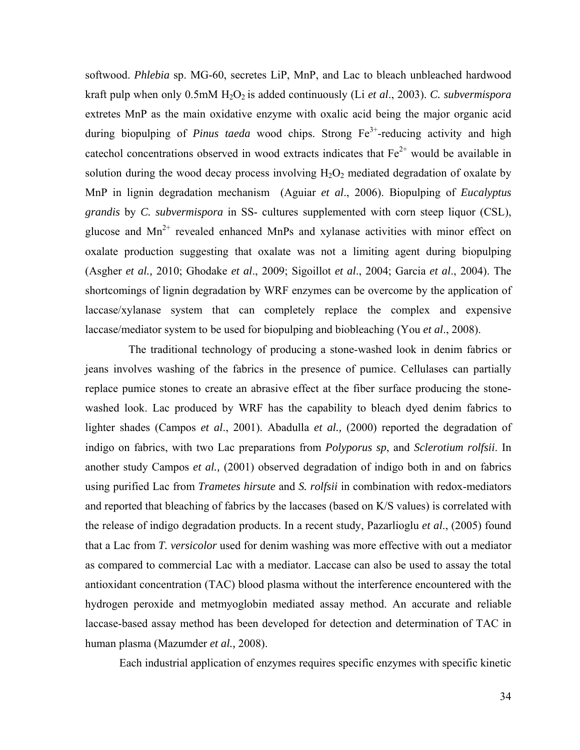softwood. *Phlebia* sp. MG-60, secretes LiP, MnP, and Lac to bleach unbleached hardwood kraft pulp when only 0.5mM $H_2O_2$ is added continuously (Li *et al*., 2003). *C. subvermispora* extretes MnP as the main oxidative enzyme with oxalic acid being the major organic acid during biopulping of *Pinus taeda* wood chips. Strong $Fe^{3+}$-reducing activity and high catechol concentrations observed in wood extracts indicates that $Fe^{2+}$ would be available in solution during the wood decay process involving $H_2O_2$ mediated degradation of oxalate by MnP in lignin degradation mechanism (Aguiar *et al*., 2006). Biopulping of *Eucalyptus grandis* by *C. subvermispora* in SS- cultures supplemented with corn steep liquor (CSL), glucose and $Mn^{2+}$ revealed enhanced MnPs and xylanase activities with minor effect on oxalate production suggesting that oxalate was not a limiting agent during biopulping (Asgher *et al.,* 2010; Ghodake *et al*., 2009; Sigoillot *et al*., 2004; Garcia *et al*., 2004). The shortcomings of lignin degradation by WRF enzymes can be overcome by the application of laccase/xylanase system that can completely replace the complex and expensive laccase/mediator system to be used for biopulping and biobleaching (You *et al*., 2008).

The traditional technology of producing a stone-washed look in denim fabrics or jeans involves washing of the fabrics in the presence of pumice. Cellulases can partially replace pumice stones to create an abrasive effect at the fiber surface producing the stone-washed look. Lac produced by WRF has the capability to bleach dyed denim fabrics to lighter shades (Campos *et al*., 2001). Abadulla *et al.,* (2000) reported the degradation of indigo on fabrics, with two Lac preparations from *Polyporus sp*, and *Sclerotium rolfsii*. In another study Campos *et al.,* (2001) observed degradation of indigo both in and on fabrics using purified Lac from *Trametes hirsute* and *S. rolfsii* in combination with redox-mediators and reported that bleaching of fabrics by the laccases (based on K/S values) is correlated with the release of indigo degradation products. In a recent study, Pazarlioglu *et al*., (2005) found that a Lac from *T. versicolor* used for denim washing was more effective with out a mediator as compared to commercial Lac with a mediator. Laccase can also be used to assay the total antioxidant concentration (TAC) blood plasma without the interference encountered with the hydrogen peroxide and metmyoglobin mediated assay method. An accurate and reliable laccase-based assay method has been developed for detection and determination of TAC in human plasma (Mazumder *et al.,* 2008).

Each industrial application of enzymes requires specific enzymes with specific kinetic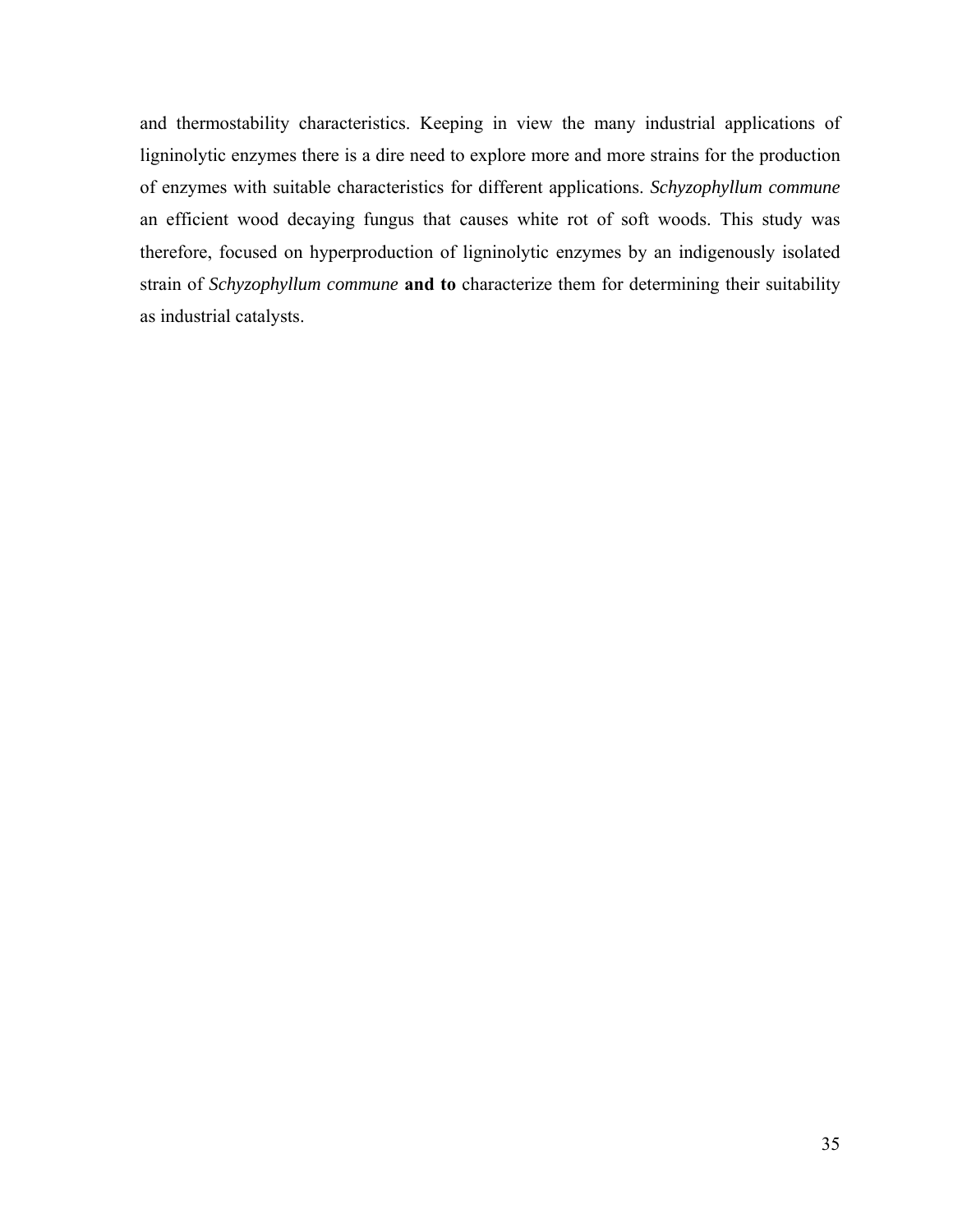and thermostability characteristics. Keeping in view the many industrial applications of ligninolytic enzymes there is a dire need to explore more and more strains for the production of enzymes with suitable characteristics for different applications. *Schyzophyllum commune* an efficient wood decaying fungus that causes white rot of soft woods. This study was therefore, focused on hyperproduction of ligninolytic enzymes by an indigenously isolated strain of *Schyzophyllum commune* **and to** characterize them for determining their suitability as industrial catalysts.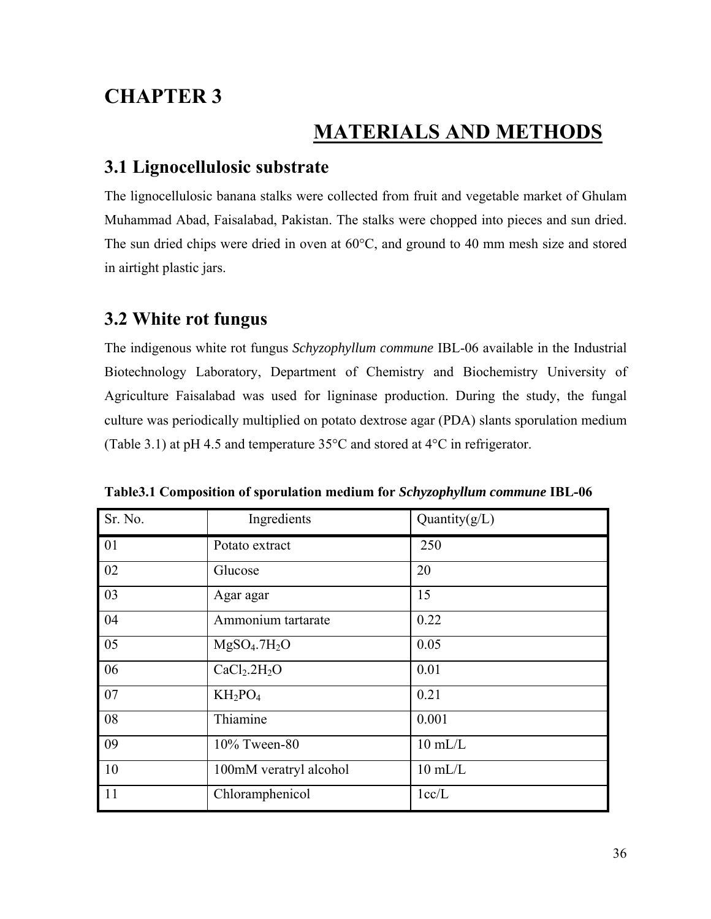# CHAPTER 3

# MATERIALS AND METHODS

## 3.1 Lignocellulosic substrate

The lignocellulosic banana stalks were collected from fruit and vegetable market of Ghulam Muhammad Abad, Faisalabad, Pakistan. The stalks were chopped into pieces and sun dried. The sun dried chips were dried in oven at 60°C, and ground to 40 mm mesh size and stored in airtight plastic jars.

## 3.2 White rot fungus

The indigenous white rot fungus *Schyzophyllum commune* IBL-06 available in the Industrial Biotechnology Laboratory, Department of Chemistry and Biochemistry University of Agriculture Faisalabad was used for ligninase production. During the study, the fungal culture was periodically multiplied on potato dextrose agar (PDA) slants sporulation medium (Table 3.1) at pH 4.5 and temperature 35°C and stored at 4°C in refrigerator.

**Table3.1 Composition of sporulation medium for *Schyzophyllum commune* IBL-06**

| Sr. No. | Ingredients | Quantity(g/L) |
|---|---|---|
| 01 | Potato extract | 250 |
| 02 | Glucose | 20 |
| 03 | Agar agar | 15 |
| 04 | Ammonium tartarate | 0.22 |
| 05 | $MgSO_4.7H_2O$ | 0.05 |
| 06 | $CaCl_2.2H_2O$ | 0.01 |
| 07 | $KH_2PO_4$ | 0.21 |
| 08 | Thiamine | 0.001 |
| 09 | 10% Tween-80 | 10 mL/L |
| 10 | 100mM veratryl alcohol | 10 mL/L |
| 11 | Chloramphenicol | 1cc/L |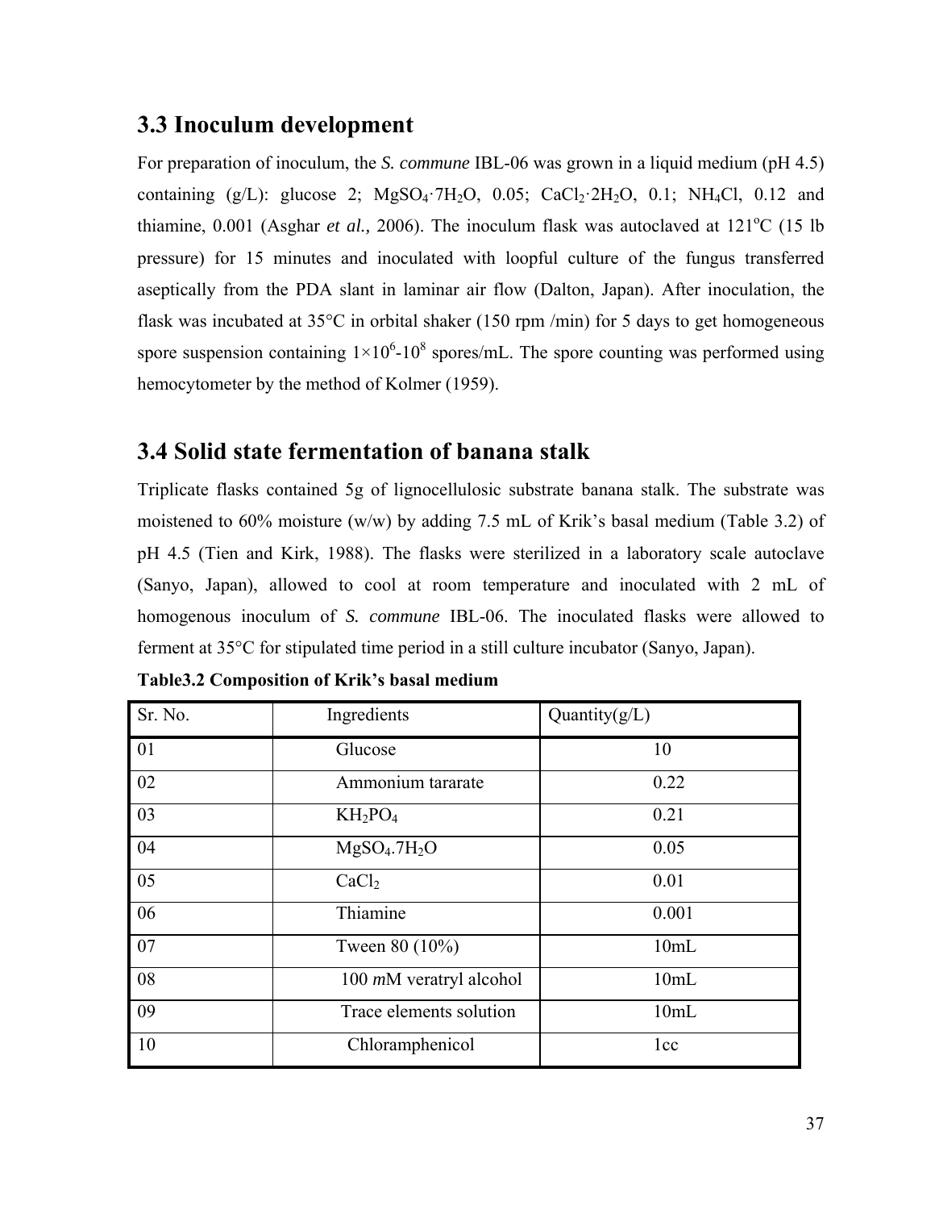## 3.3 Inoculum development

For preparation of inoculum, the *S. commune* IBL-06 was grown in a liquid medium (pH 4.5) containing (g/L): glucose 2; $MgSO_4 \cdot 7H_2O$, 0.05; $CaCl_2 \cdot 2H_2O$, 0.1; $NH_4Cl$, 0.12 and thiamine, 0.001 (Asghar *et al.,* 2006). The inoculum flask was autoclaved at 121$^{o}$C (15 lb pressure) for 15 minutes and inoculated with loopful culture of the fungus transferred aseptically from the PDA slant in laminar air flow (Dalton, Japan). After inoculation, the flask was incubated at 35°C in orbital shaker (150 rpm /min) for 5 days to get homogeneous spore suspension containing $1\times10^{6}$-$10^{8}$ spores/mL. The spore counting was performed using hemocytometer by the method of Kolmer (1959).

## 3.4 Solid state fermentation of banana stalk

Triplicate flasks contained 5g of lignocellulosic substrate banana stalk. The substrate was moistened to 60% moisture (w/w) by adding 7.5 mL of Krik's basal medium (Table 3.2) of pH 4.5 (Tien and Kirk, 1988). The flasks were sterilized in a laboratory scale autoclave (Sanyo, Japan), allowed to cool at room temperature and inoculated with 2 mL of homogenous inoculum of *S. commune* IBL-06. The inoculated flasks were allowed to ferment at 35°C for stipulated time period in a still culture incubator (Sanyo, Japan).

**Table3.2 Composition of Krik's basal medium**

| Sr. No. | Ingredients | Quantity(g/L) |
| --- | --- | --- |
| 01 | Glucose | 10 |
| 02 | Ammonium tararate | 0.22 |
| 03 | $KH_2PO_4$ | 0.21 |
| 04 | $MgSO_4.7H_2O$ | 0.05 |
| 05 | $CaCl_2$ | 0.01 |
| 06 | Thiamine | 0.001 |
| 07 | Tween 80 (10%) | 10mL |
| 08 | 100 *m*M veratryl alcohol | 10mL |
| 09 | Trace elements solution | 10mL |
| 10 | Chloramphenicol | 1cc |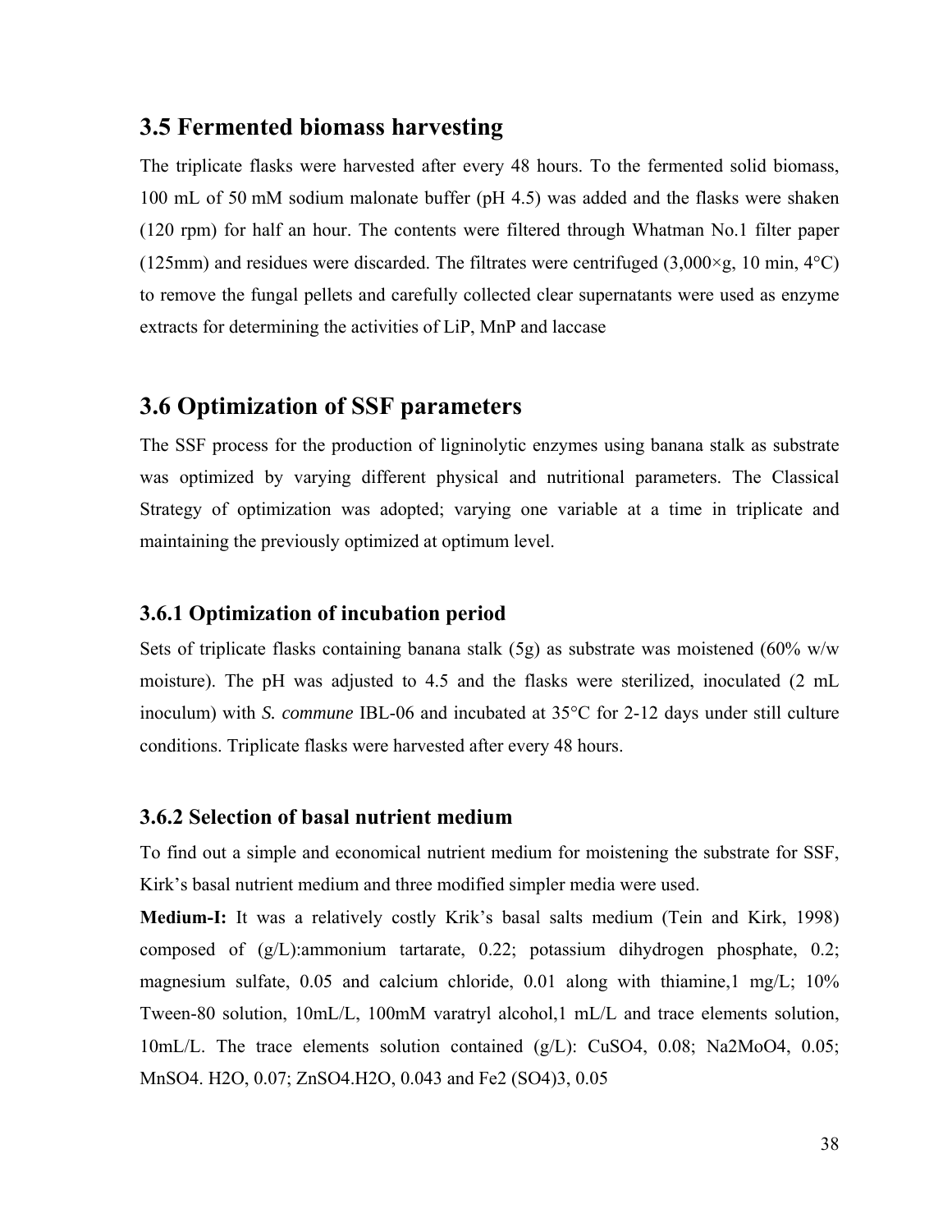## 3.5 Fermented biomass harvesting

The triplicate flasks were harvested after every 48 hours. To the fermented solid biomass, 100 mL of 50 mM sodium malonate buffer (pH 4.5) was added and the flasks were shaken (120 rpm) for half an hour. The contents were filtered through Whatman No.1 filter paper (125mm) and residues were discarded. The filtrates were centrifuged (3,000×g, 10 min, 4°C) to remove the fungal pellets and carefully collected clear supernatants were used as enzyme extracts for determining the activities of LiP, MnP and laccase

## 3.6 Optimization of SSF parameters

The SSF process for the production of ligninolytic enzymes using banana stalk as substrate was optimized by varying different physical and nutritional parameters. The Classical Strategy of optimization was adopted; varying one variable at a time in triplicate and maintaining the previously optimized at optimum level.

### 3.6.1 Optimization of incubation period

Sets of triplicate flasks containing banana stalk (5g) as substrate was moistened (60% w/w moisture). The pH was adjusted to 4.5 and the flasks were sterilized, inoculated (2 mL inoculum) with *S. commune* IBL-06 and incubated at 35°C for 2-12 days under still culture conditions. Triplicate flasks were harvested after every 48 hours.

### 3.6.2 Selection of basal nutrient medium

To find out a simple and economical nutrient medium for moistening the substrate for SSF, Kirk's basal nutrient medium and three modified simpler media were used.

**Medium-I:** It was a relatively costly Krik's basal salts medium (Tein and Kirk, 1998) composed of (g/L):ammonium tartarate, 0.22; potassium dihydrogen phosphate, 0.2; magnesium sulfate, 0.05 and calcium chloride, 0.01 along with thiamine,1 mg/L; 10% Tween-80 solution, 10mL/L, 100mM varatryl alcohol,1 mL/L and trace elements solution, 10mL/L. The trace elements solution contained (g/L): $CuSO_4$, 0.08; $Na_2MoO_4$, 0.05; $MnSO_4 \cdot H_2O$, 0.07; $ZnSO_4 \cdot H_2O$, 0.043 and $Fe_2(SO_4)_3$, 0.05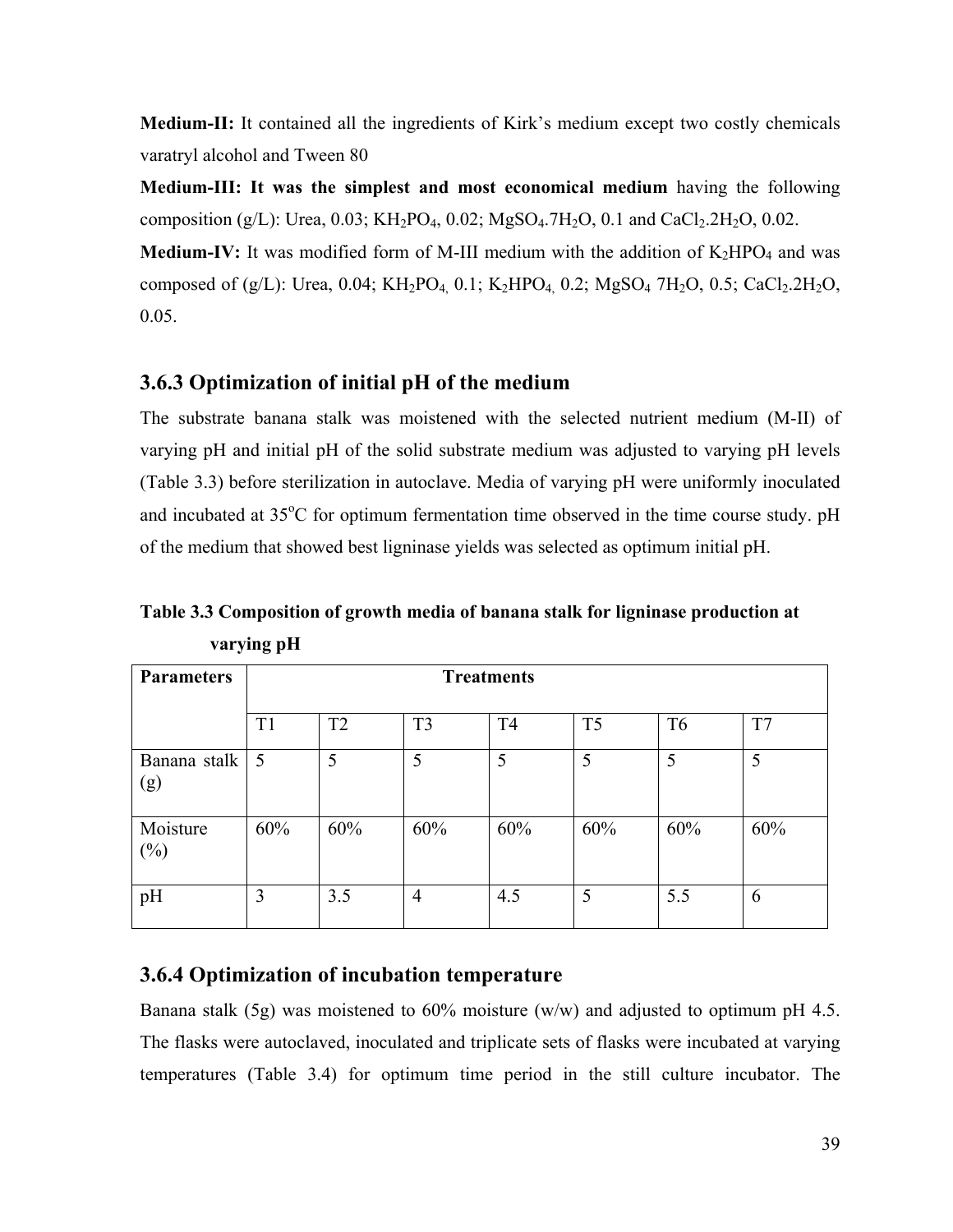**Medium-II:** It contained all the ingredients of Kirk's medium except two costly chemicals varatryl alcohol and Tween 80

**Medium-III: It was the simplest and most economical medium** having the following composition (g/L): Urea, 0.03; $KH_2PO_4$, 0.02; $MgSO_4.7H_2O$, 0.1 and $CaCl_2.2H_2O$, 0.02.

**Medium-IV:** It was modified form of M-III medium with the addition of $K_2HPO_4$ and was composed of (g/L): Urea, 0.04; $KH_2PO_4$, 0.1; $K_2HPO_4$, 0.2; $MgSO_4$ $7H_2O$, 0.5; $CaCl_2.2H_2O$, 0.05.

### 3.6.3 Optimization of initial pH of the medium

The substrate banana stalk was moistened with the selected nutrient medium (M-II) of varying pH and initial pH of the solid substrate medium was adjusted to varying pH levels (Table 3.3) before sterilization in autoclave. Media of varying pH were uniformly inoculated and incubated at 35$^o$C for optimum fermentation time observed in the time course study. pH of the medium that showed best ligninase yields was selected as optimum initial pH.

**Table 3.3 Composition of growth media of banana stalk for ligninase production at varying pH**

| Parameters | Treatments | | | | | | |
|---|---|---|---|---|---|---|---|
| | T1 | T2 | T3 | T4 | T5 | T6 | T7 |
| Banana stalk (g) | 5 | 5 | 5 | 5 | 5 | 5 | 5 |
| Moisture (%) | 60% | 60% | 60% | 60% | 60% | 60% | 60% |
| pH | 3 | 3.5 | 4 | 4.5 | 5 | 5.5 | 6 |

### 3.6.4 Optimization of incubation temperature

Banana stalk (5g) was moistened to 60% moisture (w/w) and adjusted to optimum pH 4.5. The flasks were autoclaved, inoculated and triplicate sets of flasks were incubated at varying temperatures (Table 3.4) for optimum time period in the still culture incubator. The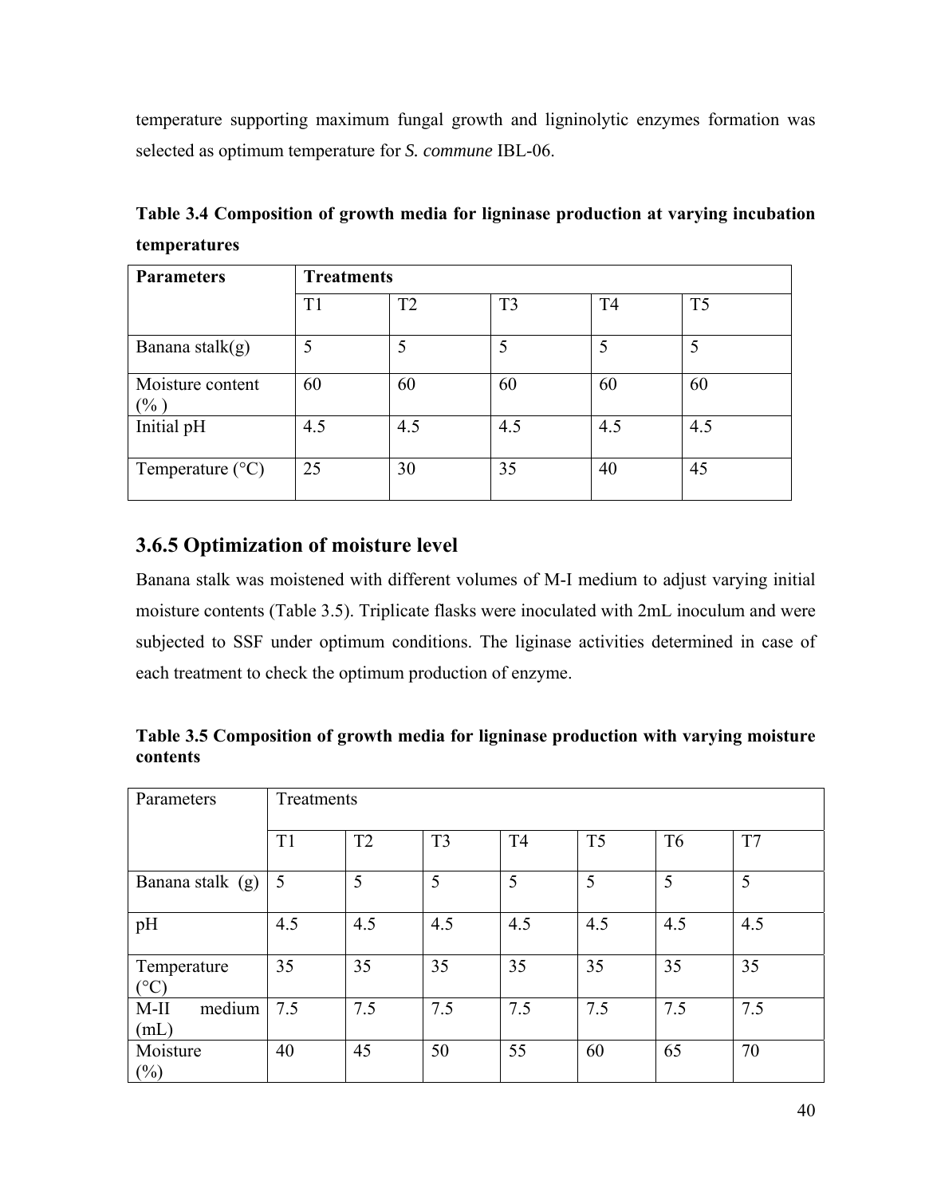temperature supporting maximum fungal growth and ligninolytic enzymes formation was selected as optimum temperature for *S. commune* IBL-06.

**Table 3.4 Composition of growth media for ligninase production at varying incubation temperatures**

| Parameters | Treatments | | | | |
|---|---|---|---|---|---|
| | T1 | T2 | T3 | T4 | T5 |
| Banana stalk(g) | 5 | 5 | 5 | 5 | 5 |
| Moisture content (% ) | 60 | 60 | 60 | 60 | 60 |
| Initial pH | 4.5 | 4.5 | 4.5 | 4.5 | 4.5 |
| Temperature (°C) | 25 | 30 | 35 | 40 | 45 |

### 3.6.5 Optimization of moisture level

Banana stalk was moistened with different volumes of M-I medium to adjust varying initial moisture contents (Table 3.5). Triplicate flasks were inoculated with 2mL inoculum and were subjected to SSF under optimum conditions. The liginase activities determined in case of each treatment to check the optimum production of enzyme.

**Table 3.5 Composition of growth media for ligninase production with varying moisture contents**

| Parameters | Treatments | | | | | | |
|---|---|---|---|---|---|---|---|
| | T1 | T2 | T3 | T4 | T5 | T6 | T7 |
| Banana stalk (g) | 5 | 5 | 5 | 5 | 5 | 5 | 5 |
| pH | 4.5 | 4.5 | 4.5 | 4.5 | 4.5 | 4.5 | 4.5 |
| Temperature (°C) | 35 | 35 | 35 | 35 | 35 | 35 | 35 |
| M-II medium (mL) | 7.5 | 7.5 | 7.5 | 7.5 | 7.5 | 7.5 | 7.5 |
| Moisture (%) | 40 | 45 | 50 | 55 | 60 | 65 | 70 |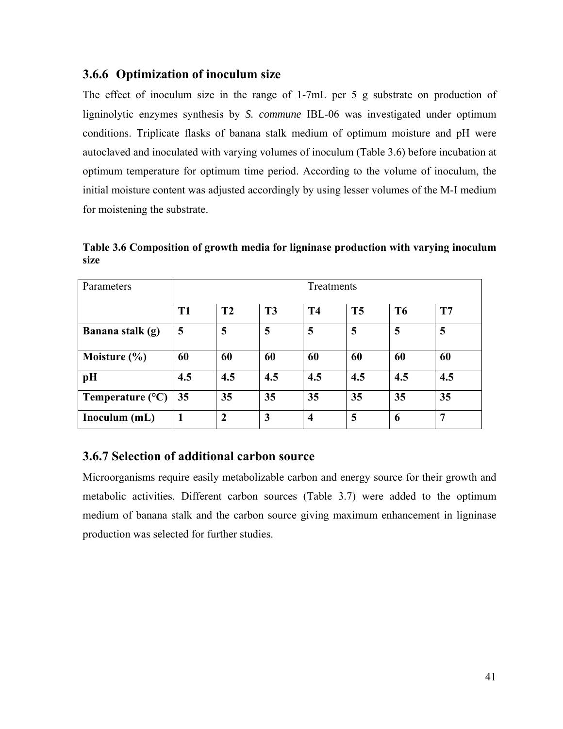### 3.6.6 Optimization of inoculum size

The effect of inoculum size in the range of 1-7mL per 5 g substrate on production of ligninolytic enzymes synthesis by *S. commune* IBL-06 was investigated under optimum conditions. Triplicate flasks of banana stalk medium of optimum moisture and pH were autoclaved and inoculated with varying volumes of inoculum (Table 3.6) before incubation at optimum temperature for optimum time period. According to the volume of inoculum, the initial moisture content was adjusted accordingly by using lesser volumes of the M-I medium for moistening the substrate.

**Table 3.6 Composition of growth media for ligninase production with varying inoculum size**

| Parameters | Treatments | | | | | | |
|---|---|---|---|---|---|---|---|
| | **T1** | **T2** | **T3** | **T4** | **T5** | **T6** | **T7** |
| **Banana stalk (g)** | **5** | **5** | **5** | **5** | **5** | **5** | **5** |
| **Moisture (%)** | **60** | **60** | **60** | **60** | **60** | **60** | **60** |
| **pH** | **4.5** | **4.5** | **4.5** | **4.5** | **4.5** | **4.5** | **4.5** |
| **Temperature (°C)** | **35** | **35** | **35** | **35** | **35** | **35** | **35** |
| **Inoculum (mL)** | **1** | **2** | **3** | **4** | **5** | **6** | **7** |

### 3.6.7 Selection of additional carbon source

Microorganisms require easily metabolizable carbon and energy source for their growth and metabolic activities. Different carbon sources (Table 3.7) were added to the optimum medium of banana stalk and the carbon source giving maximum enhancement in ligninase production was selected for further studies.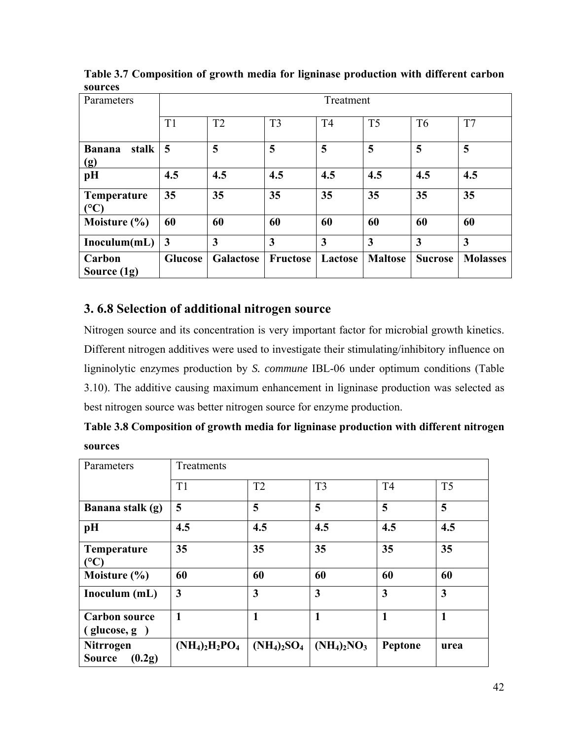**Table 3.7 Composition of growth media for ligninase production with different carbon sources**

| Parameters | Treatment | | | | | | |
|---|---|---|---|---|---|---|---|
| | T1 | T2 | T3 | T4 | T5 | T6 | T7 |
| **Banana stalk (g)** | **5** | **5** | **5** | **5** | **5** | **5** | **5** |
| **pH** | **4.5** | **4.5** | **4.5** | **4.5** | **4.5** | **4.5** | **4.5** |
| **Temperature (°C)** | **35** | **35** | **35** | **35** | **35** | **35** | **35** |
| **Moisture (%)** | **60** | **60** | **60** | **60** | **60** | **60** | **60** |
| **Inoculum(mL)** | **3** | **3** | **3** | **3** | **3** | **3** | **3** |
| **Carbon Source (1g)** | **Glucose** | **Galactose** | **Fructose** | **Lactose** | **Maltose** | **Sucrose** | **Molasses** |

## 3. 6.8 Selection of additional nitrogen source

Nitrogen source and its concentration is very important factor for microbial growth kinetics. Different nitrogen additives were used to investigate their stimulating/inhibitory influence on ligninolytic enzymes production by *S. commune* IBL-06 under optimum conditions (Table 3.10). The additive causing maximum enhancement in ligninase production was selected as best nitrogen source was better nitrogen source for enzyme production.

**Table 3.8 Composition of growth media for ligninase production with different nitrogen sources**

| Parameters | Treatments | | | | |
|---|---|---|---|---|---|
| | T1 | T2 | T3 | T4 | T5 |
| **Banana stalk (g)** | **5** | **5** | **5** | **5** | **5** |
| **pH** | **4.5** | **4.5** | **4.5** | **4.5** | **4.5** |
| **Temperature (°C)** | **35** | **35** | **35** | **35** | **35** |
| **Moisture (%)** | **60** | **60** | **60** | **60** | **60** |
| **Inoculum (mL)** | **3** | **3** | **3** | **3** | **3** |
| **Carbon source ( glucose, g )** | **1** | **1** | **1** | **1** | **1** |
| **Nitrrogen Source (0.2g)** | **$(NH_4)_2H_2PO_4$** | **$(NH_4)_2SO_4$** | **$(NH_4)_2NO_3$** | **Peptone** | **urea** |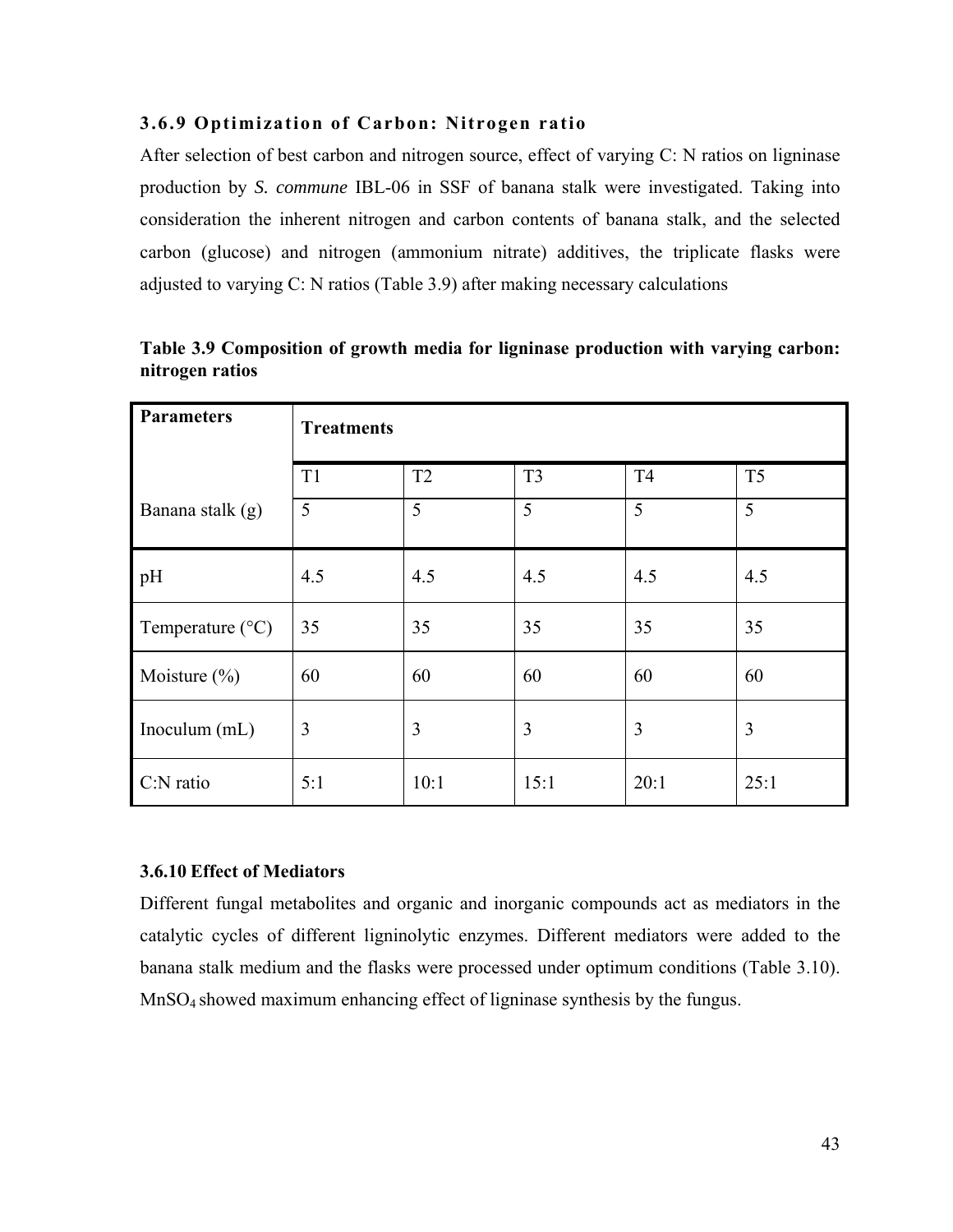### 3.6.9 Optimization of Carbon: Nitrogen ratio

After selection of best carbon and nitrogen source, effect of varying C: N ratios on ligninase production by *S. commune* IBL-06 in SSF of banana stalk were investigated. Taking into consideration the inherent nitrogen and carbon contents of banana stalk, and the selected carbon (glucose) and nitrogen (ammonium nitrate) additives, the triplicate flasks were adjusted to varying C: N ratios (Table 3.9) after making necessary calculations

**Table 3.9 Composition of growth media for ligninase production with varying carbon: nitrogen ratios**

| Parameters | Treatments | | | | |
|---|---|---|---|---|---|
| | T1 | T2 | T3 | T4 | T5 |
| Banana stalk (g) | 5 | 5 | 5 | 5 | 5 |
| pH | 4.5 | 4.5 | 4.5 | 4.5 | 4.5 |
| Temperature (°C) | 35 | 35 | 35 | 35 | 35 |
| Moisture (%) | 60 | 60 | 60 | 60 | 60 |
| Inoculum (mL) | 3 | 3 | 3 | 3 | 3 |
| C:N ratio | 5:1 | 10:1 | 15:1 | 20:1 | 25:1 |

### 3.6.10 Effect of Mediators

Different fungal metabolites and organic and inorganic compounds act as mediators in the catalytic cycles of different ligninolytic enzymes. Different mediators were added to the banana stalk medium and the flasks were processed under optimum conditions (Table 3.10). $MnSO_4$ showed maximum enhancing effect of ligninase synthesis by the fungus.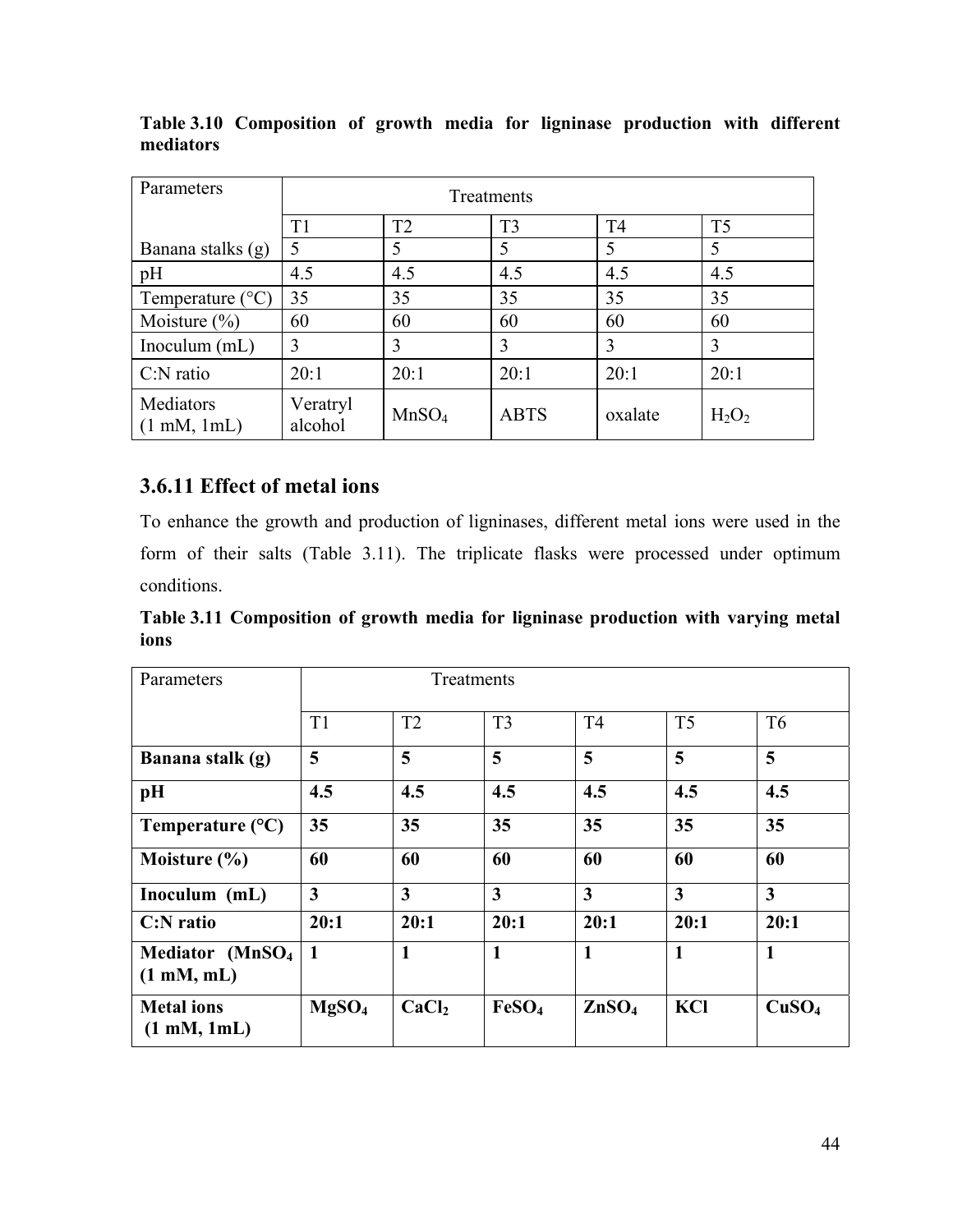**Table 3.10 Composition of growth media for ligninase production with different mediators**

| Parameters | Treatments | | | | |
|---|---|---|---|---|---|
| | T1 | T2 | T3 | T4 | T5 |
| Banana stalks (g) | 5 | 5 | 5 | 5 | 5 |
| pH | 4.5 | 4.5 | 4.5 | 4.5 | 4.5 |
| Temperature (°C) | 35 | 35 | 35 | 35 | 35 |
| Moisture (%) | 60 | 60 | 60 | 60 | 60 |
| Inoculum (mL) | 3 | 3 | 3 | 3 | 3 |
| C:N ratio | 20:1 | 20:1 | 20:1 | 20:1 | 20:1 |
| Mediators (1 mM, 1mL) | Veratryl alcohol | $MnSO_4$ | ABTS | oxalate | $H_2O_2$ |

### 3.6.11 Effect of metal ions

To enhance the growth and production of ligninases, different metal ions were used in the form of their salts (Table 3.11). The triplicate flasks were processed under optimum conditions.

**Table 3.11 Composition of growth media for ligninase production with varying metal ions**

| Parameters | Treatments | | | | | |
|---|---|---|---|---|---|---|
| | T1 | T2 | T3 | T4 | T5 | T6 |
| **Banana stalk (g)** | **5** | **5** | **5** | **5** | **5** | **5** |
| **pH** | **4.5** | **4.5** | **4.5** | **4.5** | **4.5** | **4.5** |
| **Temperature (°C)** | **35** | **35** | **35** | **35** | **35** | **35** |
| **Moisture (%)** | **60** | **60** | **60** | **60** | **60** | **60** |
| **Inoculum (mL)** | **3** | **3** | **3** | **3** | **3** | **3** |
| **C:N ratio** | **20:1** | **20:1** | **20:1** | **20:1** | **20:1** | **20:1** |
| **Mediator ($MnSO_4$ (1 mM, mL)** | **1** | **1** | **1** | **1** | **1** | **1** |
| **Metal ions (1 mM, 1mL)** | **$MgSO_4$** | **$CaCl_2$** | **$FeSO_4$** | **$ZnSO_4$** | **KCl** | **$CuSO_4$** |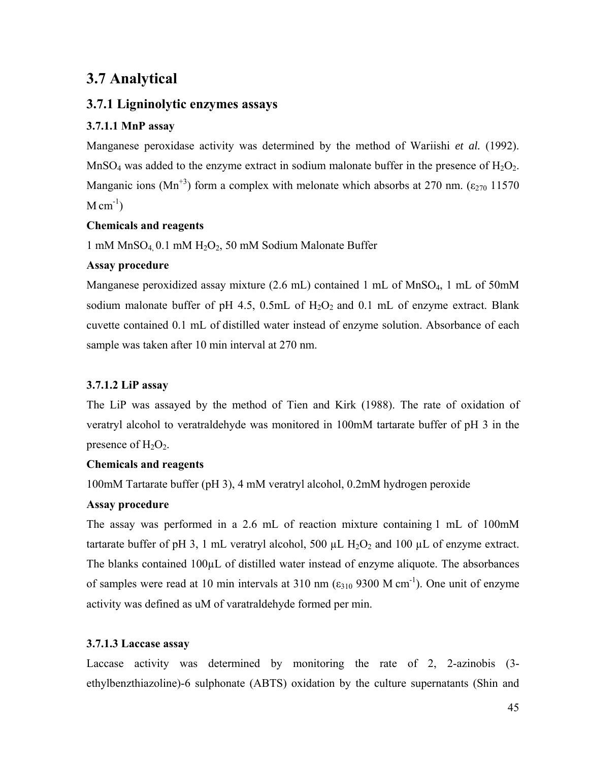## 3.7 Analytical

### 3.7.1 Ligninolytic enzymes assays

#### 3.7.1.1 MnP assay

Manganese peroxidase activity was determined by the method of Wariishi *et al.* (1992). $MnSO_4$ was added to the enzyme extract in sodium malonate buffer in the presence of $H_2O_2$. Manganic ions ($Mn^{+3}$) form a complex with melonate which absorbs at 270 nm. ($\varepsilon_{270}$ 11570 M $cm^{-1}$)

**Chemicals and reagents**

1 mM $MnSO_4$, 0.1 mM $H_2O_2$, 50 mM Sodium Malonate Buffer

**Assay procedure**

Manganese peroxidized assay mixture (2.6 mL) contained 1 mL of $MnSO_4$, 1 mL of 50mM sodium malonate buffer of pH 4.5, 0.5mL of $H_2O_2$ and 0.1 mL of enzyme extract. Blank cuvette contained 0.1 mL of distilled water instead of enzyme solution. Absorbance of each sample was taken after 10 min interval at 270 nm.

#### 3.7.1.2 LiP assay

The LiP was assayed by the method of Tien and Kirk (1988). The rate of oxidation of veratryl alcohol to veratraldehyde was monitored in 100mM tartarate buffer of pH 3 in the presence of $H_2O_2$.

**Chemicals and reagents**

100mM Tartarate buffer (pH 3), 4 mM veratryl alcohol, 0.2mM hydrogen peroxide

**Assay procedure**

The assay was performed in a 2.6 mL of reaction mixture containing 1 mL of 100mM tartarate buffer of pH 3, 1 mL veratryl alcohol, 500 µL $H_2O_2$ and 100 µL of enzyme extract. The blanks contained 100µL of distilled water instead of enzyme aliquote. The absorbances of samples were read at 10 min intervals at 310 nm ($\varepsilon_{310}$ 9300 M $cm^{-1}$). One unit of enzyme activity was defined as uM of varatraldehyde formed per min.

#### 3.7.1.3 Laccase assay

Laccase activity was determined by monitoring the rate of 2, 2-azinobis (3-ethylbenzthiazoline)-6 sulphonate (ABTS) oxidation by the culture supernatants (Shin and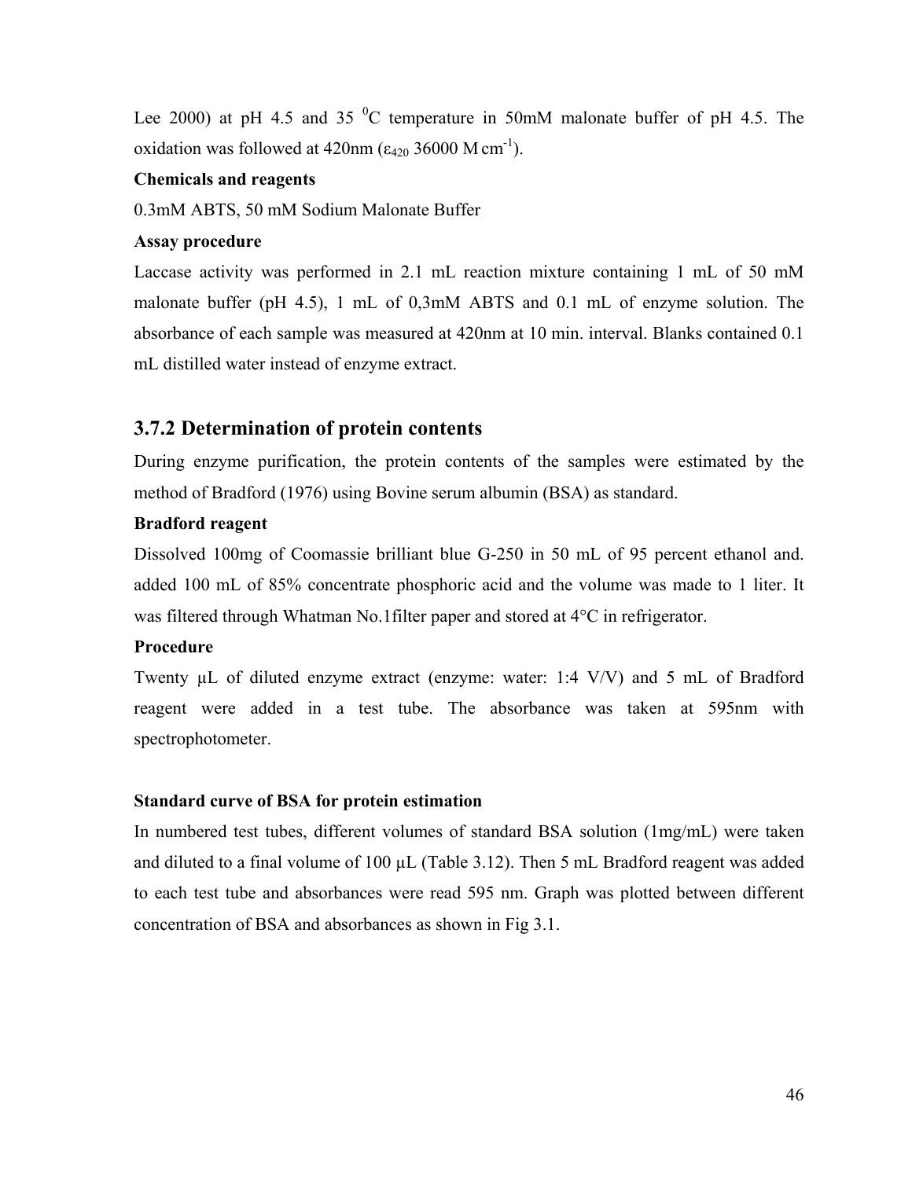Lee 2000) at pH 4.5 and 35 $^0$C temperature in 50mM malonate buffer of pH 4.5. The oxidation was followed at 420nm ($\varepsilon_{420}$ 36000 M cm$^{-1}$).

**Chemicals and reagents**

0.3mM ABTS, 50 mM Sodium Malonate Buffer

**Assay procedure**

Laccase activity was performed in 2.1 mL reaction mixture containing 1 mL of 50 mM malonate buffer (pH 4.5), 1 mL of 0,3mM ABTS and 0.1 mL of enzyme solution. The absorbance of each sample was measured at 420nm at 10 min. interval. Blanks contained 0.1 mL distilled water instead of enzyme extract.

### 3.7.2 Determination of protein contents

During enzyme purification, the protein contents of the samples were estimated by the method of Bradford (1976) using Bovine serum albumin (BSA) as standard.

**Bradford reagent**

Dissolved 100mg of Coomassie brilliant blue G-250 in 50 mL of 95 percent ethanol and. added 100 mL of 85% concentrate phosphoric acid and the volume was made to 1 liter. It was filtered through Whatman No.1filter paper and stored at 4°C in refrigerator.

**Procedure**

Twenty µL of diluted enzyme extract (enzyme: water: 1:4 V/V) and 5 mL of Bradford reagent were added in a test tube. The absorbance was taken at 595nm with spectrophotometer.

**Standard curve of BSA for protein estimation**

In numbered test tubes, different volumes of standard BSA solution (1mg/mL) were taken and diluted to a final volume of 100 µL (Table 3.12). Then 5 mL Bradford reagent was added to each test tube and absorbances were read 595 nm. Graph was plotted between different concentration of BSA and absorbances as shown in Fig 3.1.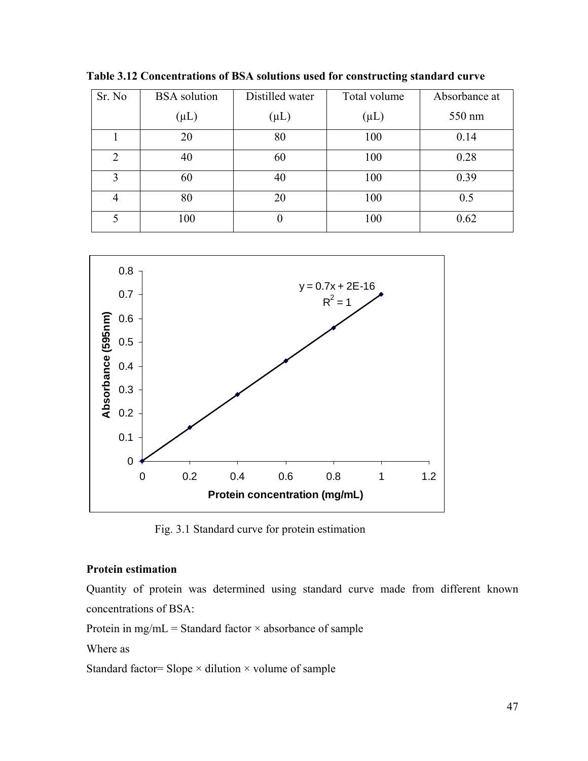**Table 3.12 Concentrations of BSA solutions used for constructing standard curve**

| Sr. No | BSA solution (μL) | Distilled water (μL) | Total volume (μL) | Absorbance at 550 nm |
|---|---|---|---|---|
| 1 | 20 | 80 | 100 | 0.14 |
| 2 | 40 | 60 | 100 | 0.28 |
| 3 | 60 | 40 | 100 | 0.39 |
| 4 | 80 | 20 | 100 | 0.5 |
| 5 | 100 | 0 | 100 | 0.62 |

Fig. 3.1 Standard curve for protein estimation

**Protein estimation**

Quantity of protein was determined using standard curve made from different known concentrations of BSA:

Protein in mg/mL = Standard factor × absorbance of sample

Where as

Standard factor= Slope × dilution × volume of sample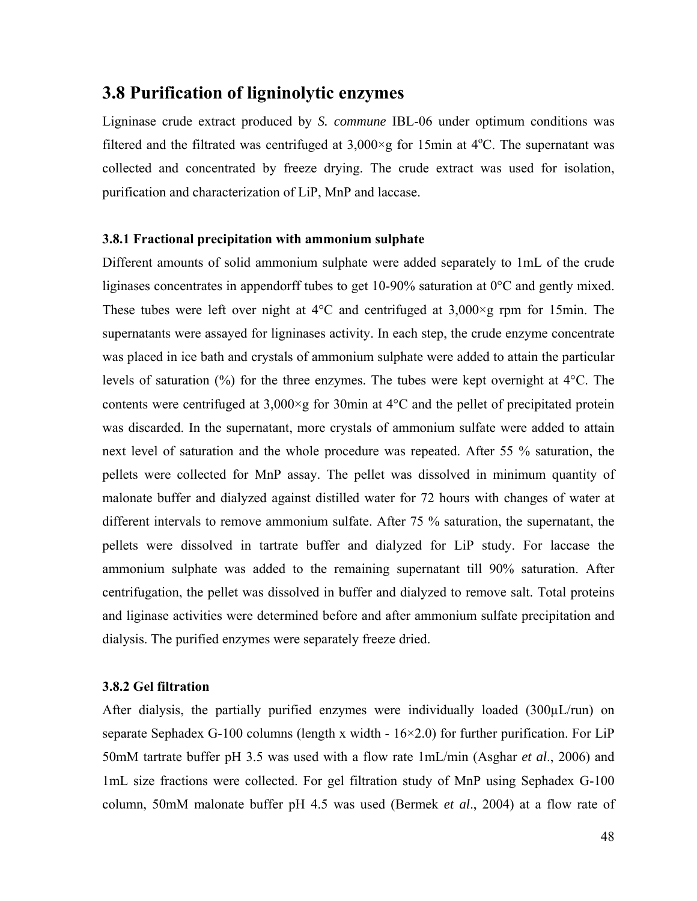## 3.8 Purification of ligninolytic enzymes

Ligninase crude extract produced by *S. commune* IBL-06 under optimum conditions was filtered and the filtrated was centrifuged at 3,000×g for 15min at 4$^{o}$C. The supernatant was collected and concentrated by freeze drying. The crude extract was used for isolation, purification and characterization of LiP, MnP and laccase.

### 3.8.1 Fractional precipitation with ammonium sulphate

Different amounts of solid ammonium sulphate were added separately to 1mL of the crude liginases concentrates in appendorff tubes to get 10-90% saturation at 0°C and gently mixed. These tubes were left over night at 4°C and centrifuged at 3,000×g rpm for 15min. The supernatants were assayed for ligninases activity. In each step, the crude enzyme concentrate was placed in ice bath and crystals of ammonium sulphate were added to attain the particular levels of saturation (%) for the three enzymes. The tubes were kept overnight at 4°C. The contents were centrifuged at 3,000×g for 30min at 4°C and the pellet of precipitated protein was discarded. In the supernatant, more crystals of ammonium sulfate were added to attain next level of saturation and the whole procedure was repeated. After 55 % saturation, the pellets were collected for MnP assay. The pellet was dissolved in minimum quantity of malonate buffer and dialyzed against distilled water for 72 hours with changes of water at different intervals to remove ammonium sulfate. After 75 % saturation, the supernatant, the pellets were dissolved in tartrate buffer and dialyzed for LiP study. For laccase the ammonium sulphate was added to the remaining supernatant till 90% saturation. After centrifugation, the pellet was dissolved in buffer and dialyzed to remove salt. Total proteins and liginase activities were determined before and after ammonium sulfate precipitation and dialysis. The purified enzymes were separately freeze dried.

### 3.8.2 Gel filtration

After dialysis, the partially purified enzymes were individually loaded (300µL/run) on separate Sephadex G-100 columns (length x width - 16×2.0) for further purification. For LiP 50mM tartrate buffer pH 3.5 was used with a flow rate 1mL/min (Asghar *et al*., 2006) and 1mL size fractions were collected. For gel filtration study of MnP using Sephadex G-100 column, 50mM malonate buffer pH 4.5 was used (Bermek *et al*., 2004) at a flow rate of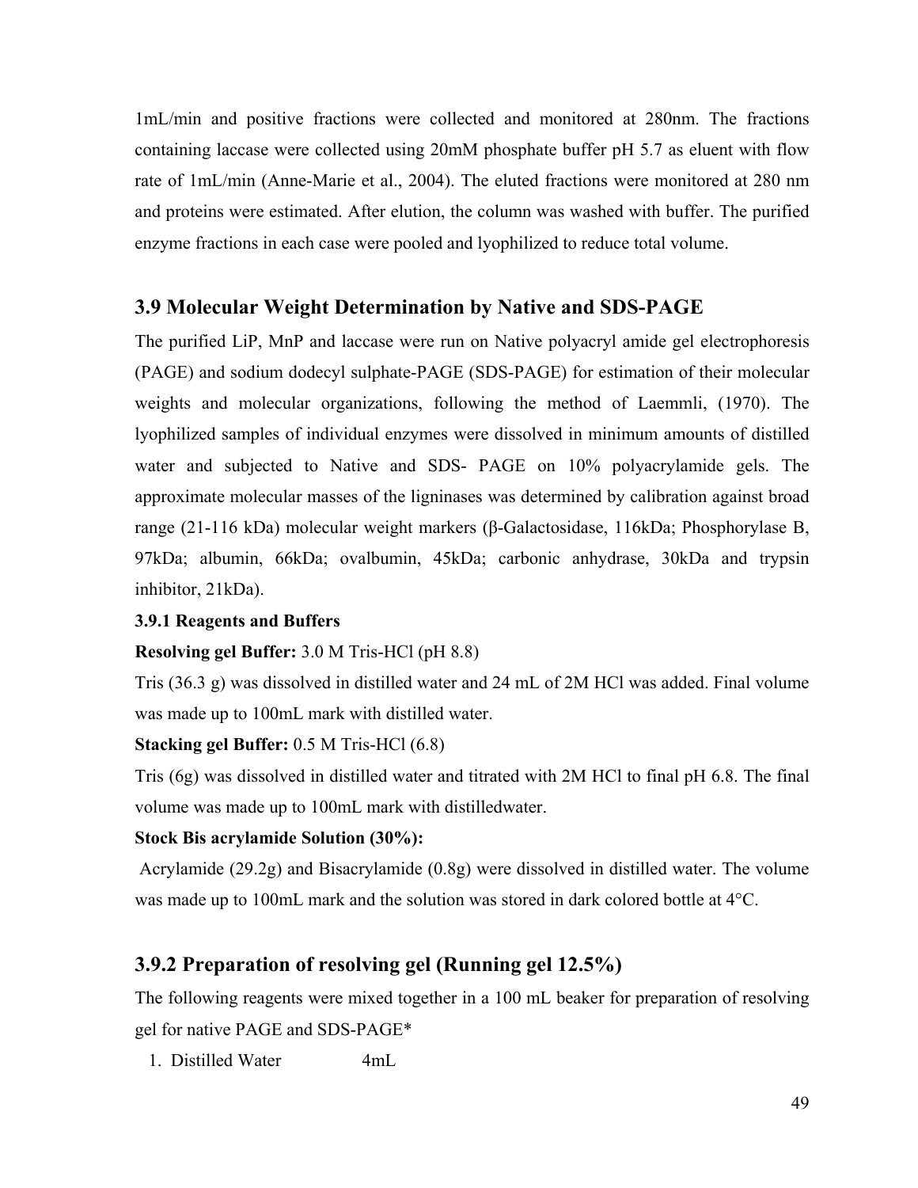1mL/min and positive fractions were collected and monitored at 280nm. The fractions containing laccase were collected using 20mM phosphate buffer pH 5.7 as eluent with flow rate of 1mL/min (Anne-Marie et al., 2004). The eluted fractions were monitored at 280 nm and proteins were estimated. After elution, the column was washed with buffer. The purified enzyme fractions in each case were pooled and lyophilized to reduce total volume.

## 3.9 Molecular Weight Determination by Native and SDS-PAGE

The purified LiP, MnP and laccase were run on Native polyacryl amide gel electrophoresis (PAGE) and sodium dodecyl sulphate-PAGE (SDS-PAGE) for estimation of their molecular weights and molecular organizations, following the method of Laemmli, (1970). The lyophilized samples of individual enzymes were dissolved in minimum amounts of distilled water and subjected to Native and SDS- PAGE on 10% polyacrylamide gels. The approximate molecular masses of the ligninases was determined by calibration against broad range (21-116 kDa) molecular weight markers (β-Galactosidase, 116kDa; Phosphorylase B, 97kDa; albumin, 66kDa; ovalbumin, 45kDa; carbonic anhydrase, 30kDa and trypsin inhibitor, 21kDa).

### 3.9.1 Reagents and Buffers

**Resolving gel Buffer:** 3.0 M Tris-HCl (pH 8.8)

Tris (36.3 g) was dissolved in distilled water and 24 mL of 2M HCl was added. Final volume was made up to 100mL mark with distilled water.

**Stacking gel Buffer:** 0.5 M Tris-HCl (6.8)

Tris (6g) was dissolved in distilled water and titrated with 2M HCl to final pH 6.8. The final volume was made up to 100mL mark with distilledwater.

**Stock Bis acrylamide Solution (30%):**

Acrylamide (29.2g) and Bisacrylamide (0.8g) were dissolved in distilled water. The volume was made up to 100mL mark and the solution was stored in dark colored bottle at 4°C.

## 3.9.2 Preparation of resolving gel (Running gel 12.5%)

The following reagents were mixed together in a 100 mL beaker for preparation of resolving gel for native PAGE and SDS-PAGE*

1. Distilled Water 4mL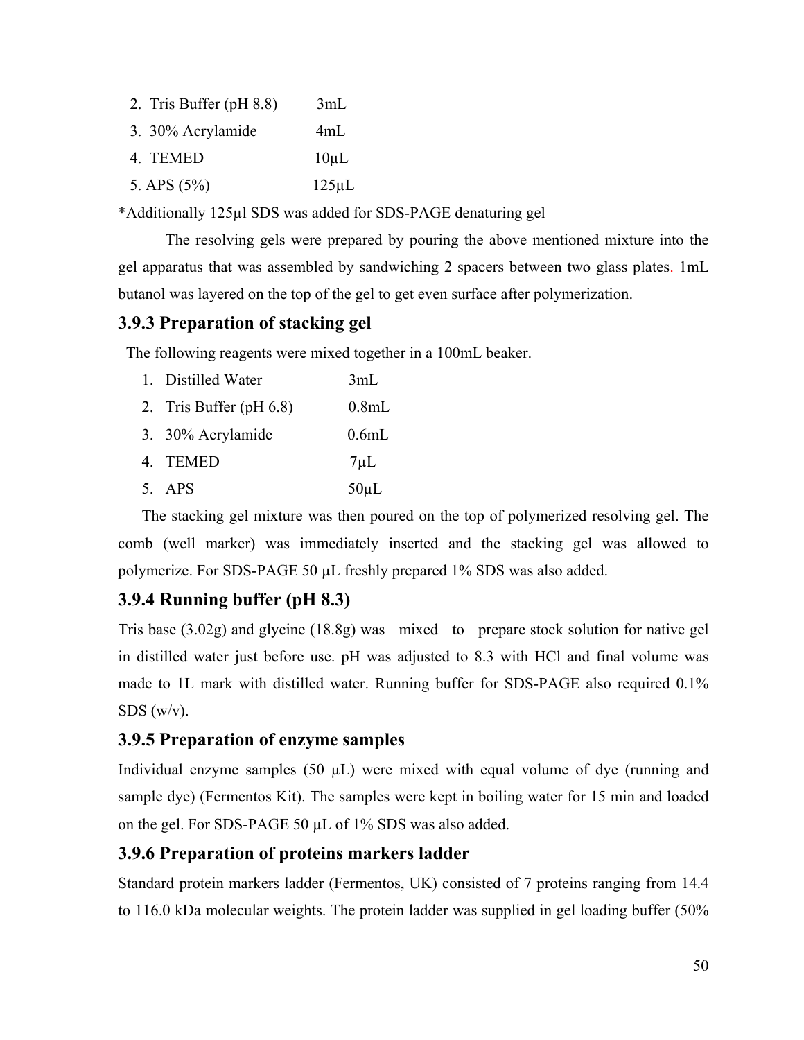2. Tris Buffer (pH 8.8) 3mL
3. 30% Acrylamide 4mL
4. TEMED 10μL
5. APS (5%) 125μL

*Additionally 125μl SDS was added for SDS-PAGE denaturing gel

The resolving gels were prepared by pouring the above mentioned mixture into the gel apparatus that was assembled by sandwiching 2 spacers between two glass plates. 1mL butanol was layered on the top of the gel to get even surface after polymerization.

### 3.9.3 Preparation of stacking gel

The following reagents were mixed together in a 100mL beaker.

1. Distilled Water 3mL
2. Tris Buffer (pH 6.8) 0.8mL
3. 30% Acrylamide 0.6mL
4. TEMED 7μL
5. APS 50μL

The stacking gel mixture was then poured on the top of polymerized resolving gel. The comb (well marker) was immediately inserted and the stacking gel was allowed to polymerize. For SDS-PAGE 50 μL freshly prepared 1% SDS was also added.

### 3.9.4 Running buffer (pH 8.3)

Tris base (3.02g) and glycine (18.8g) was mixed to prepare stock solution for native gel in distilled water just before use. pH was adjusted to 8.3 with HCl and final volume was made to 1L mark with distilled water. Running buffer for SDS-PAGE also required 0.1% SDS (w/v).

### 3.9.5 Preparation of enzyme samples

Individual enzyme samples (50 μL) were mixed with equal volume of dye (running and sample dye) (Fermentos Kit). The samples were kept in boiling water for 15 min and loaded on the gel. For SDS-PAGE 50 μL of 1% SDS was also added.

### 3.9.6 Preparation of proteins markers ladder

Standard protein markers ladder (Fermentos, UK) consisted of 7 proteins ranging from 14.4 to 116.0 kDa molecular weights. The protein ladder was supplied in gel loading buffer (50%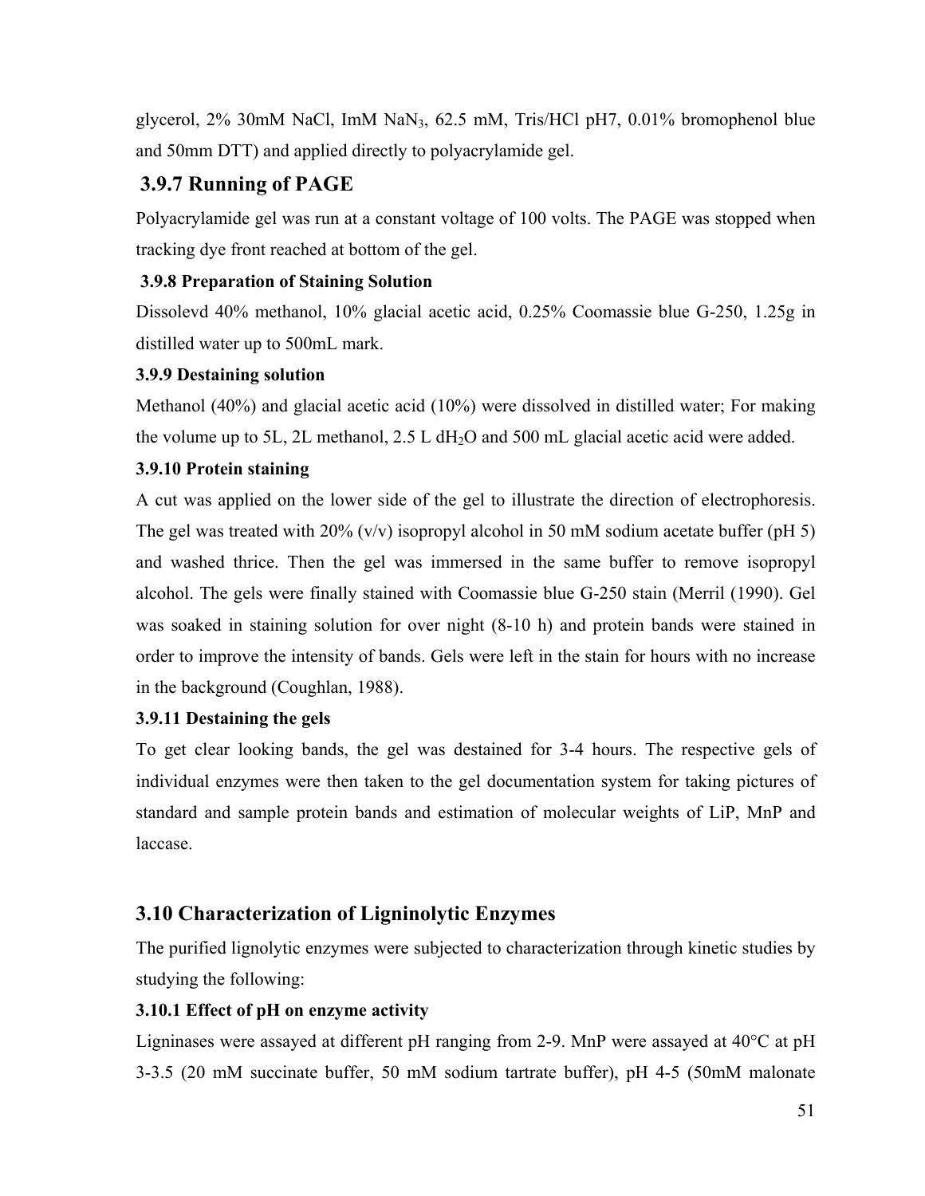glycerol, 2% 30mM NaCl, ImM $NaN_3$, 62.5 mM, Tris/HCl pH7, 0.01% bromophenol blue and 50mm DTT) and applied directly to polyacrylamide gel.

## 3.9.7 Running of PAGE

Polyacrylamide gel was run at a constant voltage of 100 volts. The PAGE was stopped when tracking dye front reached at bottom of the gel.

### 3.9.8 Preparation of Staining Solution

Dissolevd 40% methanol, 10% glacial acetic acid, 0.25% Coomassie blue G-250, 1.25g in distilled water up to 500mL mark.

### 3.9.9 Destaining solution

Methanol (40%) and glacial acetic acid (10%) were dissolved in distilled water; For making the volume up to 5L, 2L methanol, 2.5 L $dH_2O$ and 500 mL glacial acetic acid were added.

### 3.9.10 Protein staining

A cut was applied on the lower side of the gel to illustrate the direction of electrophoresis. The gel was treated with 20% (v/v) isopropyl alcohol in 50 mM sodium acetate buffer (pH 5) and washed thrice. Then the gel was immersed in the same buffer to remove isopropyl alcohol. The gels were finally stained with Coomassie blue G-250 stain (Merril (1990). Gel was soaked in staining solution for over night (8-10 h) and protein bands were stained in order to improve the intensity of bands. Gels were left in the stain for hours with no increase in the background (Coughlan, 1988).

### 3.9.11 Destaining the gels

To get clear looking bands, the gel was destained for 3-4 hours. The respective gels of individual enzymes were then taken to the gel documentation system for taking pictures of standard and sample protein bands and estimation of molecular weights of LiP, MnP and laccase.

## 3.10 Characterization of Ligninolytic Enzymes

The purified lignolytic enzymes were subjected to characterization through kinetic studies by studying the following:

### 3.10.1 Effect of pH on enzyme activity

Ligninases were assayed at different pH ranging from 2-9. MnP were assayed at 40°C at pH 3-3.5 (20 mM succinate buffer, 50 mM sodium tartrate buffer), pH 4-5 (50mM malonate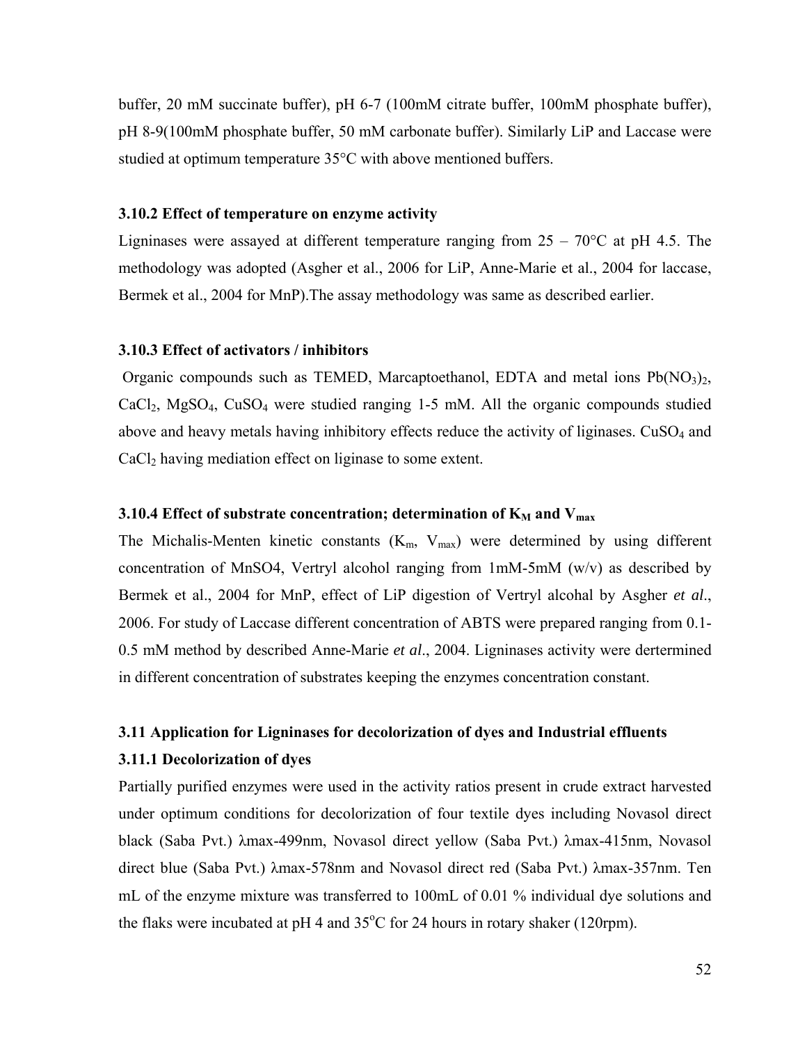buffer, 20 mM succinate buffer), pH 6-7 (100mM citrate buffer, 100mM phosphate buffer), pH 8-9(100mM phosphate buffer, 50 mM carbonate buffer). Similarly LiP and Laccase were studied at optimum temperature 35°C with above mentioned buffers.

### 3.10.2 Effect of temperature on enzyme activity

Ligninases were assayed at different temperature ranging from 25 – 70°C at pH 4.5. The methodology was adopted (Asgher et al., 2006 for LiP, Anne-Marie et al., 2004 for laccase, Bermek et al., 2004 for MnP).The assay methodology was same as described earlier.

### 3.10.3 Effect of activators / inhibitors

Organic compounds such as TEMED, Marcaptoethanol, EDTA and metal ions $Pb(NO_3)_2$, $CaCl_2$, $MgSO_4$, $CuSO_4$ were studied ranging 1-5 mM. All the organic compounds studied above and heavy metals having inhibitory effects reduce the activity of liginases. $CuSO_4$ and $CaCl_2$ having mediation effect on liginase to some extent.

### 3.10.4 Effect of substrate concentration; determination of $K_M$ and $V_{max}$

The Michalis-Menten kinetic constants ($K_m$, $V_{max}$) were determined by using different concentration of MnSO4, Vertryl alcohol ranging from 1mM-5mM (w/v) as described by Bermek et al., 2004 for MnP, effect of LiP digestion of Vertryl alcohal by Asgher *et al*., 2006. For study of Laccase different concentration of ABTS were prepared ranging from 0.1-0.5 mM method by described Anne-Marie *et al*., 2004. Ligninases activity were dertermined in different concentration of substrates keeping the enzymes concentration constant.

## 3.11 Application for Ligninases for decolorization of dyes and Industrial effluents

### 3.11.1 Decolorization of dyes

Partially purified enzymes were used in the activity ratios present in crude extract harvested under optimum conditions for decolorization of four textile dyes including Novasol direct black (Saba Pvt.) λmax-499nm, Novasol direct yellow (Saba Pvt.) λmax-415nm, Novasol direct blue (Saba Pvt.) λmax-578nm and Novasol direct red (Saba Pvt.) λmax-357nm. Ten mL of the enzyme mixture was transferred to 100mL of 0.01 % individual dye solutions and the flaks were incubated at pH 4 and 35°C for 24 hours in rotary shaker (120rpm).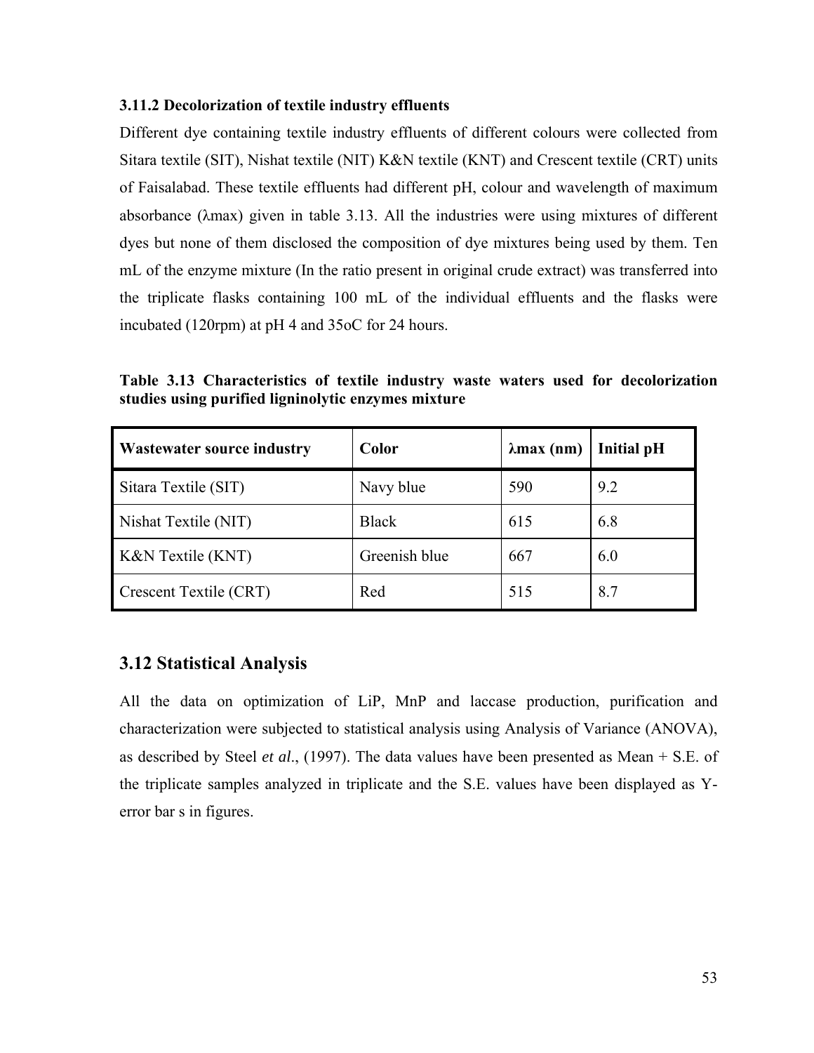### 3.11.2 Decolorization of textile industry effluents

Different dye containing textile industry effluents of different colours were collected from Sitara textile (SIT), Nishat textile (NIT) K&N textile (KNT) and Crescent textile (CRT) units of Faisalabad. These textile effluents had different pH, colour and wavelength of maximum absorbance (λmax) given in table 3.13. All the industries were using mixtures of different dyes but none of them disclosed the composition of dye mixtures being used by them. Ten mL of the enzyme mixture (In the ratio present in original crude extract) was transferred into the triplicate flasks containing 100 mL of the individual effluents and the flasks were incubated (120rpm) at pH 4 and 35oC for 24 hours.

**Table 3.13 Characteristics of textile industry waste waters used for decolorization studies using purified ligninolytic enzymes mixture**

| Wastewater source industry | Color | λmax (nm) | Initial pH |
|---|---|---|---|
| Sitara Textile (SIT) | Navy blue | 590 | 9.2 |
| Nishat Textile (NIT) | Black | 615 | 6.8 |
| K&N Textile (KNT) | Greenish blue | 667 | 6.0 |
| Crescent Textile (CRT) | Red | 515 | 8.7 |

## 3.12 Statistical Analysis

All the data on optimization of LiP, MnP and laccase production, purification and characterization were subjected to statistical analysis using Analysis of Variance (ANOVA), as described by Steel *et al*., (1997). The data values have been presented as Mean + S.E. of the triplicate samples analyzed in triplicate and the S.E. values have been displayed as Y-error bar s in figures.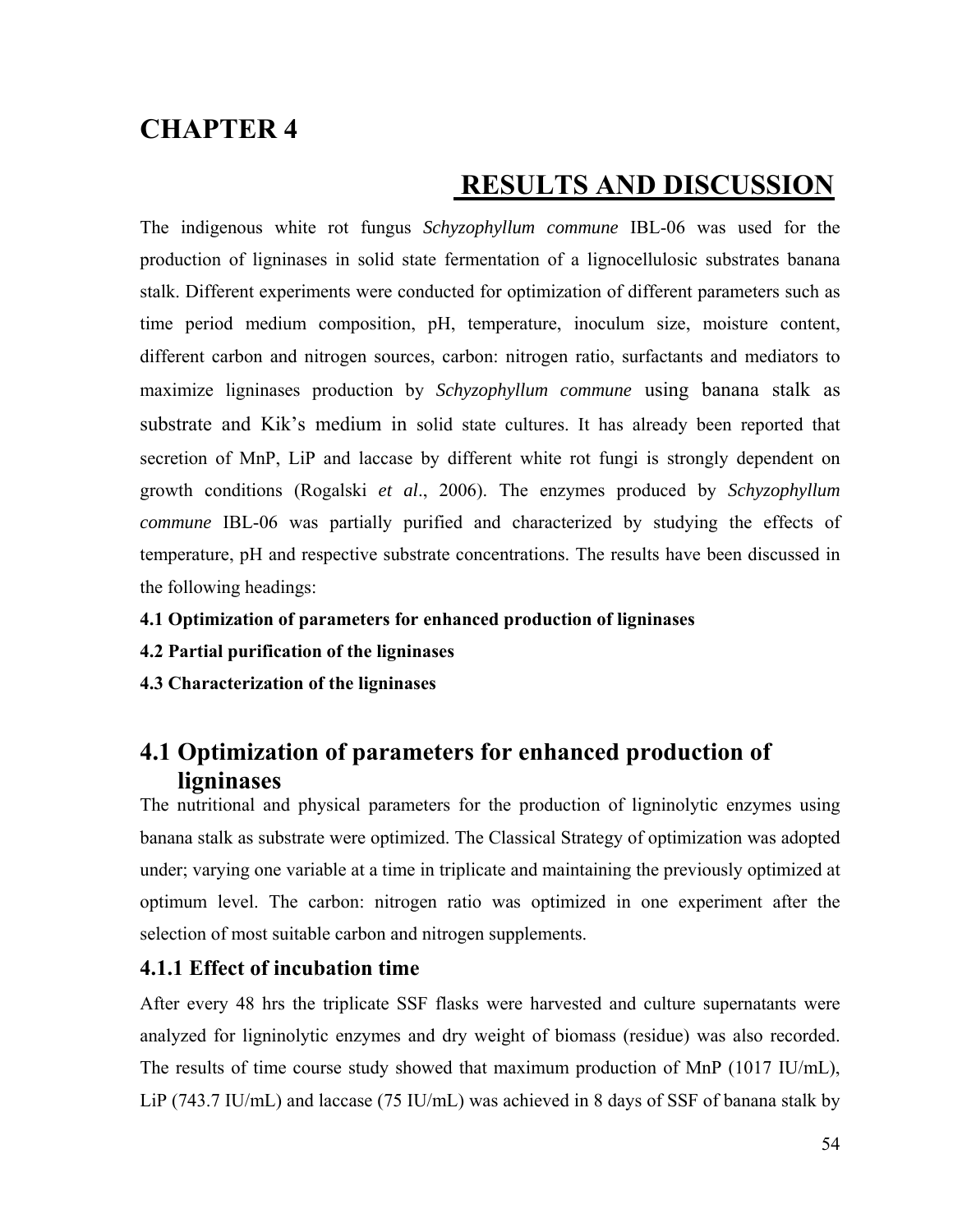# CHAPTER 4

# RESULTS AND DISCUSSION

The indigenous white rot fungus *Schyzophyllum commune* IBL-06 was used for the production of ligninases in solid state fermentation of a lignocellulosic substrates banana stalk. Different experiments were conducted for optimization of different parameters such as time period medium composition, pH, temperature, inoculum size, moisture content, different carbon and nitrogen sources, carbon: nitrogen ratio, surfactants and mediators to maximize ligninases production by *Schyzophyllum commune* using banana stalk as substrate and Kik's medium in solid state cultures. It has already been reported that secretion of MnP, LiP and laccase by different white rot fungi is strongly dependent on growth conditions (Rogalski *et al*., 2006). The enzymes produced by *Schyzophyllum commune* IBL-06 was partially purified and characterized by studying the effects of temperature, pH and respective substrate concentrations. The results have been discussed in the following headings:

**4.1 Optimization of parameters for enhanced production of ligninases**

**4.2 Partial purification of the ligninases**

**4.3 Characterization of the ligninases**

## 4.1 Optimization of parameters for enhanced production of ligninases

The nutritional and physical parameters for the production of ligninolytic enzymes using banana stalk as substrate were optimized. The Classical Strategy of optimization was adopted under; varying one variable at a time in triplicate and maintaining the previously optimized at optimum level. The carbon: nitrogen ratio was optimized in one experiment after the selection of most suitable carbon and nitrogen supplements.

### 4.1.1 Effect of incubation time

After every 48 hrs the triplicate SSF flasks were harvested and culture supernatants were analyzed for ligninolytic enzymes and dry weight of biomass (residue) was also recorded. The results of time course study showed that maximum production of MnP (1017 IU/mL), LiP (743.7 IU/mL) and laccase (75 IU/mL) was achieved in 8 days of SSF of banana stalk by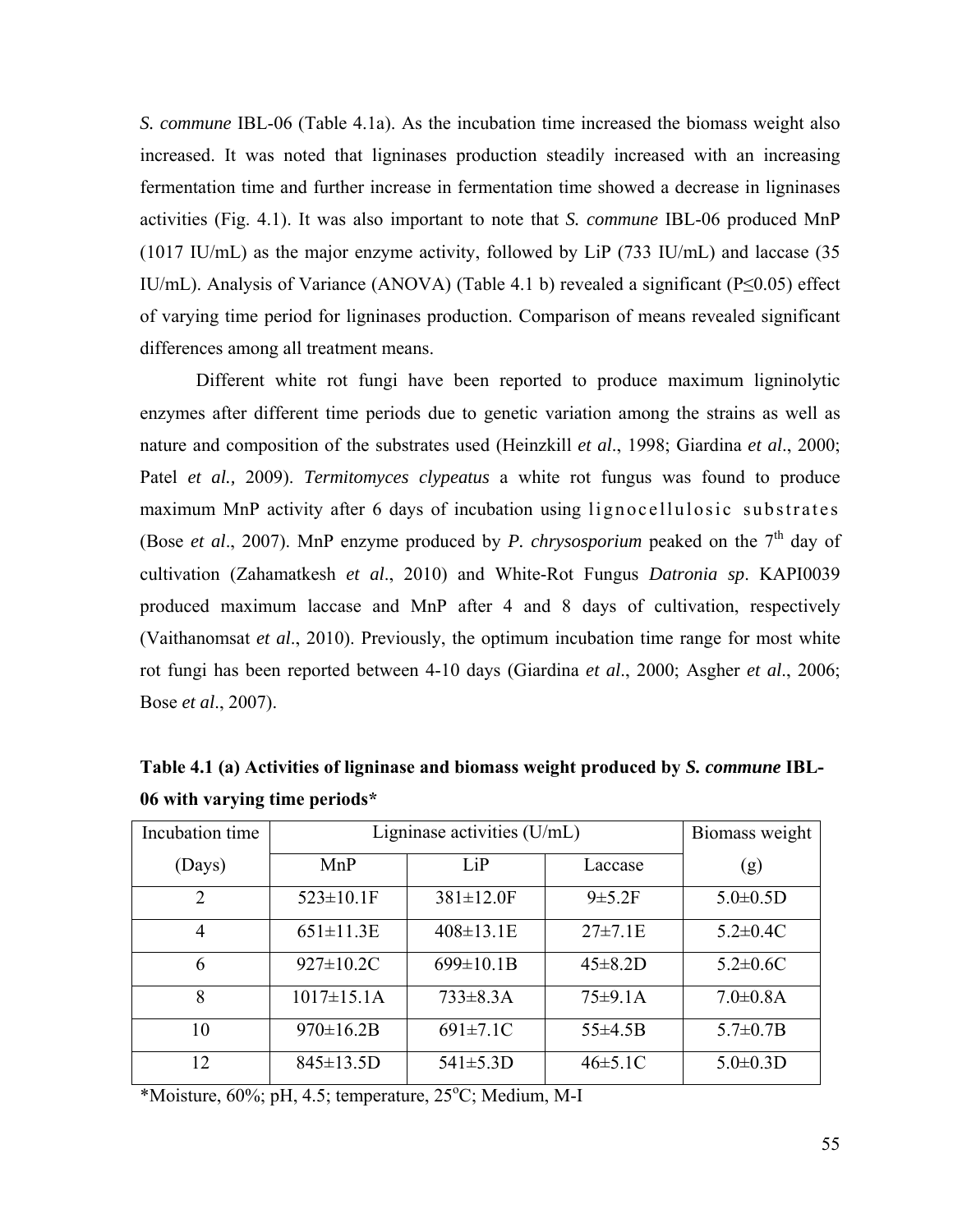*S. commune* IBL-06 (Table 4.1a). As the incubation time increased the biomass weight also increased. It was noted that ligninases production steadily increased with an increasing fermentation time and further increase in fermentation time showed a decrease in ligninases activities (Fig. 4.1). It was also important to note that *S. commune* IBL-06 produced MnP (1017 IU/mL) as the major enzyme activity, followed by LiP (733 IU/mL) and laccase (35 IU/mL). Analysis of Variance (ANOVA) (Table 4.1 b) revealed a significant ($P \leq 0.05$) effect of varying time period for ligninases production. Comparison of means revealed significant differences among all treatment means.

Different white rot fungi have been reported to produce maximum ligninolytic enzymes after different time periods due to genetic variation among the strains as well as nature and composition of the substrates used (Heinzkill *et al*., 1998; Giardina *et al*., 2000; Patel *et al.,* 2009). *Termitomyces clypeatus* a white rot fungus was found to produce maximum MnP activity after 6 days of incubation using lignocellulosic substrates (Bose *et al*., 2007). MnP enzyme produced by *P. chrysosporium* peaked on the 7$^{th}$ day of cultivation (Zahamatkesh *et al*., 2010) and White-Rot Fungus *Datronia sp*. KAPI0039 produced maximum laccase and MnP after 4 and 8 days of cultivation, respectively (Vaithanomsat *et al*., 2010). Previously, the optimum incubation time range for most white rot fungi has been reported between 4-10 days (Giardina *et al*., 2000; Asgher *et al*., 2006; Bose *et al*., 2007).

**Table 4.1 (a) Activities of ligninase and biomass weight produced by *S. commune* IBL-06 with varying time periods***

| Incubation time | Ligninase activities (U/mL) | | | Biomass weight |
|---|---|---|---|---|
| (Days) | MnP | LiP | Laccase | (g) |
| 2 | 523±10.1F | 381±12.0F | 9±5.2F | 5.0±0.5D |
| 4 | 651±11.3E | 408±13.1E | 27±7.1E | 5.2±0.4C |
| 6 | 927±10.2C | 699±10.1B | 45±8.2D | 5.2±0.6C |
| 8 | 1017±15.1A | 733±8.3A | 75±9.1A | 7.0±0.8A |
| 10 | 970±16.2B | 691±7.1C | 55±4.5B | 5.7±0.7B |
| 12 | 845±13.5D | 541±5.3D | 46±5.1C | 5.0±0.3D |

*Moisture, 60%; pH, 4.5; temperature, 25$^{o}$C; Medium, M-I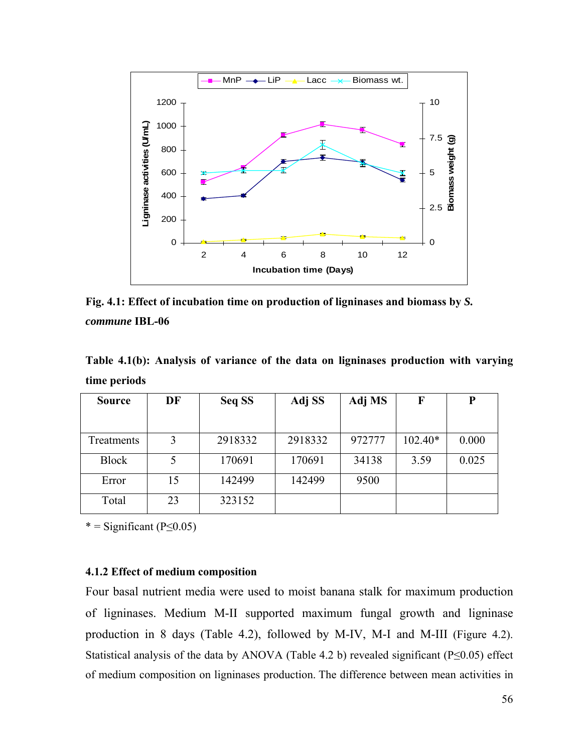**Fig. 4.1: Effect of incubation time on production of ligninases and biomass by *S. commune* IBL-06**

**Table 4.1(b): Analysis of variance of the data on ligninases production with varying time periods**

| Source | DF | Seq SS | Adj SS | Adj MS | F | P |
|---|---|---|---|---|---|---|
| Treatments | 3 | 2918332 | 2918332 | 972777 | 102.40* | 0.000 |
| Block | 5 | 170691 | 170691 | 34138 | 3.59 | 0.025 |
| Error | 15 | 142499 | 142499 | 9500 | | |
| Total | 23 | 323152 | | | | |

* = Significant ($P \leq 0.05$)

### 4.1.2 Effect of medium composition

Four basal nutrient media were used to moist banana stalk for maximum production of ligninases. Medium M-II supported maximum fungal growth and ligninase production in 8 days (Table 4.2), followed by M-IV, M-I and M-III (Figure 4.2). Statistical analysis of the data by ANOVA (Table 4.2 b) revealed significant ($P \leq 0.05$) effect of medium composition on ligninases production. The difference between mean activities in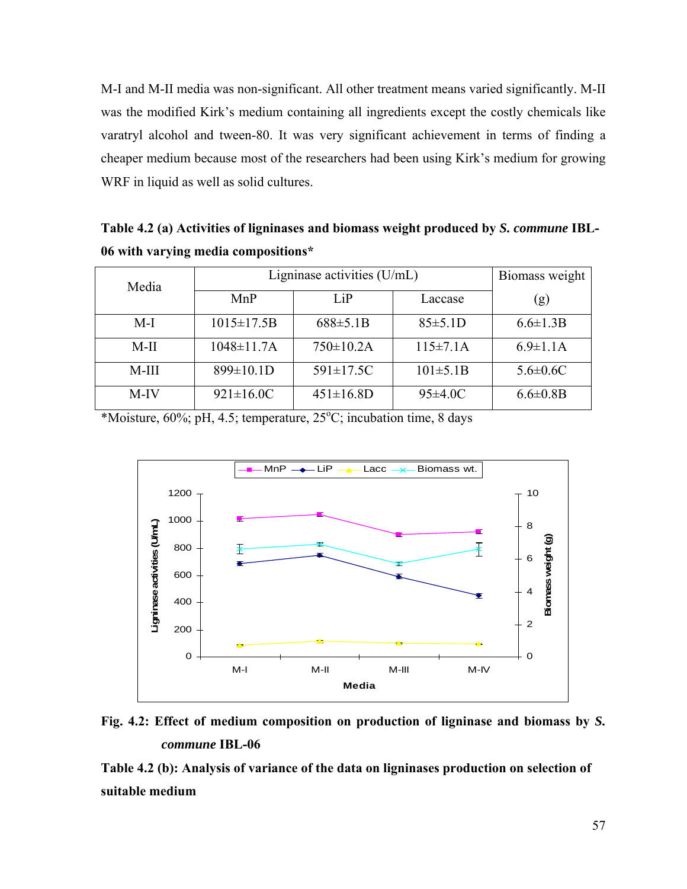M-I and M-II media was non-significant. All other treatment means varied significantly. M-II was the modified Kirk's medium containing all ingredients except the costly chemicals like varatryl alcohol and tween-80. It was very significant achievement in terms of finding a cheaper medium because most of the researchers had been using Kirk's medium for growing WRF in liquid as well as solid cultures.

**Table 4.2 (a) Activities of ligninases and biomass weight produced by *S. commune* IBL-06 with varying media compositions***

| Media | Ligninase activities (U/mL) | | | Biomass weight (g) |
|---|---|---|---|---|
| | MnP | LiP | Laccase | |
| M-I | 1015±17.5B | 688±5.1B | 85±5.1D | 6.6±1.3B |
| M-II | 1048±11.7A | 750±10.2A | 115±7.1A | 6.9±1.1A |
| M-III | 899±10.1D | 591±17.5C | 101±5.1B | 5.6±0.6C |
| M-IV | 921±16.0C | 451±16.8D | 95±4.0C | 6.6±0.8B |

*Moisture, 60%; pH, 4.5; temperature, 25°C; incubation time, 8 days

**Fig. 4.2: Effect of medium composition on production of ligninase and biomass by *S. commune* IBL-06**

**Table 4.2 (b): Analysis of variance of the data on ligninases production on selection of suitable medium**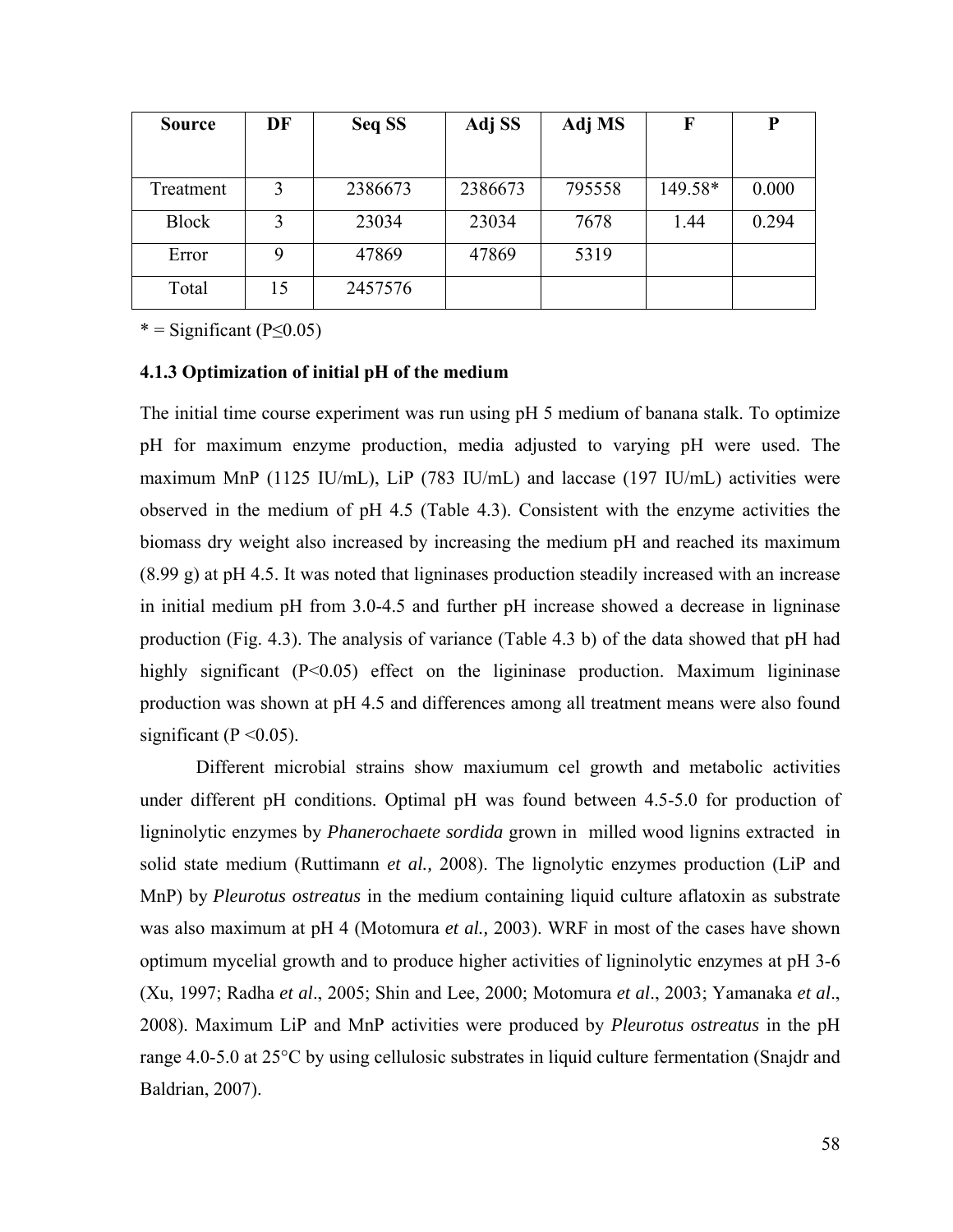| Source | DF | Seq SS | Adj SS | Adj MS | F | P |
|---|---|---|---|---|---|---|
| Treatment | 3 | 2386673 | 2386673 | 795558 | 149.58* | 0.000 |
| Block | 3 | 23034 | 23034 | 7678 | 1.44 | 0.294 |
| Error | 9 | 47869 | 47869 | 5319 | | |
| Total | 15 | 2457576 | | | | |

* = Significant ($P \leq 0.05$)

### 4.1.3 Optimization of initial pH of the medium

The initial time course experiment was run using pH 5 medium of banana stalk. To optimize pH for maximum enzyme production, media adjusted to varying pH were used. The maximum MnP (1125 IU/mL), LiP (783 IU/mL) and laccase (197 IU/mL) activities were observed in the medium of pH 4.5 (Table 4.3). Consistent with the enzyme activities the biomass dry weight also increased by increasing the medium pH and reached its maximum (8.99 g) at pH 4.5. It was noted that ligninases production steadily increased with an increase in initial medium pH from 3.0-4.5 and further pH increase showed a decrease in ligninase production (Fig. 4.3). The analysis of variance (Table 4.3 b) of the data showed that pH had highly significant ($P<0.05$) effect on the ligininase production. Maximum ligininase production was shown at pH 4.5 and differences among all treatment means were also found significant ($P <0.05$).

Different microbial strains show maxiumum cel growth and metabolic activities under different pH conditions. Optimal pH was found between 4.5-5.0 for production of ligninolytic enzymes by *Phanerochaete sordida* grown in milled wood lignins extracted in solid state medium (Ruttimann *et al.,* 2008). The lignolytic enzymes production (LiP and MnP) by *Pleurotus ostreatus* in the medium containing liquid culture aflatoxin as substrate was also maximum at pH 4 (Motomura *et al.,* 2003). WRF in most of the cases have shown optimum mycelial growth and to produce higher activities of ligninolytic enzymes at pH 3-6 (Xu, 1997; Radha *et al*., 2005; Shin and Lee, 2000; Motomura *et al*., 2003; Yamanaka *et al*., 2008). Maximum LiP and MnP activities were produced by *Pleurotus ostreatus* in the pH range 4.0-5.0 at 25°C by using cellulosic substrates in liquid culture fermentation (Snajdr and Baldrian, 2007).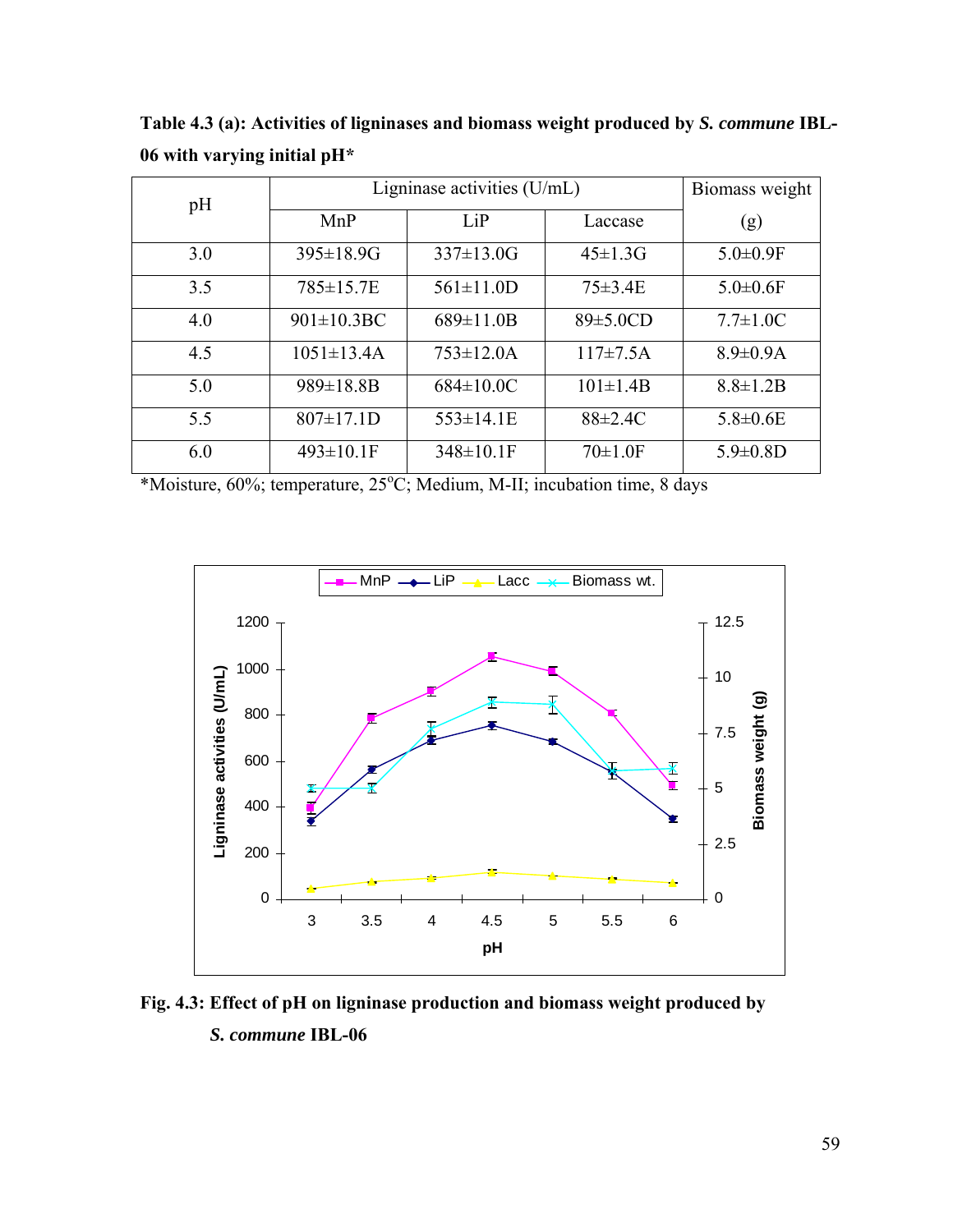**Table 4.3 (a): Activities of ligninases and biomass weight produced by *S. commune* IBL-06 with varying initial pH***

| pH | Ligninase activities (U/mL) | | | Biomass weight |
|---|---|---|---|---|
| | MnP | LiP | Laccase | (g) |
| 3.0 | 395±18.9G | 337±13.0G | 45±1.3G | 5.0±0.9F |
| 3.5 | 785±15.7E | 561±11.0D | 75±3.4E | 5.0±0.6F |
| 4.0 | 901±10.3BC | 689±11.0B | 89±5.0CD | 7.7±1.0C |
| 4.5 | 1051±13.4A | 753±12.0A | 117±7.5A | 8.9±0.9A |
| 5.0 | 989±18.8B | 684±10.0C | 101±1.4B | 8.8±1.2B |
| 5.5 | 807±17.1D | 553±14.1E | 88±2.4C | 5.8±0.6E |
| 6.0 | 493±10.1F | 348±10.1F | 70±1.0F | 5.9±0.8D |

*Moisture, 60%; temperature, 25°C; Medium, M-II; incubation time, 8 days

**Fig. 4.3: Effect of pH on ligninase production and biomass weight produced by *S. commune* IBL-06**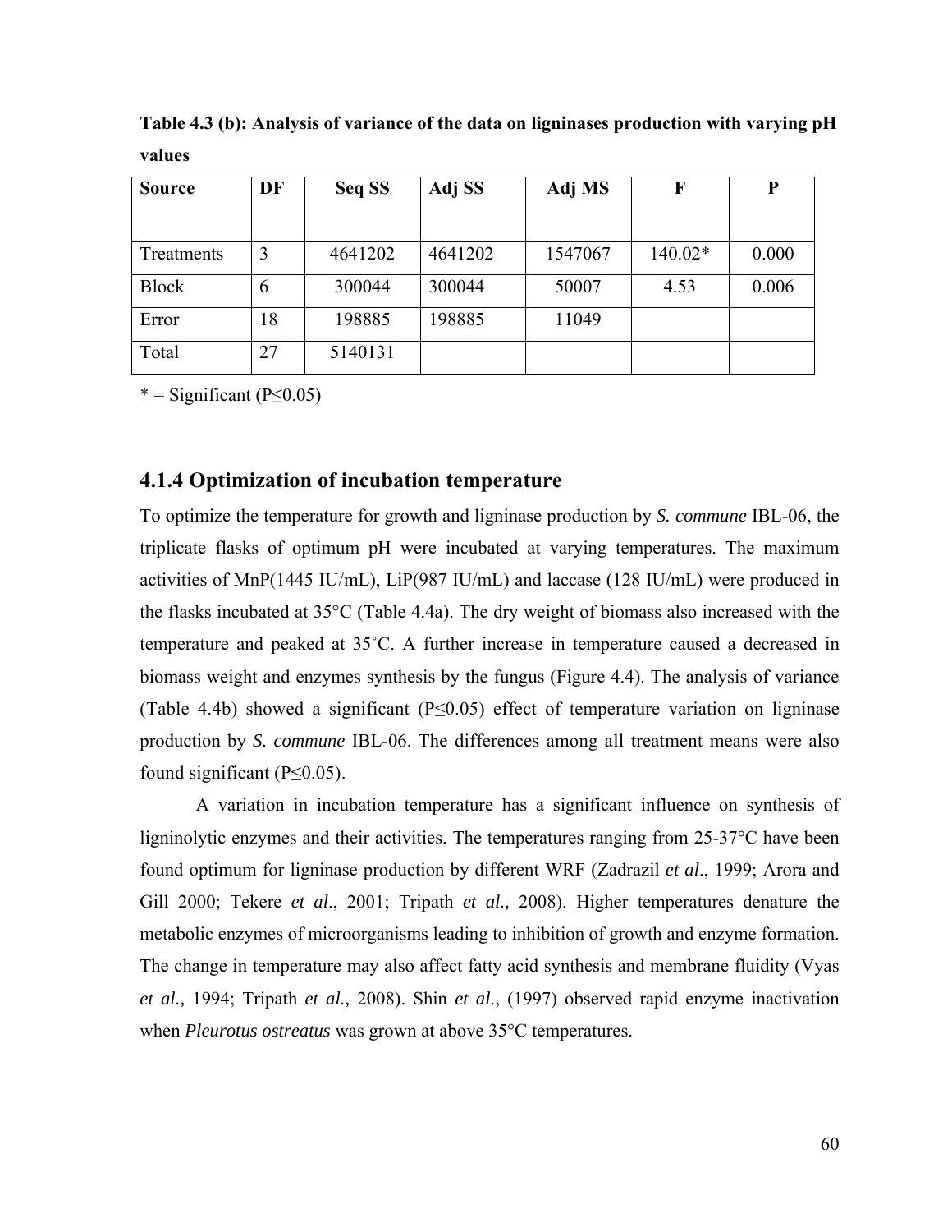**Table 4.3 (b): Analysis of variance of the data on ligninases production with varying pH values**

| Source | DF | Seq SS | Adj SS | Adj MS | F | P |
|---|---|---|---|---|---|---|
| Treatments | 3 | 4641202 | 4641202 | 1547067 | 140.02* | 0.000 |
| Block | 6 | 300044 | 300044 | 50007 | 4.53 | 0.006 |
| Error | 18 | 198885 | 198885 | 11049 | | |
| Total | 27 | 5140131 | | | | |

* = Significant ($P \leq 0.05$)

## 4.1.4 Optimization of incubation temperature

To optimize the temperature for growth and ligninase production by *S. commune* IBL-06, the triplicate flasks of optimum pH were incubated at varying temperatures. The maximum activities of MnP(1445 IU/mL), LiP(987 IU/mL) and laccase (128 IU/mL) were produced in the flasks incubated at 35°C (Table 4.4a). The dry weight of biomass also increased with the temperature and peaked at 35˚C. A further increase in temperature caused a decreased in biomass weight and enzymes synthesis by the fungus (Figure 4.4). The analysis of variance (Table 4.4b) showed a significant ($P \leq 0.05$) effect of temperature variation on ligninase production by *S. commune* IBL-06. The differences among all treatment means were also found significant ($P \leq 0.05$).

A variation in incubation temperature has a significant influence on synthesis of ligninolytic enzymes and their activities. The temperatures ranging from 25-37°C have been found optimum for ligninase production by different WRF (Zadrazil *et al*., 1999; Arora and Gill 2000; Tekere *et al*., 2001; Tripath *et al.,* 2008). Higher temperatures denature the metabolic enzymes of microorganisms leading to inhibition of growth and enzyme formation. The change in temperature may also affect fatty acid synthesis and membrane fluidity (Vyas *et al.,* 1994; Tripath *et al.,* 2008). Shin *et al*., (1997) observed rapid enzyme inactivation when *Pleurotus ostreatus* was grown at above 35°C temperatures.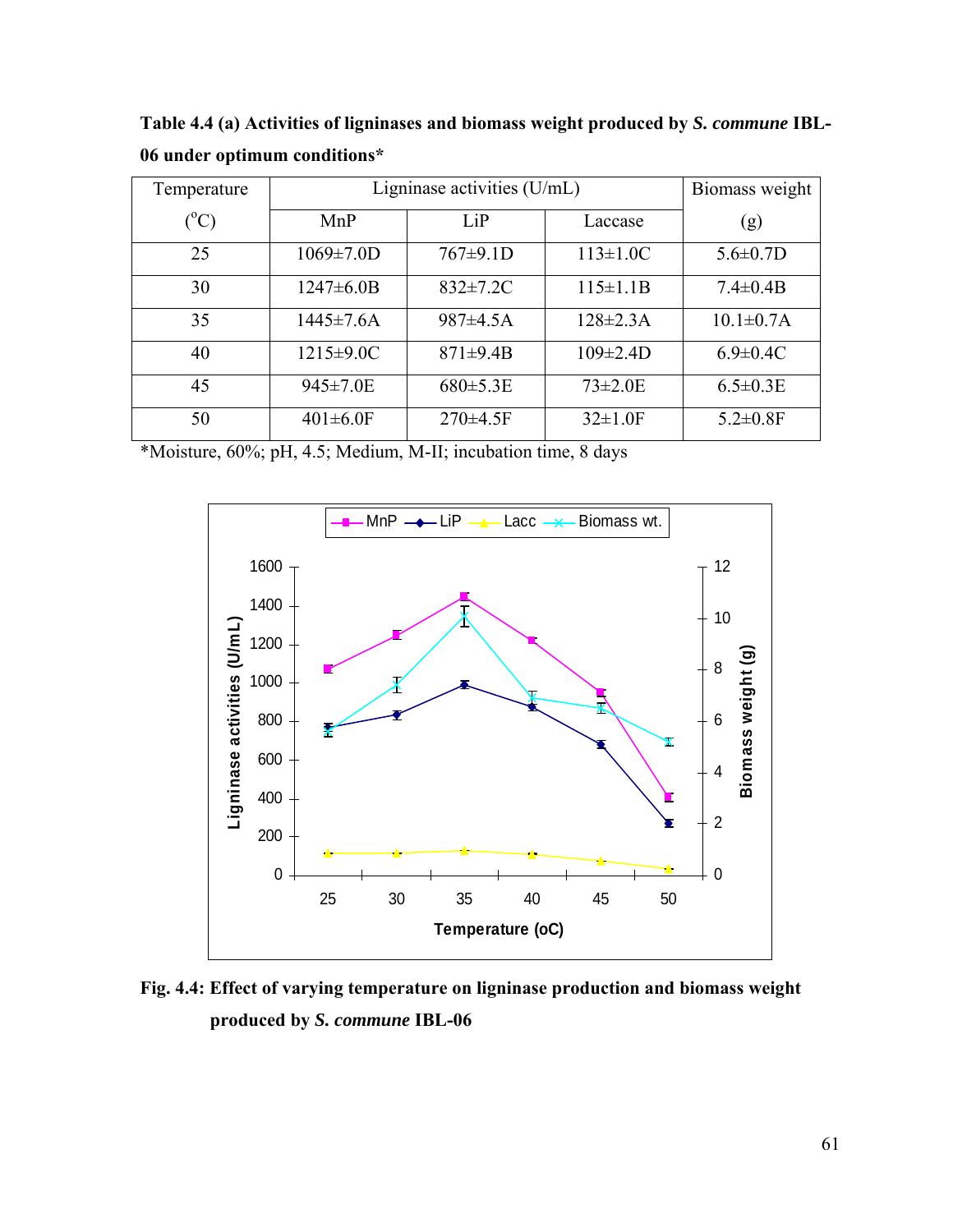**Table 4.4 (a) Activities of ligninases and biomass weight produced by *S. commune* IBL-06 under optimum conditions***

| Temperature ($^{o}$C) | Ligninase activities (U/mL) | | | Biomass weight (g) |
|---|---|---|---|---|
| | MnP | LiP | Laccase | |
| 25 | 1069±7.0D | 767±9.1D | 113±1.0C | 5.6±0.7D |
| 30 | 1247±6.0B | 832±7.2C | 115±1.1B | 7.4±0.4B |
| 35 | 1445±7.6A | 987±4.5A | 128±2.3A | 10.1±0.7A |
| 40 | 1215±9.0C | 871±9.4B | 109±2.4D | 6.9±0.4C |
| 45 | 945±7.0E | 680±5.3E | 73±2.0E | 6.5±0.3E |
| 50 | 401±6.0F | 270±4.5F | 32±1.0F | 5.2±0.8F |

*Moisture, 60%; pH, 4.5; Medium, M-II; incubation time, 8 days

**Fig. 4.4: Effect of varying temperature on ligninase production and biomass weight produced by *S. commune* IBL-06**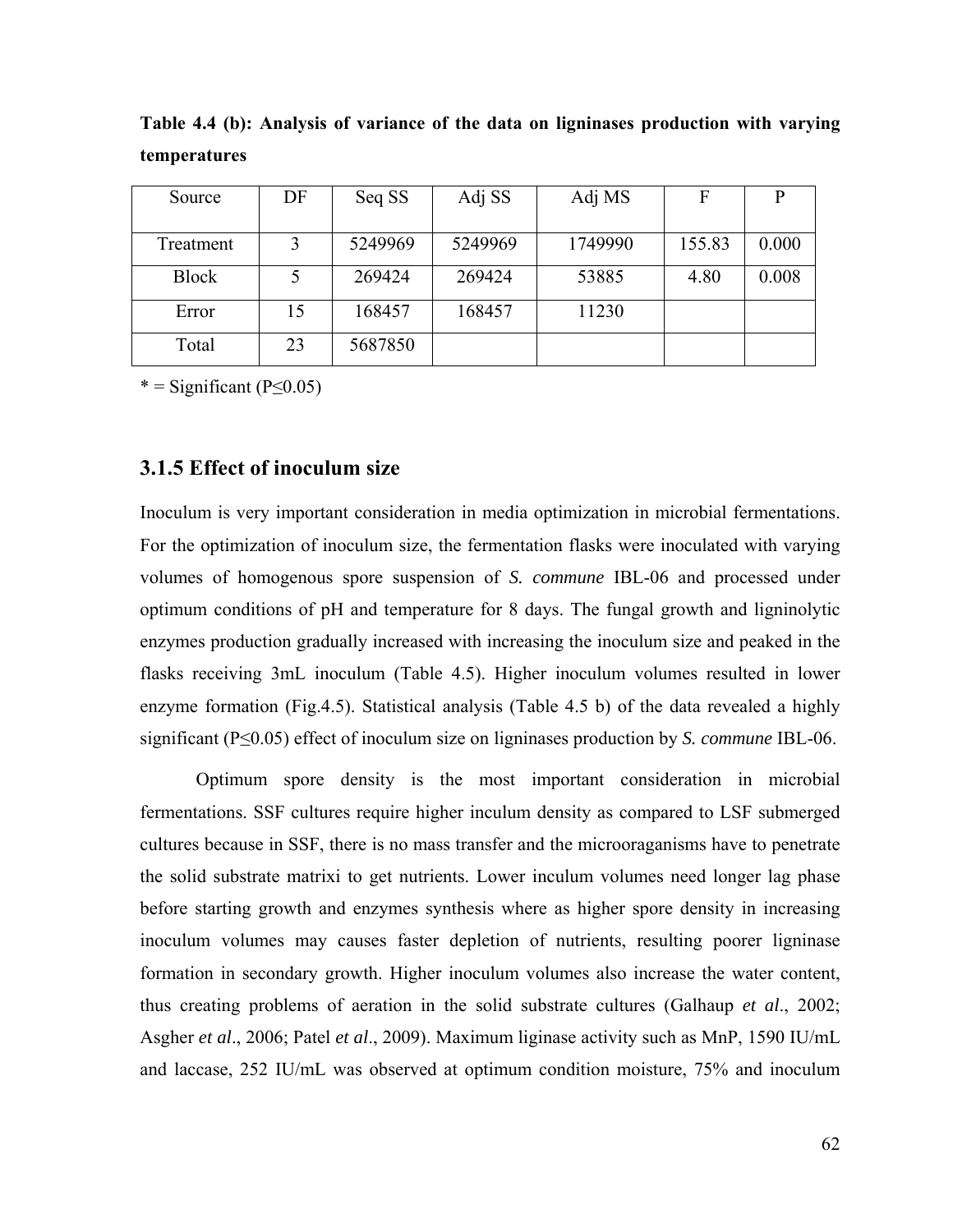**Table 4.4 (b): Analysis of variance of the data on ligninases production with varying temperatures**

| Source | DF | Seq SS | Adj SS | Adj MS | F | P |
|---|---|---|---|---|---|---|
| Treatment | 3 | 5249969 | 5249969 | 1749990 | 155.83 | 0.000 |
| Block | 5 | 269424 | 269424 | 53885 | 4.80 | 0.008 |
| Error | 15 | 168457 | 168457 | 11230 | | |
| Total | 23 | 5687850 | | | | |

* = Significant ($P \leq 0.05$)

### 3.1.5 Effect of inoculum size

Inoculum is very important consideration in media optimization in microbial fermentations. For the optimization of inoculum size, the fermentation flasks were inoculated with varying volumes of homogenous spore suspension of *S. commune* IBL-06 and processed under optimum conditions of pH and temperature for 8 days. The fungal growth and ligninolytic enzymes production gradually increased with increasing the inoculum size and peaked in the flasks receiving 3mL inoculum (Table 4.5). Higher inoculum volumes resulted in lower enzyme formation (Fig.4.5). Statistical analysis (Table 4.5 b) of the data revealed a highly significant ($P \leq 0.05$) effect of inoculum size on ligninases production by *S. commune* IBL-06.

Optimum spore density is the most important consideration in microbial fermentations. SSF cultures require higher inculum density as compared to LSF submerged cultures because in SSF, there is no mass transfer and the microoraganisms have to penetrate the solid substrate matrixi to get nutrients. Lower inculum volumes need longer lag phase before starting growth and enzymes synthesis where as higher spore density in increasing inoculum volumes may causes faster depletion of nutrients, resulting poorer ligninase formation in secondary growth. Higher inoculum volumes also increase the water content, thus creating problems of aeration in the solid substrate cultures (Galhaup *et al*., 2002; Asgher *et al*., 2006; Patel *et al*., 2009). Maximum liginase activity such as MnP, 1590 IU/mL and laccase, 252 IU/mL was observed at optimum condition moisture, 75% and inoculum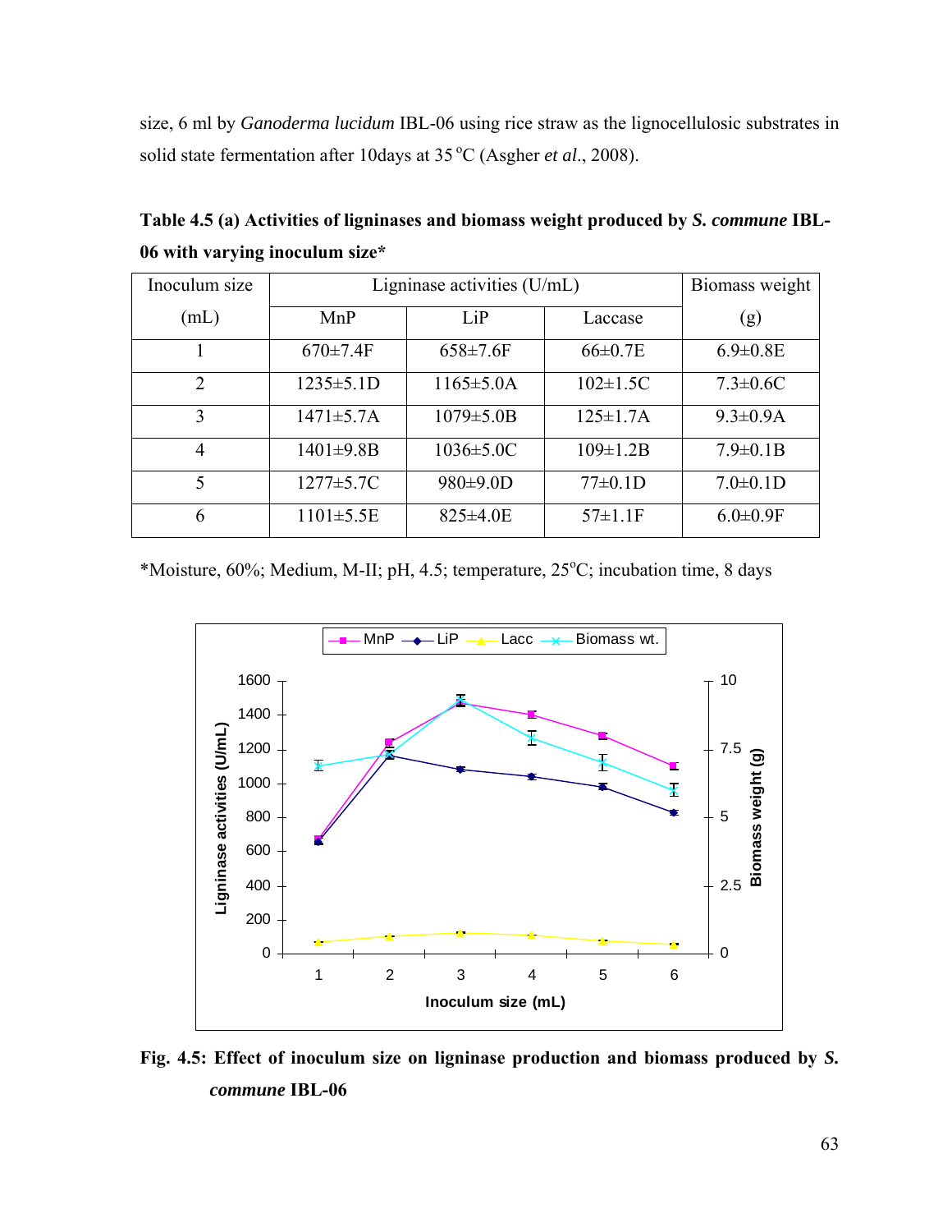size, 6 ml by *Ganoderma lucidum* IBL-06 using rice straw as the lignocellulosic substrates in solid state fermentation after 10days at 35 °C (Asgher *et al*., 2008).

**Table 4.5 (a) Activities of ligninases and biomass weight produced by *S. commune* IBL-06 with varying inoculum size***

| Inoculum size (mL) | Ligninase activities (U/mL) | | | Biomass weight (g) |
|---|---|---|---|---|
| | MnP | LiP | Laccase | |
| 1 | 670±7.4F | 658±7.6F | 66±0.7E | 6.9±0.8E |
| 2 | 1235±5.1D | 1165±5.0A | 102±1.5C | 7.3±0.6C |
| 3 | 1471±5.7A | 1079±5.0B | 125±1.7A | 9.3±0.9A |
| 4 | 1401±9.8B | 1036±5.0C | 109±1.2B | 7.9±0.1B |
| 5 | 1277±5.7C | 980±9.0D | 77±0.1D | 7.0±0.1D |
| 6 | 1101±5.5E | 825±4.0E | 57±1.1F | 6.0±0.9F |

*Moisture, 60%; Medium, M-II; pH, 4.5; temperature, 25°C; incubation time, 8 days

**Fig. 4.5: Effect of inoculum size on ligninase production and biomass produced by *S. commune* IBL-06**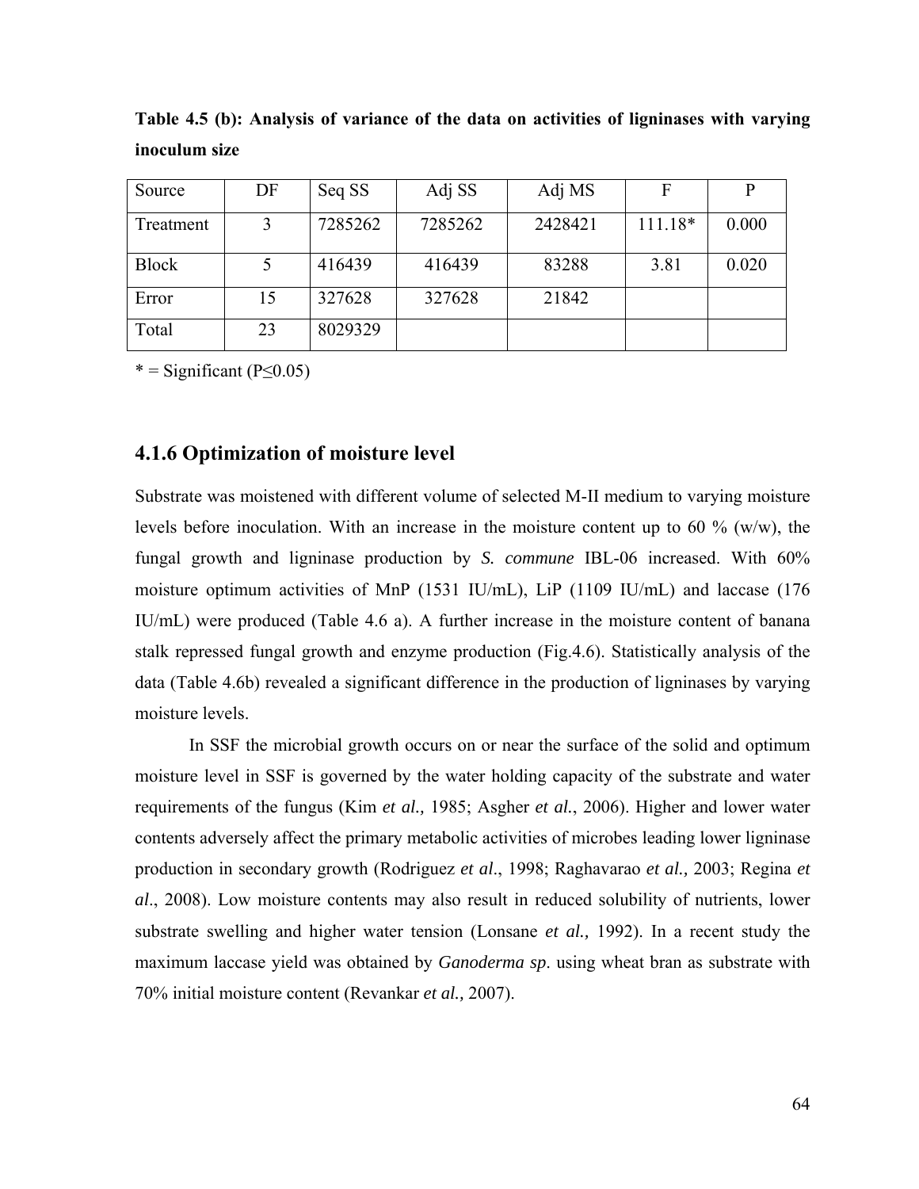**Table 4.5 (b): Analysis of variance of the data on activities of ligninases with varying inoculum size**

| Source | DF | Seq SS | Adj SS | Adj MS | F | P |
|---|---|---|---|---|---|---|
| Treatment | 3 | 7285262 | 7285262 | 2428421 | 111.18* | 0.000 |
| Block | 5 | 416439 | 416439 | 83288 | 3.81 | 0.020 |
| Error | 15 | 327628 | 327628 | 21842 | | |
| Total | 23 | 8029329 | | | | |

* = Significant ($P \leq 0.05$)

### 4.1.6 Optimization of moisture level

Substrate was moistened with different volume of selected M-II medium to varying moisture levels before inoculation. With an increase in the moisture content up to 60 % (w/w), the fungal growth and ligninase production by ***S. commune*** IBL-06 increased. With 60% moisture optimum activities of MnP (1531 IU/mL), LiP (1109 IU/mL) and laccase (176 IU/mL) were produced (Table 4.6 a). A further increase in the moisture content of banana stalk repressed fungal growth and enzyme production (Fig.4.6). Statistically analysis of the data (Table 4.6b) revealed a significant difference in the production of ligninases by varying moisture levels.

In SSF the microbial growth occurs on or near the surface of the solid and optimum moisture level in SSF is governed by the water holding capacity of the substrate and water requirements of the fungus (Kim *et al.,* 1985; Asgher *et al.*, 2006). Higher and lower water contents adversely affect the primary metabolic activities of microbes leading lower ligninase production in secondary growth (Rodriguez *et al*., 1998; Raghavarao *et al.,* 2003; Regina *et al*., 2008). Low moisture contents may also result in reduced solubility of nutrients, lower substrate swelling and higher water tension (Lonsane *et al.,* 1992). In a recent study the maximum laccase yield was obtained by *Ganoderma sp*. using wheat bran as substrate with 70% initial moisture content (Revankar *et al.,* 2007).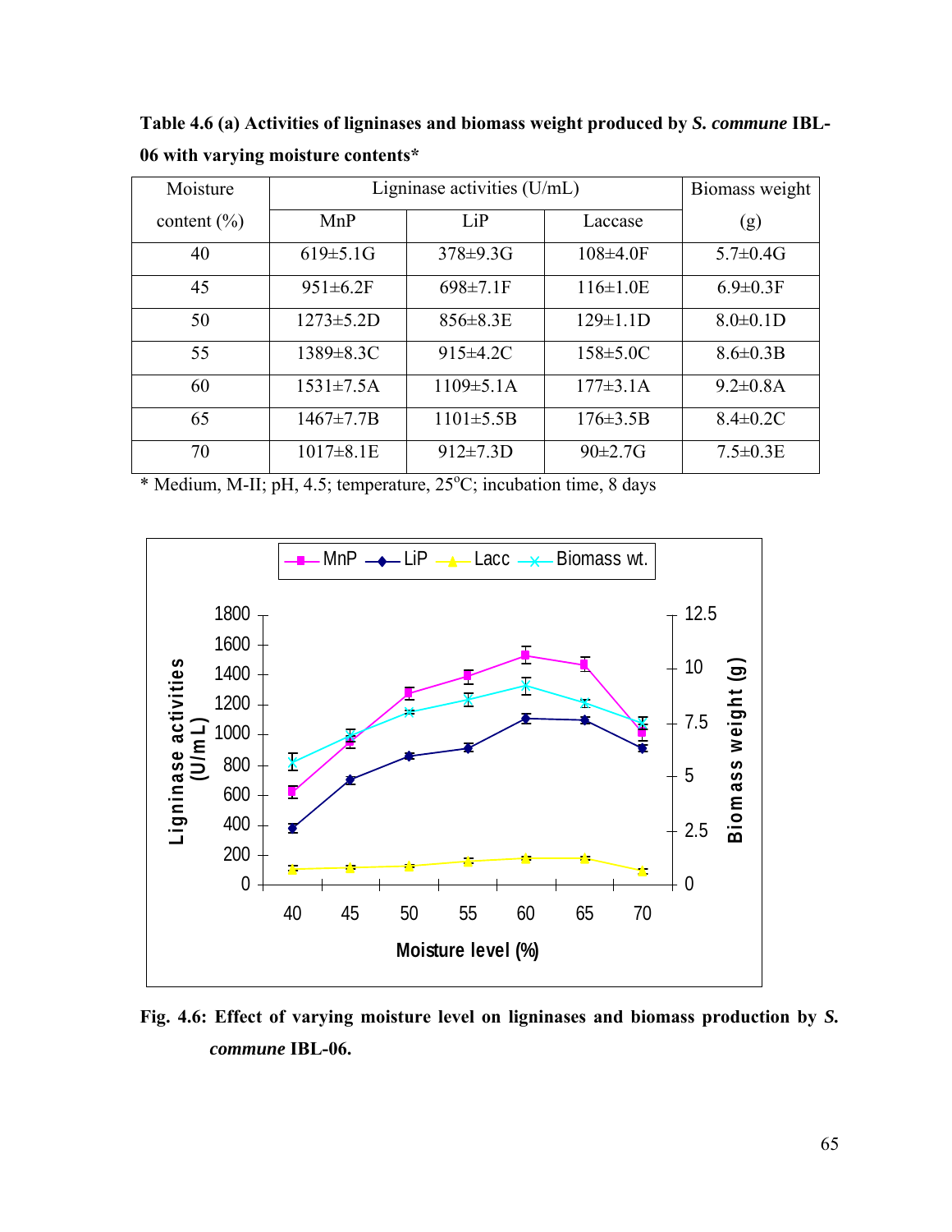**Table 4.6 (a) Activities of ligninases and biomass weight produced by *S. commune* IBL-06 with varying moisture contents***

| Moisture content (%) | Ligninase activities (U/mL) | | | Biomass weight (g) |
|---|---|---|---|---|
| | MnP | LiP | Laccase | |
| 40 | 619±5.1G | 378±9.3G | 108±4.0F | 5.7±0.4G |
| 45 | 951±6.2F | 698±7.1F | 116±1.0E | 6.9±0.3F |
| 50 | 1273±5.2D | 856±8.3E | 129±1.1D | 8.0±0.1D |
| 55 | 1389±8.3C | 915±4.2C | 158±5.0C | 8.6±0.3B |
| 60 | 1531±7.5A | 1109±5.1A | 177±3.1A | 9.2±0.8A |
| 65 | 1467±7.7B | 1101±5.5B | 176±3.5B | 8.4±0.2C |
| 70 | 1017±8.1E | 912±7.3D | 90±2.7G | 7.5±0.3E |

\* Medium, M-II; pH, 4.5; temperature, 25°C; incubation time, 8 days

**Fig. 4.6: Effect of varying moisture level on ligninases and biomass production by *S. commune* IBL-06.**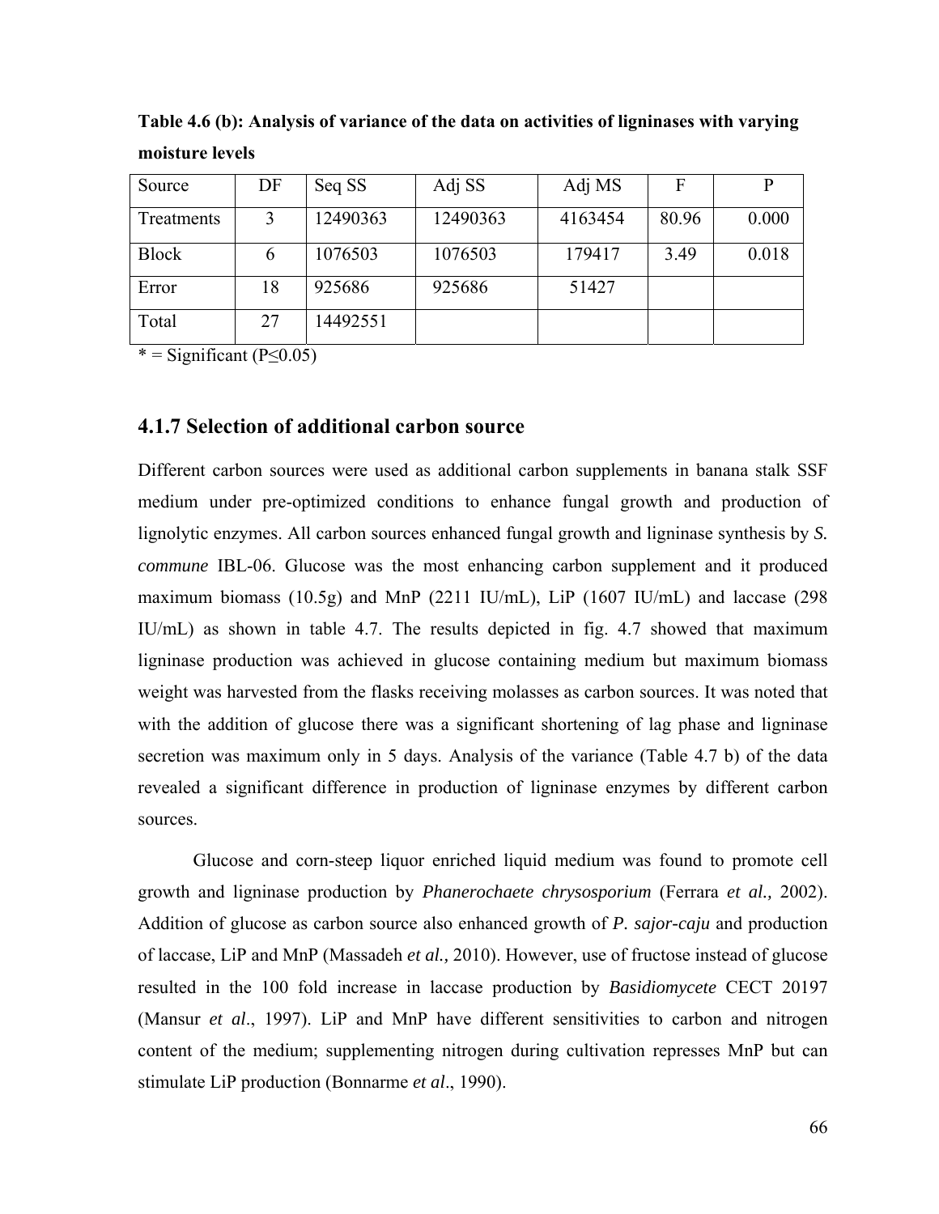**Table 4.6 (b): Analysis of variance of the data on activities of ligninases with varying moisture levels**

| Source | DF | Seq SS | Adj SS | Adj MS | F | P |
|---|---|---|---|---|---|---|
| Treatments | 3 | 12490363 | 12490363 | 4163454 | 80.96 | 0.000 |
| Block | 6 | 1076503 | 1076503 | 179417 | 3.49 | 0.018 |
| Error | 18 | 925686 | 925686 | 51427 | | |
| Total | 27 | 14492551 | | | | |

* = Significant ($P \leq 0.05$)

## 4.1.7 Selection of additional carbon source

Different carbon sources were used as additional carbon supplements in banana stalk SSF medium under pre-optimized conditions to enhance fungal growth and production of lignolytic enzymes. All carbon sources enhanced fungal growth and ligninase synthesis by *S. commune* IBL-06. Glucose was the most enhancing carbon supplement and it produced maximum biomass (10.5g) and MnP (2211 IU/mL), LiP (1607 IU/mL) and laccase (298 IU/mL) as shown in table 4.7. The results depicted in fig. 4.7 showed that maximum ligninase production was achieved in glucose containing medium but maximum biomass weight was harvested from the flasks receiving molasses as carbon sources. It was noted that with the addition of glucose there was a significant shortening of lag phase and ligninase secretion was maximum only in 5 days. Analysis of the variance (Table 4.7 b) of the data revealed a significant difference in production of ligninase enzymes by different carbon sources.

Glucose and corn-steep liquor enriched liquid medium was found to promote cell growth and ligninase production by *Phanerochaete chrysosporium* (Ferrara *et al.,* 2002). Addition of glucose as carbon source also enhanced growth of *P. sajor-caju* and production of laccase, LiP and MnP (Massadeh *et al.,* 2010). However, use of fructose instead of glucose resulted in the 100 fold increase in laccase production by *Basidiomycete* CECT 20197 (Mansur *et al*., 1997). LiP and MnP have different sensitivities to carbon and nitrogen content of the medium; supplementing nitrogen during cultivation represses MnP but can stimulate LiP production (Bonnarme *et al*., 1990).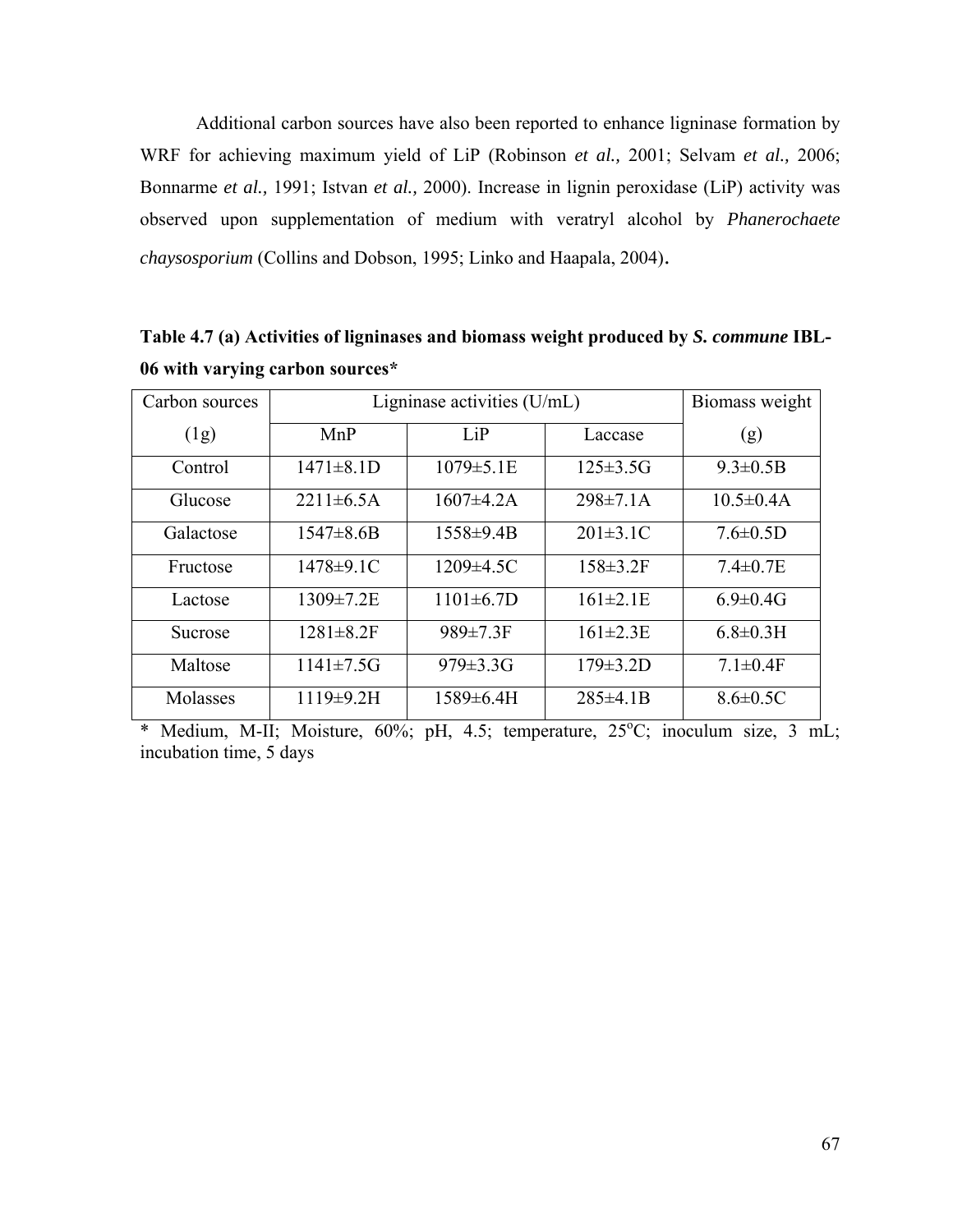Additional carbon sources have also been reported to enhance ligninase formation by WRF for achieving maximum yield of LiP (Robinson *et al.,* 2001; Selvam *et al.,* 2006; Bonnarme *et al.,* 1991; Istvan *et al.,* 2000). Increase in lignin peroxidase (LiP) activity was observed upon supplementation of medium with veratryl alcohol by *Phanerochaete chaysosporium* (Collins and Dobson, 1995; Linko and Haapala, 2004).

**Table 4.7 (a) Activities of ligninases and biomass weight produced by *S. commune* IBL-06 with varying carbon sources***

| Carbon sources (1g) | Ligninase activities (U/mL) | | | Biomass weight (g) |
|---|---|---|---|---|
| | MnP | LiP | Laccase | |
| Control | 1471±8.1D | 1079±5.1E | 125±3.5G | 9.3±0.5B |
| Glucose | 2211±6.5A | 1607±4.2A | 298±7.1A | 10.5±0.4A |
| Galactose | 1547±8.6B | 1558±9.4B | 201±3.1C | 7.6±0.5D |
| Fructose | 1478±9.1C | 1209±4.5C | 158±3.2F | 7.4±0.7E |
| Lactose | 1309±7.2E | 1101±6.7D | 161±2.1E | 6.9±0.4G |
| Sucrose | 1281±8.2F | 989±7.3F | 161±2.3E | 6.8±0.3H |
| Maltose | 1141±7.5G | 979±3.3G | 179±3.2D | 7.1±0.4F |
| Molasses | 1119±9.2H | 1589±6.4H | 285±4.1B | 8.6±0.5C |

\* Medium, M-II; Moisture, 60%; pH, 4.5; temperature, 25$^{o}$C; inoculum size, 3 mL; incubation time, 5 days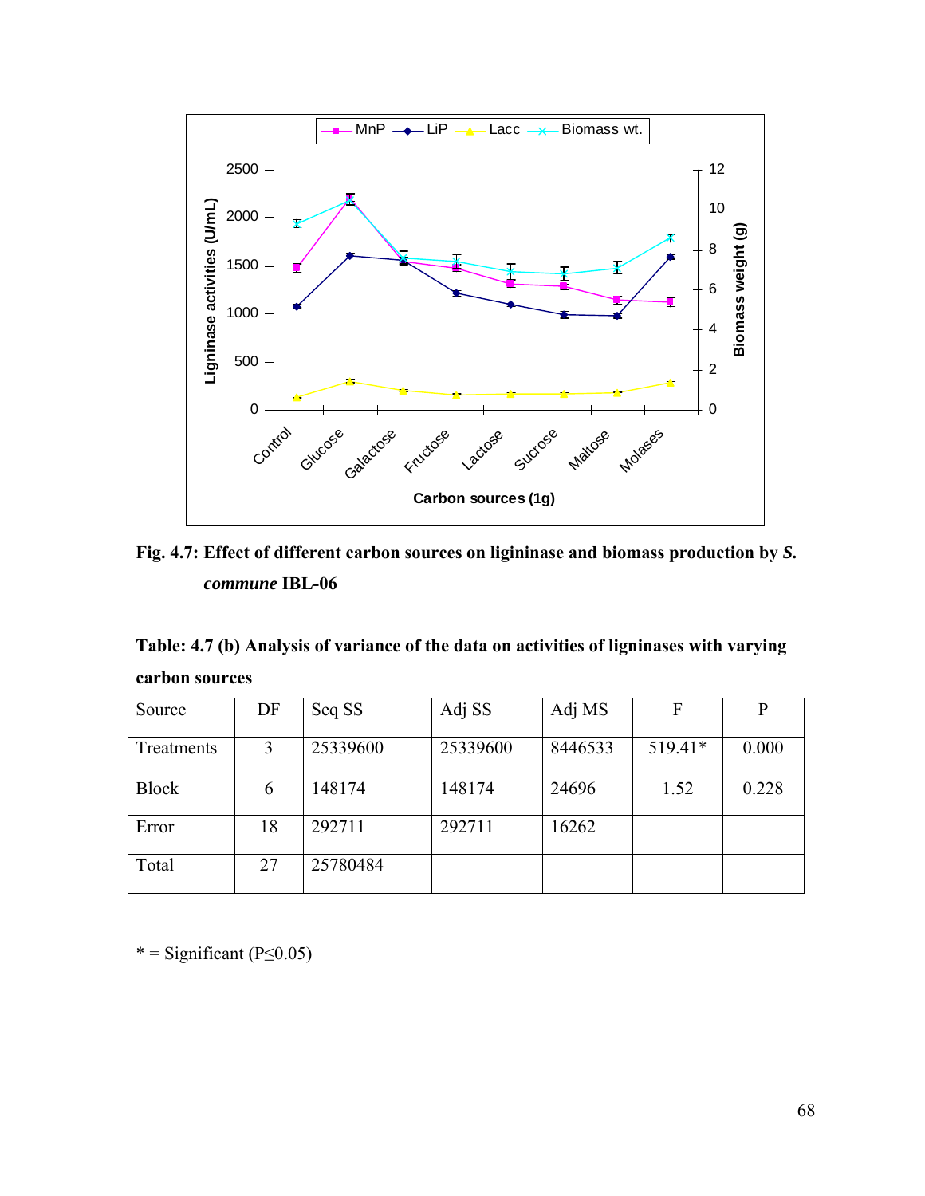**Fig. 4.7: Effect of different carbon sources on ligininase and biomass production by *S. commune* IBL-06**

**Table: 4.7 (b) Analysis of variance of the data on activities of ligninases with varying carbon sources**

| Source | DF | Seq SS | Adj SS | Adj MS | F | P |
|---|---|---|---|---|---|---|
| Treatments | 3 | 25339600 | 25339600 | 8446533 | 519.41* | 0.000 |
| Block | 6 | 148174 | 148174 | 24696 | 1.52 | 0.228 |
| Error | 18 | 292711 | 292711 | 16262 | | |
| Total | 27 | 25780484 | | | | |

* = Significant ($P \leq 0.05$)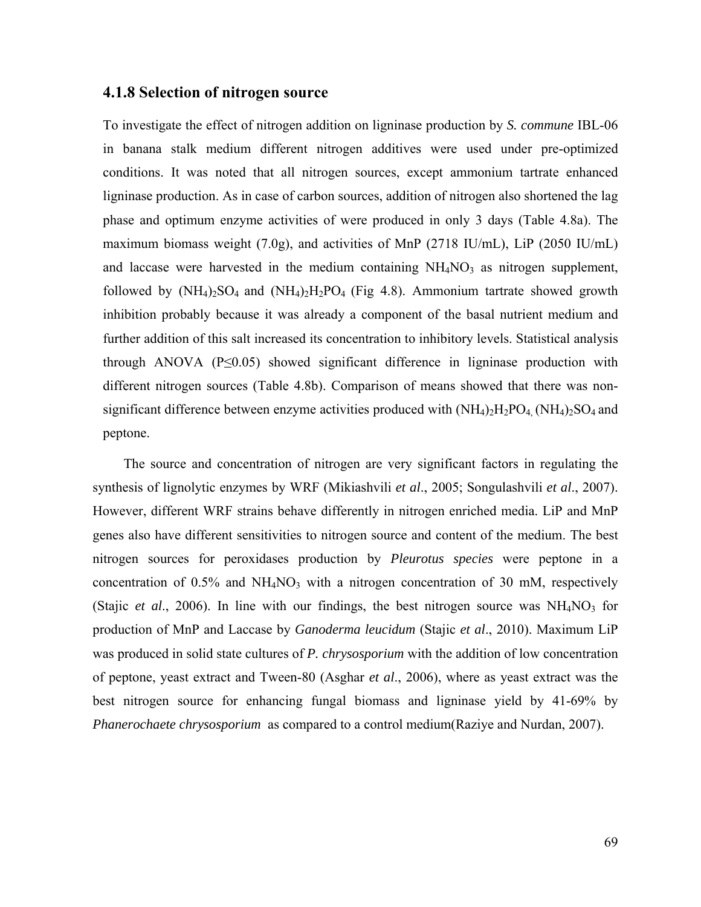### 4.1.8 Selection of nitrogen source

To investigate the effect of nitrogen addition on ligninase production by *S. commune* IBL-06 in banana stalk medium different nitrogen additives were used under pre-optimized conditions. It was noted that all nitrogen sources, except ammonium tartrate enhanced ligninase production. As in case of carbon sources, addition of nitrogen also shortened the lag phase and optimum enzyme activities of were produced in only 3 days (Table 4.8a). The maximum biomass weight (7.0g), and activities of MnP (2718 IU/mL), LiP (2050 IU/mL) and laccase were harvested in the medium containing $NH_4NO_3$ as nitrogen supplement, followed by $(NH_4)_2SO_4$ and $(NH_4)_2H_2PO_4$ (Fig 4.8). Ammonium tartrate showed growth inhibition probably because it was already a component of the basal nutrient medium and further addition of this salt increased its concentration to inhibitory levels. Statistical analysis through ANOVA ($P \leq 0.05$) showed significant difference in ligninase production with different nitrogen sources (Table 4.8b). Comparison of means showed that there was non-significant difference between enzyme activities produced with $(NH_4)_2H_2PO_4$, $(NH_4)_2SO_4$ and peptone.

The source and concentration of nitrogen are very significant factors in regulating the synthesis of lignolytic enzymes by WRF (Mikiashvili *et al*., 2005; Songulashvili *et al*., 2007). However, different WRF strains behave differently in nitrogen enriched media. LiP and MnP genes also have different sensitivities to nitrogen source and content of the medium. The best nitrogen sources for peroxidases production by *Pleurotus species* were peptone in a concentration of 0.5% and $NH_4NO_3$ with a nitrogen concentration of 30 mM, respectively (Stajic *et al*., 2006). In line with our findings, the best nitrogen source was $NH_4NO_3$ for production of MnP and Laccase by *Ganoderma leucidum* (Stajic *et al*., 2010). Maximum LiP was produced in solid state cultures of *P. chrysosporium* with the addition of low concentration of peptone, yeast extract and Tween-80 (Asghar *et al*., 2006), where as yeast extract was the best nitrogen source for enhancing fungal biomass and ligninase yield by 41-69% by *Phanerochaete chrysosporium* as compared to a control medium(Raziye and Nurdan, 2007).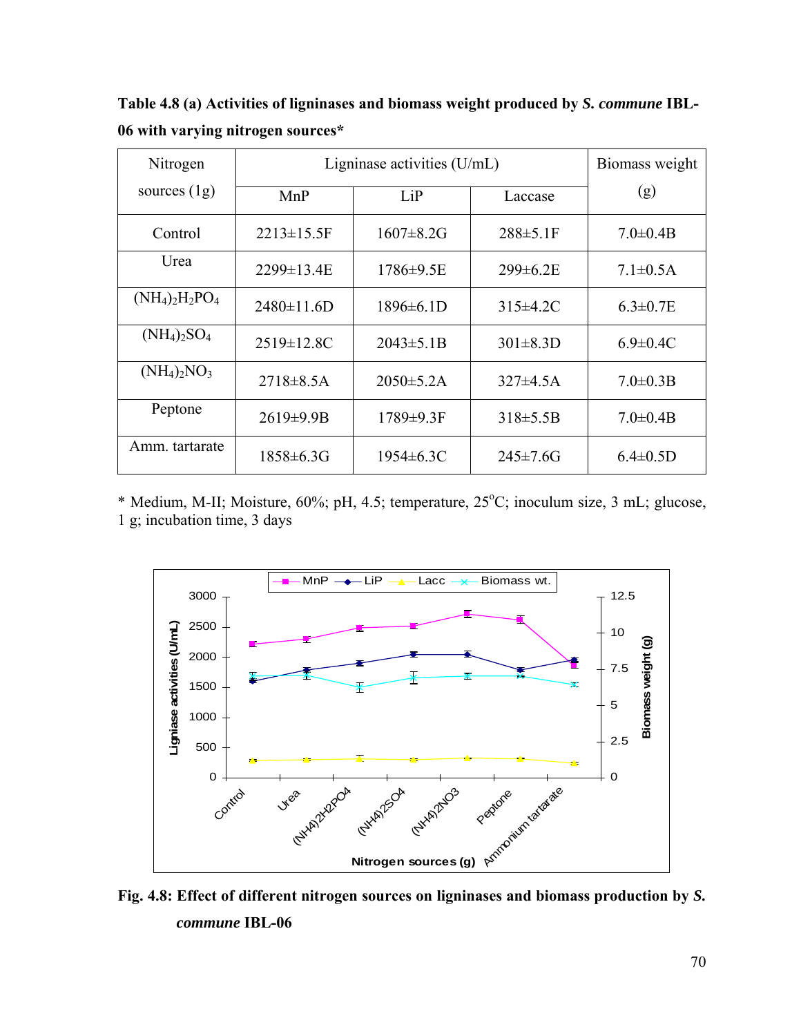**Table 4.8 (a) Activities of ligninases and biomass weight produced by *S. commune* IBL-06 with varying nitrogen sources***

| Nitrogen sources (1g) | Ligninase activities (U/mL) | | | Biomass weight (g) |
|---|---|---|---|---|
| | MnP | LiP | Laccase | |
| Control | 2213±15.5F | 1607±8.2G | 288±5.1F | 7.0±0.4B |
| Urea | 2299±13.4E | 1786±9.5E | 299±6.2E | 7.1±0.5A |
| $(NH_4)_2H_2PO_4$ | 2480±11.6D | 1896±6.1D | 315±4.2C | 6.3±0.7E |
| $(NH_4)_2SO_4$ | 2519±12.8C | 2043±5.1B | 301±8.3D | 6.9±0.4C |
| $(NH_4)_2NO_3$ | 2718±8.5A | 2050±5.2A | 327±4.5A | 7.0±0.3B |
| Peptone | 2619±9.9B | 1789±9.3F | 318±5.5B | 7.0±0.4B |
| Amm. tartarate | 1858±6.3G | 1954±6.3C | 245±7.6G | 6.4±0.5D |

\* Medium, M-II; Moisture, 60%; pH, 4.5; temperature, 25°C; inoculum size, 3 mL; glucose, 1 g; incubation time, 3 days

**Fig. 4.8: Effect of different nitrogen sources on ligninases and biomass production by *S. commune* IBL-06**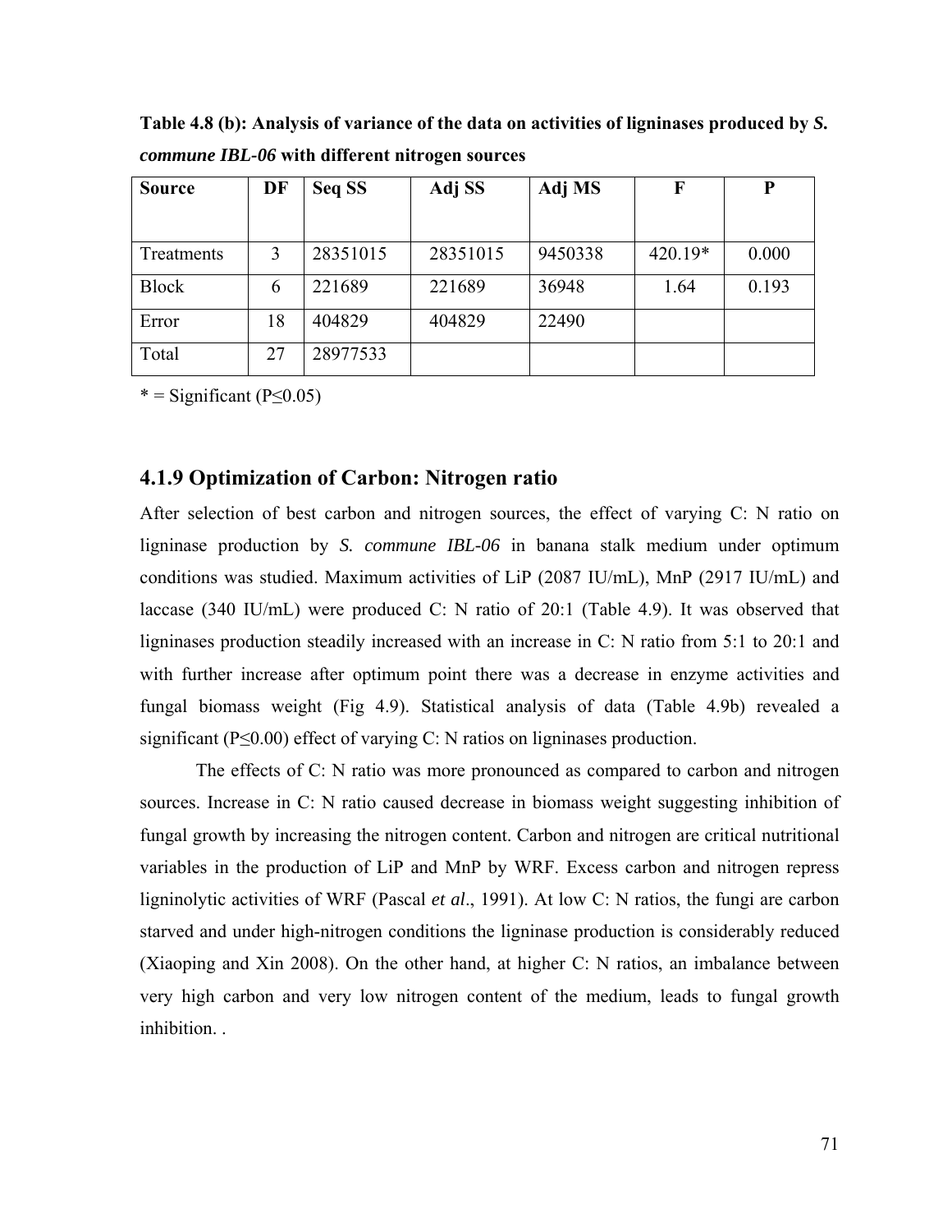**Table 4.8 (b): Analysis of variance of the data on activities of ligninases produced by *S. commune IBL-06* with different nitrogen sources**

| Source | DF | Seq SS | Adj SS | Adj MS | F | P |
|---|---|---|---|---|---|---|
| Treatments | 3 | 28351015 | 28351015 | 9450338 | 420.19* | 0.000 |
| Block | 6 | 221689 | 221689 | 36948 | 1.64 | 0.193 |
| Error | 18 | 404829 | 404829 | 22490 | | |
| Total | 27 | 28977533 | | | | |

* = Significant ($P \leq 0.05$)

## 4.1.9 Optimization of Carbon: Nitrogen ratio

After selection of best carbon and nitrogen sources, the effect of varying C: N ratio on ligninase production by *S. commune IBL-06* in banana stalk medium under optimum conditions was studied. Maximum activities of LiP (2087 IU/mL), MnP (2917 IU/mL) and laccase (340 IU/mL) were produced C: N ratio of 20:1 (Table 4.9). It was observed that ligninases production steadily increased with an increase in C: N ratio from 5:1 to 20:1 and with further increase after optimum point there was a decrease in enzyme activities and fungal biomass weight (Fig 4.9). Statistical analysis of data (Table 4.9b) revealed a significant ($P \leq 0.00$) effect of varying C: N ratios on ligninases production.

The effects of C: N ratio was more pronounced as compared to carbon and nitrogen sources. Increase in C: N ratio caused decrease in biomass weight suggesting inhibition of fungal growth by increasing the nitrogen content. Carbon and nitrogen are critical nutritional variables in the production of LiP and MnP by WRF. Excess carbon and nitrogen repress ligninolytic activities of WRF (Pascal *et al*., 1991). At low C: N ratios, the fungi are carbon starved and under high-nitrogen conditions the ligninase production is considerably reduced (Xiaoping and Xin 2008). On the other hand, at higher C: N ratios, an imbalance between very high carbon and very low nitrogen content of the medium, leads to fungal growth inhibition. .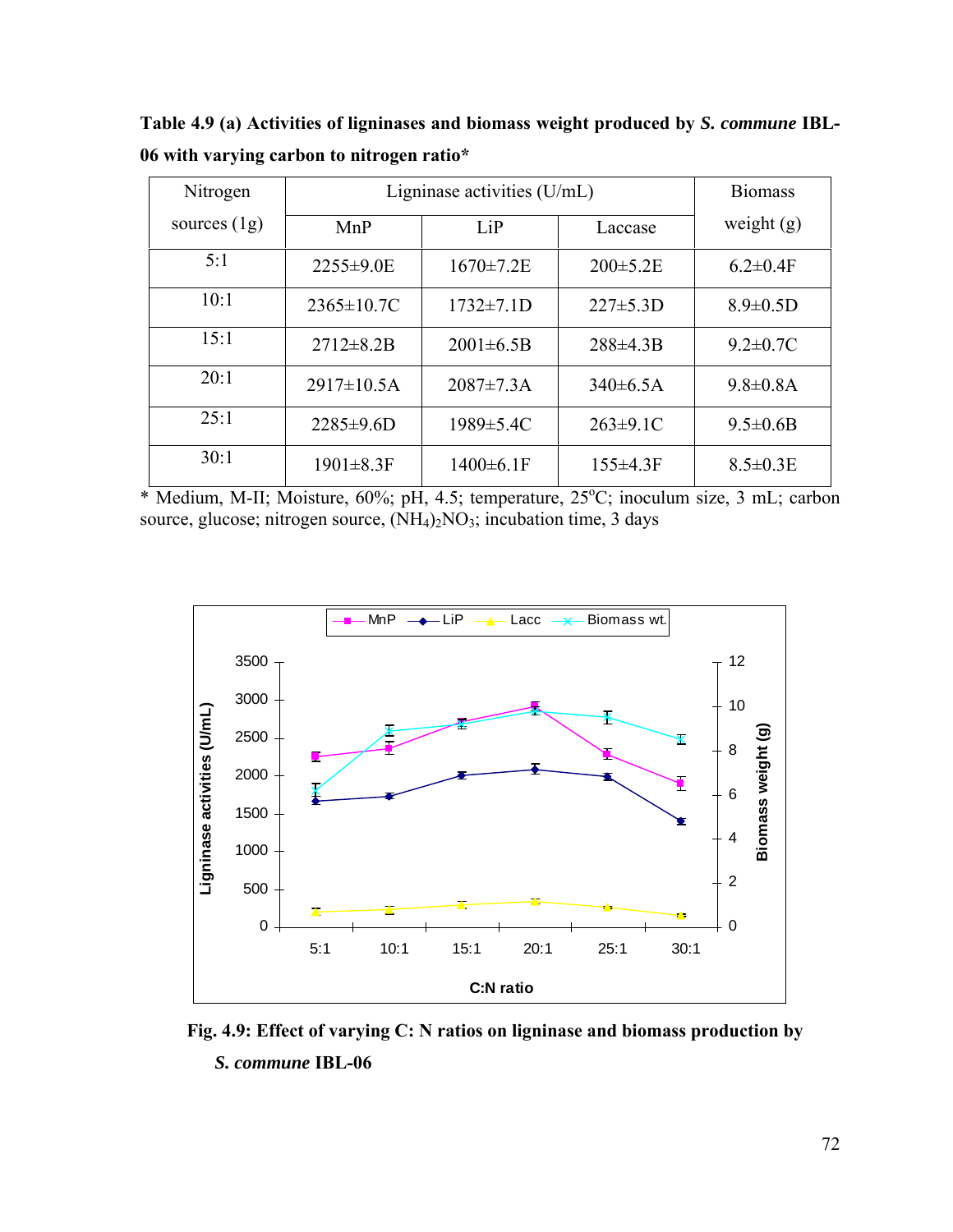**Table 4.9 (a) Activities of ligninases and biomass weight produced by *S. commune* IBL-06 with varying carbon to nitrogen ratio***

| Nitrogen sources (1g) | Ligninase activities (U/mL) | | | Biomass weight (g) |
|---|---|---|---|---|
| | MnP | LiP | Laccase | |
| 5:1 | 2255±9.0E | 1670±7.2E | 200±5.2E | 6.2±0.4F |
| 10:1 | 2365±10.7C | 1732±7.1D | 227±5.3D | 8.9±0.5D |
| 15:1 | 2712±8.2B | 2001±6.5B | 288±4.3B | 9.2±0.7C |
| 20:1 | 2917±10.5A | 2087±7.3A | 340±6.5A | 9.8±0.8A |
| 25:1 | 2285±9.6D | 1989±5.4C | 263±9.1C | 9.5±0.6B |
| 30:1 | 1901±8.3F | 1400±6.1F | 155±4.3F | 8.5±0.3E |

* Medium, M-II; Moisture, 60%; pH, 4.5; temperature, 25°C; inoculum size, 3 mL; carbon source, glucose; nitrogen source, $(NH_4)_2NO_3$; incubation time, 3 days

**Fig. 4.9: Effect of varying C: N ratios on ligninase and biomass production by *S. commune* IBL-06**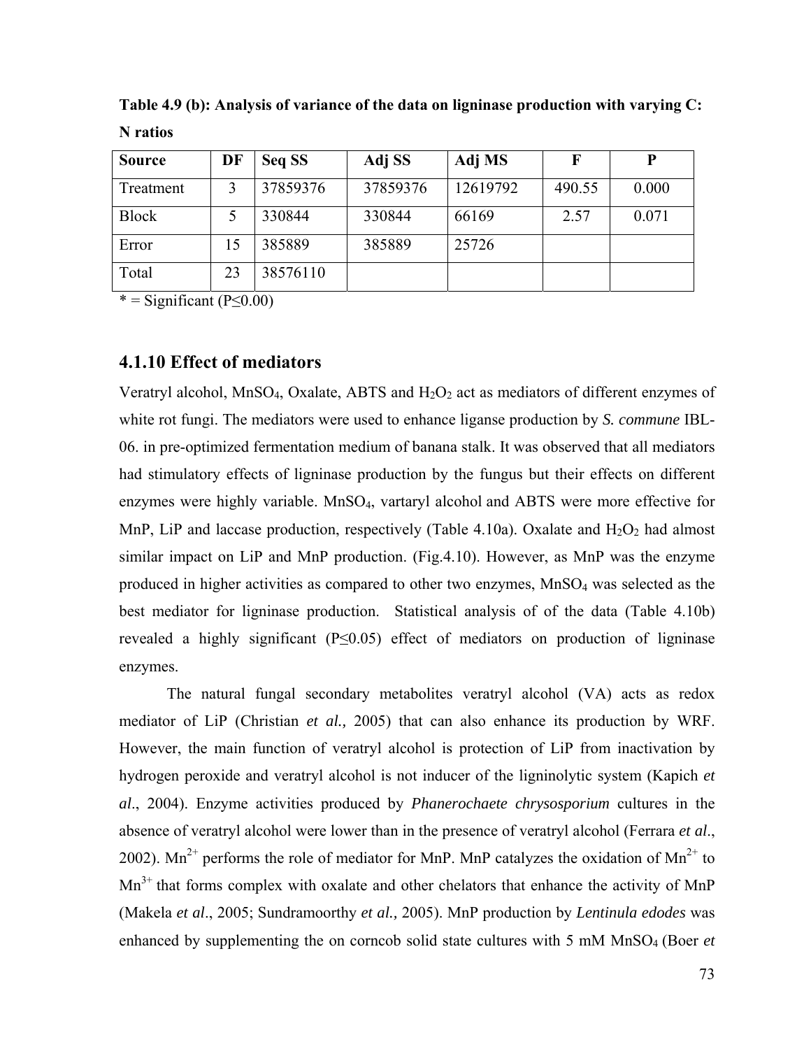**Table 4.9 (b): Analysis of variance of the data on ligninase production with varying C: N ratios**

| Source | DF | Seq SS | Adj SS | Adj MS | F | P |
|---|---|---|---|---|---|---|
| Treatment | 3 | 37859376 | 37859376 | 12619792 | 490.55 | 0.000 |
| Block | 5 | 330844 | 330844 | 66169 | 2.57 | 0.071 |
| Error | 15 | 385889 | 385889 | 25726 | | |
| Total | 23 | 38576110 | | | | |

* = Significant ($P \leq 0.00$)

### 4.1.10 Effect of mediators

Veratryl alcohol, $MnSO_4$, Oxalate, ABTS and $H_2O_2$ act as mediators of different enzymes of white rot fungi. The mediators were used to enhance liganse production by *S. commune* IBL-06. in pre-optimized fermentation medium of banana stalk. It was observed that all mediators had stimulatory effects of ligninase production by the fungus but their effects on different enzymes were highly variable. $MnSO_4$, vartaryl alcohol and ABTS were more effective for MnP, LiP and laccase production, respectively (Table 4.10a). Oxalate and $H_2O_2$ had almost similar impact on LiP and MnP production. (Fig.4.10). However, as MnP was the enzyme produced in higher activities as compared to other two enzymes, $MnSO_4$ was selected as the best mediator for ligninase production. Statistical analysis of of the data (Table 4.10b) revealed a highly significant ($P \leq 0.05$) effect of mediators on production of ligninase enzymes.

The natural fungal secondary metabolites veratryl alcohol (VA) acts as redox mediator of LiP (Christian *et al.,* 2005) that can also enhance its production by WRF. However, the main function of veratryl alcohol is protection of LiP from inactivation by hydrogen peroxide and veratryl alcohol is not inducer of the ligninolytic system (Kapich *et al*., 2004). Enzyme activities produced by *Phanerochaete chrysosporium* cultures in the absence of veratryl alcohol were lower than in the presence of veratryl alcohol (Ferrara *et al*., 2002). $Mn^{2+}$ performs the role of mediator for MnP. MnP catalyzes the oxidation of $Mn^{2+}$ to $Mn^{3+}$ that forms complex with oxalate and other chelators that enhance the activity of MnP (Makela *et al*., 2005; Sundramoorthy *et al.,* 2005). MnP production by *Lentinula edodes* was enhanced by supplementing the on corncob solid state cultures with 5 mM $MnSO_4$ (Boer *et*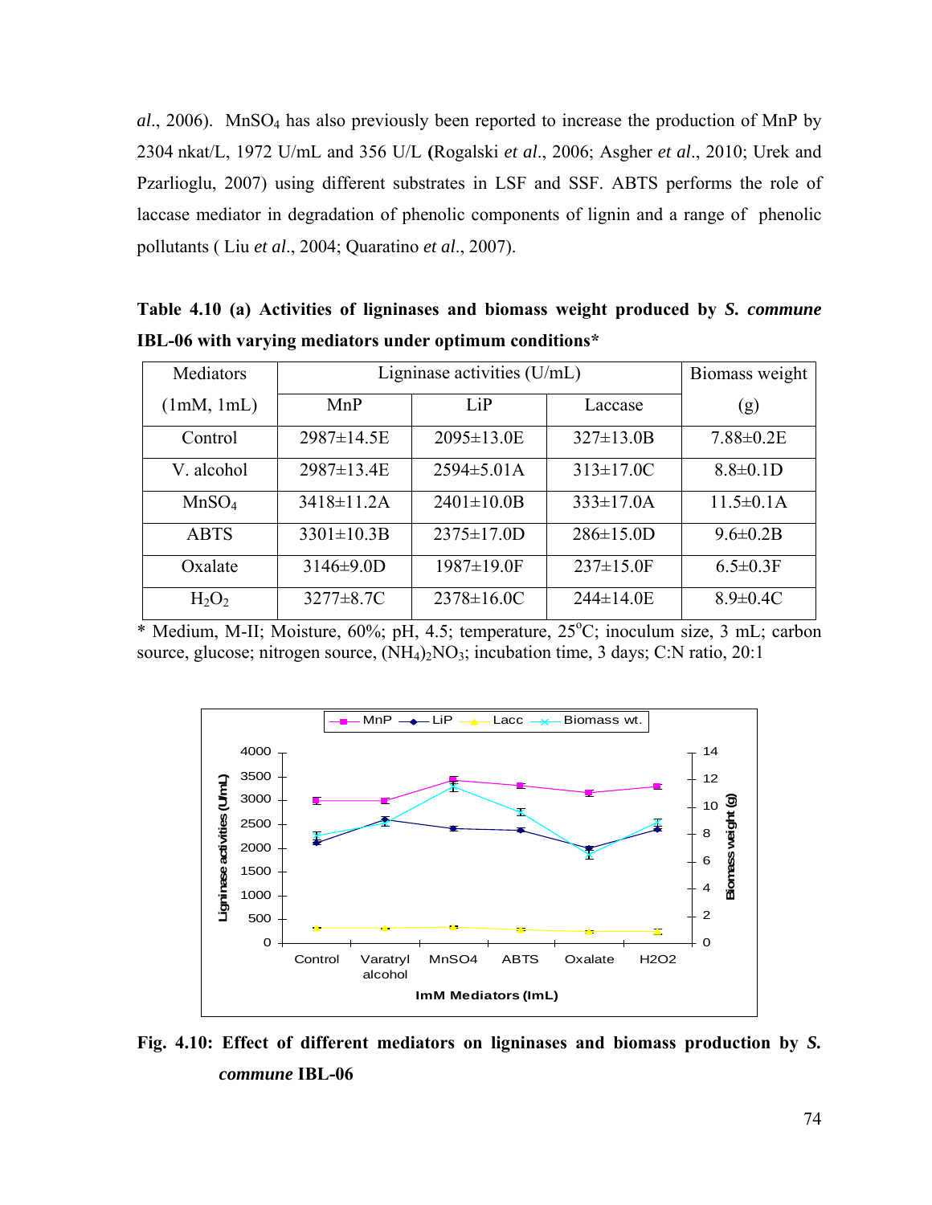*al*., 2006). $MnSO_4$ has also previously been reported to increase the production of MnP by 2304 nkat/L, 1972 U/mL and 356 U/L **(**Rogalski *et al*., 2006; Asgher *et al*., 2010; Urek and Pzarlioglu, 2007) using different substrates in LSF and SSF. ABTS performs the role of laccase mediator in degradation of phenolic components of lignin and a range of phenolic pollutants ( Liu *et al*., 2004; Quaratino *et al*., 2007).

**Table 4.10 (a) Activities of ligninases and biomass weight produced by *S. commune* IBL-06 with varying mediators under optimum conditions***

| Mediators (1mM, 1mL) | Ligninase activities (U/mL) | | | Biomass weight (g) |
|---|---|---|---|---|
| | MnP | LiP | Laccase | |
| Control | 2987±14.5E | 2095±13.0E | 327±13.0B | 7.88±0.2E |
| V. alcohol | 2987±13.4E | 2594±5.01A | 313±17.0C | 8.8±0.1D |
| $MnSO_4$ | 3418±11.2A | 2401±10.0B | 333±17.0A | 11.5±0.1A |
| ABTS | 3301±10.3B | 2375±17.0D | 286±15.0D | 9.6±0.2B |
| Oxalate | 3146±9.0D | 1987±19.0F | 237±15.0F | 6.5±0.3F |
| $H_2O_2$ | 3277±8.7C | 2378±16.0C | 244±14.0E | 8.9±0.4C |

* Medium, M-II; Moisture, 60%; pH, 4.5; temperature, 25$^{o}$C; inoculum size, 3 mL; carbon source, glucose; nitrogen source, $(NH_4)_2NO_3$; incubation time, 3 days; C:N ratio, 20:1

**Fig. 4.10: Effect of different mediators on ligninases and biomass production by *S. commune* IBL-06**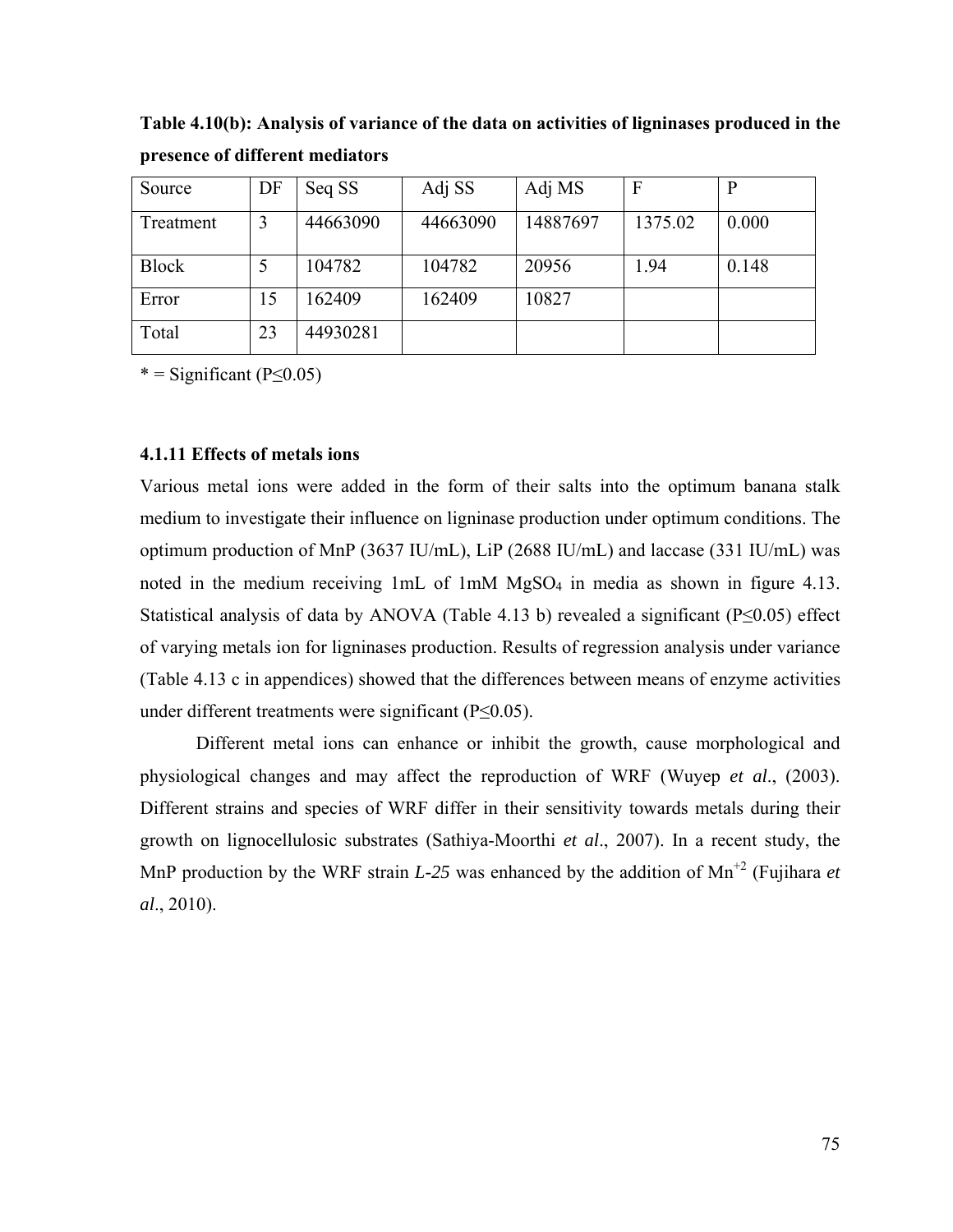**Table 4.10(b): Analysis of variance of the data on activities of ligninases produced in the presence of different mediators**

| Source | DF | Seq SS | Adj SS | Adj MS | F | P |
|---|---|---|---|---|---|---|
| Treatment | 3 | 44663090 | 44663090 | 14887697 | 1375.02 | 0.000 |
| Block | 5 | 104782 | 104782 | 20956 | 1.94 | 0.148 |
| Error | 15 | 162409 | 162409 | 10827 | | |
| Total | 23 | 44930281 | | | | |

* = Significant ($P \leq 0.05$)

### 4.1.11 Effects of metals ions

Various metal ions were added in the form of their salts into the optimum banana stalk medium to investigate their influence on ligninase production under optimum conditions. The optimum production of MnP (3637 IU/mL), LiP (2688 IU/mL) and laccase (331 IU/mL) was noted in the medium receiving 1mL of 1mM $MgSO_4$ in media as shown in figure 4.13. Statistical analysis of data by ANOVA (Table 4.13 b) revealed a significant ($P \leq 0.05$) effect of varying metals ion for ligninases production. Results of regression analysis under variance (Table 4.13 c in appendices) showed that the differences between means of enzyme activities under different treatments were significant ($P \leq 0.05$).

Different metal ions can enhance or inhibit the growth, cause morphological and physiological changes and may affect the reproduction of WRF (Wuyep *et al*., (2003). Different strains and species of WRF differ in their sensitivity towards metals during their growth on lignocellulosic substrates (Sathiya-Moorthi *et al*., 2007). In a recent study, the MnP production by the WRF strain *L-25* was enhanced by the addition of $Mn^{+2}$ (Fujihara *et al*., 2010).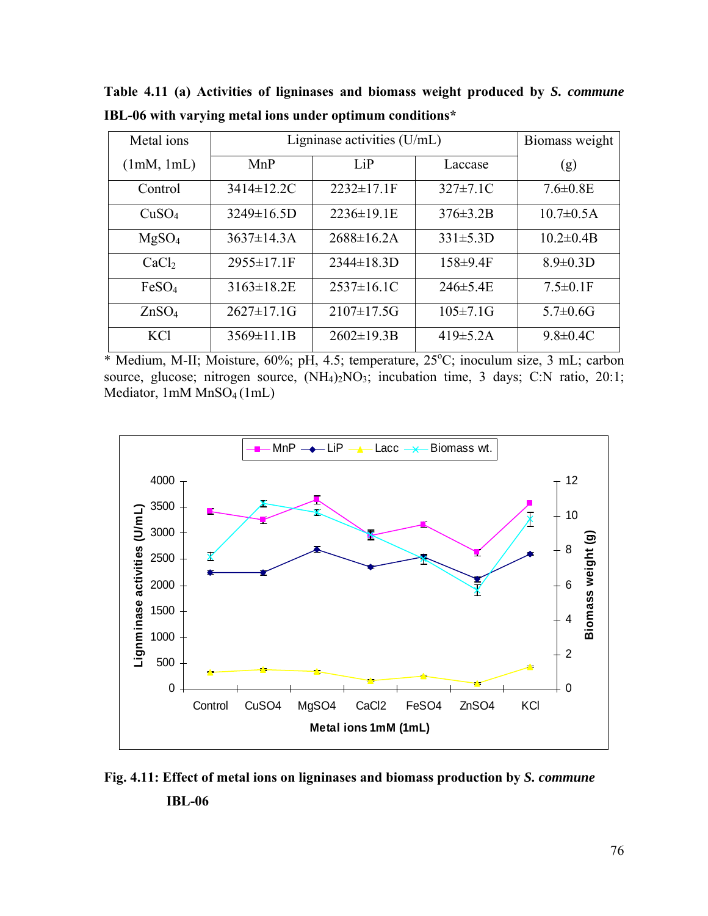**Table 4.11 (a) Activities of ligninases and biomass weight produced by *S. commune* IBL-06 with varying metal ions under optimum conditions***

| Metal ions (1mM, 1mL) | Ligninase activities (U/mL) | | | Biomass weight (g) |
|---|---|---|---|---|
| | MnP | LiP | Laccase | |
| Control | 3414±12.2C | 2232±17.1F | 327±7.1C | 7.6±0.8E |
| $CuSO_4$ | 3249±16.5D | 2236±19.1E | 376±3.2B | 10.7±0.5A |
| $MgSO_4$ | 3637±14.3A | 2688±16.2A | 331±5.3D | 10.2±0.4B |
| $CaCl_2$ | 2955±17.1F | 2344±18.3D | 158±9.4F | 8.9±0.3D |
| $FeSO_4$ | 3163±18.2E | 2537±16.1C | 246±5.4E | 7.5±0.1F |
| $ZnSO_4$ | 2627±17.1G | 2107±17.5G | 105±7.1G | 5.7±0.6G |
| KCl | 3569±11.1B | 2602±19.3B | 419±5.2A | 9.8±0.4C |

* Medium, M-II; Moisture, 60%; pH, 4.5; temperature, 25°C; inoculum size, 3 mL; carbon source, glucose; nitrogen source, $(NH_4)_2NO_3$; incubation time, 3 days; C:N ratio, 20:1; Mediator, 1mM $MnSO_4$ (1mL)

**Fig. 4.11: Effect of metal ions on ligninases and biomass production by *S. commune* IBL-06**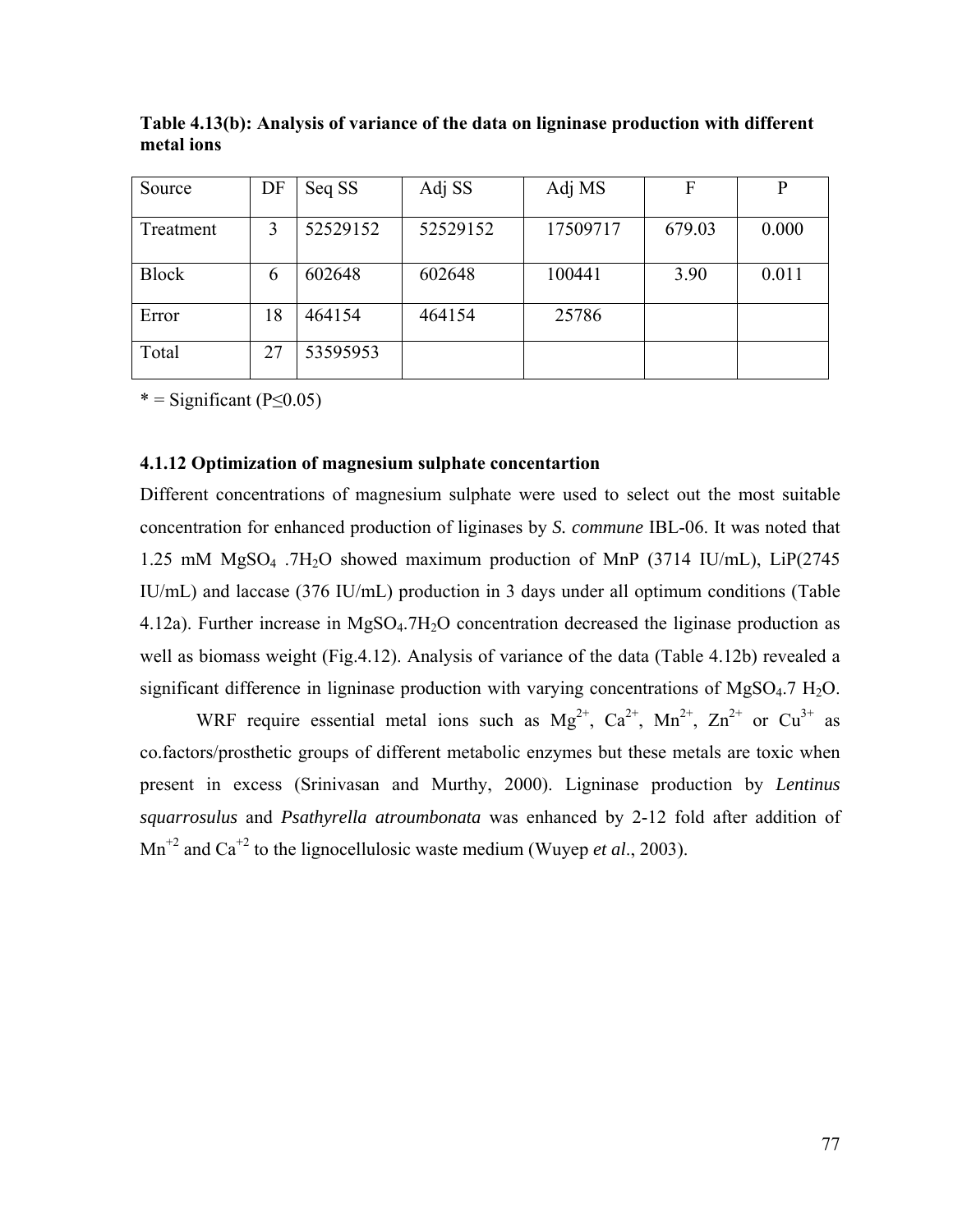**Table 4.13(b): Analysis of variance of the data on ligninase production with different metal ions**

| Source | DF | Seq SS | Adj SS | Adj MS | F | P |
|---|---|---|---|---|---|---|
| Treatment | 3 | 52529152 | 52529152 | 17509717 | 679.03 | 0.000 |
| Block | 6 | 602648 | 602648 | 100441 | 3.90 | 0.011 |
| Error | 18 | 464154 | 464154 | 25786 | | |
| Total | 27 | 53595953 | | | | |

* = Significant ($P \leq 0.05$)

### 4.1.12 Optimization of magnesium sulphate concentartion

Different concentrations of magnesium sulphate were used to select out the most suitable concentration for enhanced production of liginases by *S. commune* IBL-06. It was noted that 1.25 mM $MgSO_4 .7H_2O$ showed maximum production of MnP (3714 IU/mL), LiP(2745 IU/mL) and laccase (376 IU/mL) production in 3 days under all optimum conditions (Table 4.12a). Further increase in $MgSO_4.7H_2O$ concentration decreased the liginase production as well as biomass weight (Fig.4.12). Analysis of variance of the data (Table 4.12b) revealed a significant difference in ligninase production with varying concentrations of $MgSO_4.7\ H_2O$.

WRF require essential metal ions such as $Mg^{2+}$, $Ca^{2+}$, $Mn^{2+}$, $Zn^{2+}$ or $Cu^{3+}$ as co.factors/prosthetic groups of different metabolic enzymes but these metals are toxic when present in excess (Srinivasan and Murthy, 2000). Ligninase production by *Lentinus squarrosulus* and *Psathyrella atroumbonata* was enhanced by 2-12 fold after addition of $Mn^{+2}$ and $Ca^{+2}$ to the lignocellulosic waste medium (Wuyep *et al*., 2003).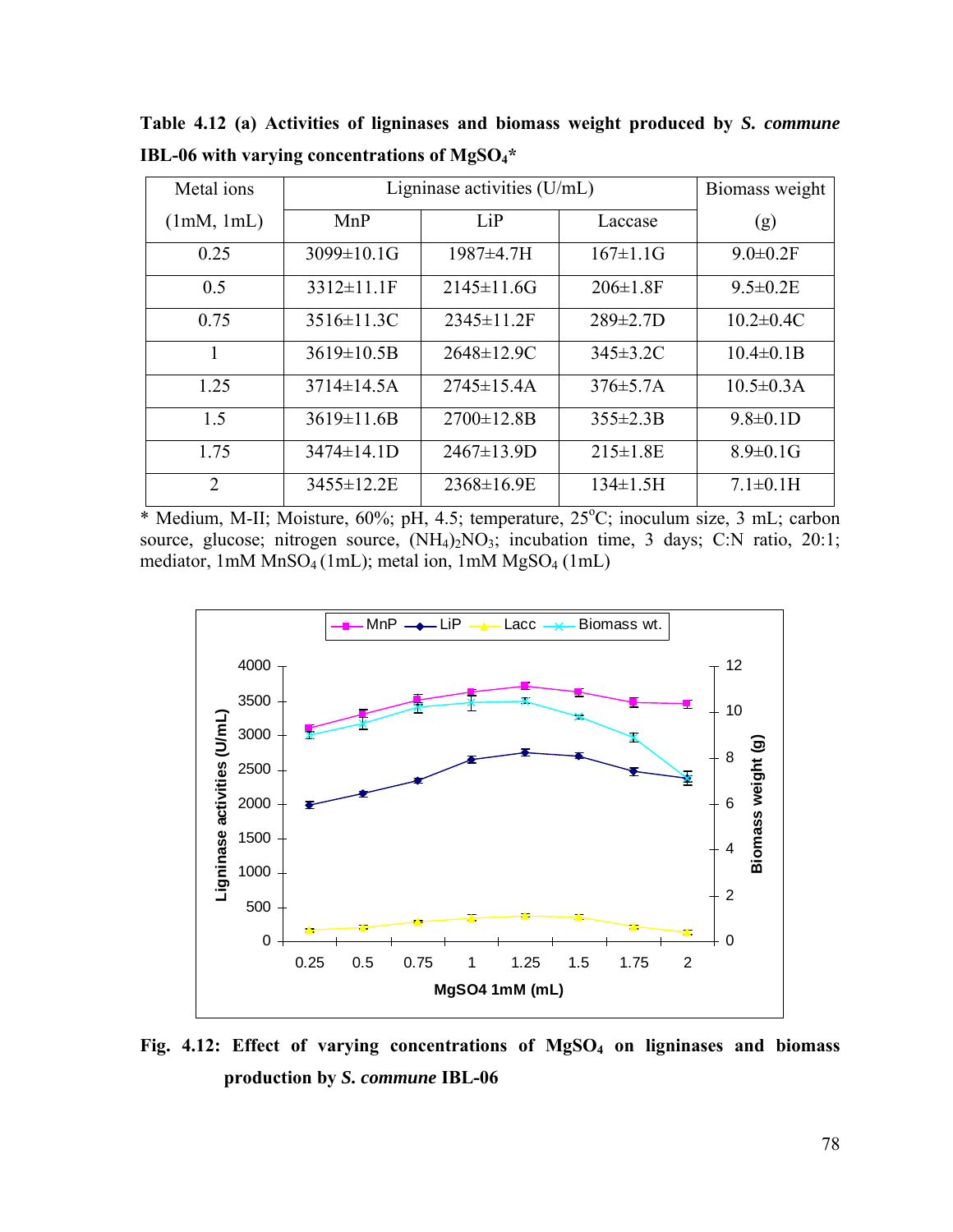**Table 4.12 (a) Activities of ligninases and biomass weight produced by *S. commune* IBL-06 with varying concentrations of $MgSO_4$***

| Metal ions | Ligninase activities (U/mL) | | | Biomass weight |
|---|---|---|---|---|
| (1mM, 1mL) | MnP | LiP | Laccase | (g) |
| 0.25 | 3099±10.1G | 1987±4.7H | 167±1.1G | 9.0±0.2F |
| 0.5 | 3312±11.1F | 2145±11.6G | 206±1.8F | 9.5±0.2E |
| 0.75 | 3516±11.3C | 2345±11.2F | 289±2.7D | 10.2±0.4C |
| 1 | 3619±10.5B | 2648±12.9C | 345±3.2C | 10.4±0.1B |
| 1.25 | 3714±14.5A | 2745±15.4A | 376±5.7A | 10.5±0.3A |
| 1.5 | 3619±11.6B | 2700±12.8B | 355±2.3B | 9.8±0.1D |
| 1.75 | 3474±14.1D | 2467±13.9D | 215±1.8E | 8.9±0.1G |
| 2 | 3455±12.2E | 2368±16.9E | 134±1.5H | 7.1±0.1H |

* Medium, M-II; Moisture, 60%; pH, 4.5; temperature, 25°C; inoculum size, 3 mL; carbon source, glucose; nitrogen source, $(NH_4)_2NO_3$; incubation time, 3 days; C:N ratio, 20:1; mediator, 1mM $MnSO_4$ (1mL); metal ion, 1mM $MgSO_4$ (1mL)

**Fig. 4.12: Effect of varying concentrations of $MgSO_4$ on ligninases and biomass production by *S. commune* IBL-06**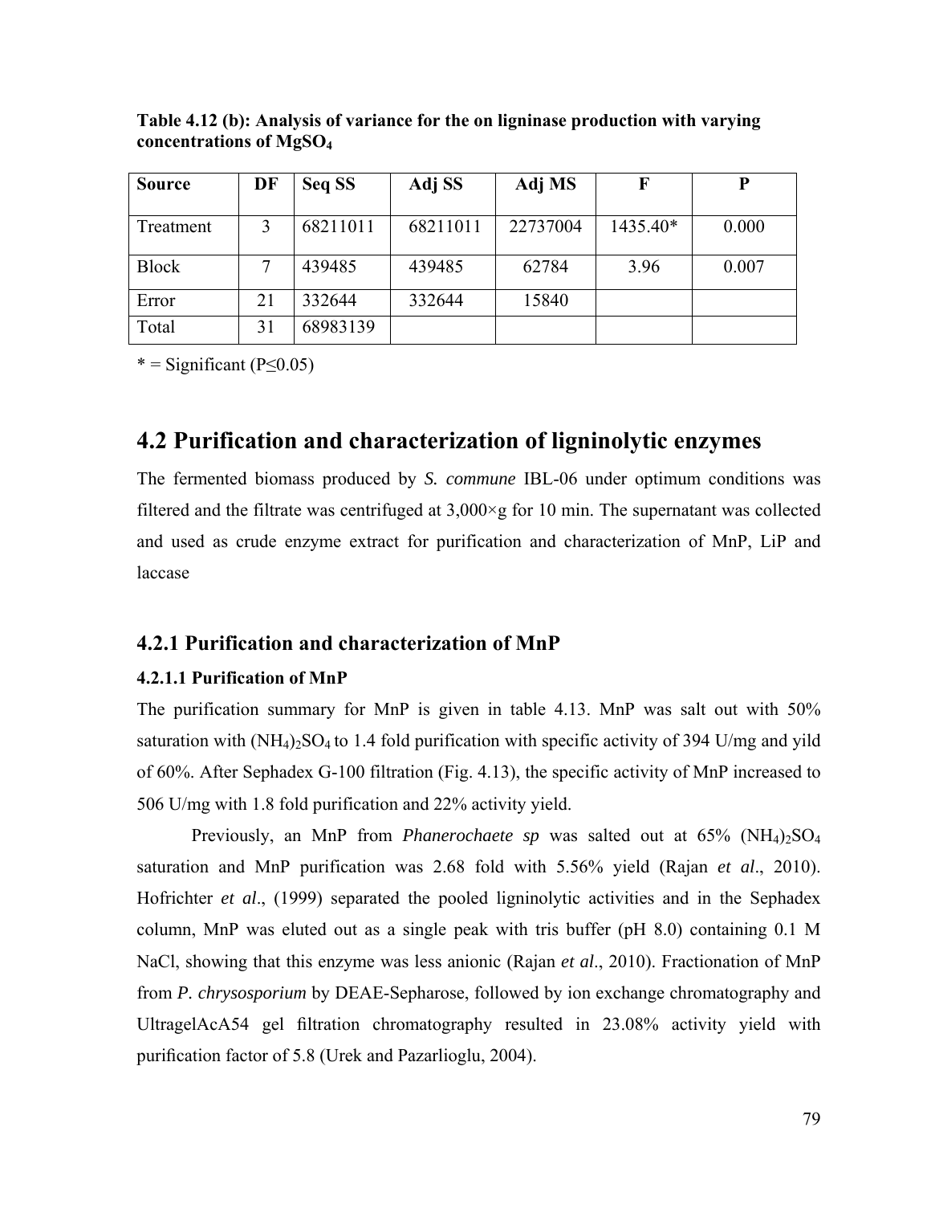**Table 4.12 (b): Analysis of variance for the on ligninase production with varying concentrations of $MgSO_4$**

| Source | DF | Seq SS | Adj SS | Adj MS | F | P |
|---|---|---|---|---|---|---|
| Treatment | 3 | 68211011 | 68211011 | 22737004 | 1435.40* | 0.000 |
| Block | 7 | 439485 | 439485 | 62784 | 3.96 | 0.007 |
| Error | 21 | 332644 | 332644 | 15840 | | |
| Total | 31 | 68983139 | | | | |

* = Significant ($P \leq 0.05$)

## 4.2 Purification and characterization of ligninolytic enzymes

The fermented biomass produced by *S. commune* IBL-06 under optimum conditions was filtered and the filtrate was centrifuged at 3,000×g for 10 min. The supernatant was collected and used as crude enzyme extract for purification and characterization of MnP, LiP and laccase

### 4.2.1 Purification and characterization of MnP

#### 4.2.1.1 Purification of MnP

The purification summary for MnP is given in table 4.13. MnP was salt out with 50% saturation with $(NH_4)_2SO_4$ to 1.4 fold purification with specific activity of 394 U/mg and yild of 60%. After Sephadex G-100 filtration (Fig. 4.13), the specific activity of MnP increased to 506 U/mg with 1.8 fold purification and 22% activity yield.

Previously, an MnP from *Phanerochaete sp* was salted out at 65% $(NH_4)_2SO_4$ saturation and MnP purification was 2.68 fold with 5.56% yield (Rajan *et al*., 2010). Hofrichter *et al*., (1999) separated the pooled ligninolytic activities and in the Sephadex column, MnP was eluted out as a single peak with tris buffer (pH 8.0) containing 0.1 M NaCl, showing that this enzyme was less anionic (Rajan *et al*., 2010). Fractionation of MnP from *P. chrysosporium* by DEAE-Sepharose, followed by ion exchange chromatography and UltragelAcA54 gel filtration chromatography resulted in 23.08% activity yield with purification factor of 5.8 (Urek and Pazarlioglu, 2004).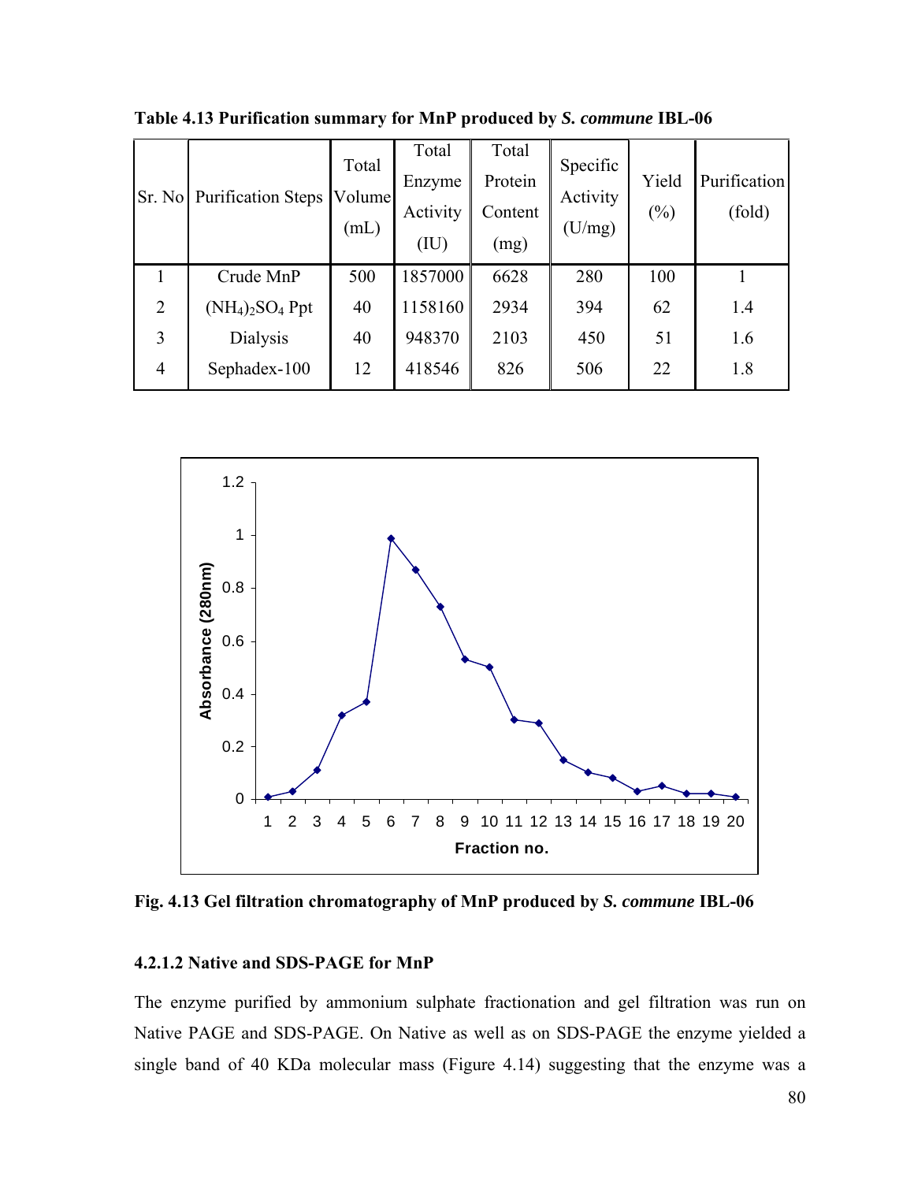**Table 4.13 Purification summary for MnP produced by *S. commune* IBL-06**

| Sr. No | Purification Steps | Total Volume (mL) | Total Enzyme Activity (IU) | Total Protein Content (mg) | Specific Activity (U/mg) | Yield (%) | Purification (fold) |
|---|---|---|---|---|---|---|---|
| 1 | Crude MnP | 500 | 1857000 | 6628 | 280 | 100 | 1 |
| 2 | $(NH_4)_2SO_4$ Ppt | 40 | 1158160 | 2934 | 394 | 62 | 1.4 |
| 3 | Dialysis | 40 | 948370 | 2103 | 450 | 51 | 1.6 |
| 4 | Sephadex-100 | 12 | 418546 | 826 | 506 | 22 | 1.8 |

**Fig. 4.13 Gel filtration chromatography of MnP produced by *S. commune* IBL-06**

#### 4.2.1.2 Native and SDS-PAGE for MnP

The enzyme purified by ammonium sulphate fractionation and gel filtration was run on Native PAGE and SDS-PAGE. On Native as well as on SDS-PAGE the enzyme yielded a single band of 40 KDa molecular mass (Figure 4.14) suggesting that the enzyme was a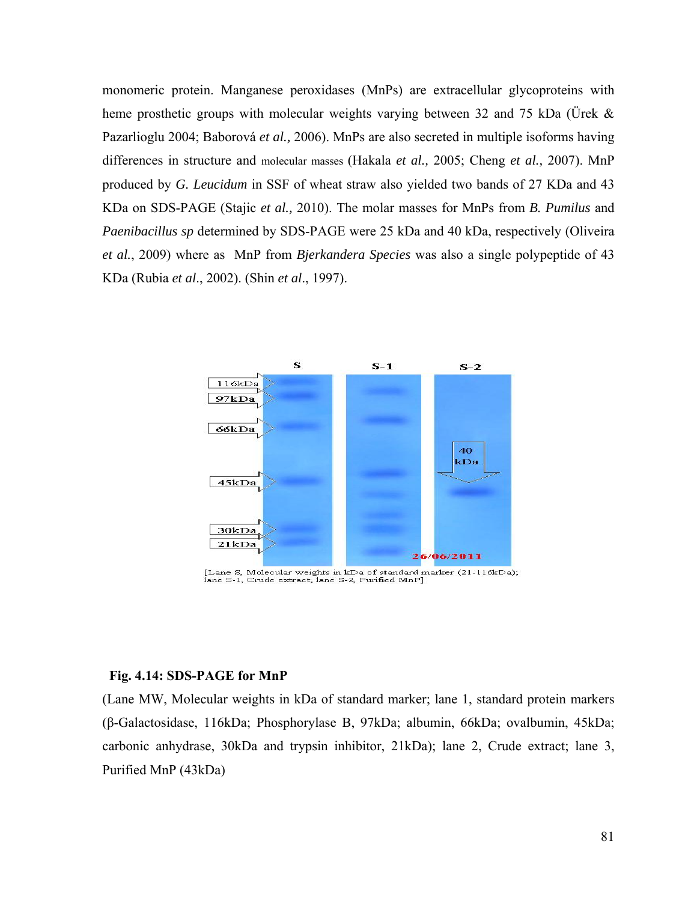monomeric protein. Manganese peroxidases (MnPs) are extracellular glycoproteins with heme prosthetic groups with molecular weights varying between 32 and 75 kDa (Ürek & Pazarlioglu 2004; Baborová *et al.,* 2006). MnPs are also secreted in multiple isoforms having differences in structure and molecular masses (Hakala *et al.,* 2005; Cheng *et al.,* 2007). MnP produced by *G. Leucidum* in SSF of wheat straw also yielded two bands of 27 KDa and 43 KDa on SDS-PAGE (Stajic *et al.,* 2010). The molar masses for MnPs from *B. Pumilus* and *Paenibacillus sp* determined by SDS-PAGE were 25 kDa and 40 kDa, respectively (Oliveira *et al.*, 2009) where as MnP from *Bjerkandera Species* was also a single polypeptide of 43 KDa (Rubia *et al*., 2002). (Shin *et al*., 1997).

[Lane S, Molecular weights in kDa of standard marker (21-116kDa); lane S-1, Crude extract; lane S-2, Purified MnP]

**Fig. 4.14: SDS-PAGE for MnP**

(Lane MW, Molecular weights in kDa of standard marker; lane 1, standard protein markers (β-Galactosidase, 116kDa; Phosphorylase B, 97kDa; albumin, 66kDa; ovalbumin, 45kDa; carbonic anhydrase, 30kDa and trypsin inhibitor, 21kDa); lane 2, Crude extract; lane 3, Purified MnP (43kDa)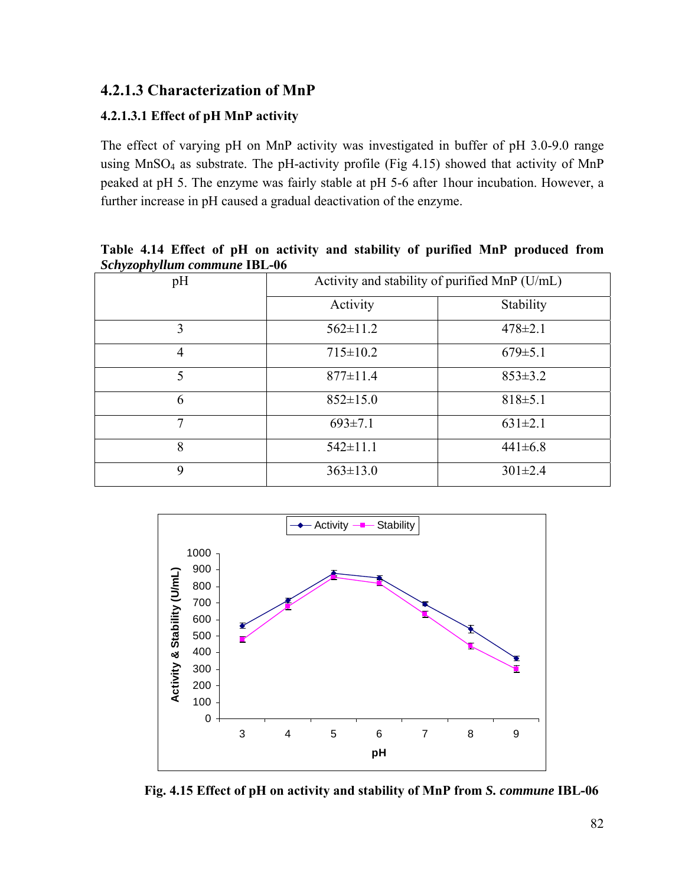### 4.2.1.3 Characterization of MnP

#### 4.2.1.3.1 Effect of pH MnP activity

The effect of varying pH on MnP activity was investigated in buffer of pH 3.0-9.0 range using $MnSO_4$ as substrate. The pH-activity profile (Fig 4.15) showed that activity of MnP peaked at pH 5. The enzyme was fairly stable at pH 5-6 after 1hour incubation. However, a further increase in pH caused a gradual deactivation of the enzyme.

**Table 4.14 Effect of pH on activity and stability of purified MnP produced from *Schyzophyllum commune* IBL-06**

| pH | Activity and stability of purified MnP (U/mL) | |
|---|---|---|
| | Activity | Stability |
| 3 | 562±11.2 | 478±2.1 |
| 4 | 715±10.2 | 679±5.1 |
| 5 | 877±11.4 | 853±3.2 |
| 6 | 852±15.0 | 818±5.1 |
| 7 | 693±7.1 | 631±2.1 |
| 8 | 542±11.1 | 441±6.8 |
| 9 | 363±13.0 | 301±2.4 |

**Fig. 4.15 Effect of pH on activity and stability of MnP from *S. commune* IBL-06**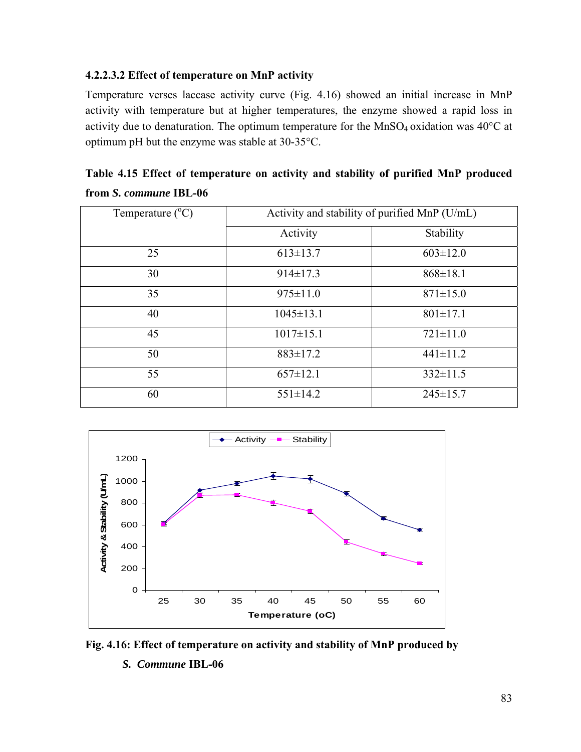#### 4.2.2.3.2 Effect of temperature on MnP activity

Temperature verses laccase activity curve (Fig. 4.16) showed an initial increase in MnP activity with temperature but at higher temperatures, the enzyme showed a rapid loss in activity due to denaturation. The optimum temperature for the $MnSO_4$ oxidation was 40°C at optimum pH but the enzyme was stable at 30-35°C.

**Table 4.15 Effect of temperature on activity and stability of purified MnP produced from *S. commune* IBL-06**

| Temperature (°C) | Activity and stability of purified MnP (U/mL) | |
|---|---|---|
| | Activity | Stability |
| 25 | 613±13.7 | 603±12.0 |
| 30 | 914±17.3 | 868±18.1 |
| 35 | 975±11.0 | 871±15.0 |
| 40 | 1045±13.1 | 801±17.1 |
| 45 | 1017±15.1 | 721±11.0 |
| 50 | 883±17.2 | 441±11.2 |
| 55 | 657±12.1 | 332±11.5 |
| 60 | 551±14.2 | 245±15.7 |

**Fig. 4.16: Effect of temperature on activity and stability of MnP produced by *S. Commune* IBL-06**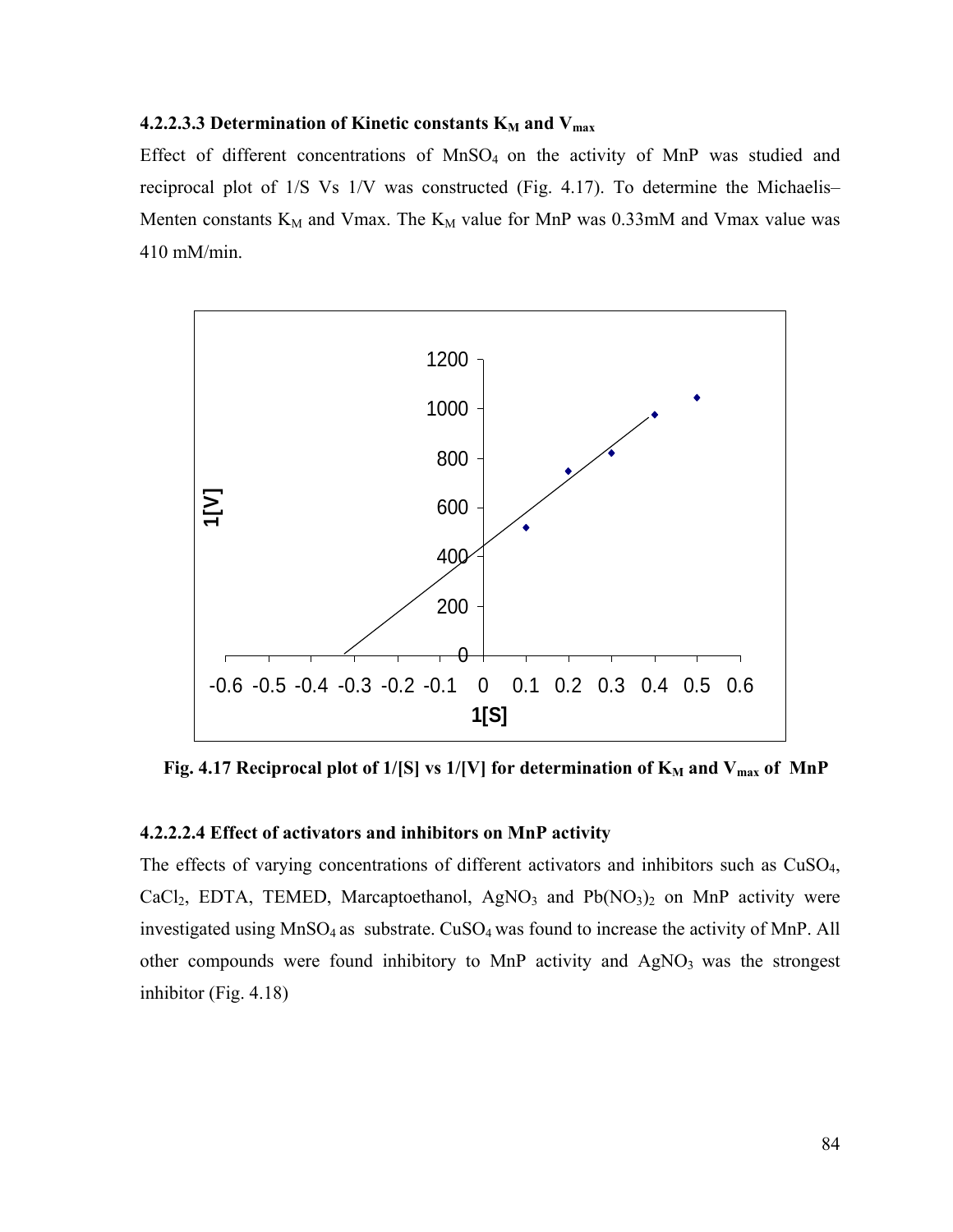#### 4.2.2.3.3 Determination of Kinetic constants $K_M$ and $V_{max}$

Effect of different concentrations of $MnSO_4$ on the activity of MnP was studied and reciprocal plot of 1/S Vs 1/V was constructed (Fig. 4.17). To determine the Michaelis–Menten constants $K_M$ and Vmax. The $K_M$ value for MnP was 0.33mM and Vmax value was 410 mM/min.

**Fig. 4.17 Reciprocal plot of 1/[S] vs 1/[V] for determination of $K_M$ and $V_{max}$ of MnP**

#### 4.2.2.2.4 Effect of activators and inhibitors on MnP activity

The effects of varying concentrations of different activators and inhibitors such as $CuSO_4$, $CaCl_2$, EDTA, TEMED, Marcaptoethanol, $AgNO_3$ and $Pb(NO_3)_2$ on MnP activity were investigated using $MnSO_4$ as substrate. $CuSO_4$ was found to increase the activity of MnP. All other compounds were found inhibitory to MnP activity and $AgNO_3$ was the strongest inhibitor (Fig. 4.18)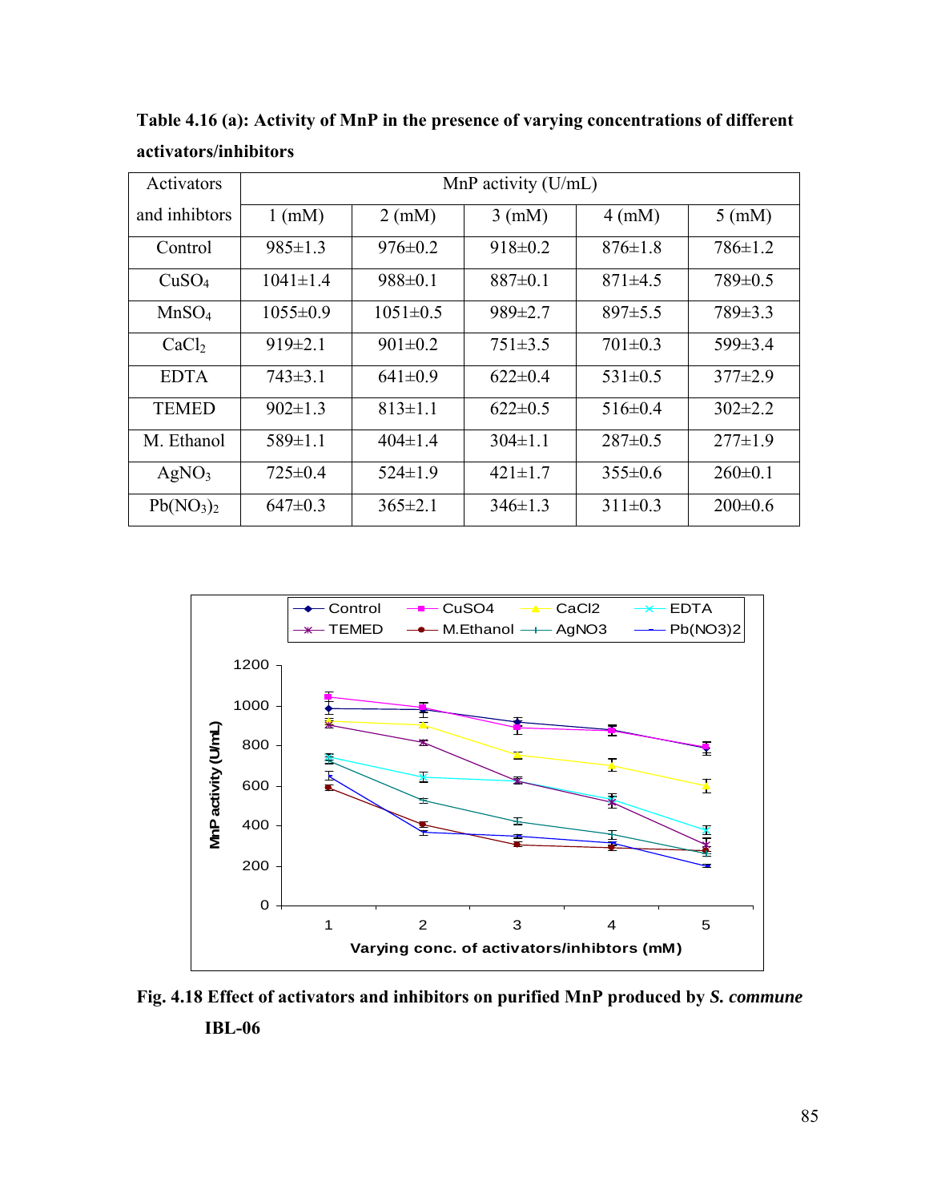**Table 4.16 (a): Activity of MnP in the presence of varying concentrations of different activators/inhibitors**

| Activators and inhibtors | MnP activity (U/mL) | | | | |
|---|---|---|---|---|---|
| | 1 (mM) | 2 (mM) | 3 (mM) | 4 (mM) | 5 (mM) |
| Control | 985±1.3 | 976±0.2 | 918±0.2 | 876±1.8 | 786±1.2 |
| $CuSO_4$ | 1041±1.4 | 988±0.1 | 887±0.1 | 871±4.5 | 789±0.5 |
| $MnSO_4$ | 1055±0.9 | 1051±0.5 | 989±2.7 | 897±5.5 | 789±3.3 |
| $CaCl_2$ | 919±2.1 | 901±0.2 | 751±3.5 | 701±0.3 | 599±3.4 |
| EDTA | 743±3.1 | 641±0.9 | 622±0.4 | 531±0.5 | 377±2.9 |
| TEMED | 902±1.3 | 813±1.1 | 622±0.5 | 516±0.4 | 302±2.2 |
| M. Ethanol | 589±1.1 | 404±1.4 | 304±1.1 | 287±0.5 | 277±1.9 |
| $AgNO_3$ | 725±0.4 | 524±1.9 | 421±1.7 | 355±0.6 | 260±0.1 |
| $Pb(NO_3)_2$ | 647±0.3 | 365±2.1 | 346±1.3 | 311±0.3 | 200±0.6 |

**Fig. 4.18 Effect of activators and inhibitors on purified MnP produced by *S. commune* IBL-06**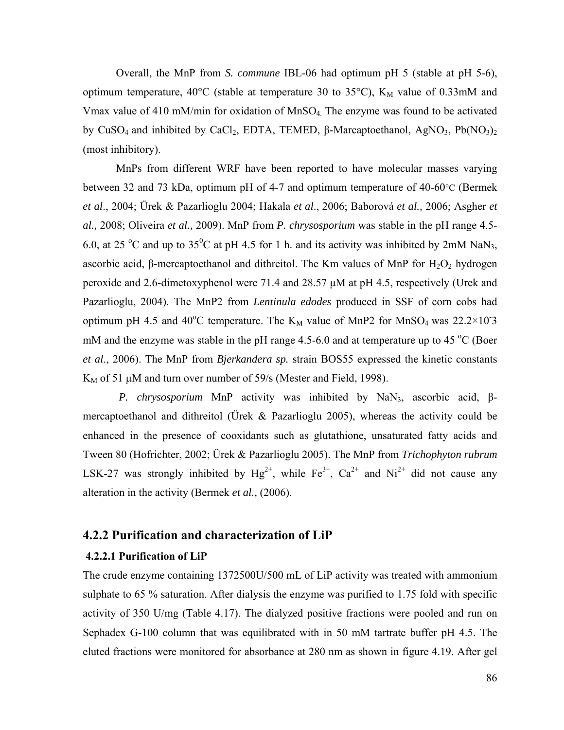Overall, the MnP from *S. commune* IBL-06 had optimum pH 5 (stable at pH 5-6), optimum temperature, 40°C (stable at temperature 30 to 35°C), $K_M$ value of 0.33mM and Vmax value of 410 mM/min for oxidation of $MnSO_4$. The enzyme was found to be activated by $CuSO_4$ and inhibited by $CaCl_2$, EDTA, TEMED, β-Marcaptoethanol, $AgNO_3$, $Pb(NO_3)_2$ (most inhibitory).

MnPs from different WRF have been reported to have molecular masses varying between 32 and 73 kDa, optimum pH of 4-7 and optimum temperature of 40-60°C (Bermek *et al*., 2004; Ürek & Pazarlioglu 2004; Hakala *et al*., 2006; Baborová *et al.,* 2006; Asgher *et al.,* 2008; Oliveira *et al.,* 2009). MnP from *P. chrysosporium* was stable in the pH range 4.5-6.0, at 25 °C and up to $35^0$C at pH 4.5 for 1 h. and its activity was inhibited by 2mM $NaN_3$, ascorbic acid, β-mercaptoethanol and dithreitol. The Km values of MnP for $H_2O_2$ hydrogen peroxide and 2.6-dimetoxyphenol were 71.4 and 28.57 μM at pH 4.5, respectively (Urek and Pazarlioglu, 2004). The MnP2 from *Lentinula edodes* produced in SSF of corn cobs had optimum pH 4.5 and 40°C temperature. The $K_M$ value of MnP2 for $MnSO_4$ was 22.2×10⁻3 mM and the enzyme was stable in the pH range 4.5-6.0 and at temperature up to 45 °C (Boer *et al*., 2006). The MnP from *Bjerkandera sp.* strain BOS55 expressed the kinetic constants $K_M$ of 51 μM and turn over number of 59/s (Mester and Field, 1998).

*P. chrysosporium* MnP activity was inhibited by $NaN_3$, ascorbic acid, β-mercaptoethanol and dithreitol (Ürek & Pazarlioglu 2005), whereas the activity could be enhanced in the presence of cooxidants such as glutathione, unsaturated fatty acids and Tween 80 (Hofrichter, 2002; Ürek & Pazarlioglu 2005). The MnP from *Trichophyton rubrum* LSK-27 was strongly inhibited by $Hg^{2+}$, while $Fe^{3+}$, $Ca^{2+}$ and $Ni^{2+}$ did not cause any alteration in the activity (Bermek *et al.,* (2006).

## 4.2.2 Purification and characterization of LiP

### 4.2.2.1 Purification of LiP

The crude enzyme containing 1372500U/500 mL of LiP activity was treated with ammonium sulphate to 65 % saturation. After dialysis the enzyme was purified to 1.75 fold with specific activity of 350 U/mg (Table 4.17). The dialyzed positive fractions were pooled and run on Sephadex G-100 column that was equilibrated with in 50 mM tartrate buffer pH 4.5. The eluted fractions were monitored for absorbance at 280 nm as shown in figure 4.19. After gel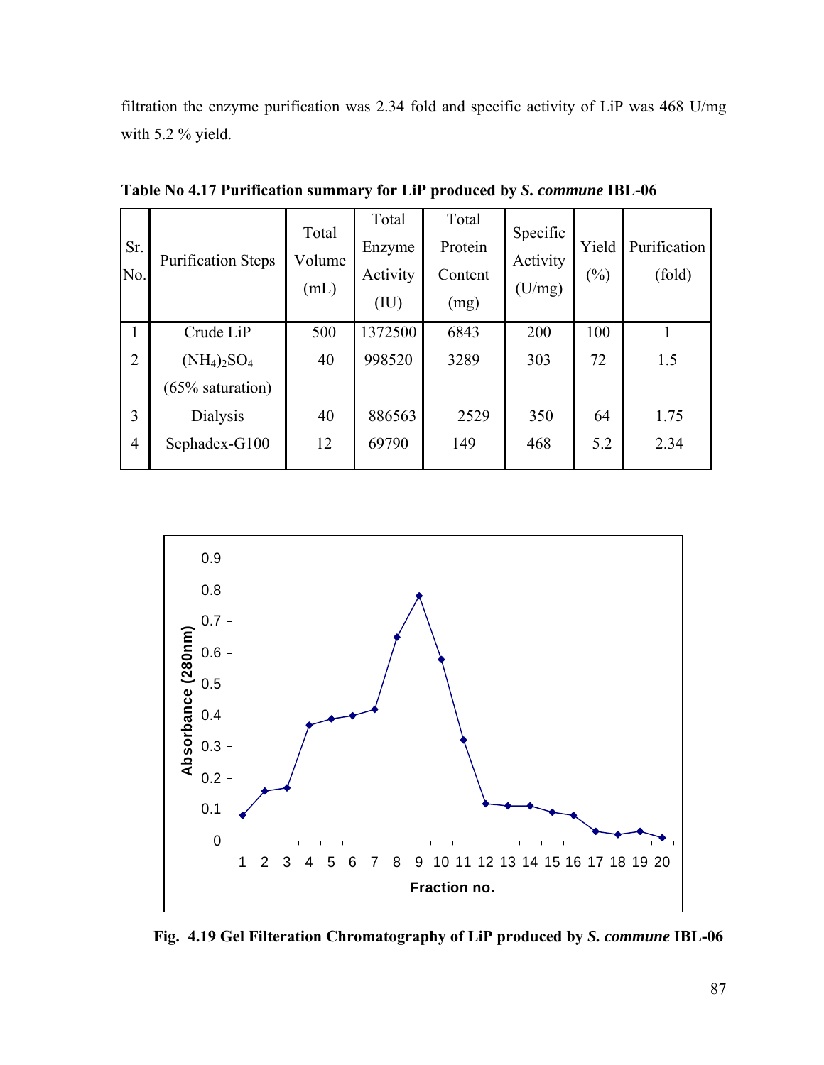filtration the enzyme purification was 2.34 fold and specific activity of LiP was 468 U/mg with 5.2 % yield.

**Table No 4.17 Purification summary for LiP produced by *S. commune* IBL-06**

| Sr. No. | Purification Steps | Total Volume (mL) | Total Enzyme Activity (IU) | Total Protein Content (mg) | Specific Activity (U/mg) | Yield (%) | Purification (fold) |
|---|---|---|---|---|---|---|---|
| 1 | Crude LiP | 500 | 1372500 | 6843 | 200 | 100 | 1 |
| 2 | $(NH_4)_2SO_4$ (65% saturation) | 40 | 998520 | 3289 | 303 | 72 | 1.5 |
| 3 | Dialysis | 40 | 886563 | 2529 | 350 | 64 | 1.75 |
| 4 | Sephadex-G100 | 12 | 69790 | 149 | 468 | 5.2 | 2.34 |

**Fig. 4.19 Gel Filteration Chromatography of LiP produced by *S. commune* IBL-06**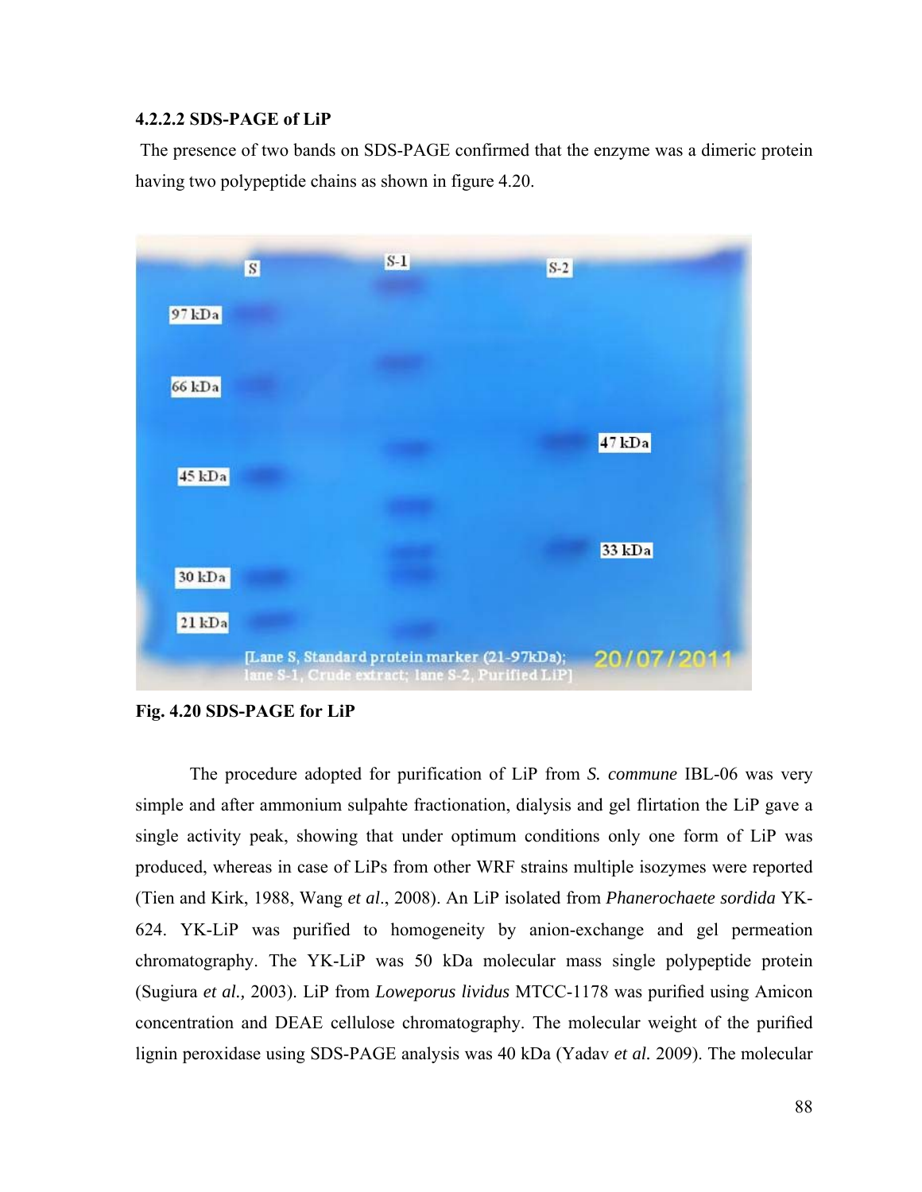### 4.2.2.2 SDS-PAGE of LiP

The presence of two bands on SDS-PAGE confirmed that the enzyme was a dimeric protein having two polypeptide chains as shown in figure 4.20.

**Fig. 4.20 SDS-PAGE for LiP**

The procedure adopted for purification of LiP from *S. commune* IBL-06 was very simple and after ammonium sulpahte fractionation, dialysis and gel flirtation the LiP gave a single activity peak, showing that under optimum conditions only one form of LiP was produced, whereas in case of LiPs from other WRF strains multiple isozymes were reported (Tien and Kirk, 1988, Wang *et al*., 2008). An LiP isolated from *Phanerochaete sordida* YK-624. YK-LiP was purified to homogeneity by anion-exchange and gel permeation chromatography. The YK-LiP was 50 kDa molecular mass single polypeptide protein (Sugiura *et al.,* 2003). LiP from *Loweporus lividus* MTCC-1178 was purified using Amicon concentration and DEAE cellulose chromatography. The molecular weight of the purified lignin peroxidase using SDS-PAGE analysis was 40 kDa (Yadav *et al.* 2009). The molecular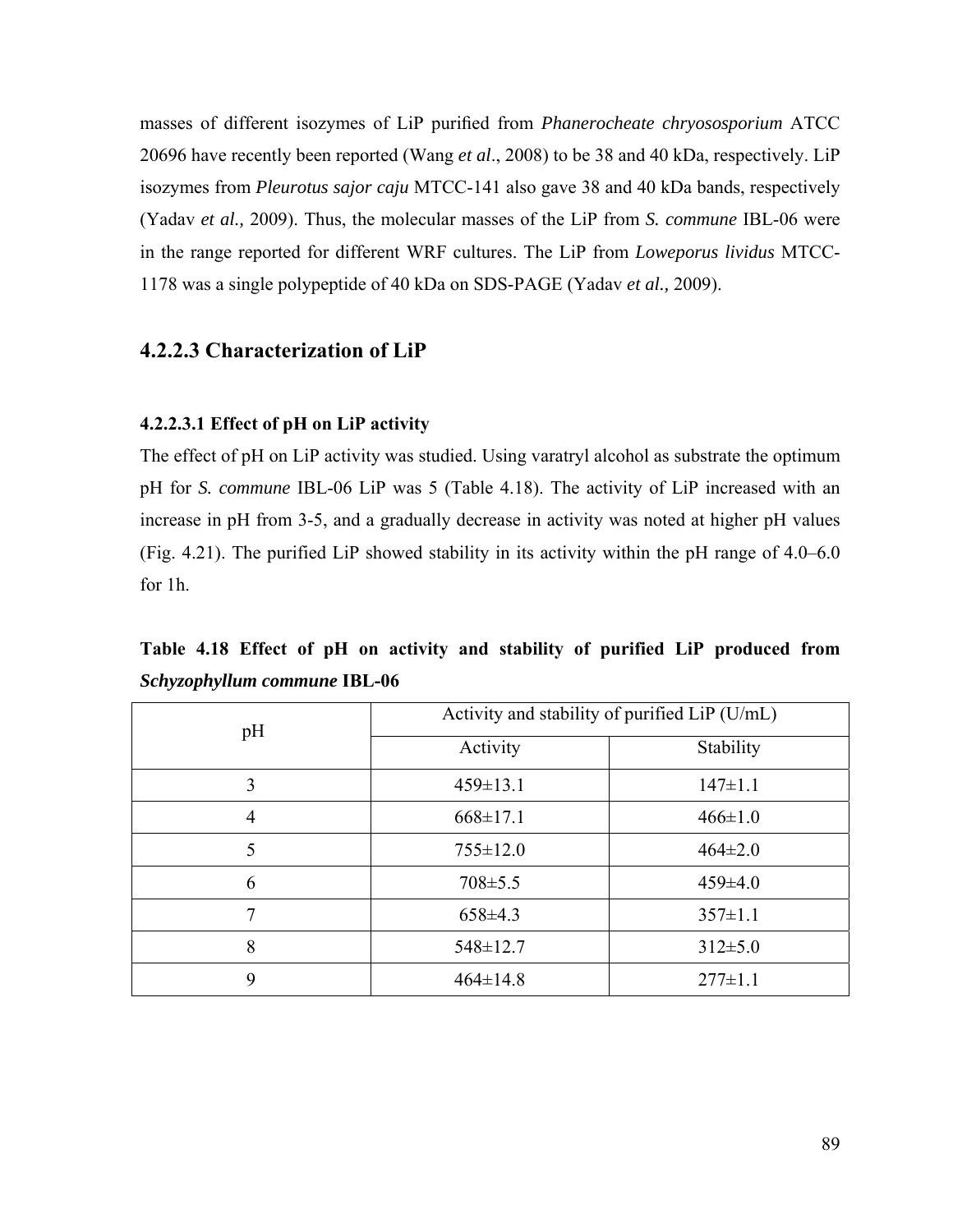masses of different isozymes of LiP purified from *Phanerocheate chryososporium* ATCC 20696 have recently been reported (Wang *et al*., 2008) to be 38 and 40 kDa, respectively. LiP isozymes from *Pleurotus sajor caju* MTCC-141 also gave 38 and 40 kDa bands, respectively (Yadav *et al.,* 2009). Thus, the molecular masses of the LiP from *S. commune* IBL-06 were in the range reported for different WRF cultures. The LiP from *Loweporus lividus* MTCC-1178 was a single polypeptide of 40 kDa on SDS-PAGE (Yadav *et al.,* 2009).

### 4.2.2.3 Characterization of LiP

#### 4.2.2.3.1 Effect of pH on LiP activity

The effect of pH on LiP activity was studied. Using varatryl alcohol as substrate the optimum pH for *S. commune* IBL-06 LiP was 5 (Table 4.18). The activity of LiP increased with an increase in pH from 3-5, and a gradually decrease in activity was noted at higher pH values (Fig. 4.21). The purified LiP showed stability in its activity within the pH range of 4.0–6.0 for 1h.

**Table 4.18 Effect of pH on activity and stability of purified LiP produced from *Schyzophyllum commune* IBL-06**

| pH | Activity and stability of purified LiP (U/mL) | |
|---|---|---|
| | Activity | Stability |
| 3 | 459±13.1 | 147±1.1 |
| 4 | 668±17.1 | 466±1.0 |
| 5 | 755±12.0 | 464±2.0 |
| 6 | 708±5.5 | 459±4.0 |
| 7 | 658±4.3 | 357±1.1 |
| 8 | 548±12.7 | 312±5.0 |
| 9 | 464±14.8 | 277±1.1 |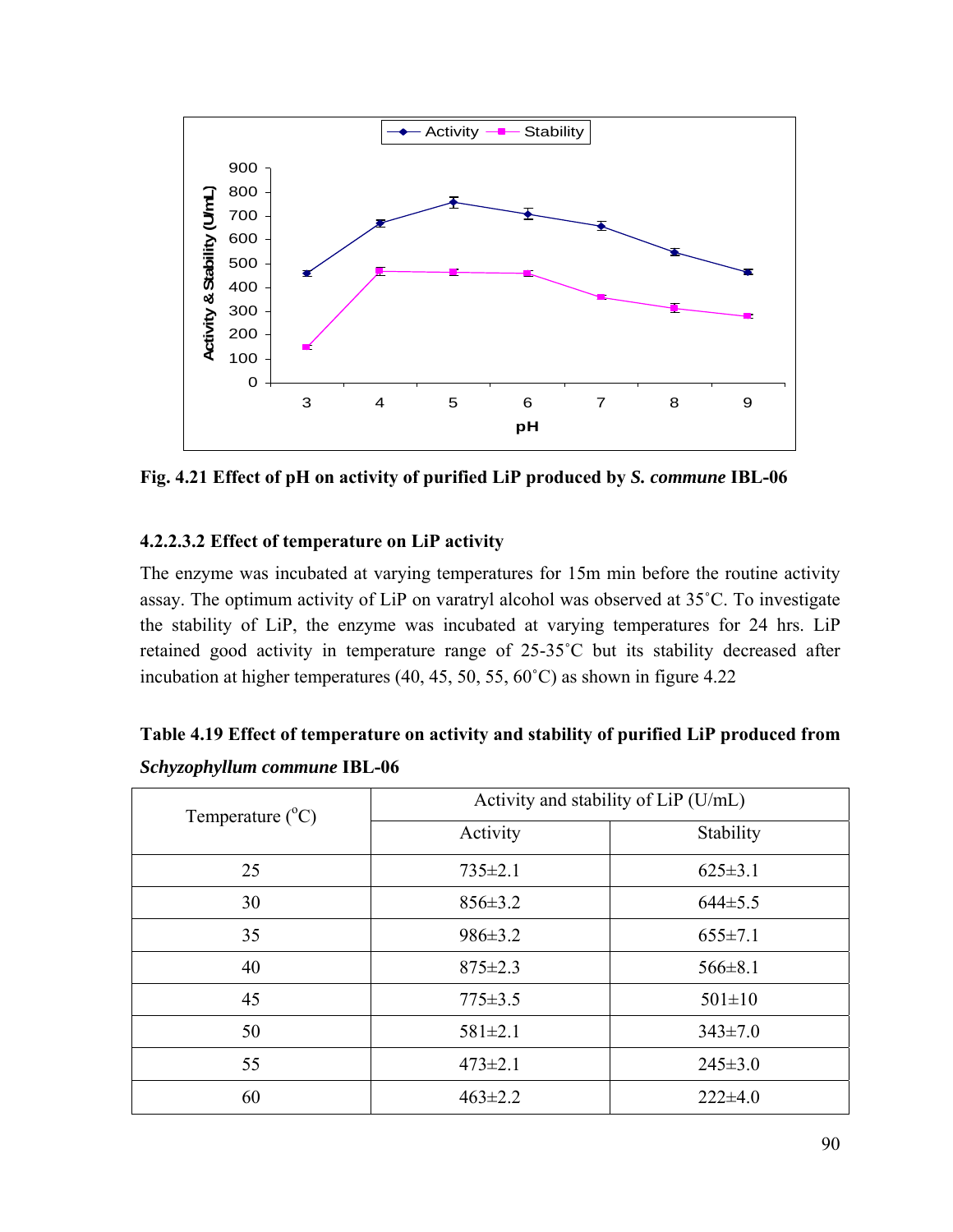**Fig. 4.21 Effect of pH on activity of purified LiP produced by *S. commune* IBL-06**

#### 4.2.2.3.2 Effect of temperature on LiP activity

The enzyme was incubated at varying temperatures for 15m min before the routine activity assay. The optimum activity of LiP on varatryl alcohol was observed at 35˚C. To investigate the stability of LiP, the enzyme was incubated at varying temperatures for 24 hrs. LiP retained good activity in temperature range of 25-35˚C but its stability decreased after incubation at higher temperatures (40, 45, 50, 55, 60˚C) as shown in figure 4.22

**Table 4.19 Effect of temperature on activity and stability of purified LiP produced from *Schyzophyllum commune* IBL-06**

| Temperature ($^{o}$C) | Activity and stability of LiP (U/mL) | |
|---|---|---|
| | Activity | Stability |
| 25 | 735±2.1 | 625±3.1 |
| 30 | 856±3.2 | 644±5.5 |
| 35 | 986±3.2 | 655±7.1 |
| 40 | 875±2.3 | 566±8.1 |
| 45 | 775±3.5 | 501±10 |
| 50 | 581±2.1 | 343±7.0 |
| 55 | 473±2.1 | 245±3.0 |
| 60 | 463±2.2 | 222±4.0 |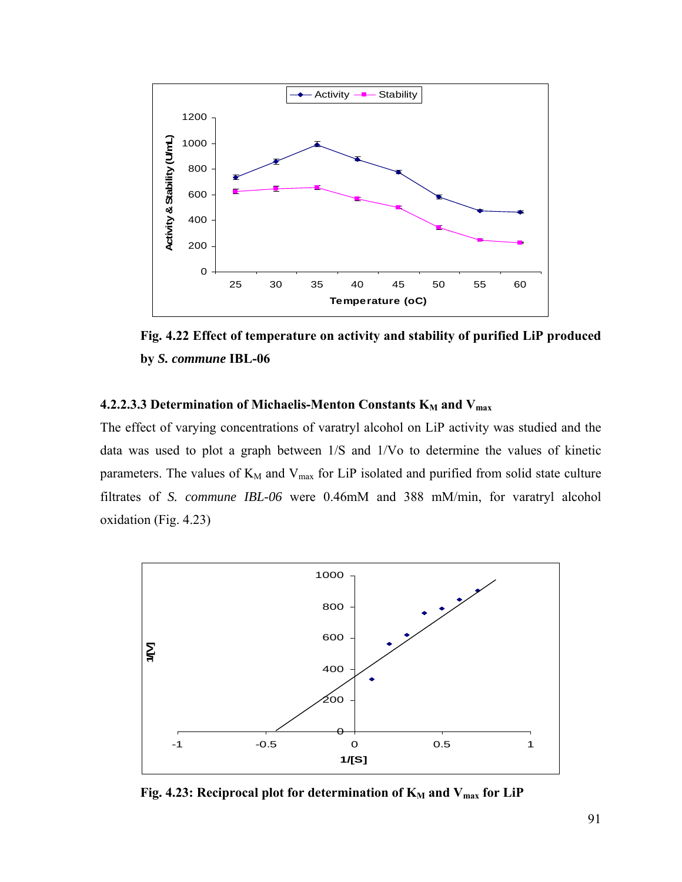Fig. 4.22 Effect of temperature on activity and stability of purified LiP produced by *S. commune* IBL-06

### 4.2.2.3.3 Determination of Michaelis-Menton Constants $K_M$ and $V_{max}$

The effect of varying concentrations of varatryl alcohol on LiP activity was studied and the data was used to plot a graph between 1/S and 1/Vo to determine the values of kinetic parameters. The values of $K_M$ and $V_{max}$ for LiP isolated and purified from solid state culture filtrates of *S. commune IBL-06* were 0.46mM and 388 mM/min, for varatryl alcohol oxidation (Fig. 4.23)

Fig. 4.23: Reciprocal plot for determination of $K_M$ and $V_{max}$ for LiP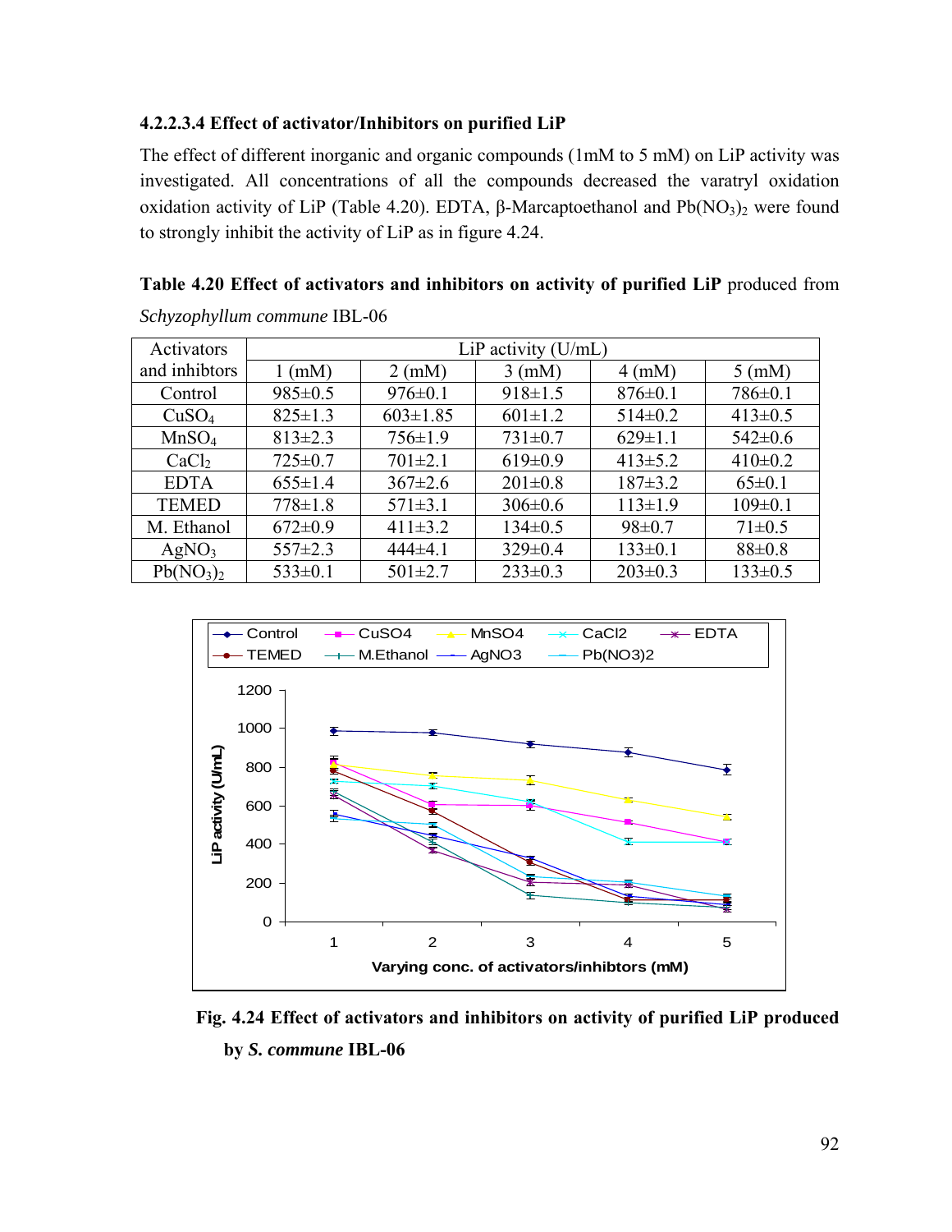#### 4.2.2.3.4 Effect of activator/Inhibitors on purified LiP

The effect of different inorganic and organic compounds (1mM to 5 mM) on LiP activity was investigated. All concentrations of all the compounds decreased the varatryl oxidation oxidation activity of LiP (Table 4.20). EDTA, β-Marcaptoethanol and $Pb(NO_3)_2$ were found to strongly inhibit the activity of LiP as in figure 4.24.

**Table 4.20 Effect of activators and inhibitors on activity of purified LiP** produced from *Schyzophyllum commune* IBL-06

| Activators and inhibtors | LiP activity (U/mL) | | | | |
|---|---|---|---|---|---|
| | 1 (mM) | 2 (mM) | 3 (mM) | 4 (mM) | 5 (mM) |
| Control | 985±0.5 | 976±0.1 | 918±1.5 | 876±0.1 | 786±0.1 |
| $CuSO_4$ | 825±1.3 | 603±1.85 | 601±1.2 | 514±0.2 | 413±0.5 |
| $MnSO_4$ | 813±2.3 | 756±1.9 | 731±0.7 | 629±1.1 | 542±0.6 |
| $CaCl_2$ | 725±0.7 | 701±2.1 | 619±0.9 | 413±5.2 | 410±0.2 |
| EDTA | 655±1.4 | 367±2.6 | 201±0.8 | 187±3.2 | 65±0.1 |
| TEMED | 778±1.8 | 571±3.1 | 306±0.6 | 113±1.9 | 109±0.1 |
| M. Ethanol | 672±0.9 | 411±3.2 | 134±0.5 | 98±0.7 | 71±0.5 |
| $AgNO_3$ | 557±2.3 | 444±4.1 | 329±0.4 | 133±0.1 | 88±0.8 |
| $Pb(NO_3)_2$ | 533±0.1 | 501±2.7 | 233±0.3 | 203±0.3 | 133±0.5 |

**Fig. 4.24 Effect of activators and inhibitors on activity of purified LiP produced by *S. commune* IBL-06**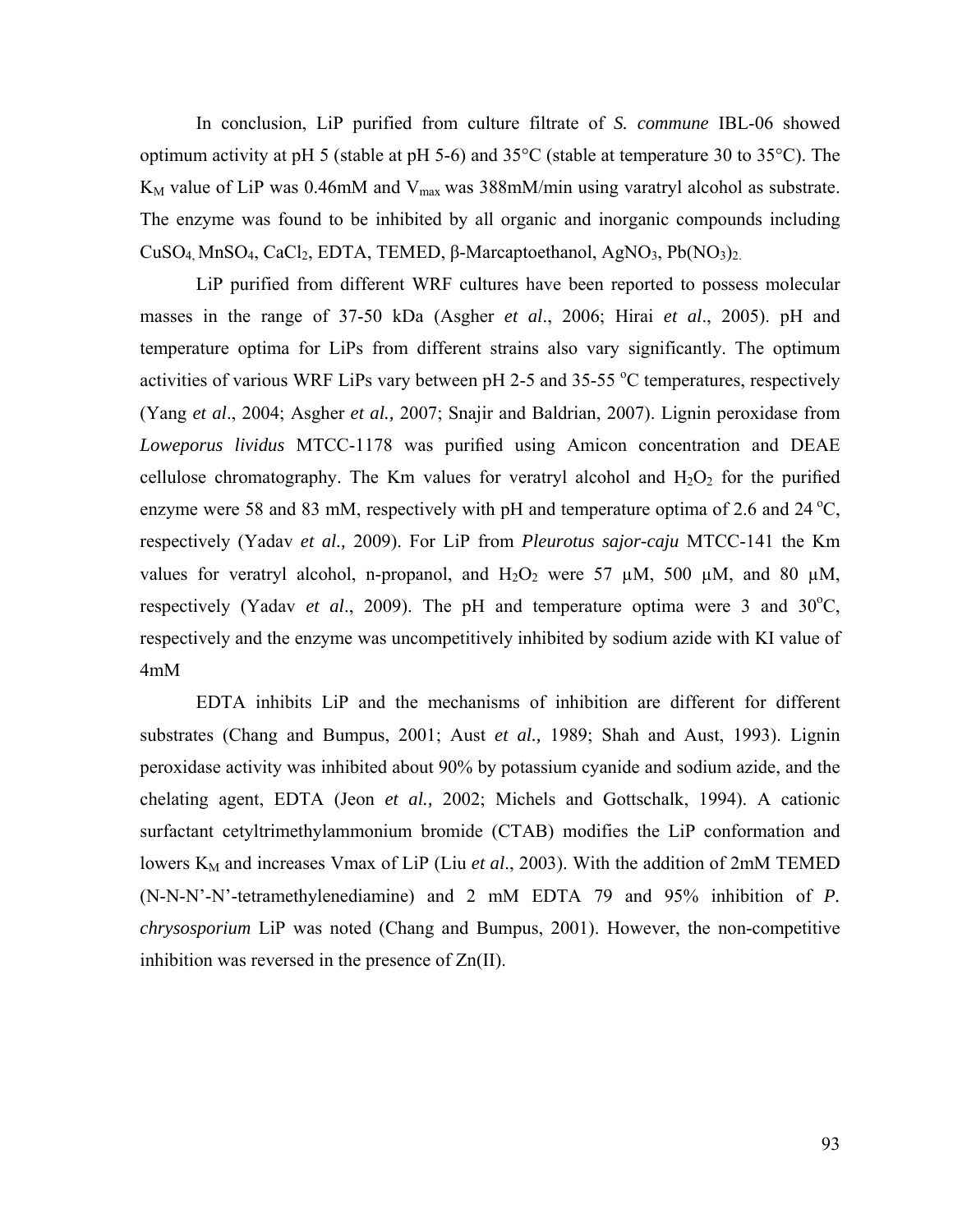In conclusion, LiP purified from culture filtrate of *S. commune* IBL-06 showed optimum activity at pH 5 (stable at pH 5-6) and 35°C (stable at temperature 30 to 35°C). The $K_M$ value of LiP was 0.46mM and $V_{max}$ was 388mM/min using varatryl alcohol as substrate. The enzyme was found to be inhibited by all organic and inorganic compounds including $CuSO_4$, $MnSO_4$, $CaCl_2$, EDTA, TEMED, β-Marcaptoethanol, $AgNO_3$, $Pb(NO_3)_2$.

LiP purified from different WRF cultures have been reported to possess molecular masses in the range of 37-50 kDa (Asgher *et al*., 2006; Hirai *et al*., 2005). pH and temperature optima for LiPs from different strains also vary significantly. The optimum activities of various WRF LiPs vary between pH 2-5 and 35-55 $^{o}$C temperatures, respectively (Yang *et al*., 2004; Asgher *et al.,* 2007; Snajir and Baldrian, 2007). Lignin peroxidase from *Loweporus lividus* MTCC-1178 was purified using Amicon concentration and DEAE cellulose chromatography. The Km values for veratryl alcohol and $H_2O_2$ for the purified enzyme were 58 and 83 mM, respectively with pH and temperature optima of 2.6 and 24 $^{o}$C, respectively (Yadav *et al.,* 2009). For LiP from *Pleurotus sajor-caju* MTCC-141 the Km values for veratryl alcohol, n-propanol, and $H_2O_2$ were 57 μM, 500 μM, and 80 μM, respectively (Yadav *et al*., 2009). The pH and temperature optima were 3 and 30$^{o}$C, respectively and the enzyme was uncompetitively inhibited by sodium azide with KI value of 4mM

EDTA inhibits LiP and the mechanisms of inhibition are different for different substrates (Chang and Bumpus, 2001; Aust *et al.,* 1989; Shah and Aust, 1993). Lignin peroxidase activity was inhibited about 90% by potassium cyanide and sodium azide, and the chelating agent, EDTA (Jeon *et al.,* 2002; Michels and Gottschalk, 1994). A cationic surfactant cetyltrimethylammonium bromide (CTAB) modifies the LiP conformation and lowers $K_M$ and increases Vmax of LiP (Liu *et al*., 2003). With the addition of 2mM TEMED (N-N-N'-N'-tetramethylenediamine) and 2 mM EDTA 79 and 95% inhibition of *P. chrysosporium* LiP was noted (Chang and Bumpus, 2001). However, the non-competitive inhibition was reversed in the presence of Zn(II).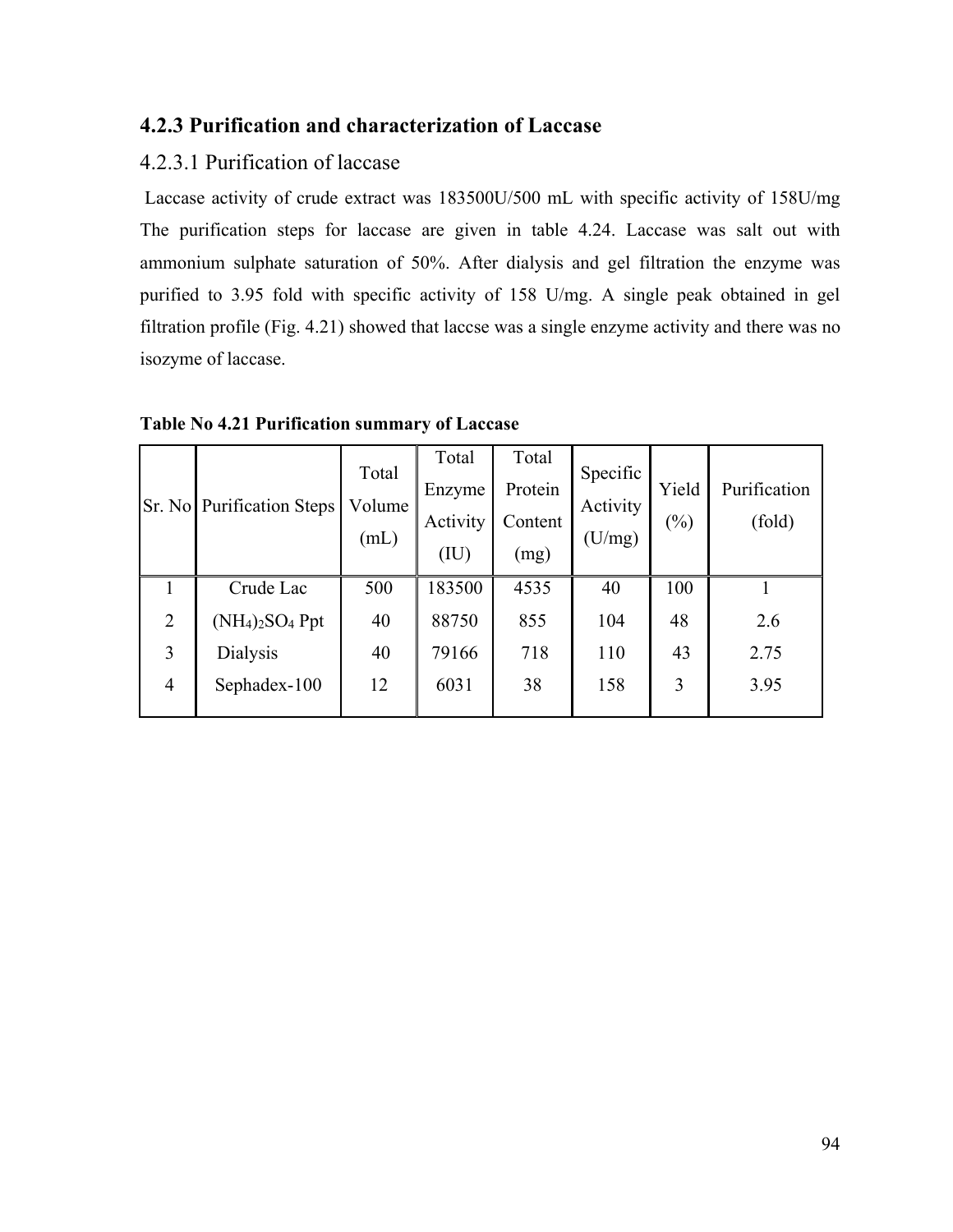## 4.2.3 Purification and characterization of Laccase

### 4.2.3.1 Purification of laccase

Laccase activity of crude extract was 183500U/500 mL with specific activity of 158U/mg The purification steps for laccase are given in table 4.24. Laccase was salt out with ammonium sulphate saturation of 50%. After dialysis and gel filtration the enzyme was purified to 3.95 fold with specific activity of 158 U/mg. A single peak obtained in gel filtration profile (Fig. 4.21) showed that laccse was a single enzyme activity and there was no isozyme of laccase.

**Table No 4.21 Purification summary of Laccase**

| Sr. No | Purification Steps | Total Volume (mL) | Total Enzyme Activity (IU) | Total Protein Content (mg) | Specific Activity (U/mg) | Yield (%) | Purification (fold) |
|---|---|---|---|---|---|---|---|
| 1 | Crude Lac | 500 | 183500 | 4535 | 40 | 100 | 1 |
| 2 | $(NH_4)_2SO_4$ Ppt | 40 | 88750 | 855 | 104 | 48 | 2.6 |
| 3 | Dialysis | 40 | 79166 | 718 | 110 | 43 | 2.75 |
| 4 | Sephadex-100 | 12 | 6031 | 38 | 158 | 3 | 3.95 |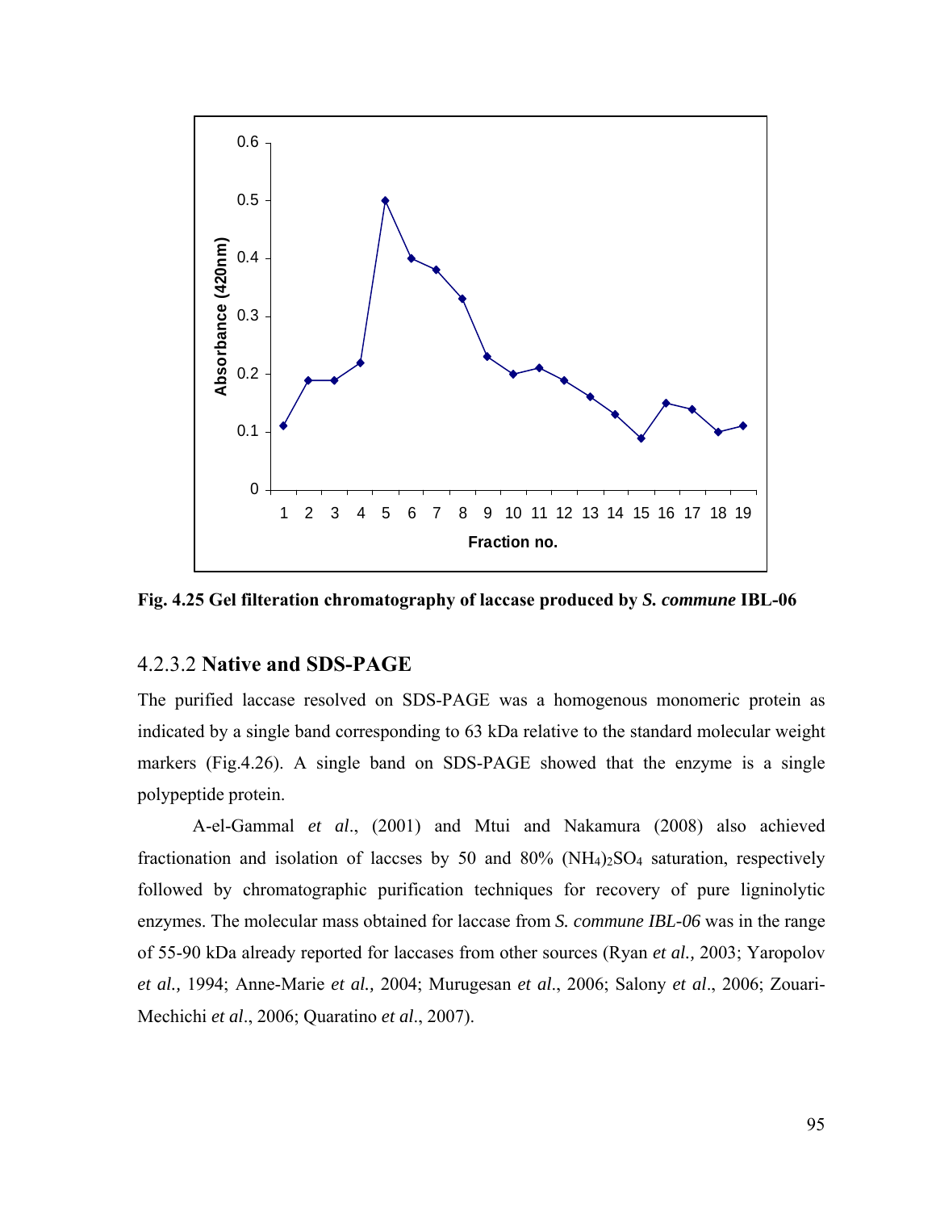Fig. 4.25 Gel filteration chromatography of laccase produced by *S. commune* IBL-06

### 4.2.3.2 Native and SDS-PAGE

The purified laccase resolved on SDS-PAGE was a homogenous monomeric protein as indicated by a single band corresponding to 63 kDa relative to the standard molecular weight markers (Fig.4.26). A single band on SDS-PAGE showed that the enzyme is a single polypeptide protein.

A-el-Gammal *et al*., (2001) and Mtui and Nakamura (2008) also achieved fractionation and isolation of laccses by 50 and 80% $(NH_4)_2SO_4$ saturation, respectively followed by chromatographic purification techniques for recovery of pure ligninolytic enzymes. The molecular mass obtained for laccase from *S. commune IBL-06* was in the range of 55-90 kDa already reported for laccases from other sources (Ryan *et al.,* 2003; Yaropolov *et al.,* 1994; Anne-Marie *et al.,* 2004; Murugesan *et al*., 2006; Salony *et al*., 2006; Zouari-Mechichi *et al*., 2006; Quaratino *et al*., 2007).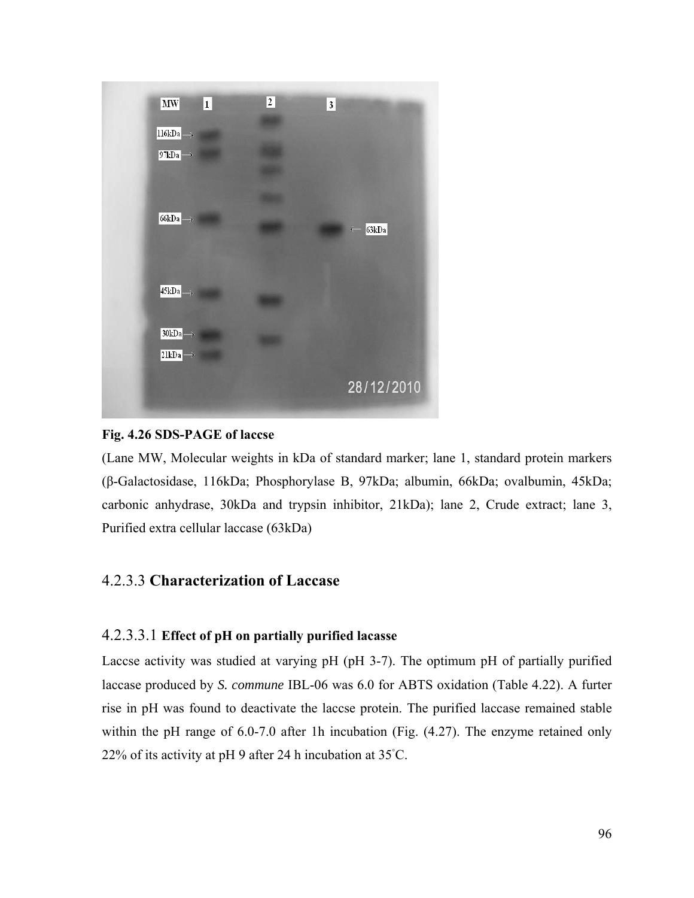**Fig. 4.26 SDS-PAGE of laccse**

(Lane MW, Molecular weights in kDa of standard marker; lane 1, standard protein markers (β-Galactosidase, 116kDa; Phosphorylase B, 97kDa; albumin, 66kDa; ovalbumin, 45kDa; carbonic anhydrase, 30kDa and trypsin inhibitor, 21kDa); lane 2, Crude extract; lane 3, Purified extra cellular laccase (63kDa)

## 4.2.3.3 **Characterization of Laccase**

### 4.2.3.3.1 **Effect of pH on partially purified lacasse**

Laccse activity was studied at varying pH (pH 3-7). The optimum pH of partially purified laccase produced by *S. commune* IBL-06 was 6.0 for ABTS oxidation (Table 4.22). A furter rise in pH was found to deactivate the laccse protein. The purified laccase remained stable within the pH range of 6.0-7.0 after 1h incubation (Fig. (4.27). The enzyme retained only 22% of its activity at pH 9 after 24 h incubation at 35°C.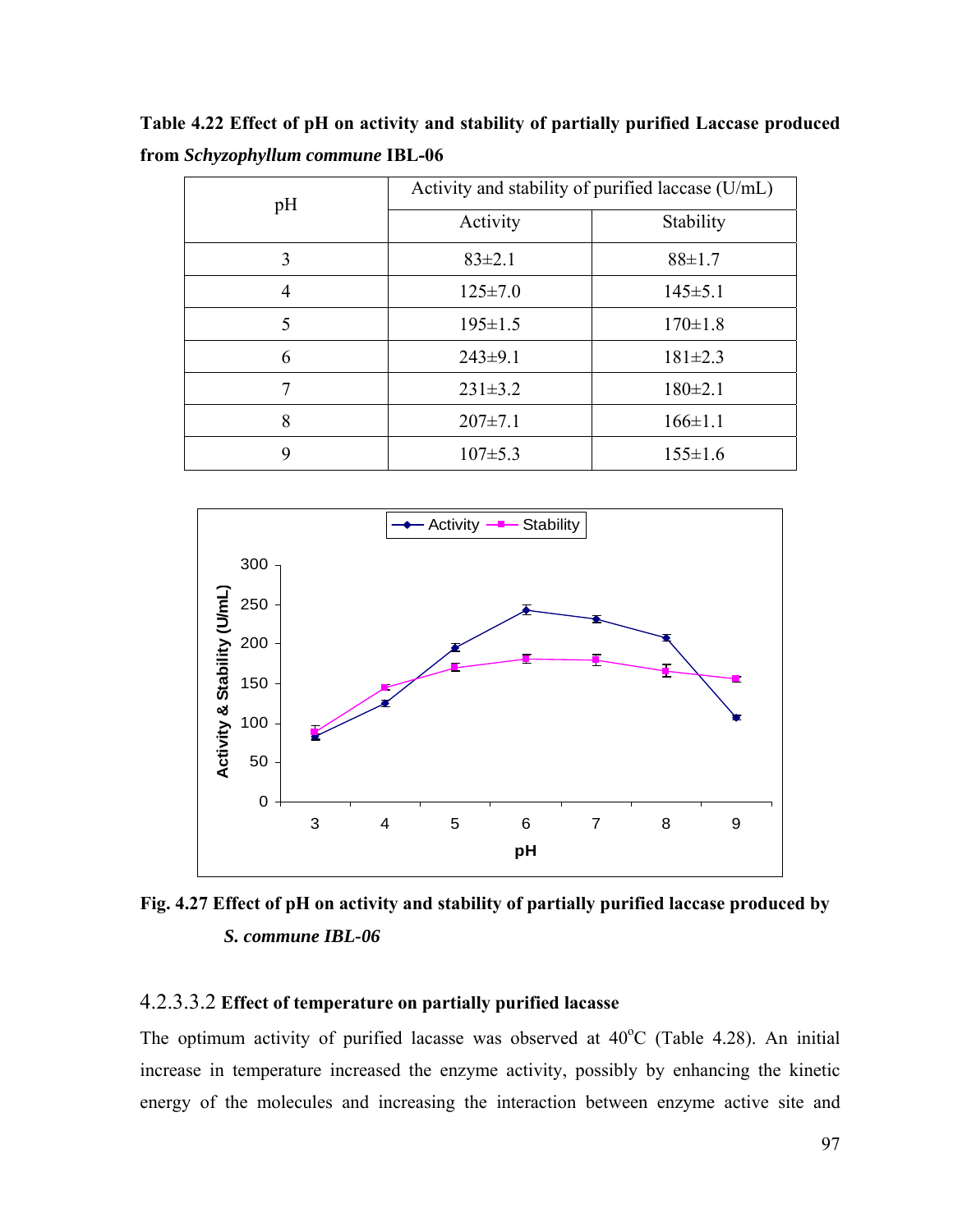**Table 4.22 Effect of pH on activity and stability of partially purified Laccase produced from *Schyzophyllum commune* IBL-06**

| pH | Activity and stability of purified laccase (U/mL) | |
|---|---|---|
| | Activity | Stability |
| 3 | 83±2.1 | 88±1.7 |
| 4 | 125±7.0 | 145±5.1 |
| 5 | 195±1.5 | 170±1.8 |
| 6 | 243±9.1 | 181±2.3 |
| 7 | 231±3.2 | 180±2.1 |
| 8 | 207±7.1 | 166±1.1 |
| 9 | 107±5.3 | 155±1.6 |

**Fig. 4.27 Effect of pH on activity and stability of partially purified laccase produced by *S. commune IBL-06***

### 4.2.3.3.2 Effect of temperature on partially purified lacasse

The optimum activity of purified lacasse was observed at 40°C (Table 4.28). An initial increase in temperature increased the enzyme activity, possibly by enhancing the kinetic energy of the molecules and increasing the interaction between enzyme active site and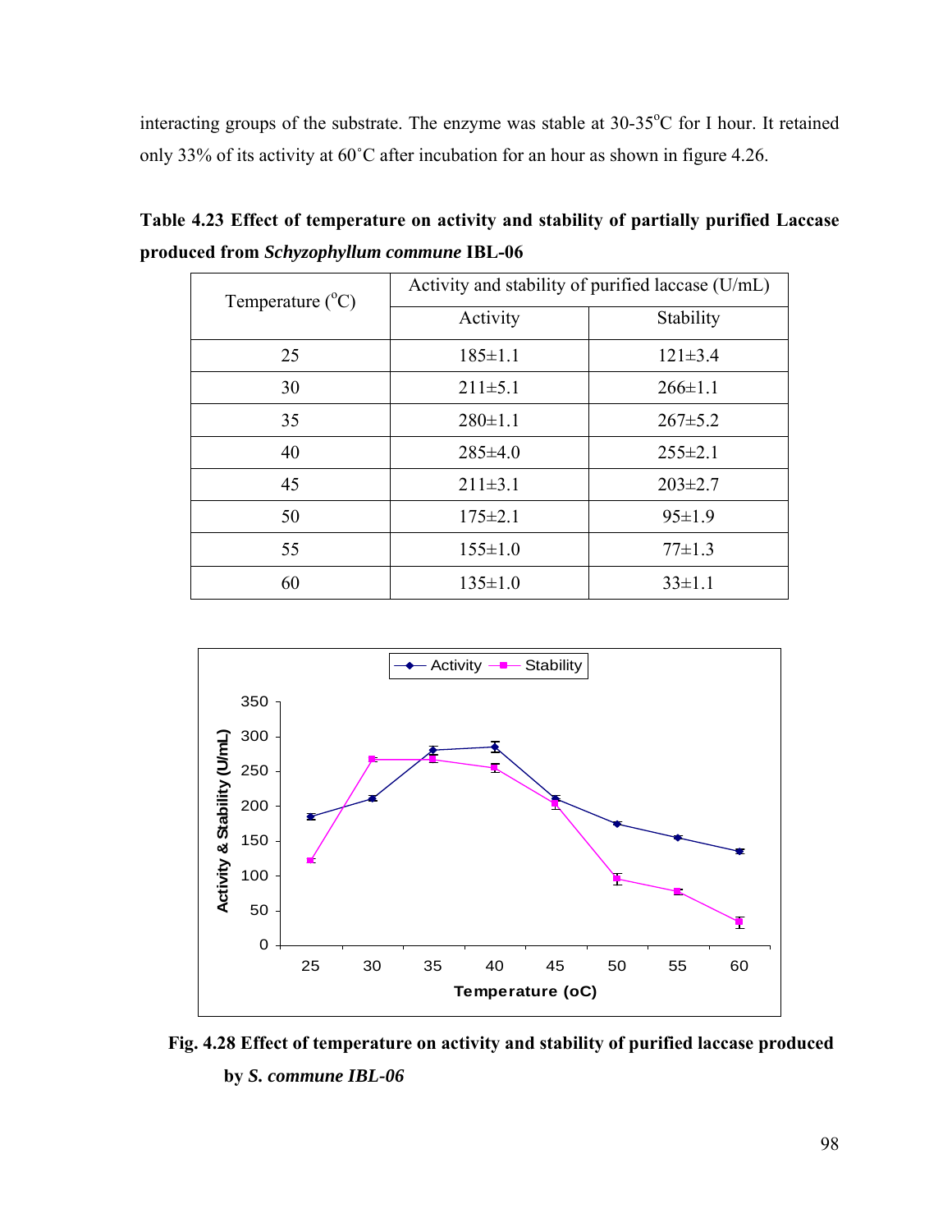interacting groups of the substrate. The enzyme was stable at 30-35$^{o}$C for I hour. It retained only 33% of its activity at 60˚C after incubation for an hour as shown in figure 4.26.

**Table 4.23 Effect of temperature on activity and stability of partially purified Laccase produced from *Schyzophyllum commune* IBL-06**

| Temperature ($^{o}$C) | Activity and stability of purified laccase (U/mL) | |
|---|---|---|
| | Activity | Stability |
| 25 | 185±1.1 | 121±3.4 |
| 30 | 211±5.1 | 266±1.1 |
| 35 | 280±1.1 | 267±5.2 |
| 40 | 285±4.0 | 255±2.1 |
| 45 | 211±3.1 | 203±2.7 |
| 50 | 175±2.1 | 95±1.9 |
| 55 | 155±1.0 | 77±1.3 |
| 60 | 135±1.0 | 33±1.1 |

**Fig. 4.28 Effect of temperature on activity and stability of purified laccase produced by *S. commune IBL-06***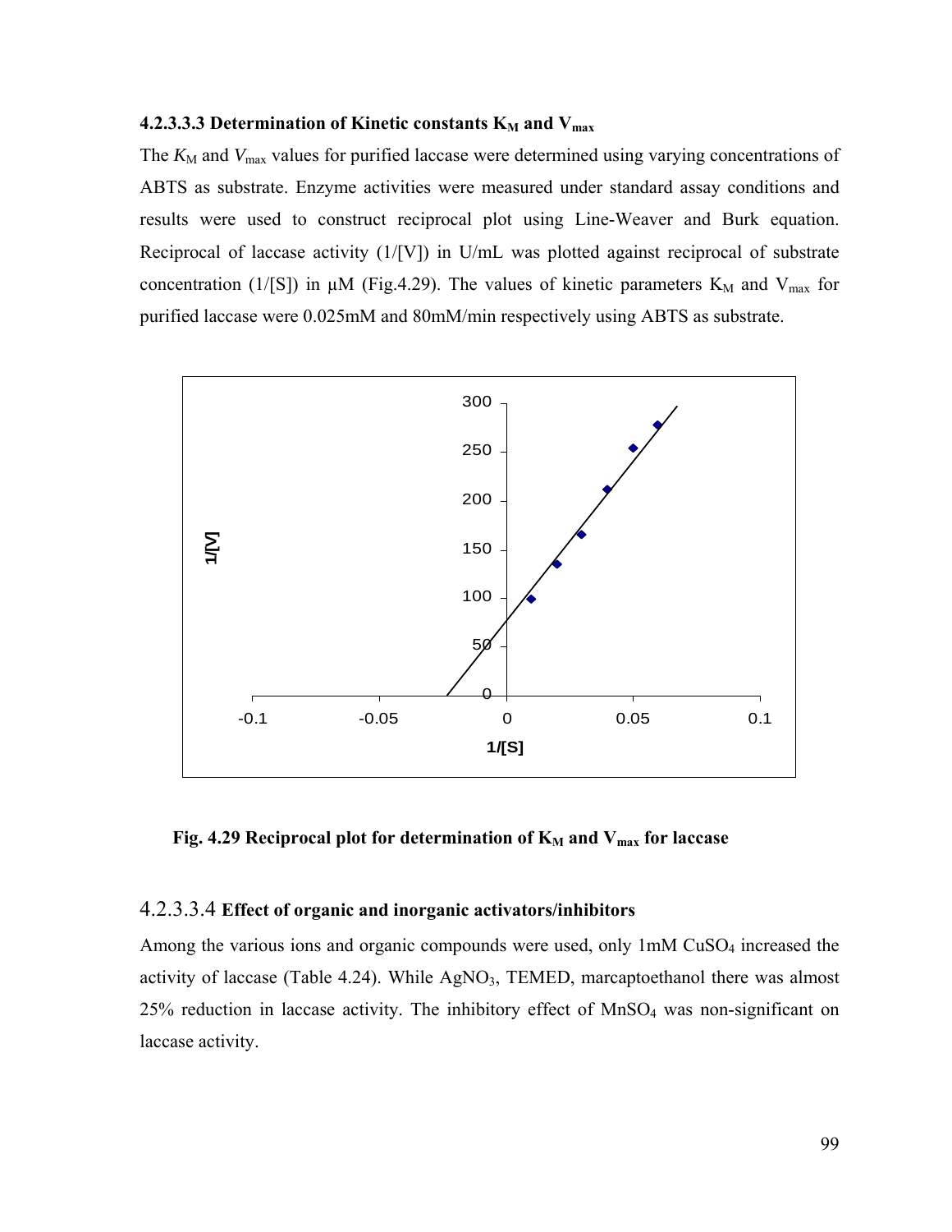#### 4.2.3.3.3 Determination of Kinetic constants $K_M$ and $V_{max}$

The $K_M$ and $V_{max}$ values for purified laccase were determined using varying concentrations of ABTS as substrate. Enzyme activities were measured under standard assay conditions and results were used to construct reciprocal plot using Line-Weaver and Burk equation. Reciprocal of laccase activity (1/[V]) in U/mL was plotted against reciprocal of substrate concentration (1/[S]) in μM (Fig.4.29). The values of kinetic parameters $K_M$ and $V_{max}$ for purified laccase were 0.025mM and 80mM/min respectively using ABTS as substrate.

**Fig. 4.29 Reciprocal plot for determination of $K_M$ and $V_{max}$ for laccase**

#### 4.2.3.3.4 Effect of organic and inorganic activators/inhibitors

Among the various ions and organic compounds were used, only 1mM $CuSO_4$ increased the activity of laccase (Table 4.24). While $AgNO_3$, TEMED, marcaptoethanol there was almost 25% reduction in laccase activity. The inhibitory effect of $MnSO_4$ was non-significant on laccase activity.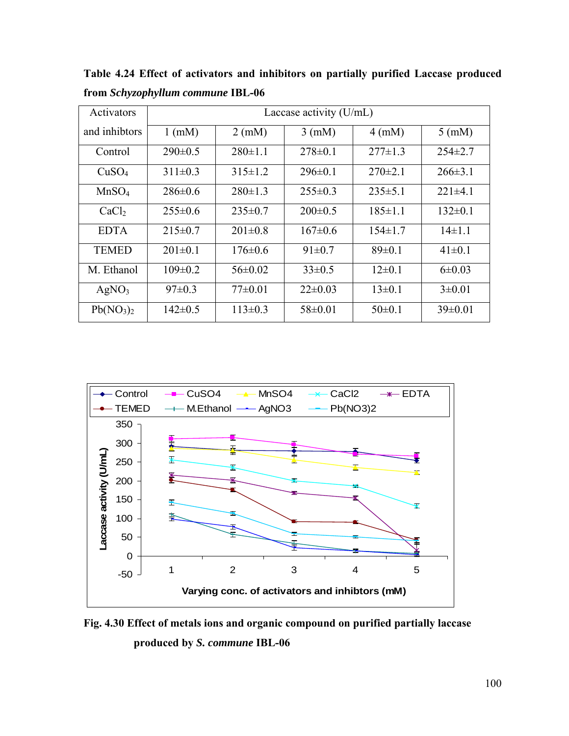**Table 4.24 Effect of activators and inhibitors on partially purified Laccase produced from *Schyzophyllum commune* IBL-06**

| Activators and inhbitors | Laccase activity (U/mL) | | | | |
|---|---|---|---|---|---|
| | 1 (mM) | 2 (mM) | 3 (mM) | 4 (mM) | 5 (mM) |
| Control | 290±0.5 | 280±1.1 | 278±0.1 | 277±1.3 | 254±2.7 |
| $CuSO_4$ | 311±0.3 | 315±1.2 | 296±0.1 | 270±2.1 | 266±3.1 |
| $MnSO_4$ | 286±0.6 | 280±1.3 | 255±0.3 | 235±5.1 | 221±4.1 |
| $CaCl_2$ | 255±0.6 | 235±0.7 | 200±0.5 | 185±1.1 | 132±0.1 |
| EDTA | 215±0.7 | 201±0.8 | 167±0.6 | 154±1.7 | 14±1.1 |
| TEMED | 201±0.1 | 176±0.6 | 91±0.7 | 89±0.1 | 41±0.1 |
| M. Ethanol | 109±0.2 | 56±0.02 | 33±0.5 | 12±0.1 | 6±0.03 |
| $AgNO_3$ | 97±0.3 | 77±0.01 | 22±0.03 | 13±0.1 | 3±0.01 |
| $Pb(NO_3)_2$ | 142±0.5 | 113±0.3 | 58±0.01 | 50±0.1 | 39±0.01 |

**Fig. 4.30 Effect of metals ions and organic compound on purified partially laccase produced by *S. commune* IBL-06**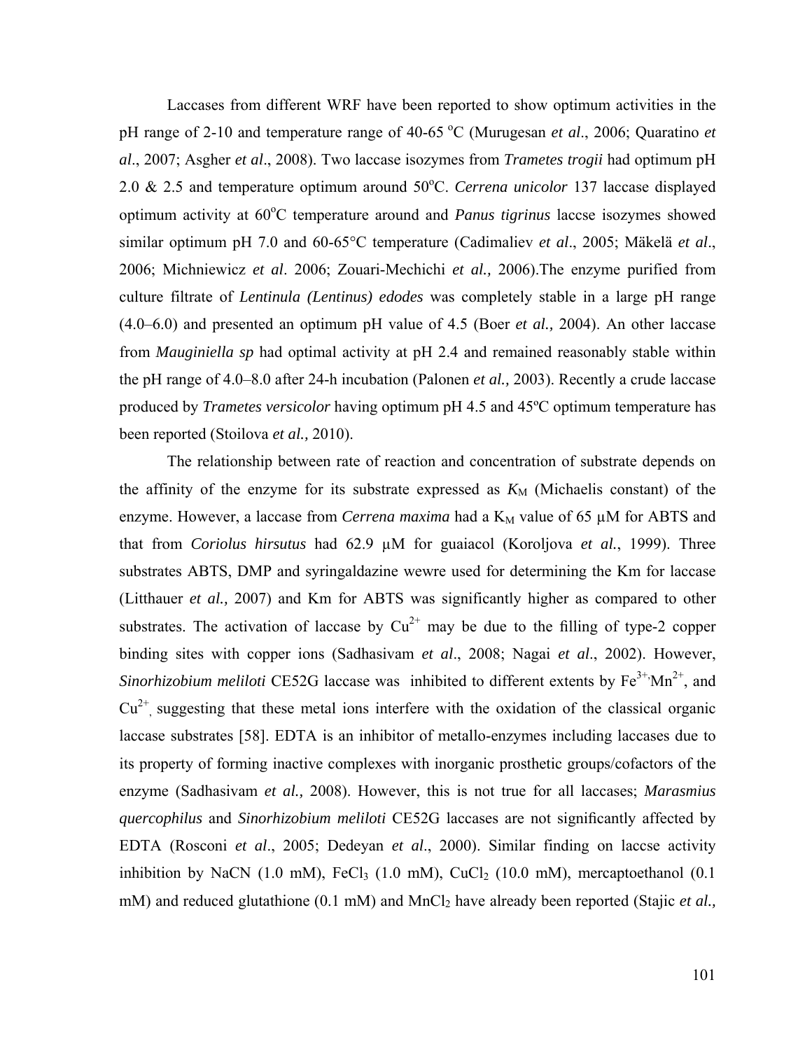Laccases from different WRF have been reported to show optimum activities in the pH range of 2-10 and temperature range of 40-65 $^{o}C$ (Murugesan *et al*., 2006; Quaratino *et al*., 2007; Asgher *et al*., 2008). Two laccase isozymes from *Trametes trogii* had optimum pH 2.0 & 2.5 and temperature optimum around 50$^{o}C$. *Cerrena unicolor* 137 laccase displayed optimum activity at 60$^{o}C$ temperature around and *Panus tigrinus* laccse isozymes showed similar optimum pH 7.0 and 60-65°C temperature (Cadimaliev *et al*., 2005; Mäkelä *et al*., 2006; Michniewicz *et al*. 2006; Zouari-Mechichi *et al.,* 2006).The enzyme purified from culture filtrate of *Lentinula (Lentinus) edodes* was completely stable in a large pH range (4.0–6.0) and presented an optimum pH value of 4.5 (Boer *et al.,* 2004). An other laccase from *Mauginiella sp* had optimal activity at pH 2.4 and remained reasonably stable within the pH range of 4.0–8.0 after 24-h incubation (Palonen *et al.,* 2003). Recently a crude laccase produced by *Trametes versicolor* having optimum pH 4.5 and 45ºC optimum temperature has been reported (Stoilova *et al.,* 2010).

The relationship between rate of reaction and concentration of substrate depends on the affinity of the enzyme for its substrate expressed as $K_M$ (Michaelis constant) of the enzyme. However, a laccase from *Cerrena maxima* had a $K_M$ value of 65 μM for ABTS and that from *Coriolus hirsutus* had 62.9 μM for guaiacol (Koroljova *et al.*, 1999). Three substrates ABTS, DMP and syringaldazine wewre used for determining the Km for laccase (Litthauer *et al.,* 2007) and Km for ABTS was significantly higher as compared to other substrates. The activation of laccase by $Cu^{2+}$ may be due to the filling of type-2 copper binding sites with copper ions (Sadhasivam *et al*., 2008; Nagai *et al*., 2002). However, *Sinorhizobium meliloti* CE52G laccase was inhibited to different extents by $Fe^{3+}$, $Mn^{2+}$, and $Cu^{2+}$, suggesting that these metal ions interfere with the oxidation of the classical organic laccase substrates [58]. EDTA is an inhibitor of metallo-enzymes including laccases due to its property of forming inactive complexes with inorganic prosthetic groups/cofactors of the enzyme (Sadhasivam *et al.,* 2008). However, this is not true for all laccases; *Marasmius quercophilus* and *Sinorhizobium meliloti* CE52G laccases are not significantly affected by EDTA (Rosconi *et al*., 2005; Dedeyan *et al*., 2000). Similar finding on laccse activity inhibition by NaCN (1.0 mM), $FeCl_3$ (1.0 mM), $CuCl_2$ (10.0 mM), mercaptoethanol (0.1 mM) and reduced glutathione (0.1 mM) and $MnCl_2$ have already been reported (Stajic *et al.,*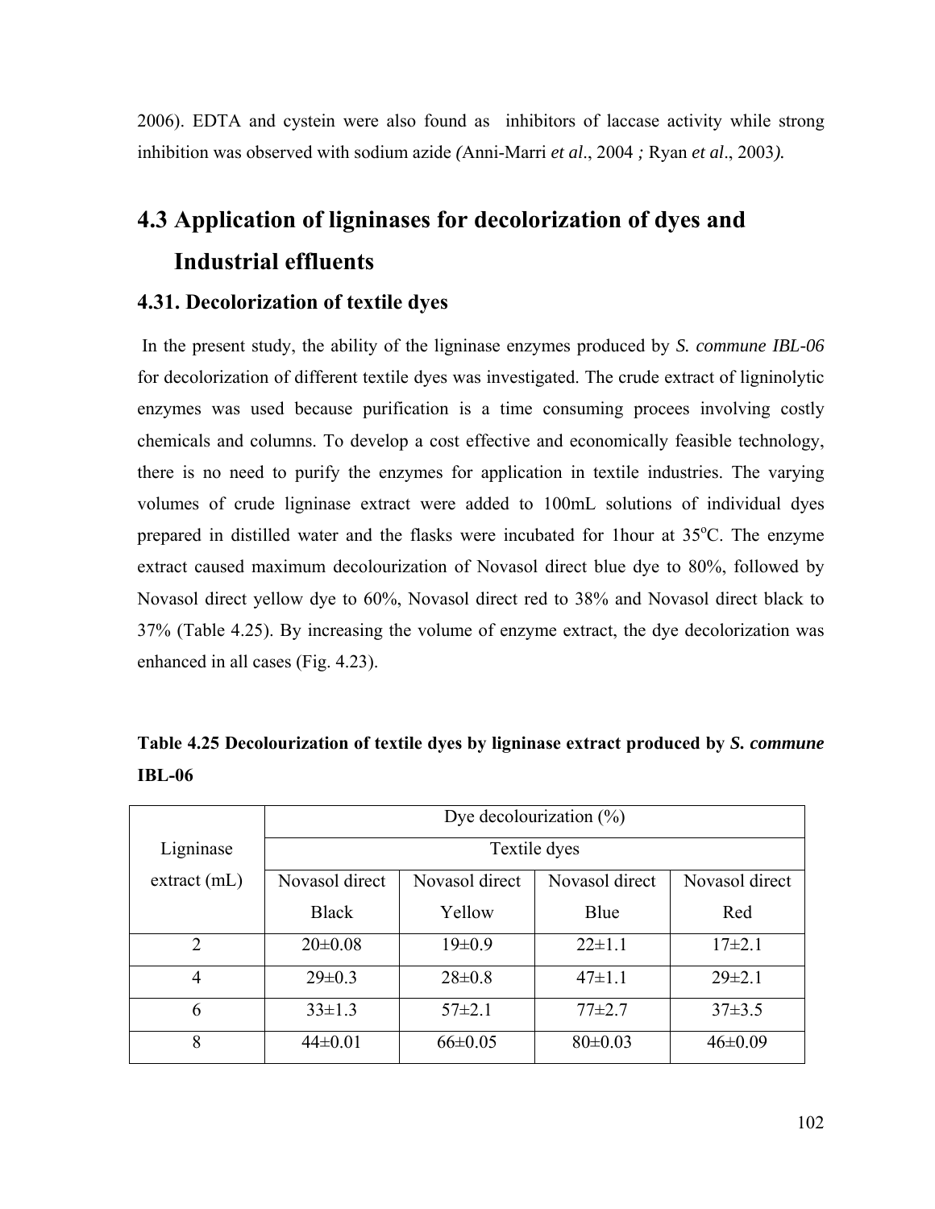2006). EDTA and cystein were also found as inhibitors of laccase activity while strong inhibition was observed with sodium azide *(*Anni-Marri *et al*., 2004 *;* Ryan *et al*., 2003*).*

## 4.3 Application of ligninases for decolorization of dyes and Industrial effluents

### 4.31. Decolorization of textile dyes

In the present study, the ability of the ligninase enzymes produced by *S. commune IBL-06* for decolorization of different textile dyes was investigated. The crude extract of ligninolytic enzymes was used because purification is a time consuming procees involving costly chemicals and columns. To develop a cost effective and economically feasible technology, there is no need to purify the enzymes for application in textile industries. The varying volumes of crude ligninase extract were added to 100mL solutions of individual dyes prepared in distilled water and the flasks were incubated for 1hour at 35$^{o}$C. The enzyme extract caused maximum decolourization of Novasol direct blue dye to 80%, followed by Novasol direct yellow dye to 60%, Novasol direct red to 38% and Novasol direct black to 37% (Table 4.25). By increasing the volume of enzyme extract, the dye decolorization was enhanced in all cases (Fig. 4.23).

**Table 4.25 Decolourization of textile dyes by ligninase extract produced by *S. commune* IBL-06**

| Ligninase extract (mL) | Dye decolourization (%) | | | |
|---|---|---|---|---|
| | Textile dyes | | | |
| | Novasol direct Black | Novasol direct Yellow | Novasol direct Blue | Novasol direct Red |
| 2 | 20±0.08 | 19±0.9 | 22±1.1 | 17±2.1 |
| 4 | 29±0.3 | 28±0.8 | 47±1.1 | 29±2.1 |
| 6 | 33±1.3 | 57±2.1 | 77±2.7 | 37±3.5 |
| 8 | 44±0.01 | 66±0.05 | 80±0.03 | 46±0.09 |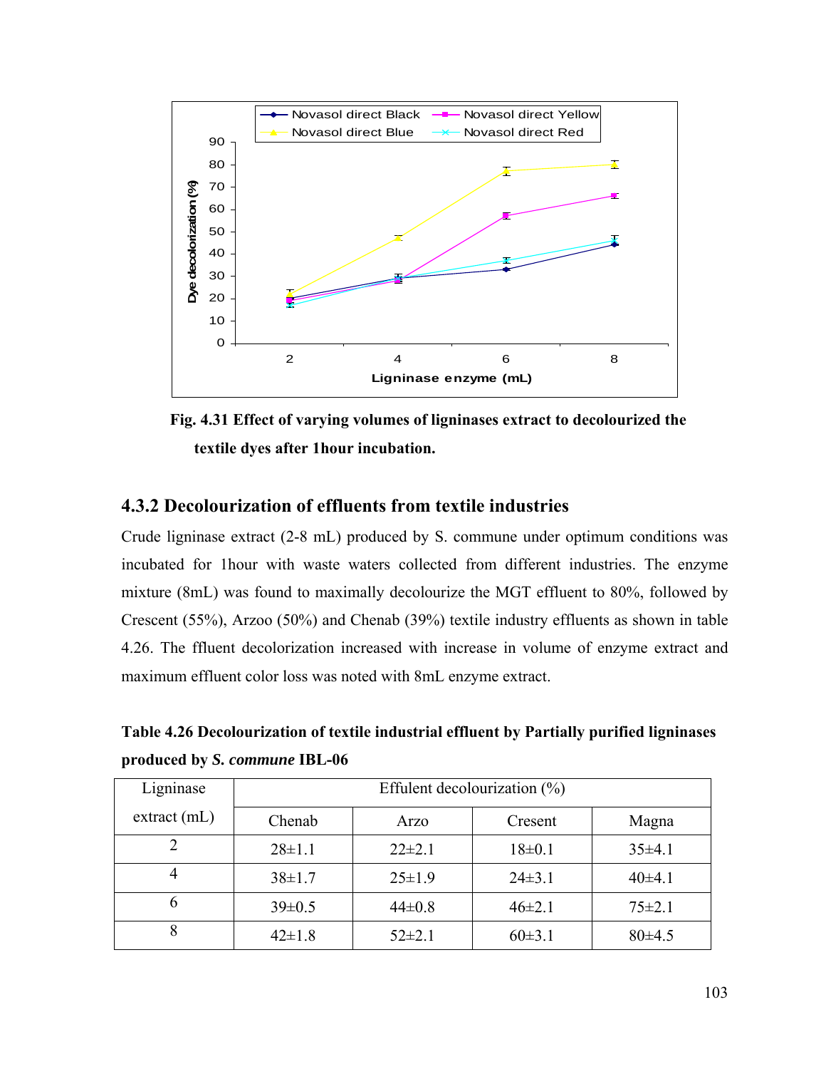**Fig. 4.31 Effect of varying volumes of ligninases extract to decolourized the textile dyes after 1hour incubation.**

### 4.3.2 Decolourization of effluents from textile industries

Crude ligninase extract (2-8 mL) produced by S. commune under optimum conditions was incubated for 1hour with waste waters collected from different industries. The enzyme mixture (8mL) was found to maximally decolourize the MGT effluent to 80%, followed by Crescent (55%), Arzoo (50%) and Chenab (39%) textile industry effluents as shown in table 4.26. The ffluent decolorization increased with increase in volume of enzyme extract and maximum effluent color loss was noted with 8mL enzyme extract.

**Table 4.26 Decolourization of textile industrial effluent by Partially purified ligninases produced by *S. commune* IBL-06**

| Ligninase extract (mL) | Effulent decolourization (%) | | | |
|---|---|---|---|---|
| | Chenab | Arzo | Cresent | Magna |
| 2 | 28±1.1 | 22±2.1 | 18±0.1 | 35±4.1 |
| 4 | 38±1.7 | 25±1.9 | 24±3.1 | 40±4.1 |
| 6 | 39±0.5 | 44±0.8 | 46±2.1 | 75±2.1 |
| 8 | 42±1.8 | 52±2.1 | 60±3.1 | 80±4.5 |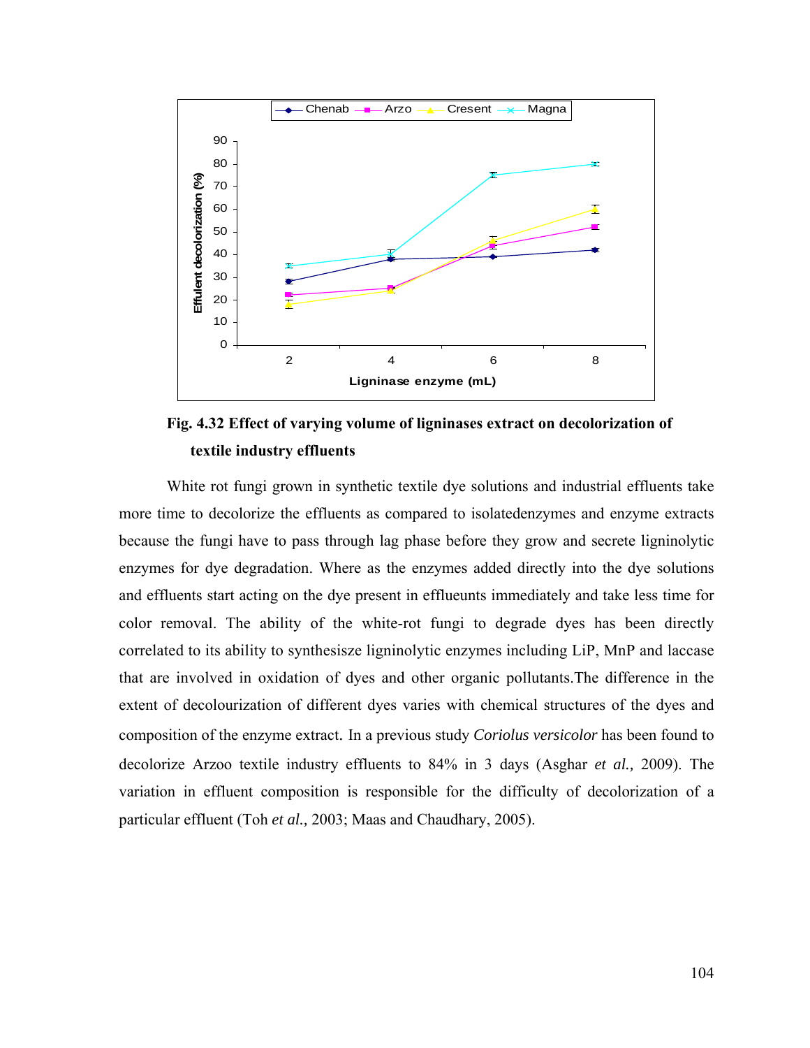**Fig. 4.32 Effect of varying volume of ligninases extract on decolorization of textile industry effluents**

White rot fungi grown in synthetic textile dye solutions and industrial effluents take more time to decolorize the effluents as compared to isolatedenzymes and enzyme extracts because the fungi have to pass through lag phase before they grow and secrete ligninolytic enzymes for dye degradation. Where as the enzymes added directly into the dye solutions and effluents start acting on the dye present in effluеunts immediately and take less time for color removal. The ability of the white-rot fungi to degrade dyes has been directly correlated to its ability to synthesisze ligninolytic enzymes including LiP, MnP and laccase that are involved in oxidation of dyes and other organic pollutants.The difference in the extent of decolourization of different dyes varies with chemical structures of the dyes and composition of the enzyme extract. In a previous study *Coriolus versicolor* has been found to decolorize Arzoo textile industry effluents to 84% in 3 days (Asghar *et al.,* 2009). The variation in effluent composition is responsible for the difficulty of decolorization of a particular effluent (Toh *et al.,* 2003; Maas and Chaudhary, 2005).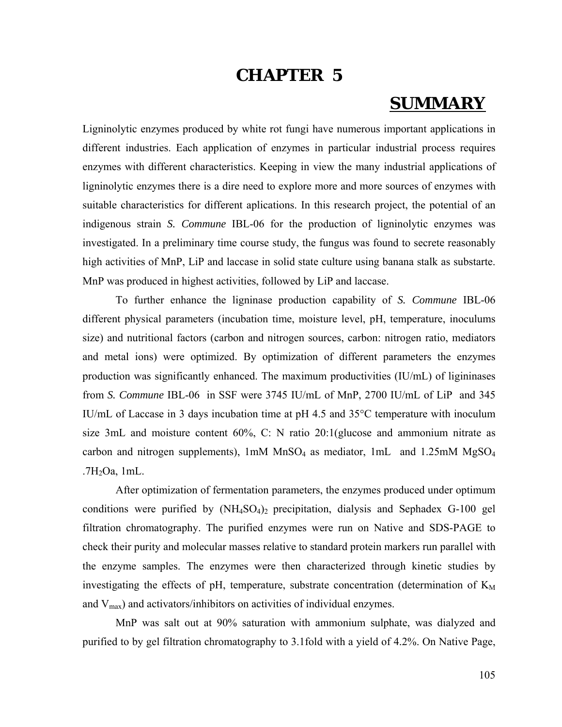# CHAPTER 5

## SUMMARY

Ligninolytic enzymes produced by white rot fungi have numerous important applications in different industries. Each application of enzymes in particular industrial process requires enzymes with different characteristics. Keeping in view the many industrial applications of ligninolytic enzymes there is a dire need to explore more and more sources of enzymes with suitable characteristics for different aplications. In this research project, the potential of an indigenous strain *S. Commune* IBL-06 for the production of ligninolytic enzymes was investigated. In a preliminary time course study, the fungus was found to secrete reasonably high activities of MnP, LiP and laccase in solid state culture using banana stalk as substarte. MnP was produced in highest activities, followed by LiP and laccase.

To further enhance the ligninase production capability of *S. Commune* IBL-06 different physical parameters (incubation time, moisture level, pH, temperature, inoculums size) and nutritional factors (carbon and nitrogen sources, carbon: nitrogen ratio, mediators and metal ions) were optimized. By optimization of different parameters the enzymes production was significantly enhanced. The maximum productivities (IU/mL) of ligininases from *S. Commune* IBL-06 in SSF were 3745 IU/mL of MnP, 2700 IU/mL of LiP and 345 IU/mL of Laccase in 3 days incubation time at pH 4.5 and 35°C temperature with inoculum size 3mL and moisture content 60%, C: N ratio 20:1(glucose and ammonium nitrate as carbon and nitrogen supplements), 1mM $MnSO_4$ as mediator, 1mL and 1.25mM $MgSO_4$ $.7H_2O$a, 1mL.

After optimization of fermentation parameters, the enzymes produced under optimum conditions were purified by $(NH_4SO_4)_2$ precipitation, dialysis and Sephadex G-100 gel filtration chromatography. The purified enzymes were run on Native and SDS-PAGE to check their purity and molecular masses relative to standard protein markers run parallel with the enzyme samples. The enzymes were then characterized through kinetic studies by investigating the effects of pH, temperature, substrate concentration (determination of $K_M$ and $V_{max}$) and activators/inhibitors on activities of individual enzymes.

MnP was salt out at 90% saturation with ammonium sulphate, was dialyzed and purified to by gel filtration chromatography to 3.1fold with a yield of 4.2%. On Native Page,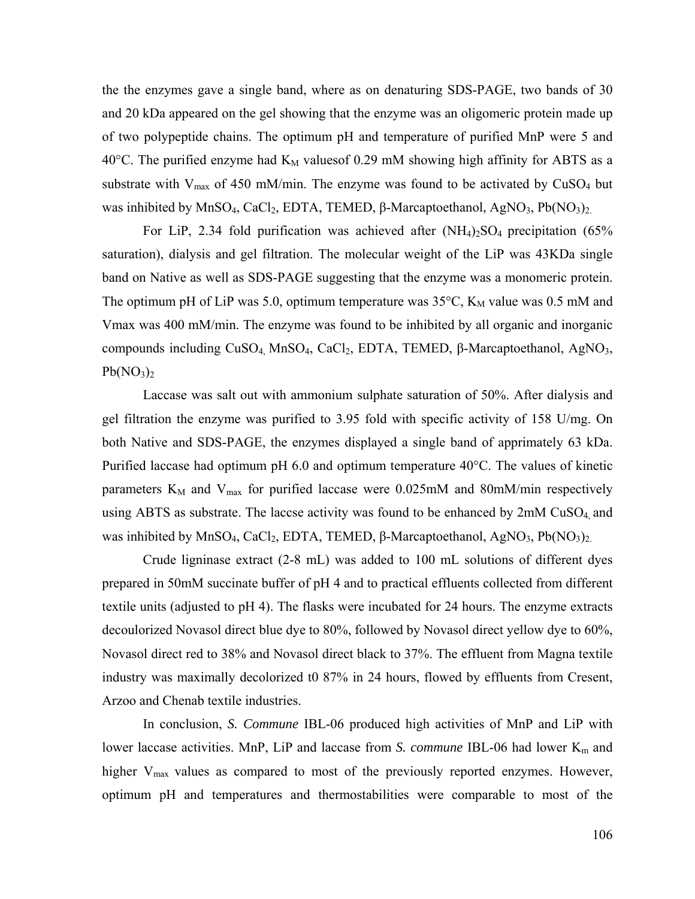the the enzymes gave a single band, where as on denaturing SDS-PAGE, two bands of 30 and 20 kDa appeared on the gel showing that the enzyme was an oligomeric protein made up of two polypeptide chains. The optimum pH and temperature of purified MnP were 5 and 40°C. The purified enzyme had $K_M$ valuesof 0.29 mM showing high affinity for ABTS as a substrate with $V_{max}$ of 450 mM/min. The enzyme was found to be activated by $CuSO_4$ but was inhibited by $MnSO_4$, $CaCl_2$, EDTA, TEMED, β-Marcaptoethanol, $AgNO_3$, $Pb(NO_3)_2$.

For LiP, 2.34 fold purification was achieved after $(NH_4)_2SO_4$ precipitation (65% saturation), dialysis and gel filtration. The molecular weight of the LiP was 43KDa single band on Native as well as SDS-PAGE suggesting that the enzyme was a monomeric protein. The optimum pH of LiP was 5.0, optimum temperature was 35°C, $K_M$ value was 0.5 mM and Vmax was 400 mM/min. The enzyme was found to be inhibited by all organic and inorganic compounds including $CuSO_4$, $MnSO_4$, $CaCl_2$, EDTA, TEMED, β-Marcaptoethanol, $AgNO_3$, $Pb(NO_3)_2$

Laccase was salt out with ammonium sulphate saturation of 50%. After dialysis and gel filtration the enzyme was purified to 3.95 fold with specific activity of 158 U/mg. On both Native and SDS-PAGE, the enzymes displayed a single band of apprimately 63 kDa. Purified laccase had optimum pH 6.0 and optimum temperature 40°C. The values of kinetic parameters $K_M$ and $V_{max}$ for purified laccase were 0.025mM and 80mM/min respectively using ABTS as substrate. The laccse activity was found to be enhanced by 2mM $CuSO_4$ and was inhibited by $MnSO_4$, $CaCl_2$, EDTA, TEMED, β-Marcaptoethanol, $AgNO_3$, $Pb(NO_3)_2$.

Crude ligninase extract (2-8 mL) was added to 100 mL solutions of different dyes prepared in 50mM succinate buffer of pH 4 and to practical effluents collected from different textile units (adjusted to pH 4). The flasks were incubated for 24 hours. The enzyme extracts decoulorized Novasol direct blue dye to 80%, followed by Novasol direct yellow dye to 60%, Novasol direct red to 38% and Novasol direct black to 37%. The effluent from Magna textile industry was maximally decolorized t0 87% in 24 hours, flowed by effluents from Cresent, Arzoo and Chenab textile industries.

In conclusion, *S. Commune* IBL-06 produced high activities of MnP and LiP with lower laccase activities. MnP, LiP and laccase from *S. commune* IBL-06 had lower $K_m$ and higher $V_{max}$ values as compared to most of the previously reported enzymes. However, optimum pH and temperatures and thermostabilities were comparable to most of the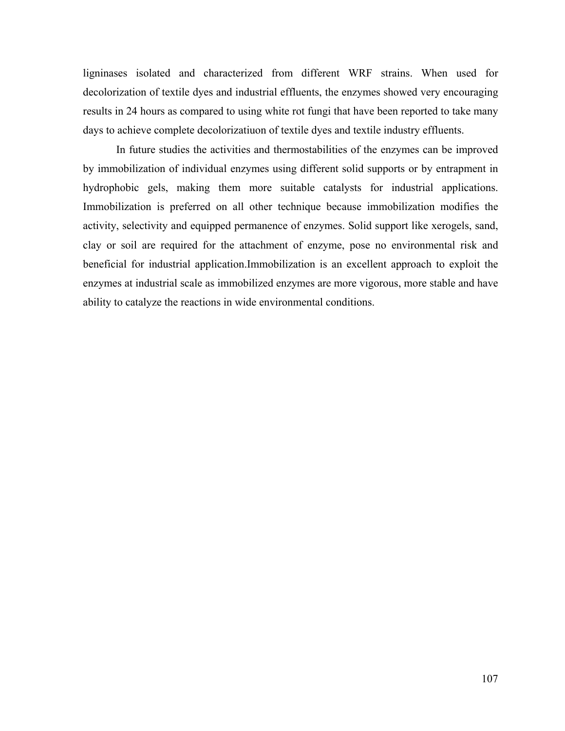ligninases isolated and characterized from different WRF strains. When used for decolorization of textile dyes and industrial effluents, the enzymes showed very encouraging results in 24 hours as compared to using white rot fungi that have been reported to take many days to achieve complete decolorizatiuon of textile dyes and textile industry effluents.

In future studies the activities and thermostabilities of the enzymes can be improved by immobilization of individual enzymes using different solid supports or by entrapment in hydrophobic gels, making them more suitable catalysts for industrial applications. Immobilization is preferred on all other technique because immobilization modifies the activity, selectivity and equipped permanence of enzymes. Solid support like xerogels, sand, clay or soil are required for the attachment of enzyme, pose no environmental risk and beneficial for industrial application.Immobilization is an excellent approach to exploit the enzymes at industrial scale as immobilized enzymes are more vigorous, more stable and have ability to catalyze the reactions in wide environmental conditions.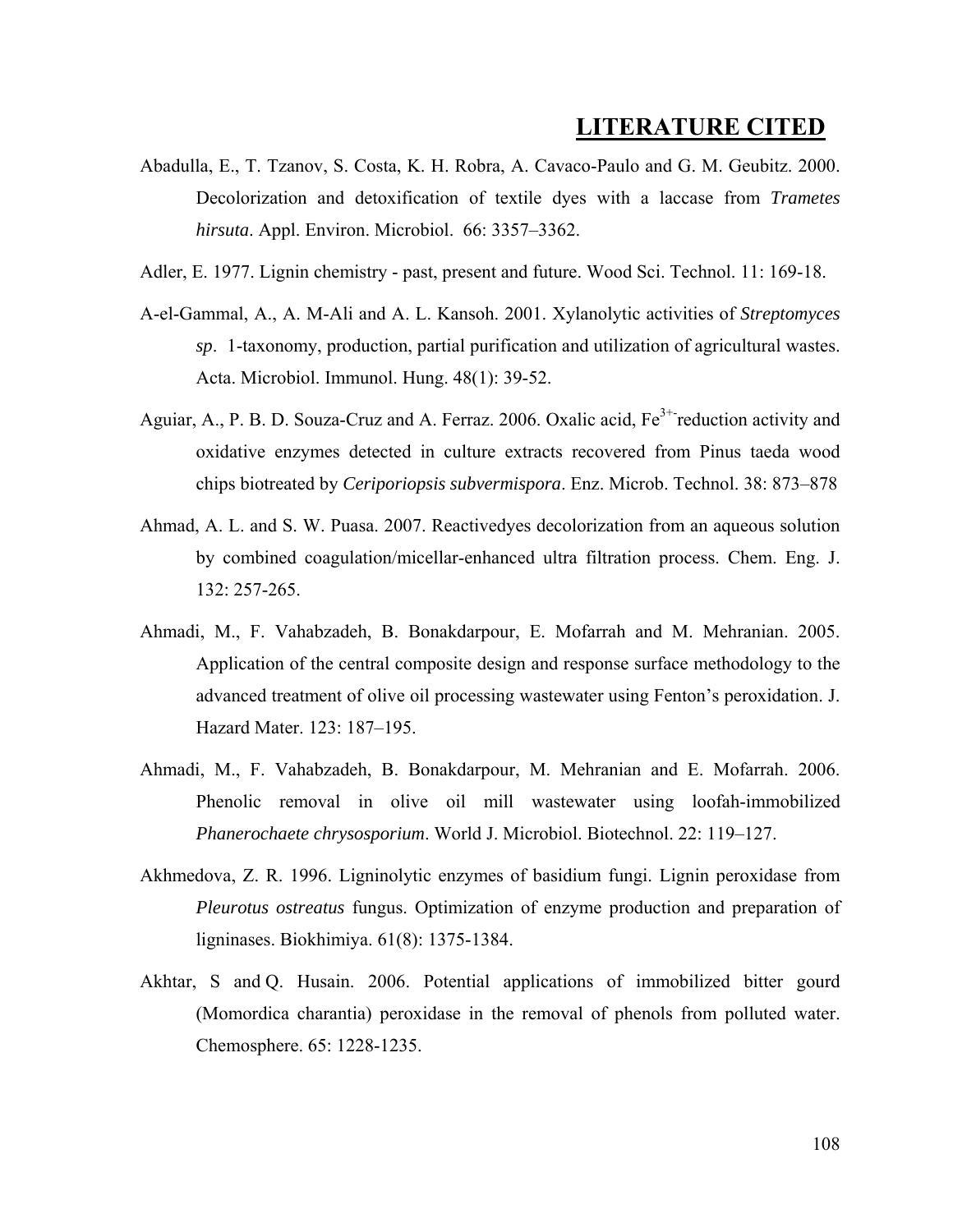# LITERATURE CITED

Abadulla, E., T. Tzanov, S. Costa, K. H. Robra, A. Cavaco-Paulo and G. M. Geubitz. 2000. Decolorization and detoxification of textile dyes with a laccase from *Trametes hirsuta*. Appl. Environ. Microbiol. 66: 3357–3362.

Adler, E. 1977. Lignin chemistry - past, present and future. Wood Sci. Technol. 11: 169-18.

A-el-Gammal, A., A. M-Ali and A. L. Kansoh. 2001. Xylanolytic activities of *Streptomyces sp*. 1-taxonomy, production, partial purification and utilization of agricultural wastes. Acta. Microbiol. Immunol. Hung. 48(1): 39-52.

Aguiar, A., P. B. D. Souza-Cruz and A. Ferraz. 2006. Oxalic acid, $Fe^{3+}$-reduction activity and oxidative enzymes detected in culture extracts recovered from Pinus taeda wood chips biotreated by *Ceriporiopsis subvermispora*. Enz. Microb. Technol. 38: 873–878

Ahmad, A. L. and S. W. Puasa. 2007. Reactivedyes decolorization from an aqueous solution by combined coagulation/micellar-enhanced ultra filtration process. Chem. Eng. J. 132: 257-265.

Ahmadi, M., F. Vahabzadeh, B. Bonakdarpour, E. Mofarrah and M. Mehranian. 2005. Application of the central composite design and response surface methodology to the advanced treatment of olive oil processing wastewater using Fenton's peroxidation. J. Hazard Mater. 123: 187–195.

Ahmadi, M., F. Vahabzadeh, B. Bonakdarpour, M. Mehranian and E. Mofarrah. 2006. Phenolic removal in olive oil mill wastewater using loofah-immobilized *Phanerochaete chrysosporium*. World J. Microbiol. Biotechnol. 22: 119–127.

Akhmedova, Z. R. 1996. Ligninolytic enzymes of basidium fungi. Lignin peroxidase from *Pleurotus ostreatus* fungus. Optimization of enzyme production and preparation of ligninases. Biokhimiya. 61(8): 1375-1384.

Akhtar, S and Q. Husain. 2006. Potential applications of immobilized bitter gourd (Momordica charantia) peroxidase in the removal of phenols from polluted water. Chemosphere. 65: 1228-1235.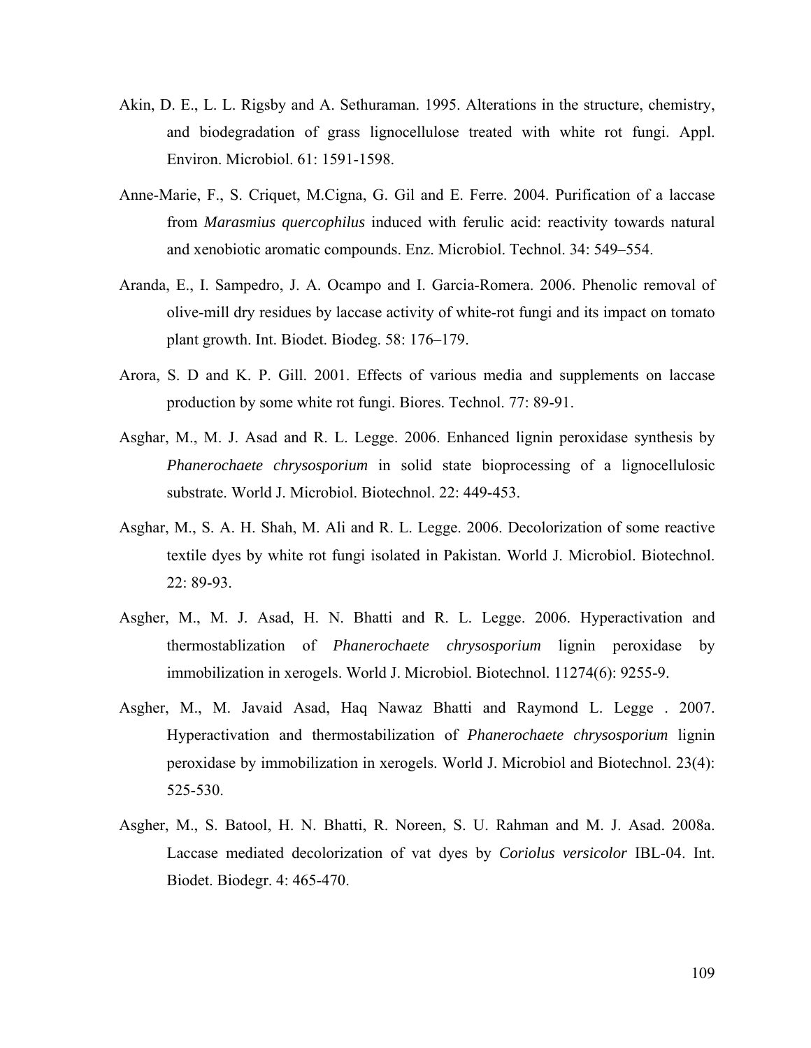Akin, D. E., L. L. Rigsby and A. Sethuraman. 1995. Alterations in the structure, chemistry, and biodegradation of grass lignocellulose treated with white rot fungi. Appl. Environ. Microbiol. 61: 1591-1598.

Anne-Marie, F., S. Criquet, M.Cigna, G. Gil and E. Ferre. 2004. Purification of a laccase from *Marasmius quercophilus* induced with ferulic acid: reactivity towards natural and xenobiotic aromatic compounds. Enz. Microbiol. Technol. 34: 549–554.

Aranda, E., I. Sampedro, J. A. Ocampo and I. Garcia-Romera. 2006. Phenolic removal of olive-mill dry residues by laccase activity of white-rot fungi and its impact on tomato plant growth. Int. Biodet. Biodeg. 58: 176–179.

Arora, S. D and K. P. Gill. 2001. Effects of various media and supplements on laccase production by some white rot fungi. Biores. Technol. 77: 89-91.

Asghar, M., M. J. Asad and R. L. Legge. 2006. Enhanced lignin peroxidase synthesis by *Phanerochaete chrysosporium* in solid state bioprocessing of a lignocellulosic substrate. World J. Microbiol. Biotechnol. 22: 449-453.

Asghar, M., S. A. H. Shah, M. Ali and R. L. Legge. 2006. Decolorization of some reactive textile dyes by white rot fungi isolated in Pakistan. World J. Microbiol. Biotechnol. 22: 89-93.

Asgher, M., M. J. Asad, H. N. Bhatti and R. L. Legge. 2006. Hyperactivation and thermostablization of *Phanerochaete chrysosporium* lignin peroxidase by immobilization in xerogels. World J. Microbiol. Biotechnol. 11274(6): 9255-9.

Asgher, M., M. Javaid Asad, Haq Nawaz Bhatti and Raymond L. Legge . 2007. Hyperactivation and thermostabilization of *Phanerochaete chrysosporium* lignin peroxidase by immobilization in xerogels. World J. Microbiol and Biotechnol. 23(4): 525-530.

Asgher, M., S. Batool, H. N. Bhatti, R. Noreen, S. U. Rahman and M. J. Asad. 2008a. Laccase mediated decolorization of vat dyes by *Coriolus versicolor* IBL-04. Int. Biodet. Biodegr. 4: 465-470.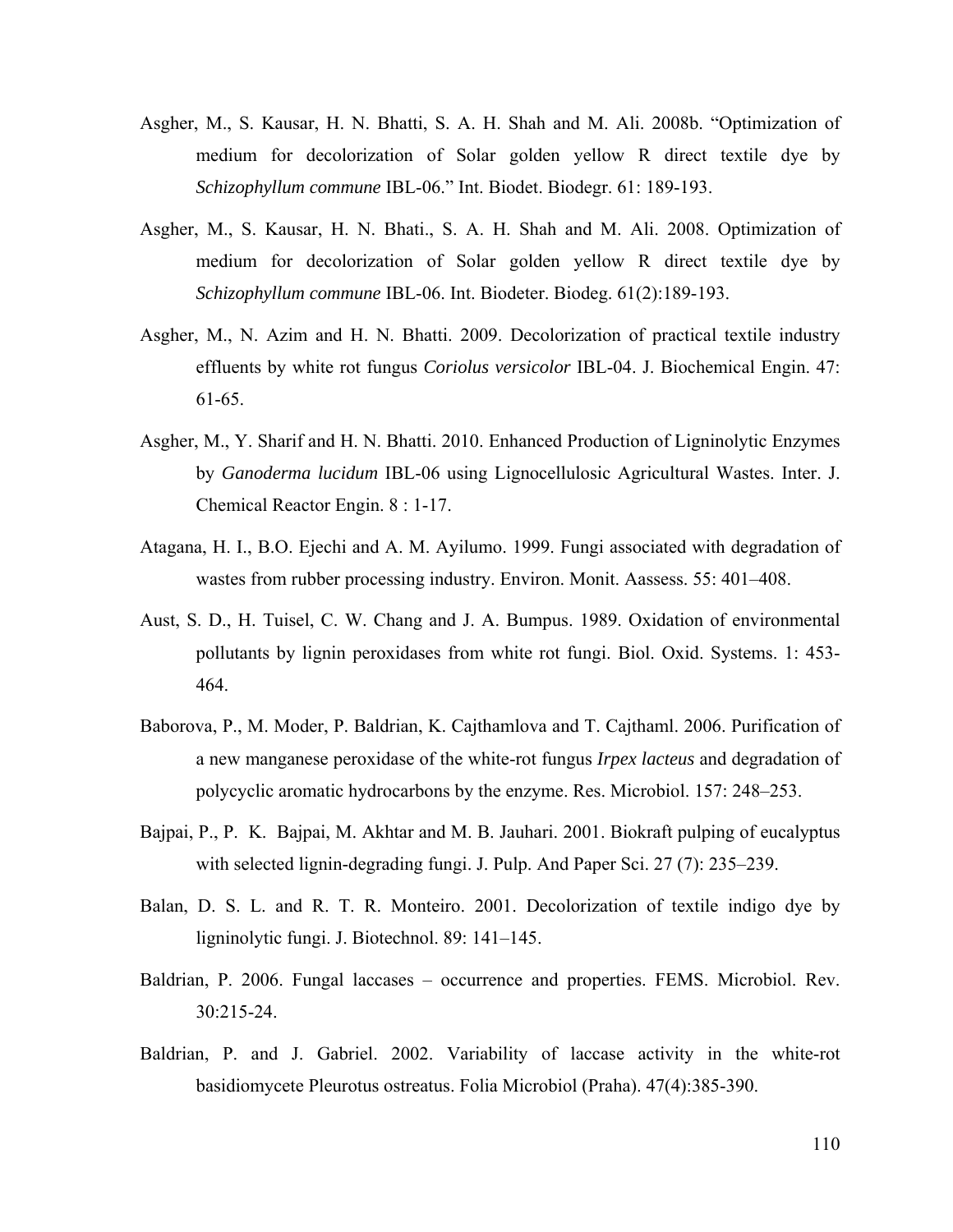Asgher, M., S. Kausar, H. N. Bhatti, S. A. H. Shah and M. Ali. 2008b. "Optimization of medium for decolorization of Solar golden yellow R direct textile dye by *Schizophyllum commune* IBL-06." Int. Biodet. Biodegr. 61: 189-193.

Asgher, M., S. Kausar, H. N. Bhati., S. A. H. Shah and M. Ali. 2008. Optimization of medium for decolorization of Solar golden yellow R direct textile dye by *Schizophyllum commune* IBL-06. Int. Biodeter. Biodeg. 61(2):189-193.

Asgher, M., N. Azim and H. N. Bhatti. 2009. Decolorization of practical textile industry effluents by white rot fungus *Coriolus versicolor* IBL-04. J. Biochemical Engin. 47: 61-65.

Asgher, M., Y. Sharif and H. N. Bhatti. 2010. Enhanced Production of Ligninolytic Enzymes by *Ganoderma lucidum* IBL-06 using Lignocellulosic Agricultural Wastes. Inter. J. Chemical Reactor Engin. 8 : 1-17.

Atagana, H. I., B.O. Ejechi and A. M. Ayilumo. 1999. Fungi associated with degradation of wastes from rubber processing industry. Environ. Monit. Aassess. 55: 401–408.

Aust, S. D., H. Tuisel, C. W. Chang and J. A. Bumpus. 1989. Oxidation of environmental pollutants by lignin peroxidases from white rot fungi. Biol. Oxid. Systems. 1: 453-464.

Baborova, P., M. Moder, P. Baldrian, K. Cajthamlova and T. Cajthaml. 2006. Purification of a new manganese peroxidase of the white-rot fungus *Irpex lacteus* and degradation of polycyclic aromatic hydrocarbons by the enzyme. Res. Microbiol. 157: 248–253.

Bajpai, P., P. K. Bajpai, M. Akhtar and M. B. Jauhari. 2001. Biokraft pulping of eucalyptus with selected lignin-degrading fungi. J. Pulp. And Paper Sci. 27 (7): 235–239.

Balan, D. S. L. and R. T. R. Monteiro. 2001. Decolorization of textile indigo dye by ligninolytic fungi. J. Biotechnol. 89: 141–145.

Baldrian, P. 2006. Fungal laccases – occurrence and properties. FEMS. Microbiol. Rev. 30:215-24.

Baldrian, P. and J. Gabriel. 2002. Variability of laccase activity in the white-rot basidiomycete Pleurotus ostreatus. Folia Microbiol (Praha). 47(4):385-390.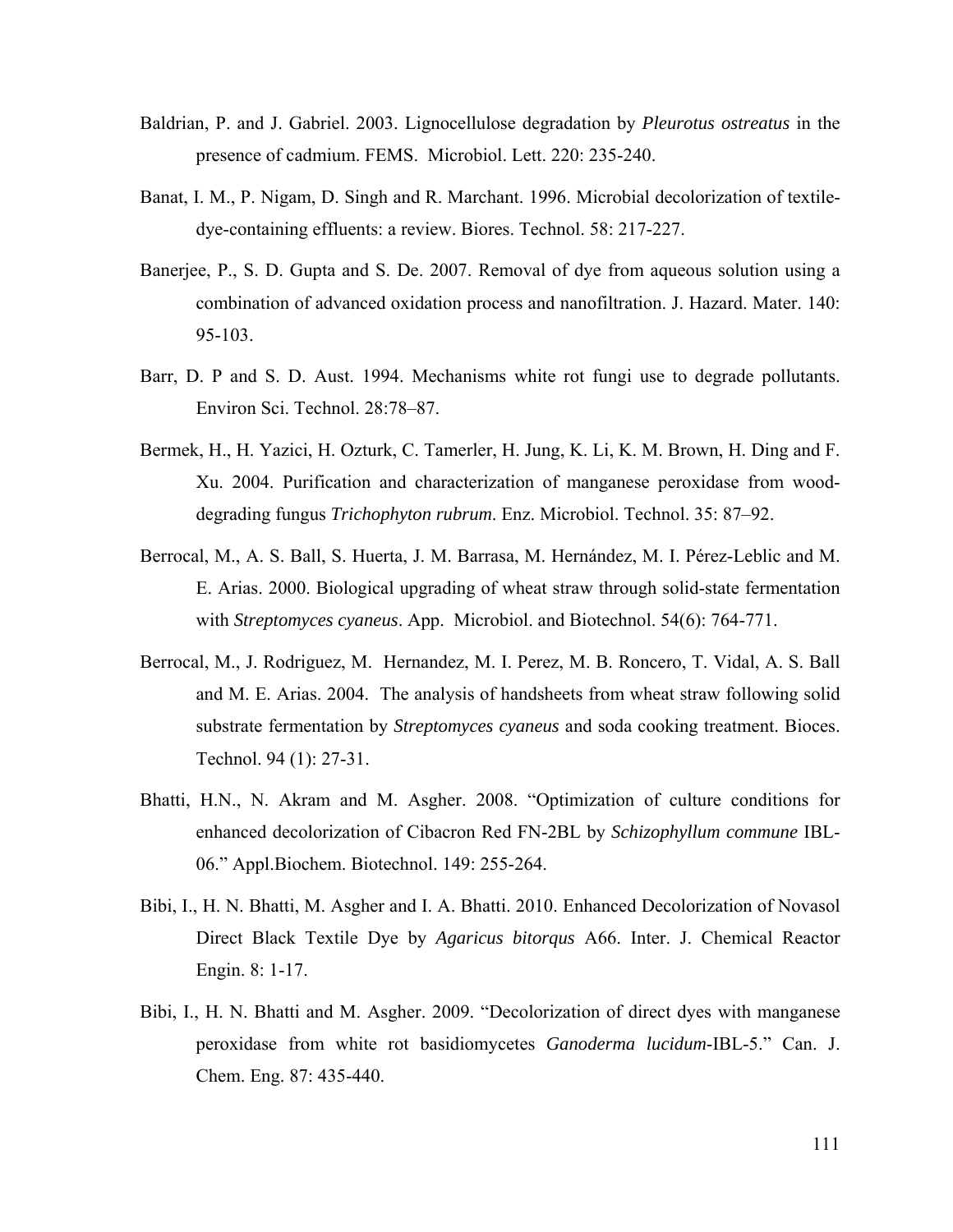Baldrian, P. and J. Gabriel. 2003. Lignocellulose degradation by *Pleurotus ostreatus* in the presence of cadmium. FEMS. Microbiol. Lett. 220: 235-240.

Banat, I. M., P. Nigam, D. Singh and R. Marchant. 1996. Microbial decolorization of textile-dye-containing effluents: a review. Biores. Technol. 58: 217-227.

Banerjee, P., S. D. Gupta and S. De. 2007. Removal of dye from aqueous solution using a combination of advanced oxidation process and nanofiltration. J. Hazard. Mater. 140: 95-103.

Barr, D. P and S. D. Aust. 1994. Mechanisms white rot fungi use to degrade pollutants. Environ Sci. Technol. 28:78–87.

Bermek, H., H. Yazici, H. Ozturk, C. Tamerler, H. Jung, K. Li, K. M. Brown, H. Ding and F. Xu. 2004. Purification and characterization of manganese peroxidase from wood-degrading fungus *Trichophyton rubrum*. Enz. Microbiol. Technol. 35: 87–92.

Berrocal, M., A. S. Ball, S. Huerta, J. M. Barrasa, M. Hernández, M. I. Pérez-Leblic and M. E. Arias. 2000. Biological upgrading of wheat straw through solid-state fermentation with *Streptomyces cyaneus*. App. Microbiol. and Biotechnol. 54(6): 764-771.

Berrocal, M., J. Rodriguez, M. Hernandez, M. I. Perez, M. B. Roncero, T. Vidal, A. S. Ball and M. E. Arias. 2004. The analysis of handsheets from wheat straw following solid substrate fermentation by *Streptomyces cyaneus* and soda cooking treatment. Bioces. Technol. 94 (1): 27-31.

Bhatti, H.N., N. Akram and M. Asgher. 2008. "Optimization of culture conditions for enhanced decolorization of Cibacron Red FN-2BL by *Schizophyllum commune* IBL-06." Appl.Biochem. Biotechnol. 149: 255-264.

Bibi, I., H. N. Bhatti, M. Asgher and I. A. Bhatti. 2010. Enhanced Decolorization of Novasol Direct Black Textile Dye by *Agaricus bitorqus* A66. Inter. J. Chemical Reactor Engin. 8: 1-17.

Bibi, I., H. N. Bhatti and M. Asgher. 2009. "Decolorization of direct dyes with manganese peroxidase from white rot basidiomycetes *Ganoderma lucidum*-IBL-5." Can. J. Chem. Eng. 87: 435-440.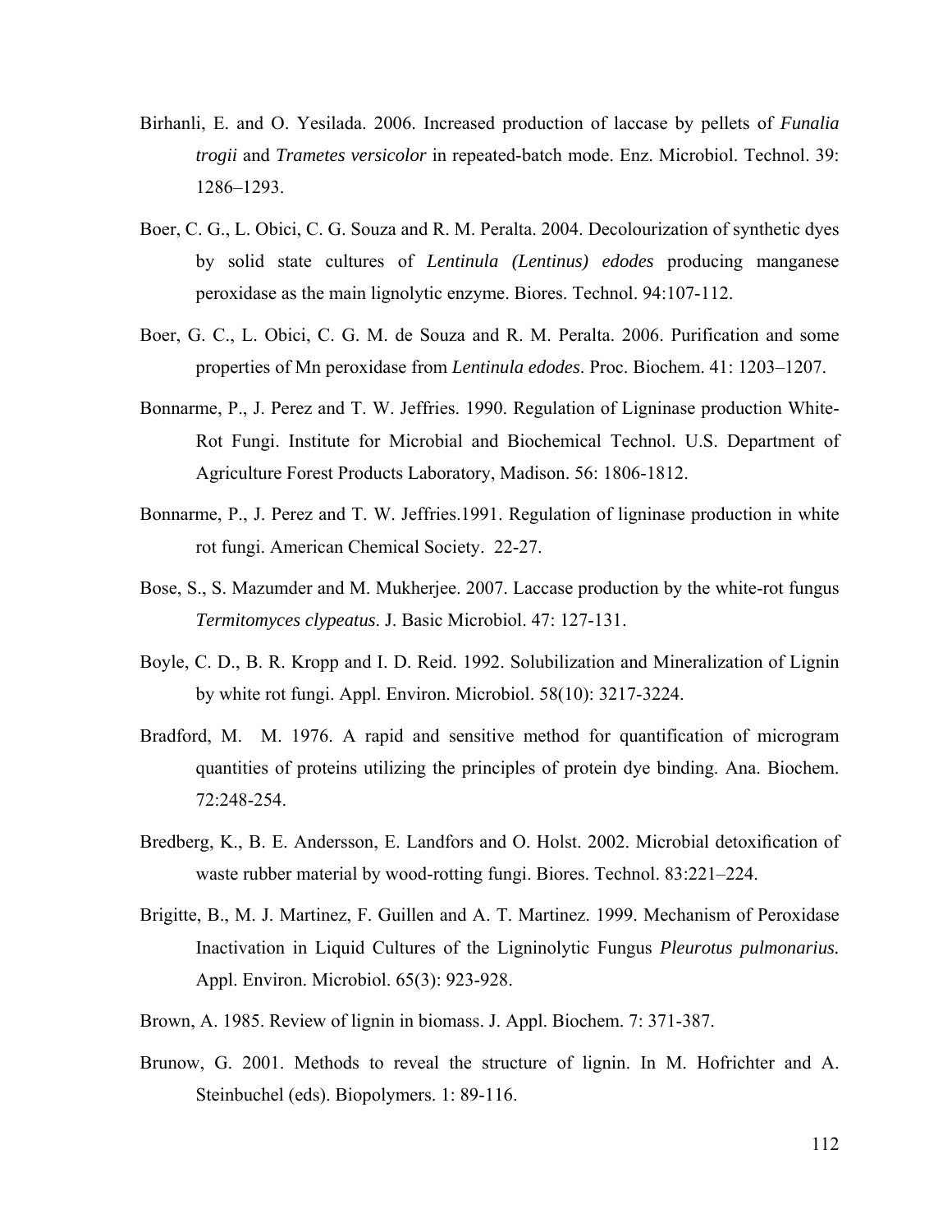Birhanli, E. and O. Yesilada. 2006. Increased production of laccase by pellets of *Funalia trogii* and *Trametes versicolor* in repeated-batch mode. Enz. Microbiol. Technol. 39: 1286–1293.

Boer, C. G., L. Obici, C. G. Souza and R. M. Peralta. 2004. Decolourization of synthetic dyes by solid state cultures of *Lentinula (Lentinus) edodes* producing manganese peroxidase as the main lignolytic enzyme. Biores. Technol. 94:107-112.

Boer, G. C., L. Obici, C. G. M. de Souza and R. M. Peralta. 2006. Purification and some properties of Mn peroxidase from *Lentinula edodes*. Proc. Biochem. 41: 1203–1207.

Bonnarme, P., J. Perez and T. W. Jeffries. 1990. Regulation of Ligninase production White-Rot Fungi. Institute for Microbial and Biochemical Technol. U.S. Department of Agriculture Forest Products Laboratory, Madison. 56: 1806-1812.

Bonnarme, P., J. Perez and T. W. Jeffries.1991. Regulation of ligninase production in white rot fungi. American Chemical Society. 22-27.

Bose, S., S. Mazumder and M. Mukherjee. 2007. Laccase production by the white-rot fungus *Termitomyces clypeatus*. J. Basic Microbiol. 47: 127-131.

Boyle, C. D., B. R. Kropp and I. D. Reid. 1992. Solubilization and Mineralization of Lignin by white rot fungi. Appl. Environ. Microbiol. 58(10): 3217-3224.

Bradford, M. M. 1976. A rapid and sensitive method for quantification of microgram quantities of proteins utilizing the principles of protein dye binding. Ana. Biochem. 72:248-254.

Bredberg, K., B. E. Andersson, E. Landfors and O. Holst. 2002. Microbial detoxification of waste rubber material by wood-rotting fungi. Biores. Technol. 83:221–224.

Brigitte, B., M. J. Martinez, F. Guillen and A. T. Martinez. 1999. Mechanism of Peroxidase Inactivation in Liquid Cultures of the Ligninolytic Fungus *Pleurotus pulmonarius.* Appl. Environ. Microbiol. 65(3): 923-928.

Brown, A. 1985. Review of lignin in biomass. J. Appl. Biochem. 7: 371-387.

Brunow, G. 2001. Methods to reveal the structure of lignin. In M. Hofrichter and A. Steinbuchel (eds). Biopolymers. 1: 89-116.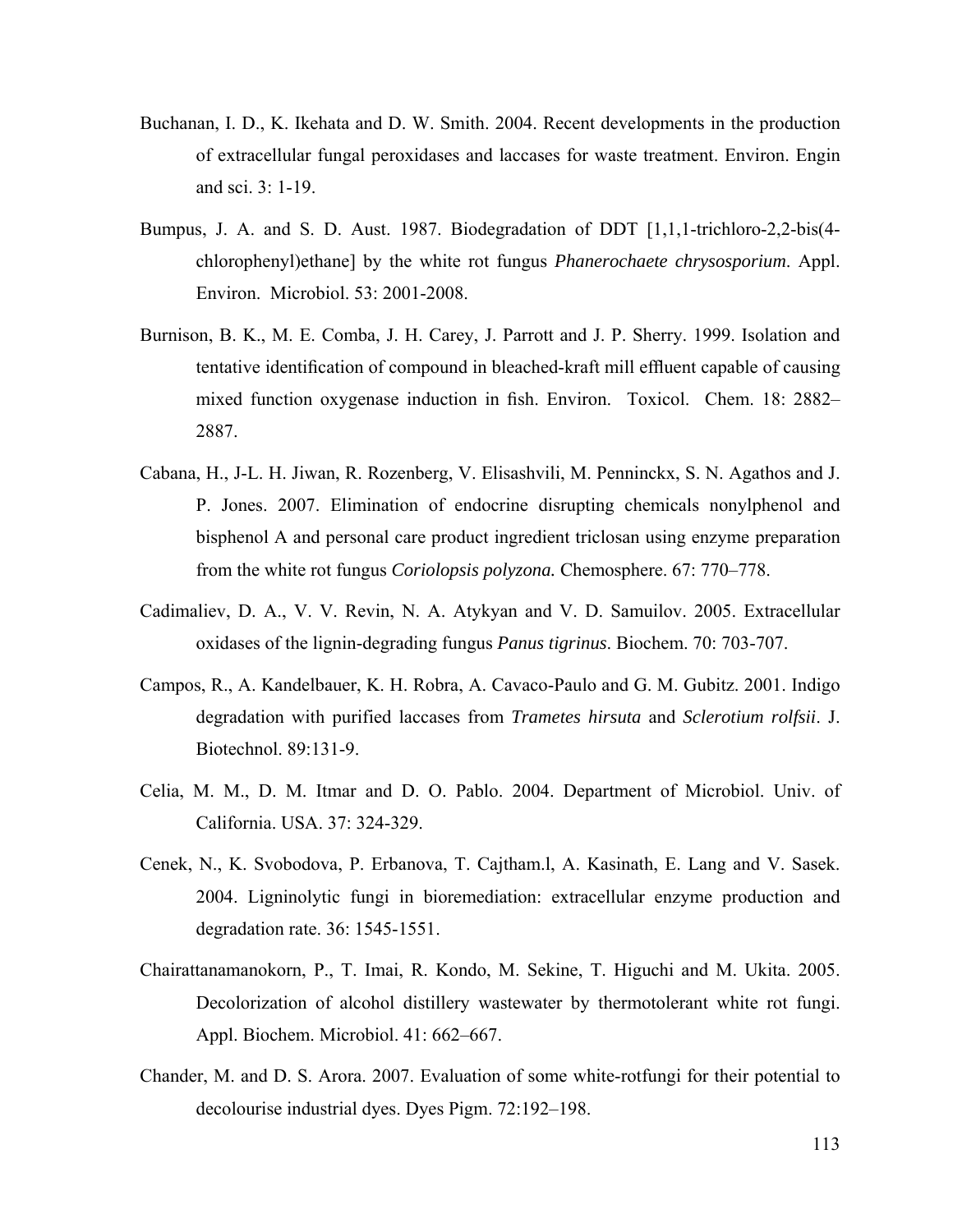Buchanan, I. D., K. Ikehata and D. W. Smith. 2004. Recent developments in the production of extracellular fungal peroxidases and laccases for waste treatment. Environ. Engin and sci. 3: 1-19.

Bumpus, J. A. and S. D. Aust. 1987. Biodegradation of DDT [1,1,1-trichloro-2,2-bis(4-chlorophenyl)ethane] by the white rot fungus *Phanerochaete chrysosporium*. Appl. Environ. Microbiol. 53: 2001-2008.

Burnison, B. K., M. E. Comba, J. H. Carey, J. Parrott and J. P. Sherry. 1999. Isolation and tentative identification of compound in bleached-kraft mill effluent capable of causing mixed function oxygenase induction in fish. Environ. Toxicol. Chem. 18: 2882–2887.

Cabana, H., J-L. H. Jiwan, R. Rozenberg, V. Elisashvili, M. Penninckx, S. N. Agathos and J. P. Jones. 2007. Elimination of endocrine disrupting chemicals nonylphenol and bisphenol A and personal care product ingredient triclosan using enzyme preparation from the white rot fungus *Coriolopsis polyzona.* Chemosphere. 67: 770–778.

Cadimaliev, D. A., V. V. Revin, N. A. Atykyan and V. D. Samuilov. 2005. Extracellular oxidases of the lignin-degrading fungus *Panus tigrinus*. Biochem. 70: 703-707.

Campos, R., A. Kandelbauer, K. H. Robra, A. Cavaco-Paulo and G. M. Gubitz. 2001. Indigo degradation with purified laccases from *Trametes hirsuta* and *Sclerotium rolfsii*. J. Biotechnol. 89:131-9.

Celia, M. M., D. M. Itmar and D. O. Pablo. 2004. Department of Microbiol. Univ. of California. USA. 37: 324-329.

Cenek, N., K. Svobodova, P. Erbanova, T. Cajtham.l, A. Kasinath, E. Lang and V. Sasek. 2004. Ligninolytic fungi in bioremediation: extracellular enzyme production and degradation rate. 36: 1545-1551.

Chairattanamanokorn, P., T. Imai, R. Kondo, M. Sekine, T. Higuchi and M. Ukita. 2005. Decolorization of alcohol distillery wastewater by thermotolerant white rot fungi. Appl. Biochem. Microbiol. 41: 662–667.

Chander, M. and D. S. Arora. 2007. Evaluation of some white-rotfungi for their potential to decolourise industrial dyes. Dyes Pigm. 72:192–198.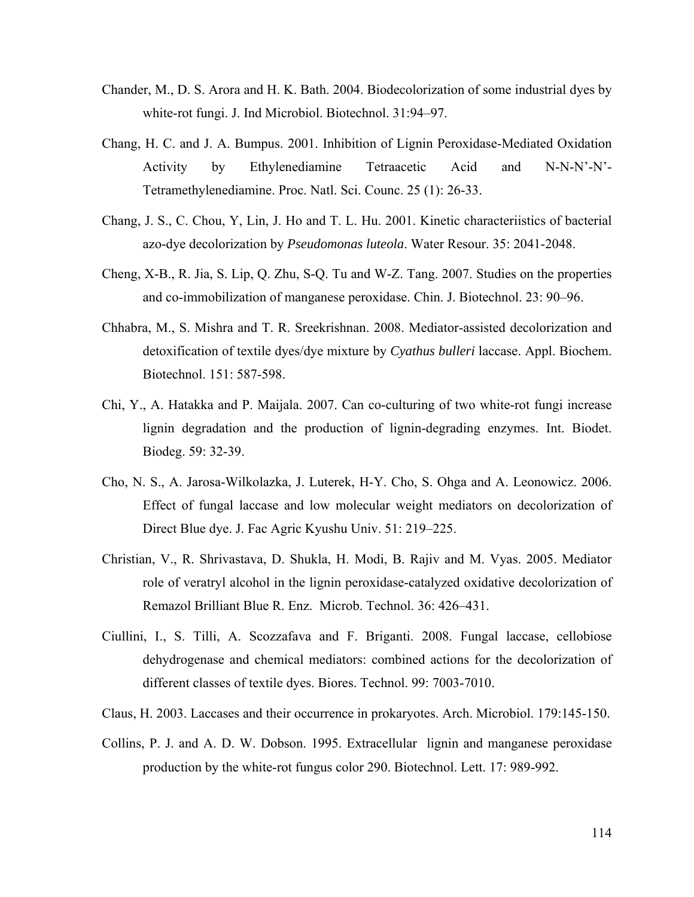Chander, M., D. S. Arora and H. K. Bath. 2004. Biodecolorization of some industrial dyes by white-rot fungi. J. Ind Microbiol. Biotechnol. 31:94–97.

Chang, H. C. and J. A. Bumpus. 2001. Inhibition of Lignin Peroxidase-Mediated Oxidation Activity by Ethylenediamine Tetraacetic Acid and N-N-N'-N'-Tetramethylenediamine. Proc. Natl. Sci. Counc. 25 (1): 26-33.

Chang, J. S., C. Chou, Y, Lin, J. Ho and T. L. Hu. 2001. Kinetic characteriistics of bacterial azo-dye decolorization by *Pseudomonas luteola*. Water Resour. 35: 2041-2048.

Cheng, X-B., R. Jia, S. Lip, Q. Zhu, S-Q. Tu and W-Z. Tang. 2007. Studies on the properties and co-immobilization of manganese peroxidase. Chin. J. Biotechnol. 23: 90–96.

Chhabra, M., S. Mishra and T. R. Sreekrishnan. 2008. Mediator-assisted decolorization and detoxification of textile dyes/dye mixture by *Cyathus bulleri* laccase. Appl. Biochem. Biotechnol. 151: 587-598.

Chi, Y., A. Hatakka and P. Maijala. 2007. Can co-culturing of two white-rot fungi increase lignin degradation and the production of lignin-degrading enzymes. Int. Biodet. Biodeg. 59: 32-39.

Cho, N. S., A. Jarosa-Wilkolazka, J. Luterek, H-Y. Cho, S. Ohga and A. Leonowicz. 2006. Effect of fungal laccase and low molecular weight mediators on decolorization of Direct Blue dye. J. Fac Agric Kyushu Univ. 51: 219–225.

Christian, V., R. Shrivastava, D. Shukla, H. Modi, B. Rajiv and M. Vyas. 2005. Mediator role of veratryl alcohol in the lignin peroxidase-catalyzed oxidative decolorization of Remazol Brilliant Blue R. Enz. Microb. Technol. 36: 426–431.

Ciullini, I., S. Tilli, A. Scozzafava and F. Briganti. 2008. Fungal laccase, cellobiose dehydrogenase and chemical mediators: combined actions for the decolorization of different classes of textile dyes. Biores. Technol. 99: 7003-7010.

Claus, H. 2003. Laccases and their occurrence in prokaryotes. Arch. Microbiol. 179:145-150.

Collins, P. J. and A. D. W. Dobson. 1995. Extracellular lignin and manganese peroxidase production by the white-rot fungus color 290. Biotechnol. Lett. 17: 989-992.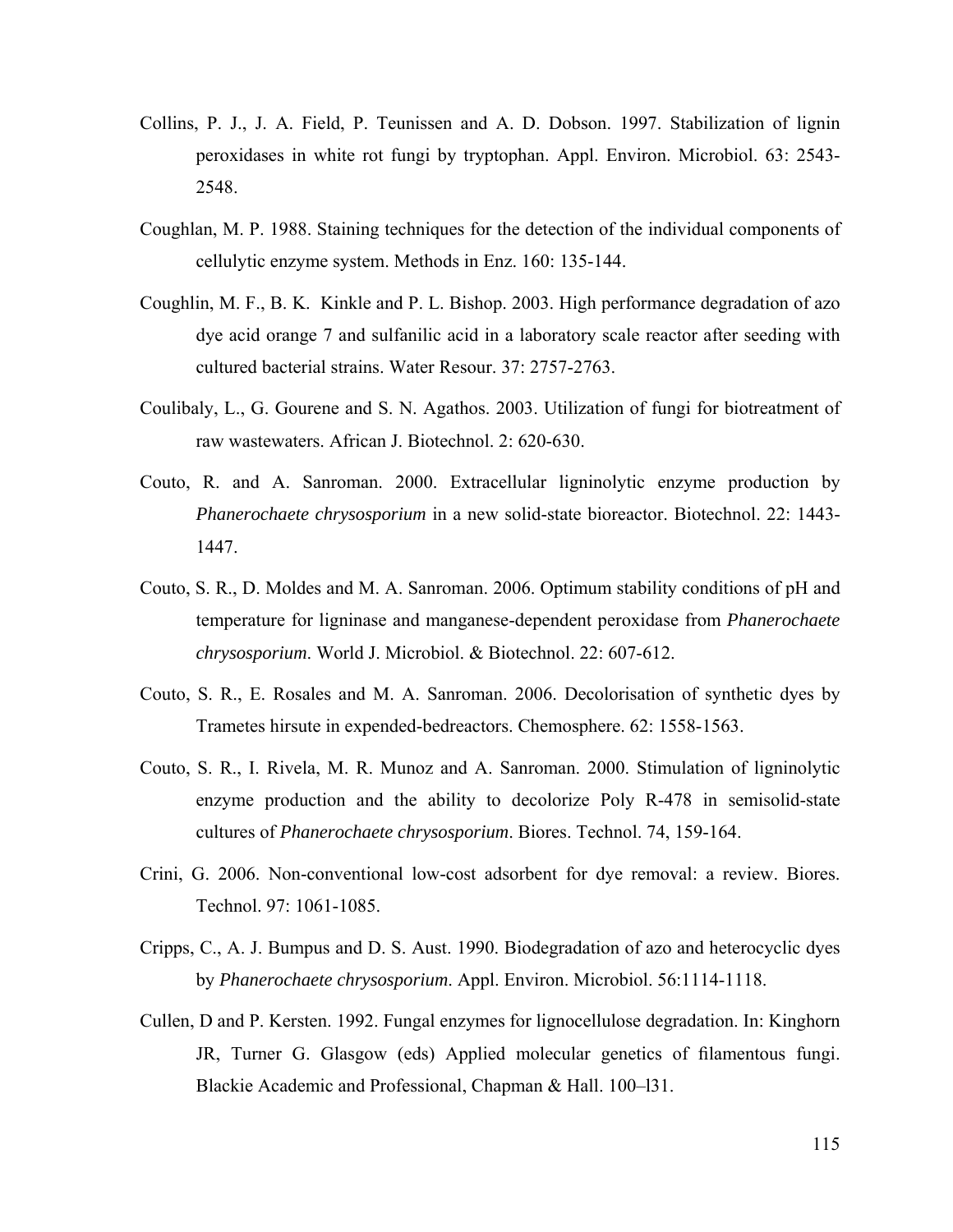Collins, P. J., J. A. Field, P. Teunissen and A. D. Dobson. 1997. Stabilization of lignin peroxidases in white rot fungi by tryptophan. Appl. Environ. Microbiol. 63: 2543-2548.

Coughlan, M. P. 1988. Staining techniques for the detection of the individual components of cellulytic enzyme system. Methods in Enz. 160: 135-144.

Coughlin, M. F., B. K. Kinkle and P. L. Bishop. 2003. High performance degradation of azo dye acid orange 7 and sulfanilic acid in a laboratory scale reactor after seeding with cultured bacterial strains. Water Resour. 37: 2757-2763.

Coulibaly, L., G. Gourene and S. N. Agathos. 2003. Utilization of fungi for biotreatment of raw wastewaters. African J. Biotechnol. 2: 620-630.

Couto, R. and A. Sanroman. 2000. Extracellular ligninolytic enzyme production by *Phanerochaete chrysosporium* in a new solid-state bioreactor. Biotechnol. 22: 1443-1447.

Couto, S. R., D. Moldes and M. A. Sanroman. 2006. Optimum stability conditions of pH and temperature for ligninase and manganese-dependent peroxidase from *Phanerochaete chrysosporium*. World J. Microbiol. & Biotechnol. 22: 607-612.

Couto, S. R., E. Rosales and M. A. Sanroman. 2006. Decolorisation of synthetic dyes by Trametes hirsute in expended-bedreactors. Chemosphere. 62: 1558-1563.

Couto, S. R., I. Rivela, M. R. Munoz and A. Sanroman. 2000. Stimulation of ligninolytic enzyme production and the ability to decolorize Poly R-478 in semisolid-state cultures of *Phanerochaete chrysosporium*. Biores. Technol. 74, 159-164.

Crini, G. 2006. Non-conventional low-cost adsorbent for dye removal: a review. Biores. Technol. 97: 1061-1085.

Cripps, C., A. J. Bumpus and D. S. Aust. 1990. Biodegradation of azo and heterocyclic dyes by *Phanerochaete chrysosporium*. Appl. Environ. Microbiol. 56:1114-1118.

Cullen, D and P. Kersten. 1992. Fungal enzymes for lignocellulose degradation. In: Kinghorn JR, Turner G. Glasgow (eds) Applied molecular genetics of filamentous fungi. Blackie Academic and Professional, Chapman & Hall. 100–l31.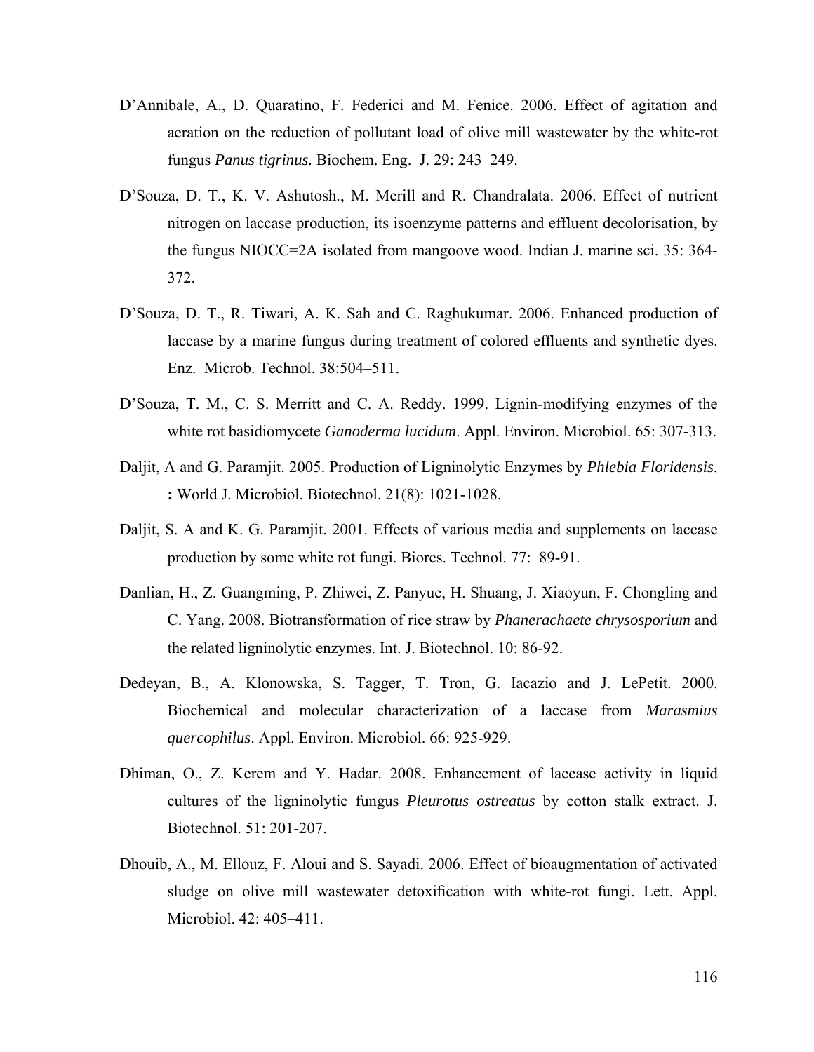D'Annibale, A., D. Quaratino, F. Federici and M. Fenice. 2006. Effect of agitation and aeration on the reduction of pollutant load of olive mill wastewater by the white-rot fungus *Panus tigrinus.* Biochem. Eng. J. 29: 243–249.

D'Souza, D. T., K. V. Ashutosh., M. Merill and R. Chandralata. 2006. Effect of nutrient nitrogen on laccase production, its isoenzyme patterns and effluent decolorisation, by the fungus NIOCC=2A isolated from mangoove wood. Indian J. marine sci. 35: 364-372.

D'Souza, D. T., R. Tiwari, A. K. Sah and C. Raghukumar. 2006. Enhanced production of laccase by a marine fungus during treatment of colored effluents and synthetic dyes. Enz. Microb. Technol. 38:504–511.

D'Souza, T. M., C. S. Merritt and C. A. Reddy. 1999. Lignin-modifying enzymes of the white rot basidiomycete *Ganoderma lucidum*. Appl. Environ. Microbiol. 65: 307-313.

Daljit, A and G. Paramjit. 2005. Production of Ligninolytic Enzymes by *Phlebia Floridensis*. **:** World J. Microbiol. Biotechnol. 21(8): 1021-1028.

Daljit, S. A and K. G. Paramjit. 2001. Effects of various media and supplements on laccase production by some white rot fungi. Biores. Technol. 77: 89-91.

Danlian, H., Z. Guangming, P. Zhiwei, Z. Panyue, H. Shuang, J. Xiaoyun, F. Chongling and C. Yang. 2008. Biotransformation of rice straw by *Phanerachaete chrysosporium* and the related ligninolytic enzymes. Int. J. Biotechnol. 10: 86-92.

Dedeyan, B., A. Klonowska, S. Tagger, T. Tron, G. Iacazio and J. LePetit. 2000. Biochemical and molecular characterization of a laccase from *Marasmius quercophilus*. Appl. Environ. Microbiol. 66: 925-929.

Dhiman, O., Z. Kerem and Y. Hadar. 2008. Enhancement of laccase activity in liquid cultures of the ligninolytic fungus *Pleurotus ostreatus* by cotton stalk extract. J. Biotechnol. 51: 201-207.

Dhouib, A., M. Ellouz, F. Aloui and S. Sayadi. 2006. Effect of bioaugmentation of activated sludge on olive mill wastewater detoxification with white-rot fungi. Lett. Appl. Microbiol. 42: 405–411.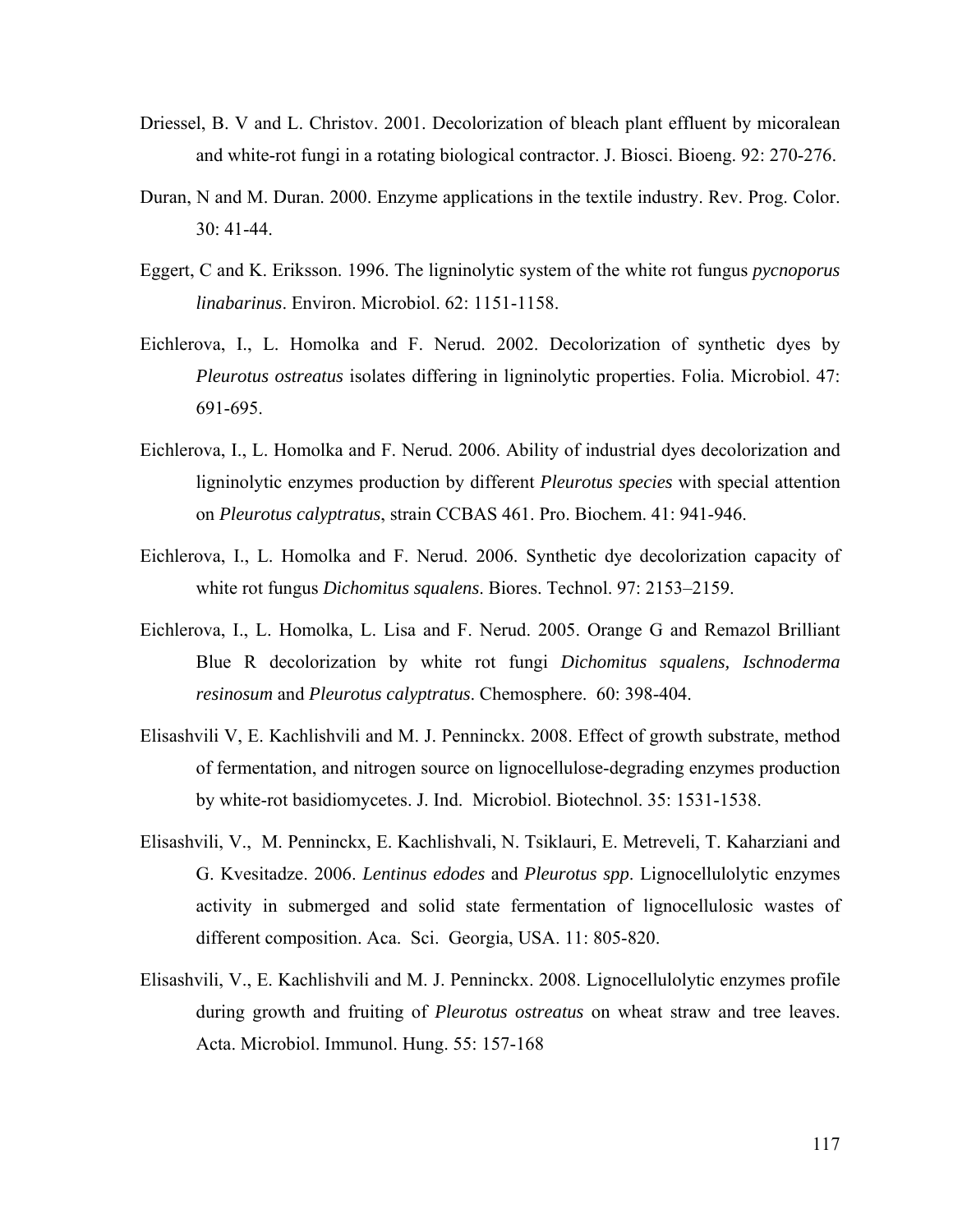Driessel, B. V and L. Christov. 2001. Decolorization of bleach plant effluent by micoralean and white-rot fungi in a rotating biological contractor. J. Biosci. Bioeng. 92: 270-276.

Duran, N and M. Duran. 2000. Enzyme applications in the textile industry. Rev. Prog. Color. 30: 41-44.

Eggert, C and K. Eriksson. 1996. The ligninolytic system of the white rot fungus *pycnoporus linabarinus*. Environ. Microbiol. 62: 1151-1158.

Eichlerova, I., L. Homolka and F. Nerud. 2002. Decolorization of synthetic dyes by *Pleurotus ostreatus* isolates differing in ligninolytic properties. Folia. Microbiol. 47: 691-695.

Eichlerova, I., L. Homolka and F. Nerud. 2006. Ability of industrial dyes decolorization and ligninolytic enzymes production by different *Pleurotus species* with special attention on *Pleurotus calyptratus*, strain CCBAS 461. Pro. Biochem. 41: 941-946.

Eichlerova, I., L. Homolka and F. Nerud. 2006. Synthetic dye decolorization capacity of white rot fungus *Dichomitus squalens*. Biores. Technol. 97: 2153–2159.

Eichlerova, I., L. Homolka, L. Lisa and F. Nerud. 2005. Orange G and Remazol Brilliant Blue R decolorization by white rot fungi *Dichomitus squalens, Ischnoderma resinosum* and *Pleurotus calyptratus*. Chemosphere. 60: 398-404.

Elisashvili V, E. Kachlishvili and M. J. Penninckx. 2008. Effect of growth substrate, method of fermentation, and nitrogen source on lignocellulose-degrading enzymes production by white-rot basidiomycetes. J. Ind. Microbiol. Biotechnol. 35: 1531-1538.

Elisashvili, V., M. Penninckx, E. Kachlishvali, N. Tsiklauri, E. Metreveli, T. Kaharziani and G. Kvesitadze. 2006. *Lentinus edodes* and *Pleurotus spp*. Lignocellulolytic enzymes activity in submerged and solid state fermentation of lignocellulosic wastes of different composition. Aca. Sci. Georgia, USA. 11: 805-820.

Elisashvili, V., E. Kachlishvili and M. J. Penninckx. 2008. Lignocellulolytic enzymes profile during growth and fruiting of *Pleurotus ostreatus* on wheat straw and tree leaves. Acta. Microbiol. Immunol. Hung. 55: 157-168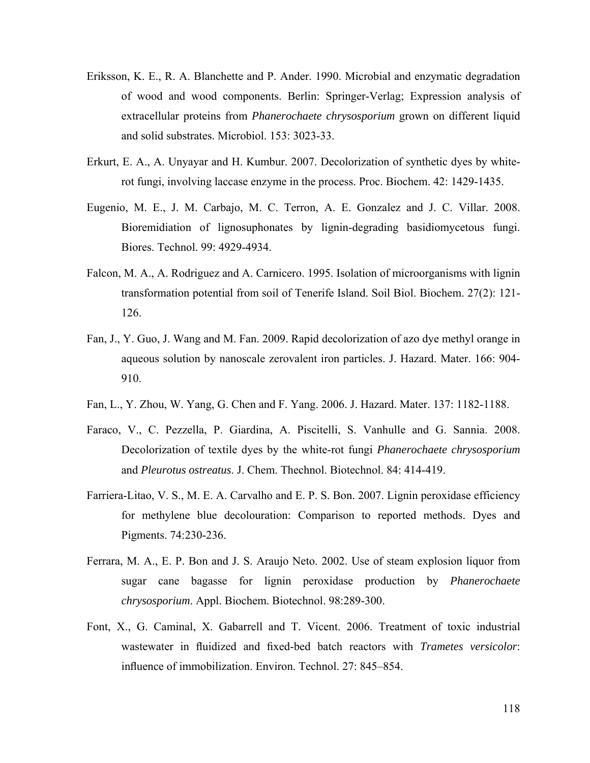Eriksson, K. E., R. A. Blanchette and P. Ander. 1990. Microbial and enzymatic degradation of wood and wood components. Berlin: Springer-Verlag; Expression analysis of extracellular proteins from *Phanerochaete chrysosporium* grown on different liquid and solid substrates. Microbiol. 153: 3023-33.

Erkurt, E. A., A. Unyayar and H. Kumbur. 2007. Decolorization of synthetic dyes by white-rot fungi, involving laccase enzyme in the process. Proc. Biochem. 42: 1429-1435.

Eugenio, M. E., J. M. Carbajo, M. C. Terron, A. E. Gonzalez and J. C. Villar. 2008. Bioremidiation of lignosuphonates by lignin-degrading basidiomycetous fungi. Biores. Technol. 99: 4929-4934.

Falcon, M. A., A. Rodriguez and A. Carnicero. 1995. Isolation of microorganisms with lignin transformation potential from soil of Tenerife Island. Soil Biol. Biochem. 27(2): 121-126.

Fan, J., Y. Guo, J. Wang and M. Fan. 2009. Rapid decolorization of azo dye methyl orange in aqueous solution by nanoscale zerovalent iron particles. J. Hazard. Mater. 166: 904-910.

Fan, L., Y. Zhou, W. Yang, G. Chen and F. Yang. 2006. J. Hazard. Mater. 137: 1182-1188.

Faraco, V., C. Pezzella, P. Giardina, A. Piscitelli, S. Vanhulle and G. Sannia. 2008. Decolorization of textile dyes by the white-rot fungi *Phanerochaete chrysosporium* and *Pleurotus ostreatus*. J. Chem. Thechnol. Biotechnol. 84: 414-419.

Farriera-Litao, V. S., M. E. A. Carvalho and E. P. S. Bon. 2007. Lignin peroxidase efficiency for methylene blue decolouration: Comparison to reported methods. Dyes and Pigments. 74:230-236.

Ferrara, M. A., E. P. Bon and J. S. Araujo Neto. 2002. Use of steam explosion liquor from sugar cane bagasse for lignin peroxidase production by *Phanerochaete chrysosporium*. Appl. Biochem. Biotechnol. 98:289-300.

Font, X., G. Caminal, X. Gabarrell and T. Vicent. 2006. Treatment of toxic industrial wastewater in fluidized and fixed-bed batch reactors with *Trametes versicolor*: influence of immobilization. Environ. Technol. 27: 845–854.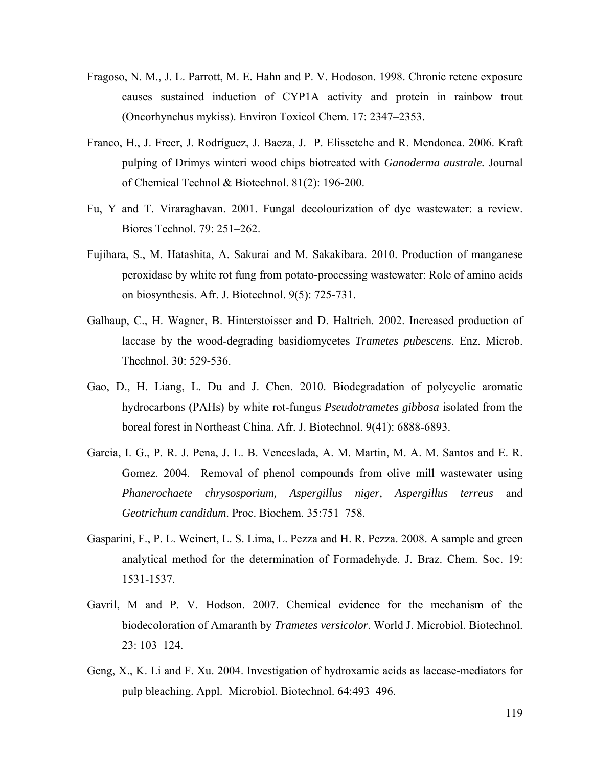Fragoso, N. M., J. L. Parrott, M. E. Hahn and P. V. Hodoson. 1998. Chronic retene exposure causes sustained induction of CYP1A activity and protein in rainbow trout (Oncorhynchus mykiss). Environ Toxicol Chem. 17: 2347–2353.

Franco, H., J. Freer, J. Rodríguez, J. Baeza, J. P. Elissetche and R. Mendonca. 2006. Kraft pulping of Drimys winteri wood chips biotreated with *Ganoderma australe.* Journal of Chemical Technol & Biotechnol. 81(2): 196-200.

Fu, Y and T. Viraraghavan. 2001. Fungal decolourization of dye wastewater: a review. Biores Technol. 79: 251–262.

Fujihara, S., M. Hatashita, A. Sakurai and M. Sakakibara. 2010. Production of manganese peroxidase by white rot fung from potato-processing wastewater: Role of amino acids on biosynthesis. Afr. J. Biotechnol. 9(5): 725-731.

Galhaup, C., H. Wagner, B. Hinterstoisser and D. Haltrich. 2002. Increased production of laccase by the wood-degrading basidiomycetes *Trametes pubescens*. Enz. Microb. Thechnol. 30: 529-536.

Gao, D., H. Liang, L. Du and J. Chen. 2010. Biodegradation of polycyclic aromatic hydrocarbons (PAHs) by white rot-fungus *Pseudotrametes gibbosa* isolated from the boreal forest in Northeast China. Afr. J. Biotechnol. 9(41): 6888-6893.

Garcia, I. G., P. R. J. Pena, J. L. B. Venceslada, A. M. Martin, M. A. M. Santos and E. R. Gomez. 2004. Removal of phenol compounds from olive mill wastewater using *Phanerochaete chrysosporium, Aspergillus niger, Aspergillus terreus* and *Geotrichum candidum*. Proc. Biochem. 35:751–758.

Gasparini, F., P. L. Weinert, L. S. Lima, L. Pezza and H. R. Pezza. 2008. A sample and green analytical method for the determination of Formadehyde. J. Braz. Chem. Soc. 19: 1531-1537.

Gavril, M and P. V. Hodson. 2007. Chemical evidence for the mechanism of the biodecoloration of Amaranth by *Trametes versicolor*. World J. Microbiol. Biotechnol. 23: 103–124.

Geng, X., K. Li and F. Xu. 2004. Investigation of hydroxamic acids as laccase-mediators for pulp bleaching. Appl. Microbiol. Biotechnol. 64:493–496.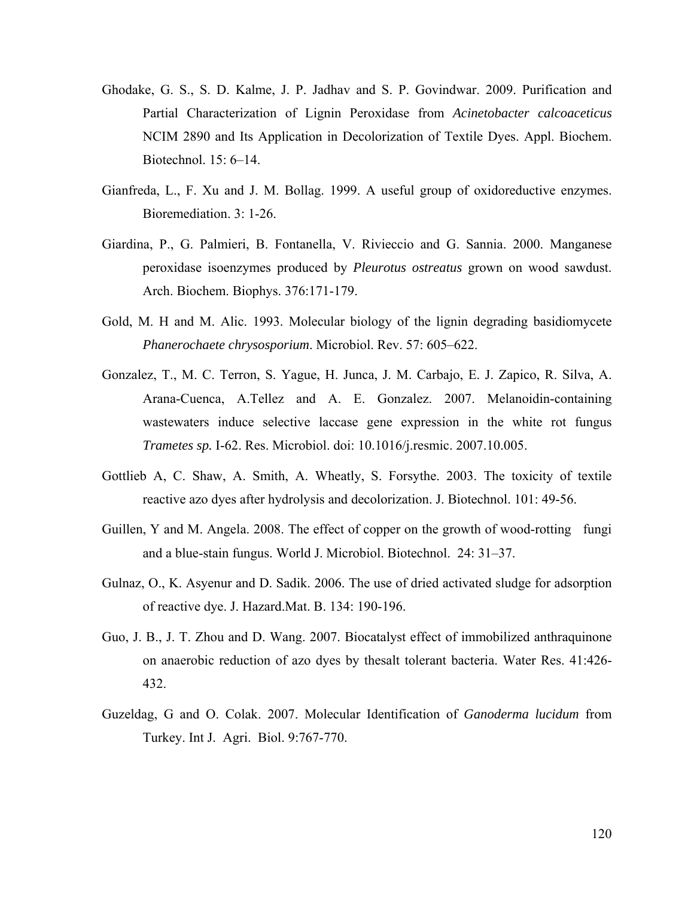Ghodake, G. S., S. D. Kalme, J. P. Jadhav and S. P. Govindwar. 2009. Purification and Partial Characterization of Lignin Peroxidase from *Acinetobacter calcoaceticus* NCIM 2890 and Its Application in Decolorization of Textile Dyes. Appl. Biochem. Biotechnol. 15: 6–14.

Gianfreda, L., F. Xu and J. M. Bollag. 1999. A useful group of oxidoreductive enzymes. Bioremediation. 3: 1-26.

Giardina, P., G. Palmieri, B. Fontanella, V. Rivieccio and G. Sannia. 2000. Manganese peroxidase isoenzymes produced by *Pleurotus ostreatus* grown on wood sawdust. Arch. Biochem. Biophys. 376:171-179.

Gold, M. H and M. Alic. 1993. Molecular biology of the lignin degrading basidiomycete *Phanerochaete chrysosporium*. Microbiol. Rev. 57: 605–622.

Gonzalez, T., M. C. Terron, S. Yague, H. Junca, J. M. Carbajo, E. J. Zapico, R. Silva, A. Arana-Cuenca, A.Tellez and A. E. Gonzalez. 2007. Melanoidin-containing wastewaters induce selective laccase gene expression in the white rot fungus *Trametes sp.* I-62. Res. Microbiol. doi: 10.1016/j.resmic. 2007.10.005.

Gottlieb A, C. Shaw, A. Smith, A. Wheatly, S. Forsythe. 2003. The toxicity of textile reactive azo dyes after hydrolysis and decolorization. J. Biotechnol. 101: 49-56.

Guillen, Y and M. Angela. 2008. The effect of copper on the growth of wood-rotting fungi and a blue-stain fungus. World J. Microbiol. Biotechnol. 24: 31–37.

Gulnaz, O., K. Asyenur and D. Sadik. 2006. The use of dried activated sludge for adsorption of reactive dye. J. Hazard.Mat. B. 134: 190-196.

Guo, J. B., J. T. Zhou and D. Wang. 2007. Biocatalyst effect of immobilized anthraquinone on anaerobic reduction of azo dyes by thesalt tolerant bacteria. Water Res. 41:426-432.

Guzeldag, G and O. Colak. 2007. Molecular Identification of *Ganoderma lucidum* from Turkey. Int J. Agri. Biol. 9:767-770.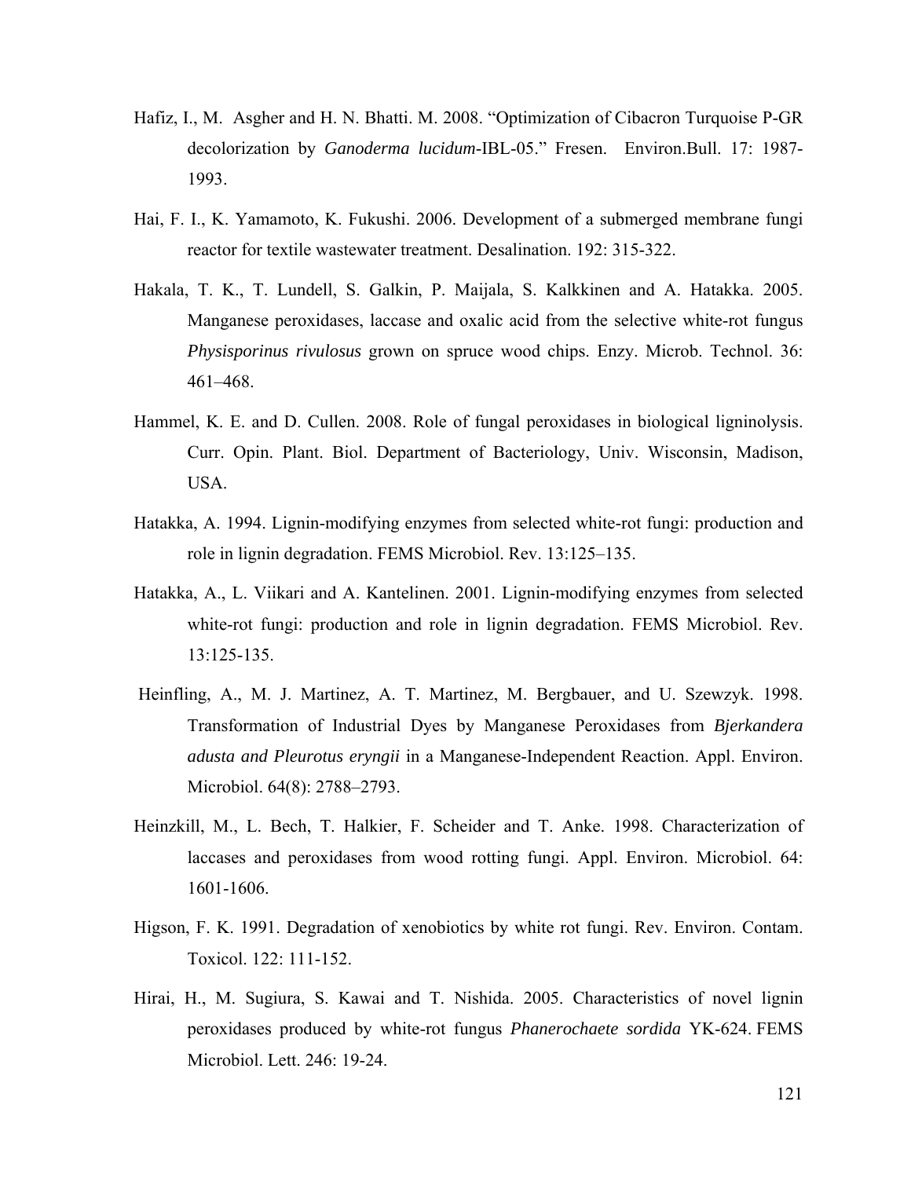Hafiz, I., M. Asgher and H. N. Bhatti. M. 2008. "Optimization of Cibacron Turquoise P-GR decolorization by *Ganoderma lucidum*-IBL-05." Fresen. Environ.Bull. 17: 1987-1993.

Hai, F. I., K. Yamamoto, K. Fukushi. 2006. Development of a submerged membrane fungi reactor for textile wastewater treatment. Desalination. 192: 315-322.

Hakala, T. K., T. Lundell, S. Galkin, P. Maijala, S. Kalkkinen and A. Hatakka. 2005. Manganese peroxidases, laccase and oxalic acid from the selective white-rot fungus *Physisporinus rivulosus* grown on spruce wood chips. Enzy. Microb. Technol. 36: 461–468.

Hammel, K. E. and D. Cullen. 2008. Role of fungal peroxidases in biological ligninolysis. Curr. Opin. Plant. Biol. Department of Bacteriology, Univ. Wisconsin, Madison, USA.

Hatakka, A. 1994. Lignin-modifying enzymes from selected white-rot fungi: production and role in lignin degradation. FEMS Microbiol. Rev. 13:125–135.

Hatakka, A., L. Viikari and A. Kantelinen. 2001. Lignin-modifying enzymes from selected white-rot fungi: production and role in lignin degradation. FEMS Microbiol. Rev. 13:125-135.

Heinfling, A., M. J. Martinez, A. T. Martinez, M. Bergbauer, and U. Szewzyk. 1998. Transformation of Industrial Dyes by Manganese Peroxidases from *Bjerkandera adusta and Pleurotus eryngii* in a Manganese-Independent Reaction. Appl. Environ. Microbiol. 64(8): 2788–2793.

Heinzkill, M., L. Bech, T. Halkier, F. Scheider and T. Anke. 1998. Characterization of laccases and peroxidases from wood rotting fungi. Appl. Environ. Microbiol. 64: 1601-1606.

Higson, F. K. 1991. Degradation of xenobiotics by white rot fungi. Rev. Environ. Contam. Toxicol. 122: 111-152.

Hirai, H., M. Sugiura, S. Kawai and T. Nishida. 2005. Characteristics of novel lignin peroxidases produced by white-rot fungus *Phanerochaete sordida* YK-624. FEMS Microbiol. Lett. 246: 19-24.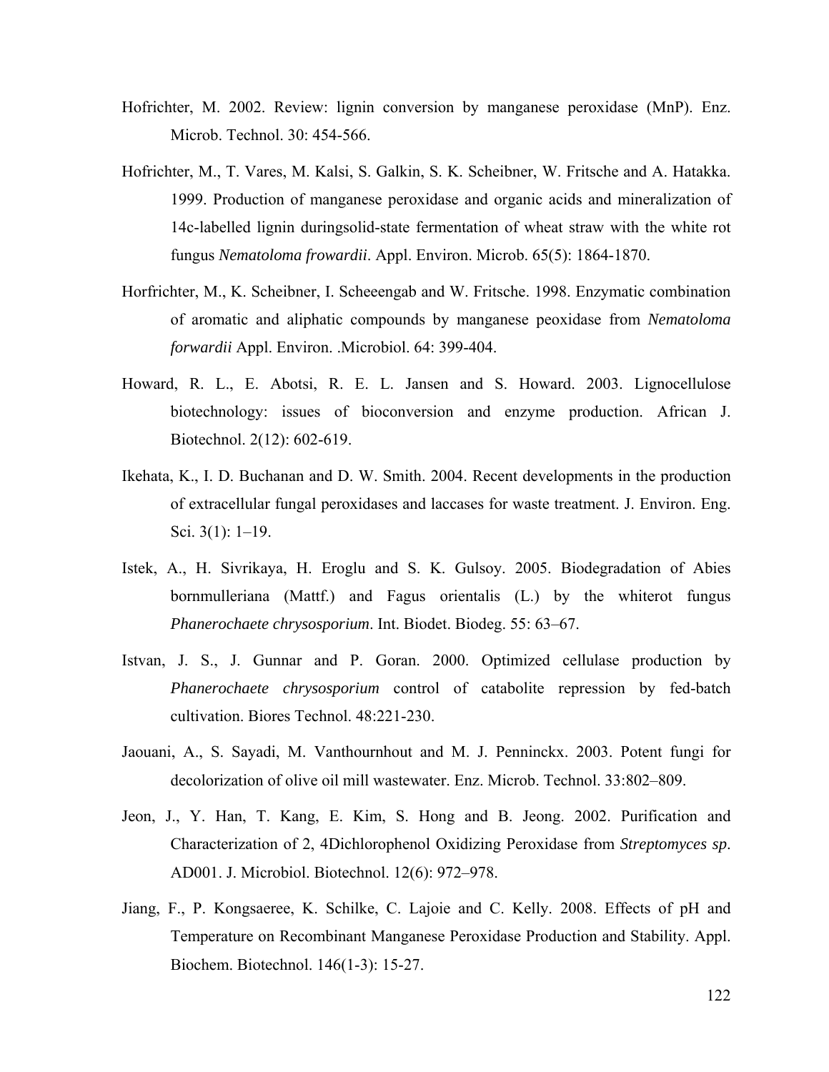Hofrichter, M. 2002. Review: lignin conversion by manganese peroxidase (MnP). Enz. Microb. Technol. 30: 454-566.

Hofrichter, M., T. Vares, M. Kalsi, S. Galkin, S. K. Scheibner, W. Fritsche and A. Hatakka. 1999. Production of manganese peroxidase and organic acids and mineralization of 14c-labelled lignin duringsolid-state fermentation of wheat straw with the white rot fungus *Nematoloma frowardii*. Appl. Environ. Microb. 65(5): 1864-1870.

Horfrichter, M., K. Scheibner, I. Scheeengab and W. Fritsche. 1998. Enzymatic combination of aromatic and aliphatic compounds by manganese peoxidase from *Nematoloma forwardii* Appl. Environ. .Microbiol. 64: 399-404.

Howard, R. L., E. Abotsi, R. E. L. Jansen and S. Howard. 2003. Lignocellulose biotechnology: issues of bioconversion and enzyme production. African J. Biotechnol. 2(12): 602-619.

Ikehata, K., I. D. Buchanan and D. W. Smith. 2004. Recent developments in the production of extracellular fungal peroxidases and laccases for waste treatment. J. Environ. Eng. Sci. 3(1): 1–19.

Istek, A., H. Sivrikaya, H. Eroglu and S. K. Gulsoy. 2005. Biodegradation of Abies bornmulleriana (Mattf.) and Fagus orientalis (L.) by the whiterot fungus *Phanerochaete chrysosporium*. Int. Biodet. Biodeg. 55: 63–67.

Istvan, J. S., J. Gunnar and P. Goran. 2000. Optimized cellulase production by *Phanerochaete chrysosporium* control of catabolite repression by fed-batch cultivation. Biores Technol. 48:221-230.

Jaouani, A., S. Sayadi, M. Vanthournhout and M. J. Penninckx. 2003. Potent fungi for decolorization of olive oil mill wastewater. Enz. Microb. Technol. 33:802–809.

Jeon, J., Y. Han, T. Kang, E. Kim, S. Hong and B. Jeong. 2002. Purification and Characterization of 2, 4Dichlorophenol Oxidizing Peroxidase from *Streptomyces sp*. AD001. J. Microbiol. Biotechnol. 12(6): 972–978.

Jiang, F., P. Kongsaeree, K. Schilke, C. Lajoie and C. Kelly. 2008. Effects of pH and Temperature on Recombinant Manganese Peroxidase Production and Stability. Appl. Biochem. Biotechnol. 146(1-3): 15-27.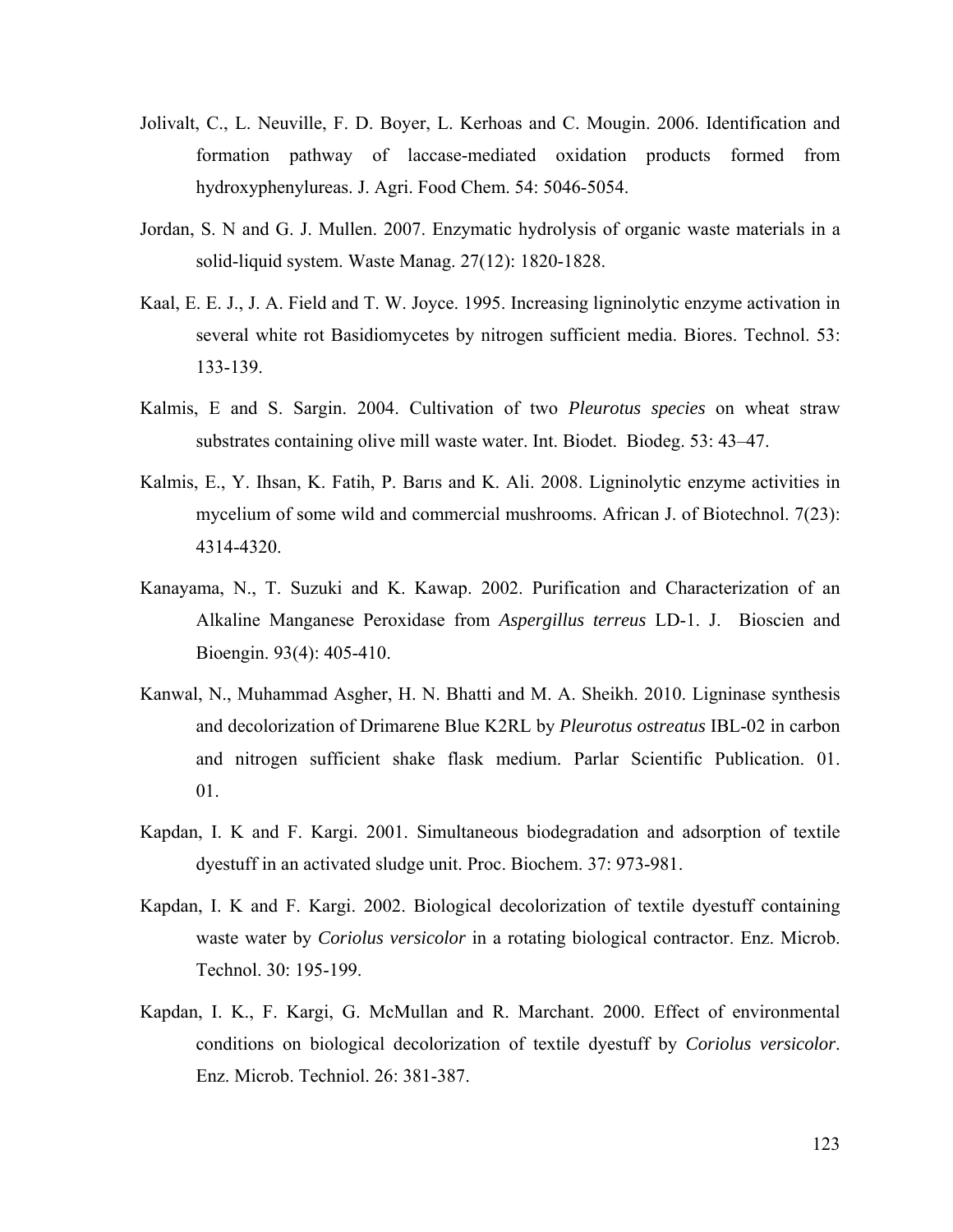Jolivalt, C., L. Neuville, F. D. Boyer, L. Kerhoas and C. Mougin. 2006. Identification and formation pathway of laccase-mediated oxidation products formed from hydroxyphenylureas. J. Agri. Food Chem. 54: 5046-5054.

Jordan, S. N and G. J. Mullen. 2007. Enzymatic hydrolysis of organic waste materials in a solid-liquid system. Waste Manag. 27(12): 1820-1828.

Kaal, E. E. J., J. A. Field and T. W. Joyce. 1995. Increasing ligninolytic enzyme activation in several white rot Basidiomycetes by nitrogen sufficient media. Biores. Technol. 53: 133-139.

Kalmis, E and S. Sargin. 2004. Cultivation of two *Pleurotus species* on wheat straw substrates containing olive mill waste water. Int. Biodet. Biodeg. 53: 43–47.

Kalmis, E., Y. Ihsan, K. Fatih, P. Barıs and K. Ali. 2008. Ligninolytic enzyme activities in mycelium of some wild and commercial mushrooms. African J. of Biotechnol. 7(23): 4314-4320.

Kanayama, N., T. Suzuki and K. Kawap. 2002. Purification and Characterization of an Alkaline Manganese Peroxidase from *Aspergillus terreus* LD-1. J. Bioscien and Bioengin. 93(4): 405-410.

Kanwal, N., Muhammad Asgher, H. N. Bhatti and M. A. Sheikh. 2010. Ligninase synthesis and decolorization of Drimarene Blue K2RL by *Pleurotus ostreatus* IBL-02 in carbon and nitrogen sufficient shake flask medium. Parlar Scientific Publication. 01. 01.

Kapdan, I. K and F. Kargi. 2001. Simultaneous biodegradation and adsorption of textile dyestuff in an activated sludge unit. Proc. Biochem. 37: 973-981.

Kapdan, I. K and F. Kargi. 2002. Biological decolorization of textile dyestuff containing waste water by *Coriolus versicolor* in a rotating biological contractor. Enz. Microb. Technol. 30: 195-199.

Kapdan, I. K., F. Kargi, G. McMullan and R. Marchant. 2000. Effect of environmental conditions on biological decolorization of textile dyestuff by *Coriolus versicolor*. Enz. Microb. Techniol. 26: 381-387.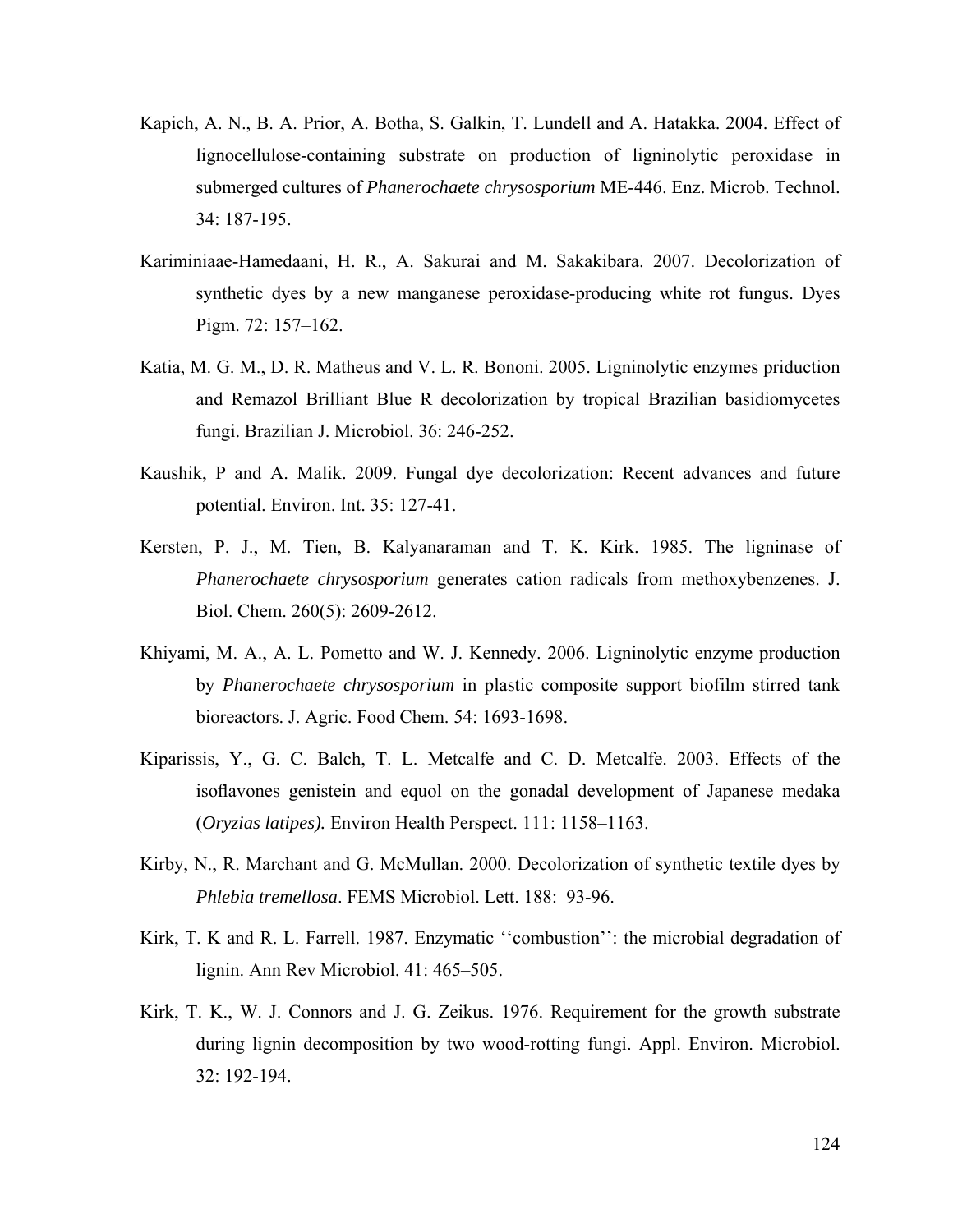Kapich, A. N., B. A. Prior, A. Botha, S. Galkin, T. Lundell and A. Hatakka. 2004. Effect of lignocellulose-containing substrate on production of ligninolytic peroxidase in submerged cultures of *Phanerochaete chrysosporium* ME-446. Enz. Microb. Technol. 34: 187-195.

Kariminiaae-Hamedaani, H. R., A. Sakurai and M. Sakakibara. 2007. Decolorization of synthetic dyes by a new manganese peroxidase-producing white rot fungus. Dyes Pigm. 72: 157–162.

Katia, M. G. M., D. R. Matheus and V. L. R. Bononi. 2005. Ligninolytic enzymes priduction and Remazol Brilliant Blue R decolorization by tropical Brazilian basidiomycetes fungi. Brazilian J. Microbiol. 36: 246-252.

Kaushik, P and A. Malik. 2009. Fungal dye decolorization: Recent advances and future potential. Environ. Int. 35: 127-41.

Kersten, P. J., M. Tien, B. Kalyanaraman and T. K. Kirk. 1985. The ligninase of *Phanerochaete chrysosporium* generates cation radicals from methoxybenzenes. J. Biol. Chem. 260(5): 2609-2612.

Khiyami, M. A., A. L. Pometto and W. J. Kennedy. 2006. Ligninolytic enzyme production by *Phanerochaete chrysosporium* in plastic composite support biofilm stirred tank bioreactors. J. Agric. Food Chem. 54: 1693-1698.

Kiparissis, Y., G. C. Balch, T. L. Metcalfe and C. D. Metcalfe. 2003. Effects of the isoflavones genistein and equol on the gonadal development of Japanese medaka (*Oryzias latipes).* Environ Health Perspect. 111: 1158–1163.

Kirby, N., R. Marchant and G. McMullan. 2000. Decolorization of synthetic textile dyes by *Phlebia tremellosa*. FEMS Microbiol. Lett. 188: 93-96.

Kirk, T. K and R. L. Farrell. 1987. Enzymatic ''combustion'': the microbial degradation of lignin. Ann Rev Microbiol. 41: 465–505.

Kirk, T. K., W. J. Connors and J. G. Zeikus. 1976. Requirement for the growth substrate during lignin decomposition by two wood-rotting fungi. Appl. Environ. Microbiol. 32: 192-194.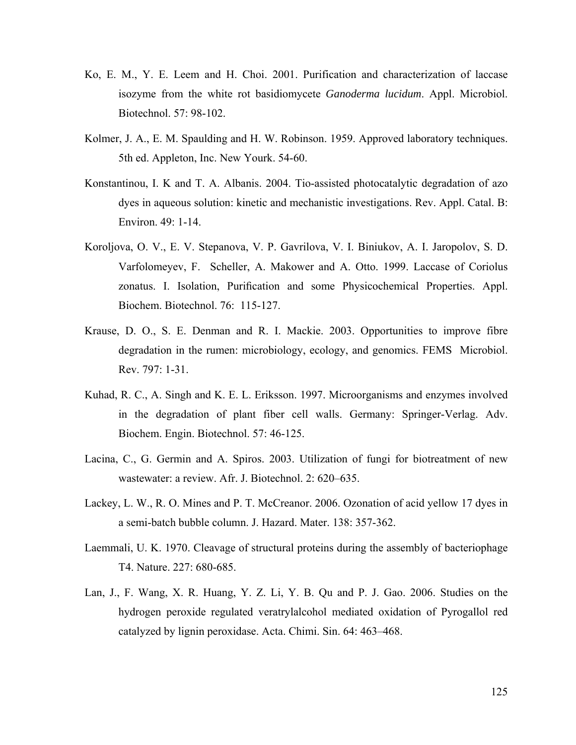Ko, E. M., Y. E. Leem and H. Choi. 2001. Purification and characterization of laccase isozyme from the white rot basidiomycete *Ganoderma lucidum*. Appl. Microbiol. Biotechnol. 57: 98-102.

Kolmer, J. A., E. M. Spaulding and H. W. Robinson. 1959. Approved laboratory techniques. 5th ed. Appleton, Inc. New Yourk. 54-60.

Konstantinou, I. K and T. A. Albanis. 2004. Tio-assisted photocatalytic degradation of azo dyes in aqueous solution: kinetic and mechanistic investigations. Rev. Appl. Catal. B: Environ. 49: 1-14.

Koroljova, O. V., E. V. Stepanova, V. P. Gavrilova, V. I. Biniukov, A. I. Jaropolov, S. D. Varfolomeyev, F. Scheller, A. Makower and A. Otto. 1999. Laccase of Coriolus zonatus. I. Isolation, Purification and some Physicochemical Properties. Appl. Biochem. Biotechnol. 76: 115-127.

Krause, D. O., S. E. Denman and R. I. Mackie. 2003. Opportunities to improve fibre degradation in the rumen: microbiology, ecology, and genomics. FEMS Microbiol. Rev. 797: 1-31.

Kuhad, R. C., A. Singh and K. E. L. Eriksson. 1997. Microorganisms and enzymes involved in the degradation of plant fiber cell walls. Germany: Springer-Verlag. Adv. Biochem. Engin. Biotechnol. 57: 46-125.

Lacina, C., G. Germin and A. Spiros. 2003. Utilization of fungi for biotreatment of new wastewater: a review. Afr. J. Biotechnol. 2: 620–635.

Lackey, L. W., R. O. Mines and P. T. McCreanor. 2006. Ozonation of acid yellow 17 dyes in a semi-batch bubble column. J. Hazard. Mater. 138: 357-362.

Laemmali, U. K. 1970. Cleavage of structural proteins during the assembly of bacteriophage T4. Nature. 227: 680-685.

Lan, J., F. Wang, X. R. Huang, Y. Z. Li, Y. B. Qu and P. J. Gao. 2006. Studies on the hydrogen peroxide regulated veratrylalcohol mediated oxidation of Pyrogallol red catalyzed by lignin peroxidase. Acta. Chimi. Sin. 64: 463–468.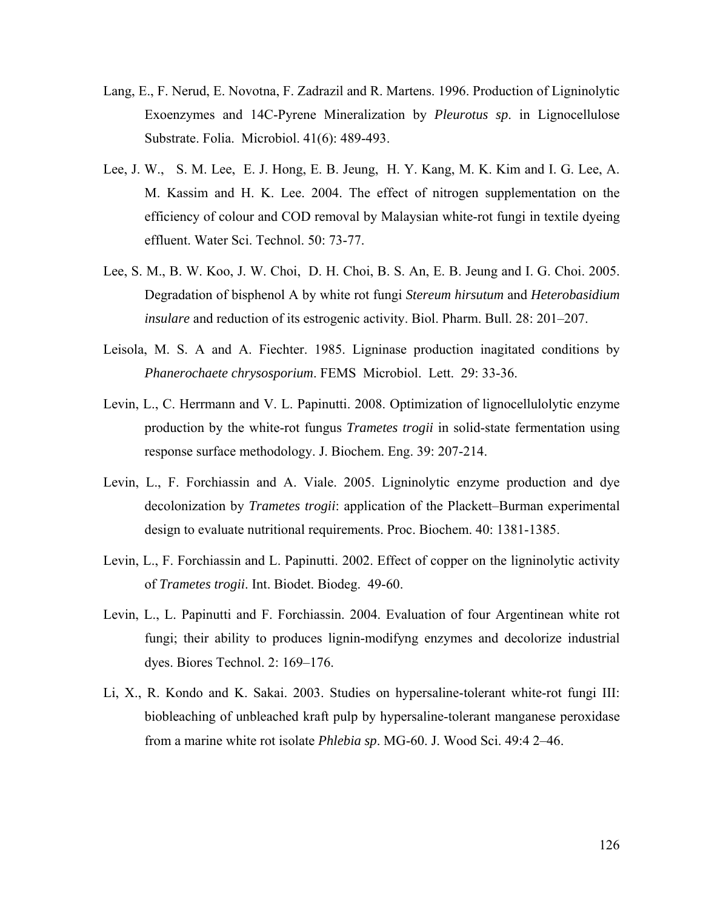Lang, E., F. Nerud, E. Novotna, F. Zadrazil and R. Martens. 1996. Production of Ligninolytic Exoenzymes and 14C-Pyrene Mineralization by *Pleurotus sp*. in Lignocellulose Substrate. Folia. Microbiol. 41(6): 489-493.

Lee, J. W., S. M. Lee, E. J. Hong, E. B. Jeung, H. Y. Kang, M. K. Kim and I. G. Lee, A. M. Kassim and H. K. Lee. 2004. The effect of nitrogen supplementation on the efficiency of colour and COD removal by Malaysian white-rot fungi in textile dyeing effluent. Water Sci. Technol. 50: 73-77.

Lee, S. M., B. W. Koo, J. W. Choi, D. H. Choi, B. S. An, E. B. Jeung and I. G. Choi. 2005. Degradation of bisphenol A by white rot fungi *Stereum hirsutum* and *Heterobasidium insulare* and reduction of its estrogenic activity. Biol. Pharm. Bull. 28: 201–207.

Leisola, M. S. A and A. Fiechter. 1985. Ligninase production inagitated conditions by *Phanerochaete chrysosporium*. FEMS Microbiol. Lett. 29: 33-36.

Levin, L., C. Herrmann and V. L. Papinutti. 2008. Optimization of lignocellulolytic enzyme production by the white-rot fungus *Trametes trogii* in solid-state fermentation using response surface methodology. J. Biochem. Eng. 39: 207-214.

Levin, L., F. Forchiassin and A. Viale. 2005. Ligninolytic enzyme production and dye decolonization by *Trametes trogii*: application of the Plackett–Burman experimental design to evaluate nutritional requirements. Proc. Biochem. 40: 1381-1385.

Levin, L., F. Forchiassin and L. Papinutti. 2002. Effect of copper on the ligninolytic activity of *Trametes trogii*. Int. Biodet. Biodeg. 49-60.

Levin, L., L. Papinutti and F. Forchiassin. 2004. Evaluation of four Argentinean white rot fungi; their ability to produces lignin-modifyng enzymes and decolorize industrial dyes. Biores Technol. 2: 169–176.

Li, X., R. Kondo and K. Sakai. 2003. Studies on hypersaline-tolerant white-rot fungi III: biobleaching of unbleached kraft pulp by hypersaline-tolerant manganese peroxidase from a marine white rot isolate *Phlebia sp*. MG-60. J. Wood Sci. 49:4 2–46.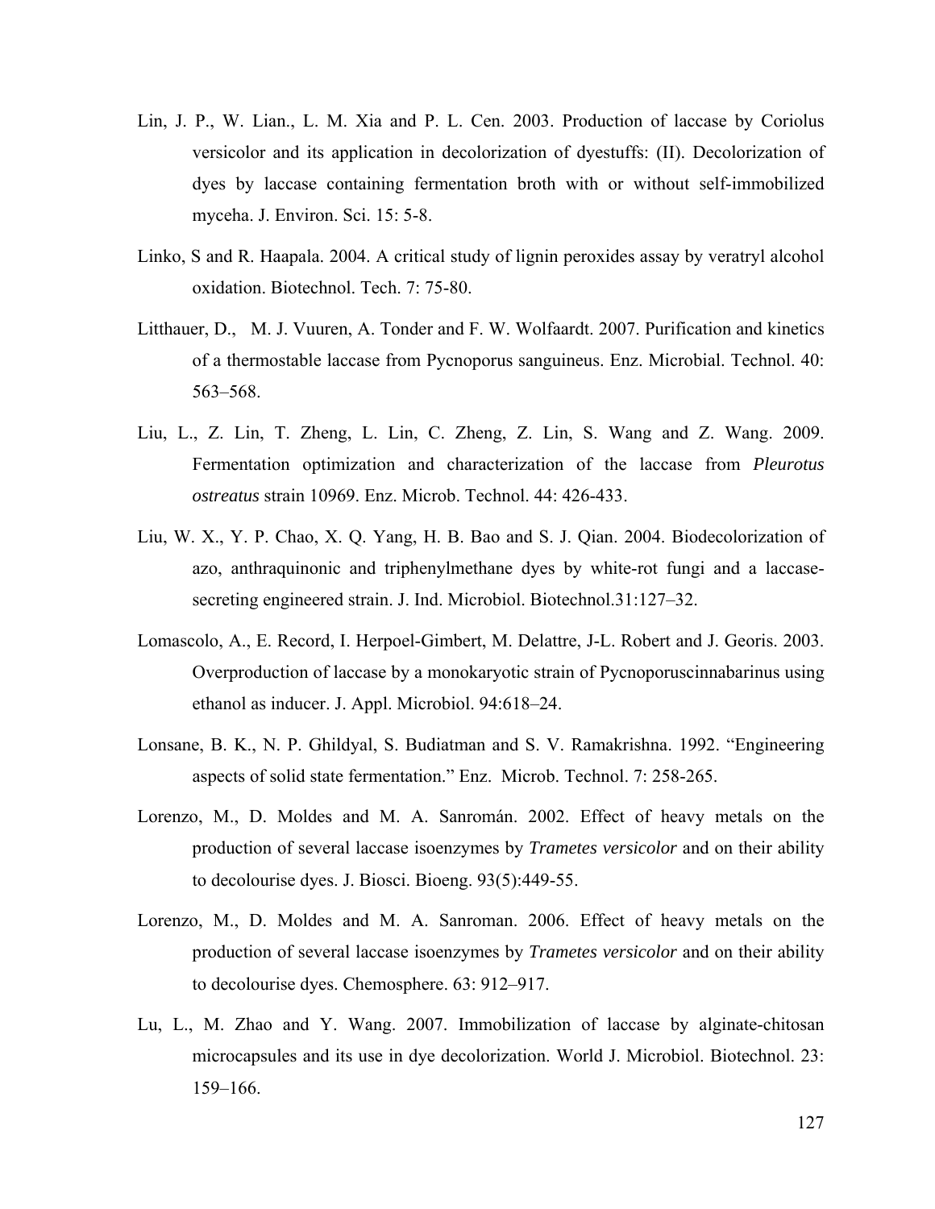Lin, J. P., W. Lian., L. M. Xia and P. L. Cen. 2003. Production of laccase by Coriolus versicolor and its application in decolorization of dyestuffs: (II). Decolorization of dyes by laccase containing fermentation broth with or without self-immobilized myceha. J. Environ. Sci. 15: 5-8.

Linko, S and R. Haapala. 2004. A critical study of lignin peroxides assay by veratryl alcohol oxidation. Biotechnol. Tech. 7: 75-80.

Litthauer, D., M. J. Vuuren, A. Tonder and F. W. Wolfaardt. 2007. Purification and kinetics of a thermostable laccase from Pycnoporus sanguineus. Enz. Microbial. Technol. 40: 563–568.

Liu, L., Z. Lin, T. Zheng, L. Lin, C. Zheng, Z. Lin, S. Wang and Z. Wang. 2009. Fermentation optimization and characterization of the laccase from *Pleurotus ostreatus* strain 10969. Enz. Microb. Technol. 44: 426-433.

Liu, W. X., Y. P. Chao, X. Q. Yang, H. B. Bao and S. J. Qian. 2004. Biodecolorization of azo, anthraquinonic and triphenylmethane dyes by white-rot fungi and a laccase-secreting engineered strain. J. Ind. Microbiol. Biotechnol.31:127–32.

Lomascolo, A., E. Record, I. Herpoel-Gimbert, M. Delattre, J-L. Robert and J. Georis. 2003. Overproduction of laccase by a monokaryotic strain of Pycnoporuscinnabarinus using ethanol as inducer. J. Appl. Microbiol. 94:618–24.

Lonsane, B. K., N. P. Ghildyal, S. Budiatman and S. V. Ramakrishna. 1992. "Engineering aspects of solid state fermentation." Enz. Microb. Technol. 7: 258-265.

Lorenzo, M., D. Moldes and M. A. Sanromán. 2002. Effect of heavy metals on the production of several laccase isoenzymes by *Trametes versicolor* and on their ability to decolourise dyes. J. Biosci. Bioeng. 93(5):449-55.

Lorenzo, M., D. Moldes and M. A. Sanroman. 2006. Effect of heavy metals on the production of several laccase isoenzymes by *Trametes versicolor* and on their ability to decolourise dyes. Chemosphere. 63: 912–917.

Lu, L., M. Zhao and Y. Wang. 2007. Immobilization of laccase by alginate-chitosan microcapsules and its use in dye decolorization. World J. Microbiol. Biotechnol. 23: 159–166.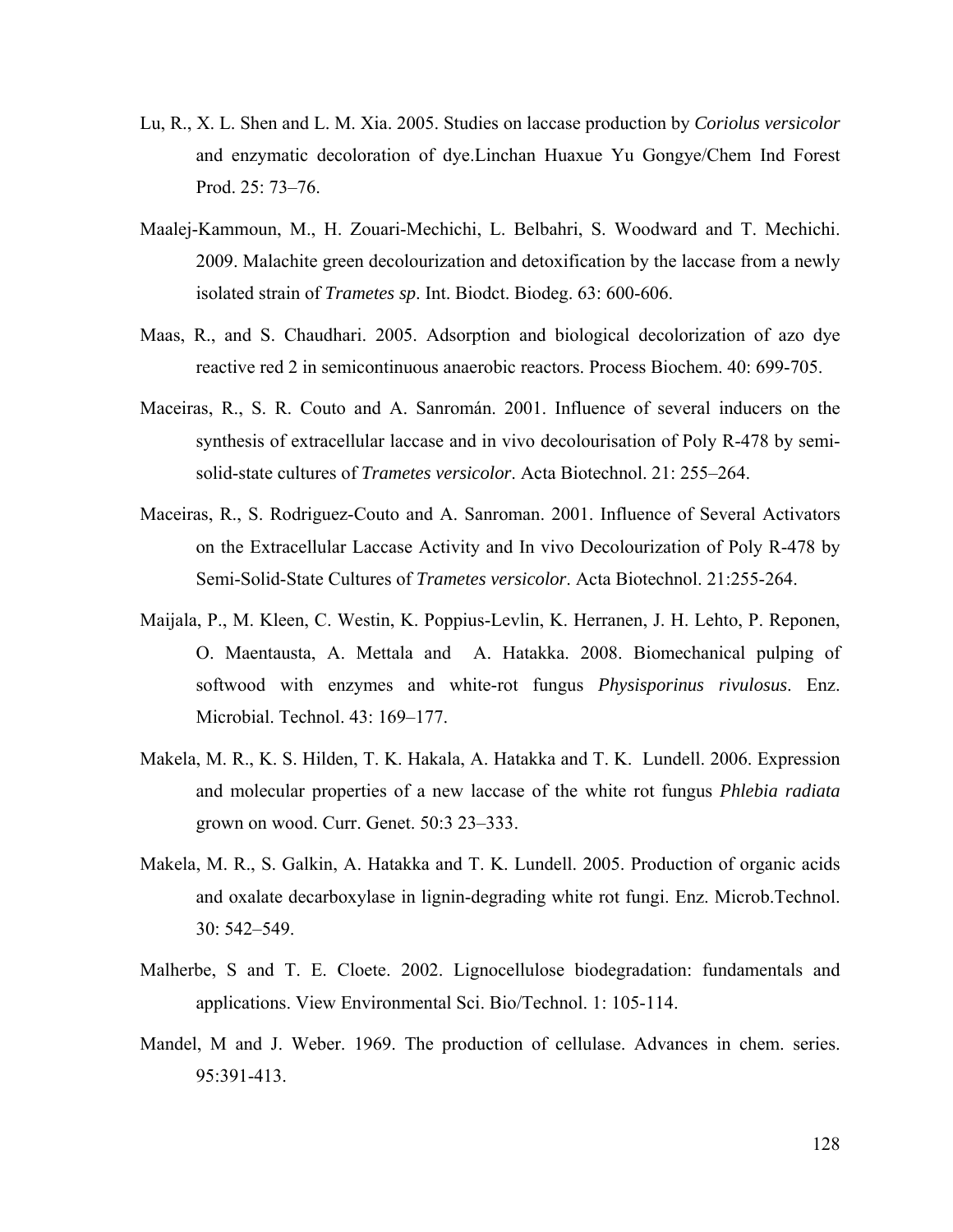Lu, R., X. L. Shen and L. M. Xia. 2005. Studies on laccase production by *Coriolus versicolor* and enzymatic decoloration of dye.Linchan Huaxue Yu Gongye/Chem Ind Forest Prod. 25: 73–76.

Maalej-Kammoun, M., H. Zouari-Mechichi, L. Belbahri, S. Woodward and T. Mechichi. 2009. Malachite green decolourization and detoxification by the laccase from a newly isolated strain of *Trametes sp*. Int. Biodct. Biodeg. 63: 600-606.

Maas, R., and S. Chaudhari. 2005. Adsorption and biological decolorization of azo dye reactive red 2 in semicontinuous anaerobic reactors. Process Biochem. 40: 699-705.

Maceiras, R., S. R. Couto and A. Sanromán. 2001. Influence of several inducers on the synthesis of extracellular laccase and in vivo decolourisation of Poly R-478 by semi-solid-state cultures of *Trametes versicolor*. Acta Biotechnol. 21: 255–264.

Maceiras, R., S. Rodriguez-Couto and A. Sanroman. 2001. Influence of Several Activators on the Extracellular Laccase Activity and In vivo Decolourization of Poly R-478 by Semi-Solid-State Cultures of *Trametes versicolor*. Acta Biotechnol. 21:255-264.

Maijala, P., M. Kleen, C. Westin, K. Poppius-Levlin, K. Herranen, J. H. Lehto, P. Reponen, O. Maentausta, A. Mettala and A. Hatakka. 2008. Biomechanical pulping of softwood with enzymes and white-rot fungus *Physisporinus rivulosus*. Enz. Microbial. Technol. 43: 169–177.

Makela, M. R., K. S. Hilden, T. K. Hakala, A. Hatakka and T. K. Lundell. 2006. Expression and molecular properties of a new laccase of the white rot fungus *Phlebia radiata* grown on wood. Curr. Genet. 50:3 23–333.

Makela, M. R., S. Galkin, A. Hatakka and T. K. Lundell. 2005. Production of organic acids and oxalate decarboxylase in lignin-degrading white rot fungi. Enz. Microb.Technol. 30: 542–549.

Malherbe, S and T. E. Cloete. 2002. Lignocellulose biodegradation: fundamentals and applications. View Environmental Sci. Bio/Technol. 1: 105-114.

Mandel, M and J. Weber. 1969. The production of cellulase. Advances in chem. series. 95:391-413.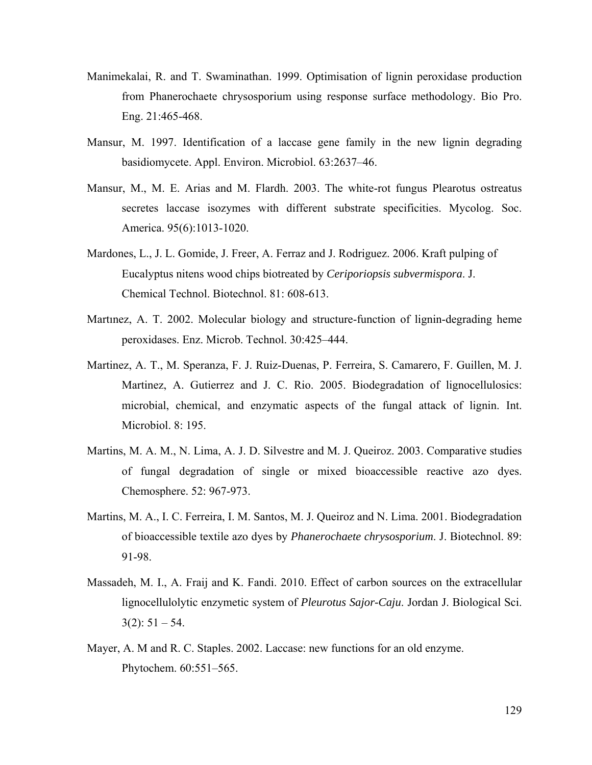Manimekalai, R. and T. Swaminathan. 1999. Optimisation of lignin peroxidase production from Phanerochaete chrysosporium using response surface methodology. Bio Pro. Eng. 21:465-468.

Mansur, M. 1997. Identification of a laccase gene family in the new lignin degrading basidiomycete. Appl. Environ. Microbiol. 63:2637–46.

Mansur, M., M. E. Arias and M. Flardh. 2003. The white-rot fungus Plearotus ostreatus secretes laccase isozymes with different substrate specificities. Mycolog. Soc. America. 95(6):1013-1020.

Mardones, L., J. L. Gomide, J. Freer, A. Ferraz and J. Rodriguez. 2006. Kraft pulping of Eucalyptus nitens wood chips biotreated by *Ceriporiopsis subvermispora*. J. Chemical Technol. Biotechnol. 81: 608-613.

Martınez, A. T. 2002. Molecular biology and structure-function of lignin-degrading heme peroxidases. Enz. Microb. Technol. 30:425–444.

Martinez, A. T., M. Speranza, F. J. Ruiz-Duenas, P. Ferreira, S. Camarero, F. Guillen, M. J. Martinez, A. Gutierrez and J. C. Rio. 2005. Biodegradation of lignocellulosics: microbial, chemical, and enzymatic aspects of the fungal attack of lignin. Int. Microbiol. 8: 195.

Martins, M. A. M., N. Lima, A. J. D. Silvestre and M. J. Queiroz. 2003. Comparative studies of fungal degradation of single or mixed bioaccessible reactive azo dyes. Chemosphere. 52: 967-973.

Martins, M. A., I. C. Ferreira, I. M. Santos, M. J. Queiroz and N. Lima. 2001. Biodegradation of bioaccessible textile azo dyes by *Phanerochaete chrysosporium*. J. Biotechnol. 89: 91-98.

Massadeh, M. I., A. Fraij and K. Fandi. 2010. Effect of carbon sources on the extracellular lignocellulolytic enzymetic system of *Pleurotus Sajor-Caju*. Jordan J. Biological Sci. 3(2): 51 – 54.

Mayer, A. M and R. C. Staples. 2002. Laccase: new functions for an old enzyme. Phytochem. 60:551–565.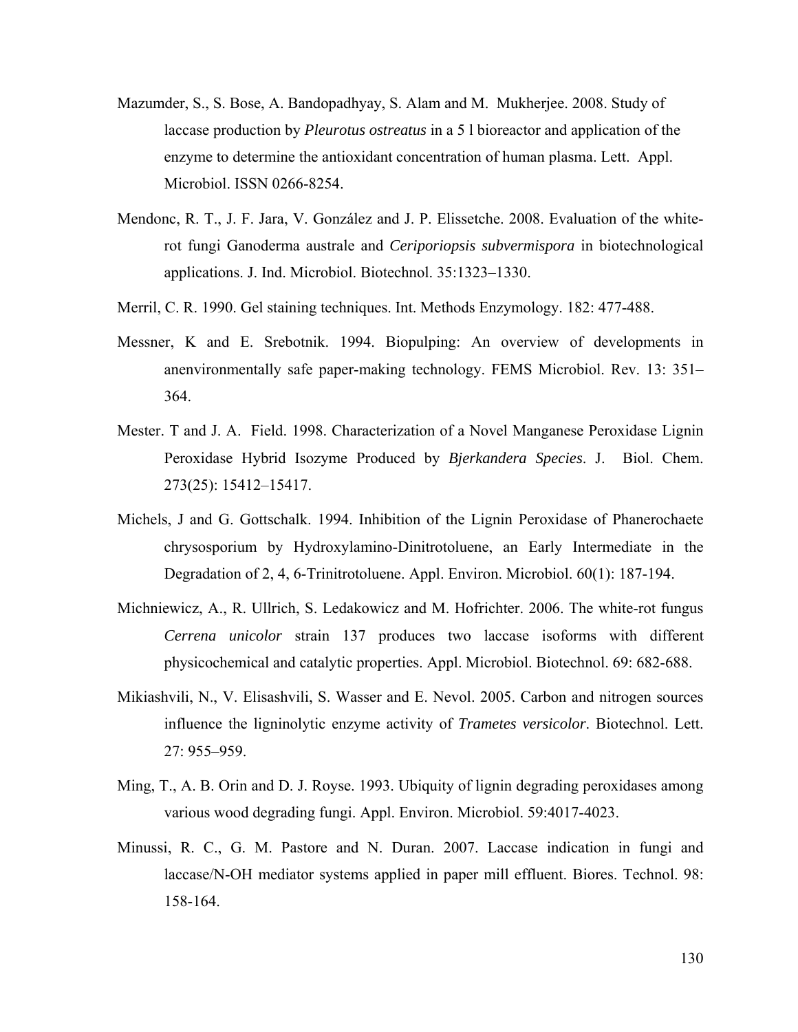Mazumder, S., S. Bose, A. Bandopadhyay, S. Alam and M. Mukherjee. 2008. Study of laccase production by *Pleurotus ostreatus* in a 5 l bioreactor and application of the enzyme to determine the antioxidant concentration of human plasma. Lett. Appl. Microbiol. ISSN 0266-8254.

Mendonc, R. T., J. F. Jara, V. González and J. P. Elissetche. 2008. Evaluation of the white-rot fungi Ganoderma australe and *Ceriporiopsis subvermispora* in biotechnological applications. J. Ind. Microbiol. Biotechnol. 35:1323–1330.

Merril, C. R. 1990. Gel staining techniques. Int. Methods Enzymology. 182: 477-488.

Messner, K and E. Srebotnik. 1994. Biopulping: An overview of developments in anenvironmentally safe paper-making technology. FEMS Microbiol. Rev. 13: 351–364.

Mester. T and J. A. Field. 1998. Characterization of a Novel Manganese Peroxidase Lignin Peroxidase Hybrid Isozyme Produced by *Bjerkandera Species*. J. Biol. Chem. 273(25): 15412–15417.

Michels, J and G. Gottschalk. 1994. Inhibition of the Lignin Peroxidase of Phanerochaete chrysosporium by Hydroxylamino-Dinitrotoluene, an Early Intermediate in the Degradation of 2, 4, 6-Trinitrotoluene. Appl. Environ. Microbiol. 60(1): 187-194.

Michniewicz, A., R. Ullrich, S. Ledakowicz and M. Hofrichter. 2006. The white-rot fungus *Cerrena unicolor* strain 137 produces two laccase isoforms with different physicochemical and catalytic properties. Appl. Microbiol. Biotechnol. 69: 682-688.

Mikiashvili, N., V. Elisashvili, S. Wasser and E. Nevol. 2005. Carbon and nitrogen sources influence the ligninolytic enzyme activity of *Trametes versicolor*. Biotechnol. Lett. 27: 955–959.

Ming, T., A. B. Orin and D. J. Royse. 1993. Ubiquity of lignin degrading peroxidases among various wood degrading fungi. Appl. Environ. Microbiol. 59:4017-4023.

Minussi, R. C., G. M. Pastore and N. Duran. 2007. Laccase indication in fungi and laccase/N-OH mediator systems applied in paper mill effluent. Biores. Technol. 98: 158-164.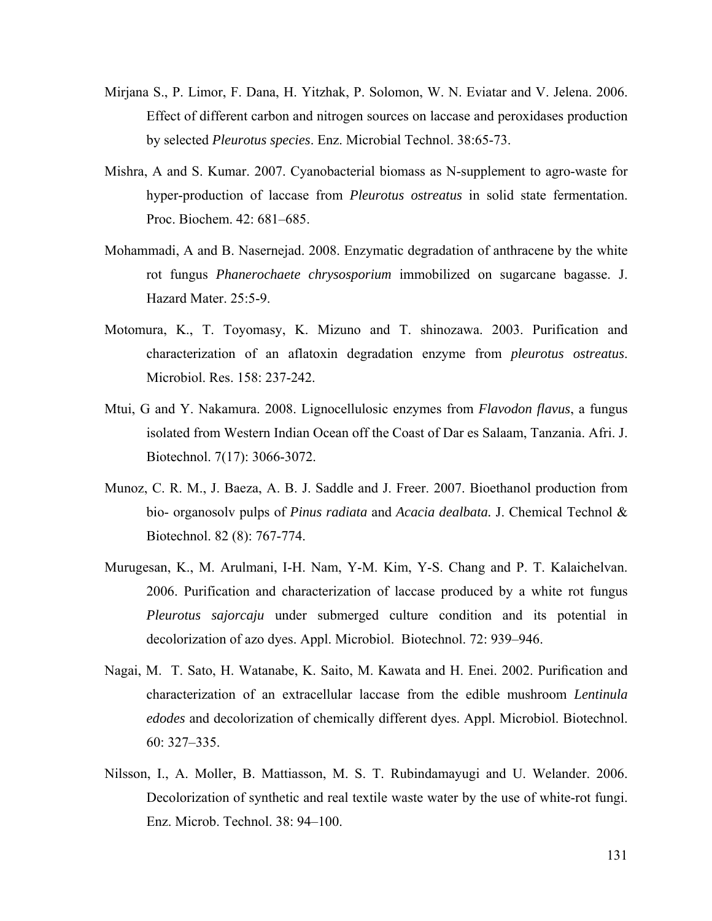Mirjana S., P. Limor, F. Dana, H. Yitzhak, P. Solomon, W. N. Eviatar and V. Jelena. 2006. Effect of different carbon and nitrogen sources on laccase and peroxidases production by selected *Pleurotus species*. Enz. Microbial Technol. 38:65-73.

Mishra, A and S. Kumar. 2007. Cyanobacterial biomass as N-supplement to agro-waste for hyper-production of laccase from *Pleurotus ostreatus* in solid state fermentation. Proc. Biochem. 42: 681–685.

Mohammadi, A and B. Nasernejad. 2008. Enzymatic degradation of anthracene by the white rot fungus *Phanerochaete chrysosporium* immobilized on sugarcane bagasse. J. Hazard Mater. 25:5-9.

Motomura, K., T. Toyomasy, K. Mizuno and T. shinozawa. 2003. Purification and characterization of an aflatoxin degradation enzyme from *pleurotus ostreatus*. Microbiol. Res. 158: 237-242.

Mtui, G and Y. Nakamura. 2008. Lignocellulosic enzymes from *Flavodon flavus*, a fungus isolated from Western Indian Ocean off the Coast of Dar es Salaam, Tanzania. Afri. J. Biotechnol. 7(17): 3066-3072.

Munoz, C. R. M., J. Baeza, A. B. J. Saddle and J. Freer. 2007. Bioethanol production from bio- organosolv pulps of *Pinus radiata* and *Acacia dealbata.* J. Chemical Technol & Biotechnol. 82 (8): 767-774.

Murugesan, K., M. Arulmani, I-H. Nam, Y-M. Kim, Y-S. Chang and P. T. Kalaichelvan. 2006. Purification and characterization of laccase produced by a white rot fungus *Pleurotus sajorcaju* under submerged culture condition and its potential in decolorization of azo dyes. Appl. Microbiol. Biotechnol. 72: 939–946.

Nagai, M. T. Sato, H. Watanabe, K. Saito, M. Kawata and H. Enei. 2002. Purification and characterization of an extracellular laccase from the edible mushroom *Lentinula edodes* and decolorization of chemically different dyes. Appl. Microbiol. Biotechnol. 60: 327–335.

Nilsson, I., A. Moller, B. Mattiasson, M. S. T. Rubindamayugi and U. Welander. 2006. Decolorization of synthetic and real textile waste water by the use of white-rot fungi. Enz. Microb. Technol. 38: 94–100.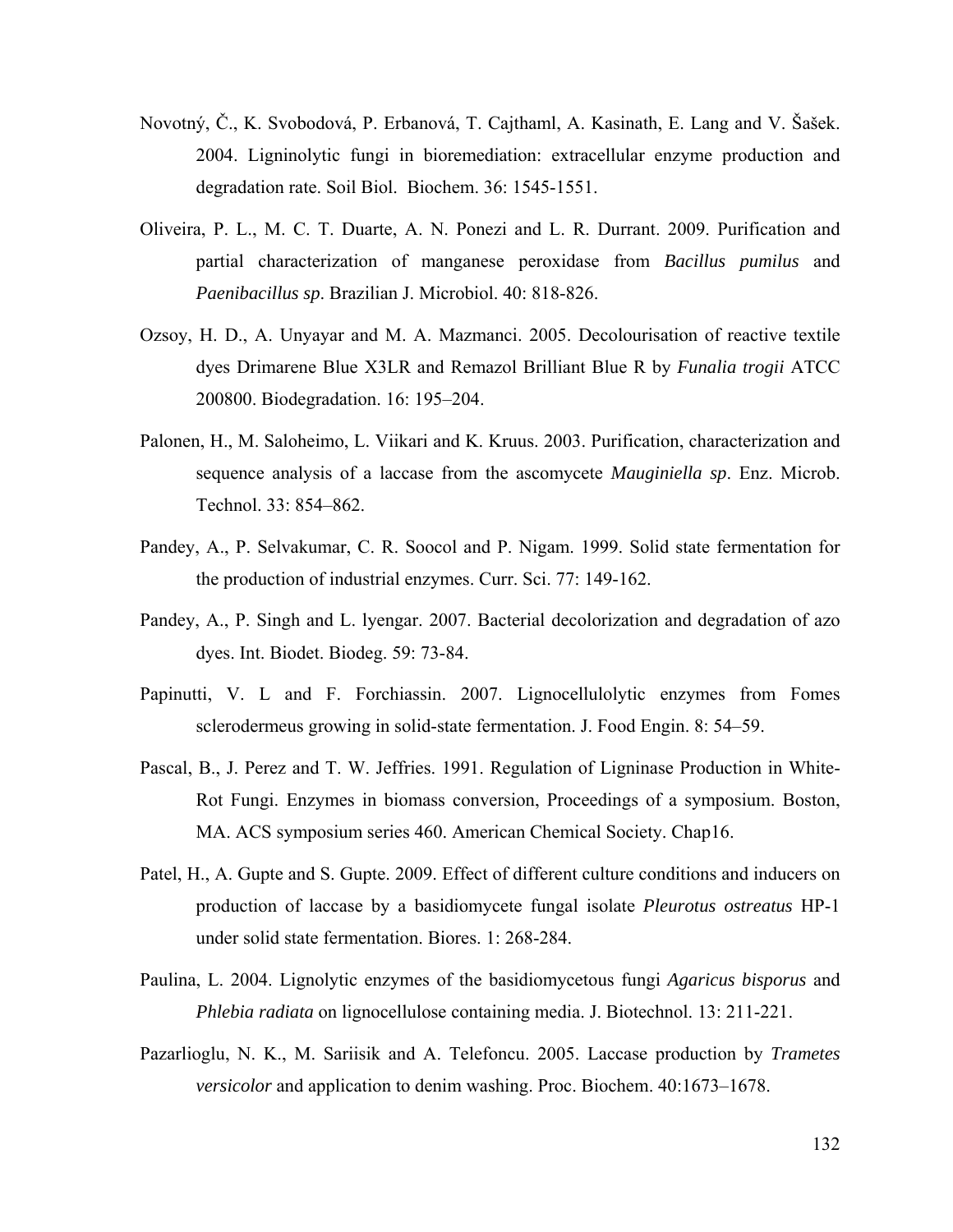Novotný, Č., K. Svobodová, P. Erbanová, T. Cajthaml, A. Kasinath, E. Lang and V. Šašek. 2004. Ligninolytic fungi in bioremediation: extracellular enzyme production and degradation rate. Soil Biol. Biochem. 36: 1545-1551.

Oliveira, P. L., M. C. T. Duarte, A. N. Ponezi and L. R. Durrant. 2009. Purification and partial characterization of manganese peroxidase from *Bacillus pumilus* and *Paenibacillus sp*. Brazilian J. Microbiol. 40: 818-826.

Ozsoy, H. D., A. Unyayar and M. A. Mazmanci. 2005. Decolourisation of reactive textile dyes Drimarene Blue X3LR and Remazol Brilliant Blue R by *Funalia trogii* ATCC 200800. Biodegradation. 16: 195–204.

Palonen, H., M. Saloheimo, L. Viikari and K. Kruus. 2003. Purification, characterization and sequence analysis of a laccase from the ascomycete *Mauginiella sp*. Enz. Microb. Technol. 33: 854–862.

Pandey, A., P. Selvakumar, C. R. Soocol and P. Nigam. 1999. Solid state fermentation for the production of industrial enzymes. Curr. Sci. 77: 149-162.

Pandey, A., P. Singh and L. lyengar. 2007. Bacterial decolorization and degradation of azo dyes. Int. Biodet. Biodeg. 59: 73-84.

Papinutti, V. L and F. Forchiassin. 2007. Lignocellulolytic enzymes from Fomes sclerodermeus growing in solid-state fermentation. J. Food Engin. 8: 54–59.

Pascal, B., J. Perez and T. W. Jeffries. 1991. Regulation of Ligninase Production in White-Rot Fungi. Enzymes in biomass conversion, Proceedings of a symposium. Boston, MA. ACS symposium series 460. American Chemical Society. Chap16.

Patel, H., A. Gupte and S. Gupte. 2009. Effect of different culture conditions and inducers on production of laccase by a basidiomycete fungal isolate *Pleurotus ostreatus* HP-1 under solid state fermentation. Biores. 1: 268-284.

Paulina, L. 2004. Lignolytic enzymes of the basidiomycetous fungi *Agaricus bisporus* and *Phlebia radiata* on lignocellulose containing media. J. Biotechnol. 13: 211-221.

Pazarlioglu, N. K., M. Sariisik and A. Telefoncu. 2005. Laccase production by *Trametes versicolor* and application to denim washing. Proc. Biochem. 40:1673–1678.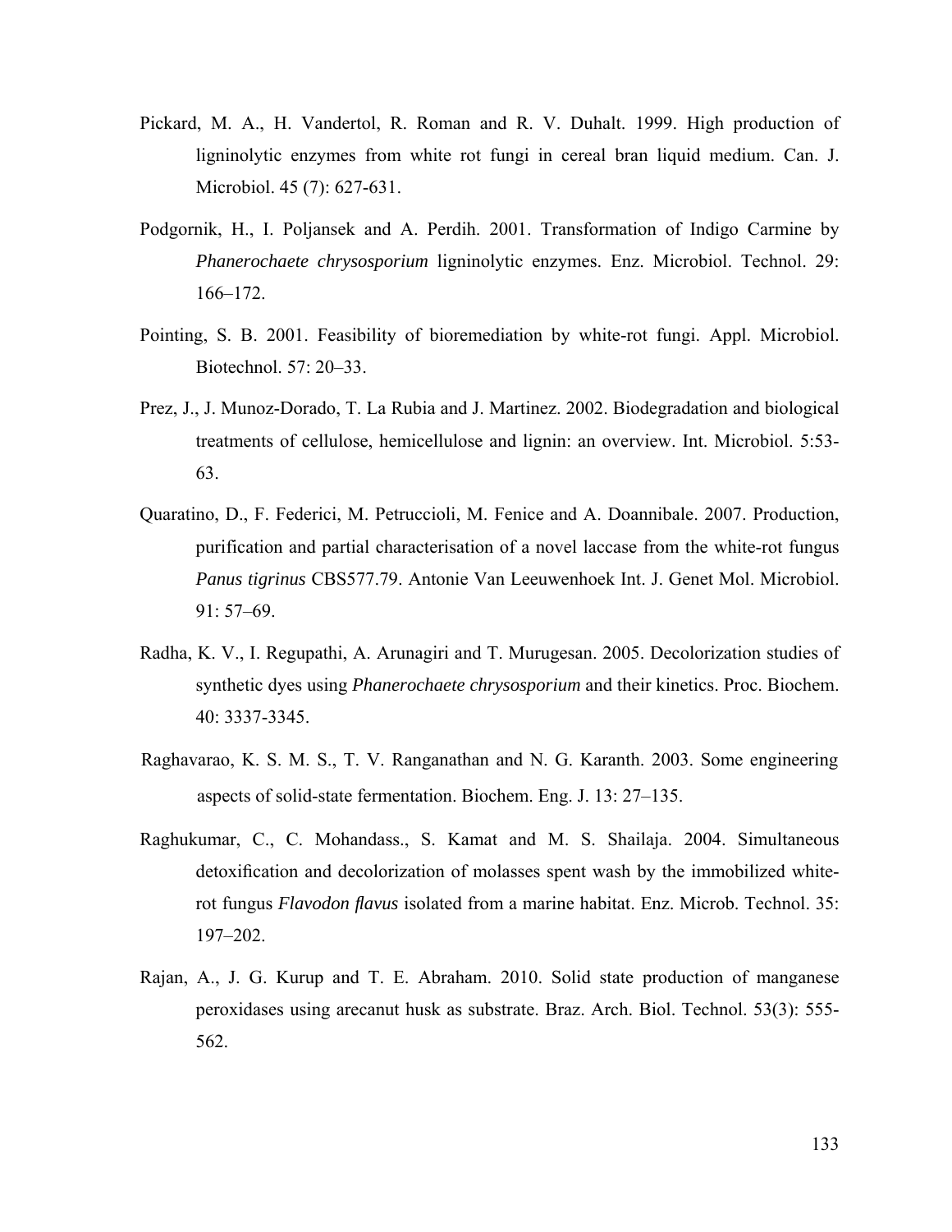Pickard, M. A., H. Vandertol, R. Roman and R. V. Duhalt. 1999. High production of ligninolytic enzymes from white rot fungi in cereal bran liquid medium. Can. J. Microbiol. 45 (7): 627-631.

Podgornik, H., I. Poljansek and A. Perdih. 2001. Transformation of Indigo Carmine by *Phanerochaete chrysosporium* ligninolytic enzymes. Enz. Microbiol. Technol. 29: 166–172.

Pointing, S. B. 2001. Feasibility of bioremediation by white-rot fungi. Appl. Microbiol. Biotechnol. 57: 20–33.

Prez, J., J. Munoz-Dorado, T. La Rubia and J. Martinez. 2002. Biodegradation and biological treatments of cellulose, hemicellulose and lignin: an overview. Int. Microbiol. 5:53-63.

Quaratino, D., F. Federici, M. Petruccioli, M. Fenice and A. Doannibale. 2007. Production, purification and partial characterisation of a novel laccase from the white-rot fungus *Panus tigrinus* CBS577.79. Antonie Van Leeuwenhoek Int. J. Genet Mol. Microbiol. 91: 57–69.

Radha, K. V., I. Regupathi, A. Arunagiri and T. Murugesan. 2005. Decolorization studies of synthetic dyes using *Phanerochaete chrysosporium* and their kinetics. Proc. Biochem. 40: 3337-3345.

Raghavarao, K. S. M. S., T. V. Ranganathan and N. G. Karanth. 2003. Some engineering aspects of solid-state fermentation. Biochem. Eng. J. 13: 27–135.

Raghukumar, C., C. Mohandass., S. Kamat and M. S. Shailaja. 2004. Simultaneous detoxification and decolorization of molasses spent wash by the immobilized white-rot fungus *Flavodon flavus* isolated from a marine habitat. Enz. Microb. Technol. 35: 197–202.

Rajan, A., J. G. Kurup and T. E. Abraham. 2010. Solid state production of manganese peroxidases using arecanut husk as substrate. Braz. Arch. Biol. Technol. 53(3): 555-562.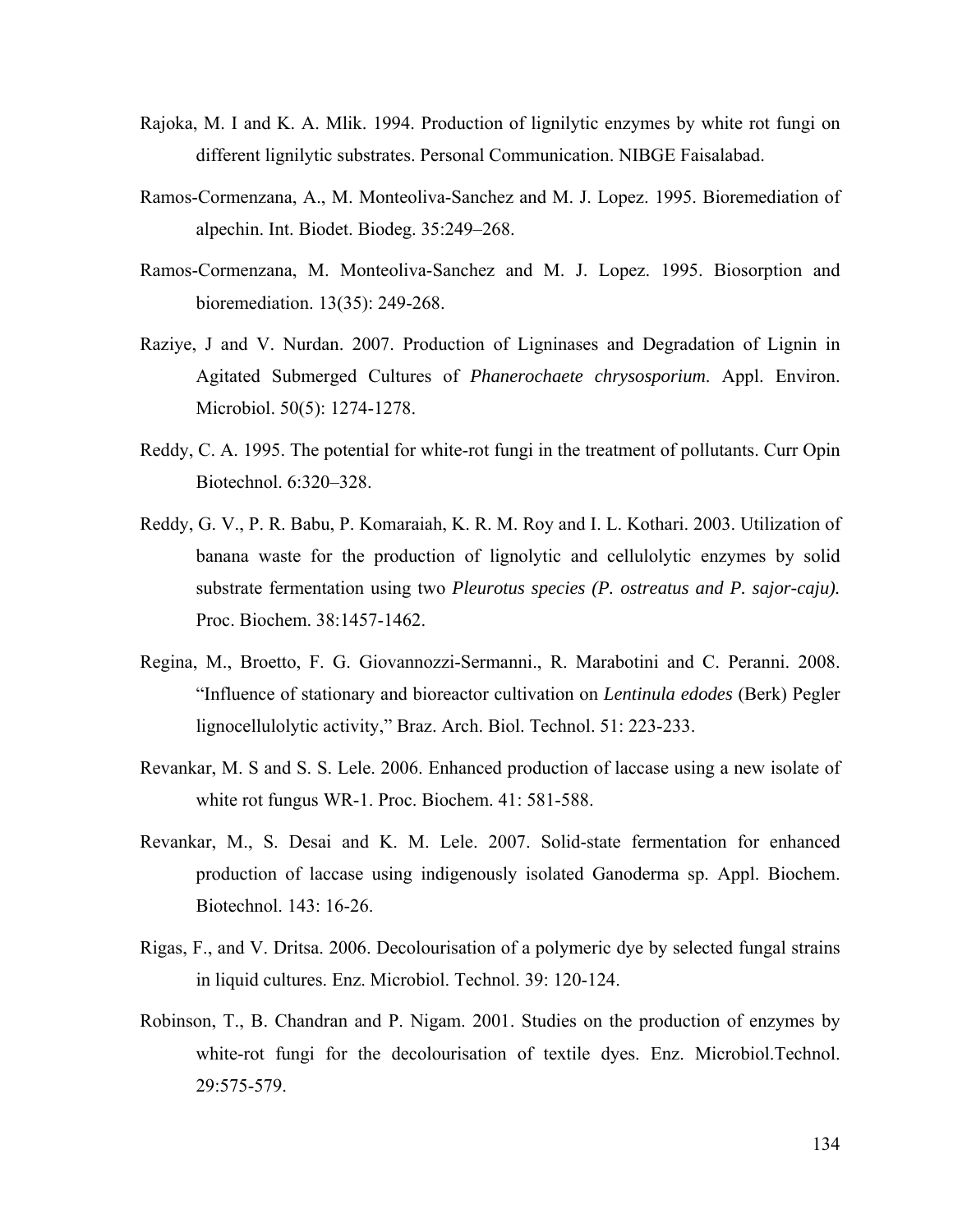Rajoka, M. I and K. A. Mlik. 1994. Production of lignilytic enzymes by white rot fungi on different lignilytic substrates. Personal Communication. NIBGE Faisalabad.

Ramos-Cormenzana, A., M. Monteoliva-Sanchez and M. J. Lopez. 1995. Bioremediation of alpechin. Int. Biodet. Biodeg. 35:249–268.

Ramos-Cormenzana, M. Monteoliva-Sanchez and M. J. Lopez. 1995. Biosorption and bioremediation. 13(35): 249-268.

Raziye, J and V. Nurdan. 2007. Production of Ligninases and Degradation of Lignin in Agitated Submerged Cultures of *Phanerochaete chrysosporium*. Appl. Environ. Microbiol. 50(5): 1274-1278.

Reddy, C. A. 1995. The potential for white-rot fungi in the treatment of pollutants. Curr Opin Biotechnol. 6:320–328.

Reddy, G. V., P. R. Babu, P. Komaraiah, K. R. M. Roy and I. L. Kothari. 2003. Utilization of banana waste for the production of lignolytic and cellulolytic enzymes by solid substrate fermentation using two *Pleurotus species (P. ostreatus and P. sajor-caju).* Proc. Biochem. 38:1457-1462.

Regina, M., Broetto, F. G. Giovannozzi-Sermanni., R. Marabotini and C. Peranni. 2008. "Influence of stationary and bioreactor cultivation on *Lentinula edodes* (Berk) Pegler lignocellulolytic activity," Braz. Arch. Biol. Technol. 51: 223-233.

Revankar, M. S and S. S. Lele. 2006. Enhanced production of laccase using a new isolate of white rot fungus WR-1. Proc. Biochem. 41: 581-588.

Revankar, M., S. Desai and K. M. Lele. 2007. Solid-state fermentation for enhanced production of laccase using indigenously isolated Ganoderma sp. Appl. Biochem. Biotechnol. 143: 16-26.

Rigas, F., and V. Dritsa. 2006. Decolourisation of a polymeric dye by selected fungal strains in liquid cultures. Enz. Microbiol. Technol. 39: 120-124.

Robinson, T., B. Chandran and P. Nigam. 2001. Studies on the production of enzymes by white-rot fungi for the decolourisation of textile dyes. Enz. Microbiol.Technol. 29:575-579.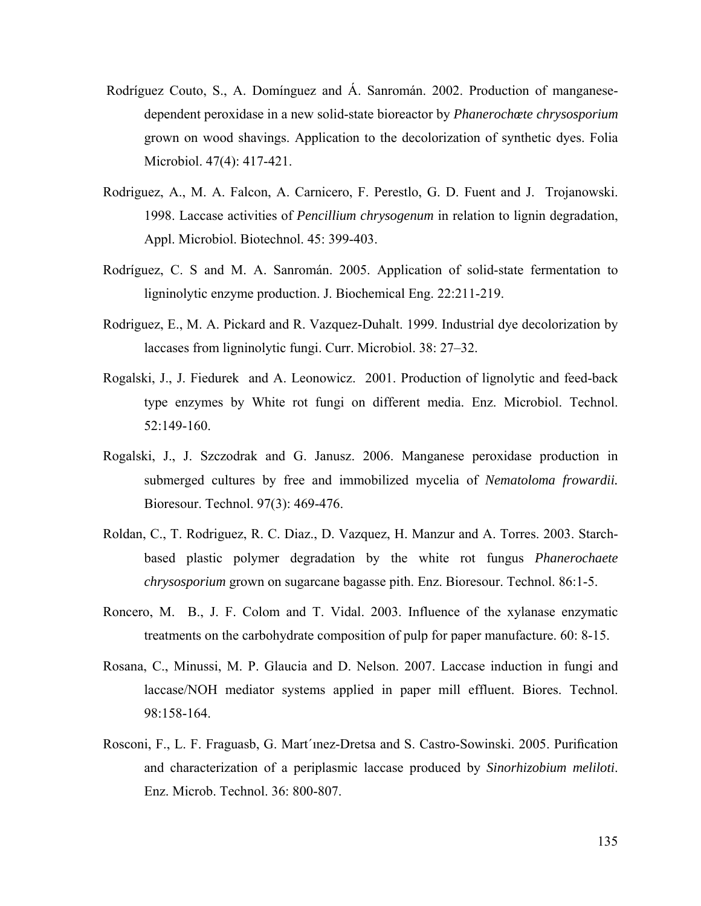Rodríguez Couto, S., A. Domínguez and Á. Sanromán. 2002. Production of manganese-dependent peroxidase in a new solid-state bioreactor by *Phanerochæte chrysosporium* grown on wood shavings. Application to the decolorization of synthetic dyes. Folia Microbiol. 47(4): 417-421.

Rodriguez, A., M. A. Falcon, A. Carnicero, F. Perestlo, G. D. Fuent and J. Trojanowski. 1998. Laccase activities of *Pencillium chrysogenum* in relation to lignin degradation, Appl. Microbiol. Biotechnol. 45: 399-403.

Rodríguez, C. S and M. A. Sanromán. 2005. Application of solid-state fermentation to ligninolytic enzyme production. J. Biochemical Eng. 22:211-219.

Rodriguez, E., M. A. Pickard and R. Vazquez-Duhalt. 1999. Industrial dye decolorization by laccases from ligninolytic fungi. Curr. Microbiol. 38: 27–32.

Rogalski, J., J. Fiedurek and A. Leonowicz. 2001. Production of lignolytic and feed-back type enzymes by White rot fungi on different media. Enz. Microbiol. Technol. 52:149-160.

Rogalski, J., J. Szczodrak and G. Janusz. 2006. Manganese peroxidase production in submerged cultures by free and immobilized mycelia of *Nematoloma frowardii.* Bioresour. Technol. 97(3): 469-476.

Roldan, C., T. Rodriguez, R. C. Diaz., D. Vazquez, H. Manzur and A. Torres. 2003. Starch-based plastic polymer degradation by the white rot fungus *Phanerochaete chrysosporium* grown on sugarcane bagasse pith. Enz. Bioresour. Technol. 86:1-5.

Roncero, M. B., J. F. Colom and T. Vidal. 2003. Influence of the xylanase enzymatic treatments on the carbohydrate composition of pulp for paper manufacture. 60: 8-15.

Rosana, C., Minussi, M. P. Glaucia and D. Nelson. 2007. Laccase induction in fungi and laccase/NOH mediator systems applied in paper mill effluent. Biores. Technol. 98:158-164.

Rosconi, F., L. F. Fraguasb, G. Mart´ınez-Dretsa and S. Castro-Sowinski. 2005. Purification and characterization of a periplasmic laccase produced by *Sinorhizobium meliloti*. Enz. Microb. Technol. 36: 800-807.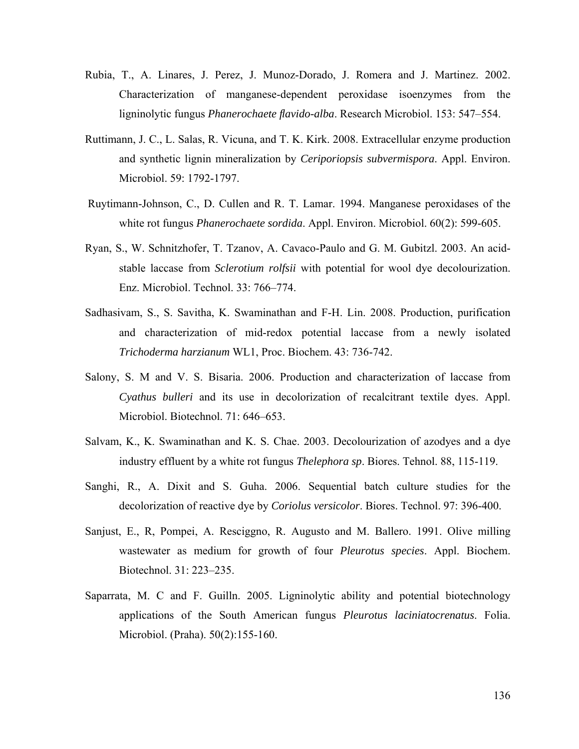Rubia, T., A. Linares, J. Perez, J. Munoz-Dorado, J. Romera and J. Martinez. 2002. Characterization of manganese-dependent peroxidase isoenzymes from the ligninolytic fungus *Phanerochaete flavido-alba*. Research Microbiol. 153: 547–554.

Ruttimann, J. C., L. Salas, R. Vicuna, and T. K. Kirk. 2008. Extracellular enzyme production and synthetic lignin mineralization by *Ceriporiopsis subvermispora*. Appl. Environ. Microbiol. 59: 1792-1797.

Ruytimann-Johnson, C., D. Cullen and R. T. Lamar. 1994. Manganese peroxidases of the white rot fungus *Phanerochaete sordida*. Appl. Environ. Microbiol. 60(2): 599-605.

Ryan, S., W. Schnitzhofer, T. Tzanov, A. Cavaco-Paulo and G. M. Gubitzl. 2003. An acid-stable laccase from *Sclerotium rolfsii* with potential for wool dye decolourization. Enz. Microbiol. Technol. 33: 766–774.

Sadhasivam, S., S. Savitha, K. Swaminathan and F-H. Lin. 2008. Production, purification and characterization of mid-redox potential laccase from a newly isolated *Trichoderma harzianum* WL1, Proc. Biochem. 43: 736-742.

Salony, S. M and V. S. Bisaria. 2006. Production and characterization of laccase from *Cyathus bulleri* and its use in decolorization of recalcitrant textile dyes. Appl. Microbiol. Biotechnol. 71: 646–653.

Salvam, K., K. Swaminathan and K. S. Chae. 2003. Decolourization of azodyes and a dye industry effluent by a white rot fungus *Thelephora sp*. Biores. Tehnol. 88, 115-119.

Sanghi, R., A. Dixit and S. Guha. 2006. Sequential batch culture studies for the decolorization of reactive dye by *Coriolus versicolor*. Biores. Technol. 97: 396-400.

Sanjust, E., R, Pompei, A. Resciggno, R. Augusto and M. Ballero. 1991. Olive milling wastewater as medium for growth of four *Pleurotus species*. Appl. Biochem. Biotechnol. 31: 223–235.

Saparrata, M. C and F. Guilln. 2005. Ligninolytic ability and potential biotechnology applications of the South American fungus *Pleurotus laciniatocrenatus*. Folia. Microbiol. (Praha). 50(2):155-160.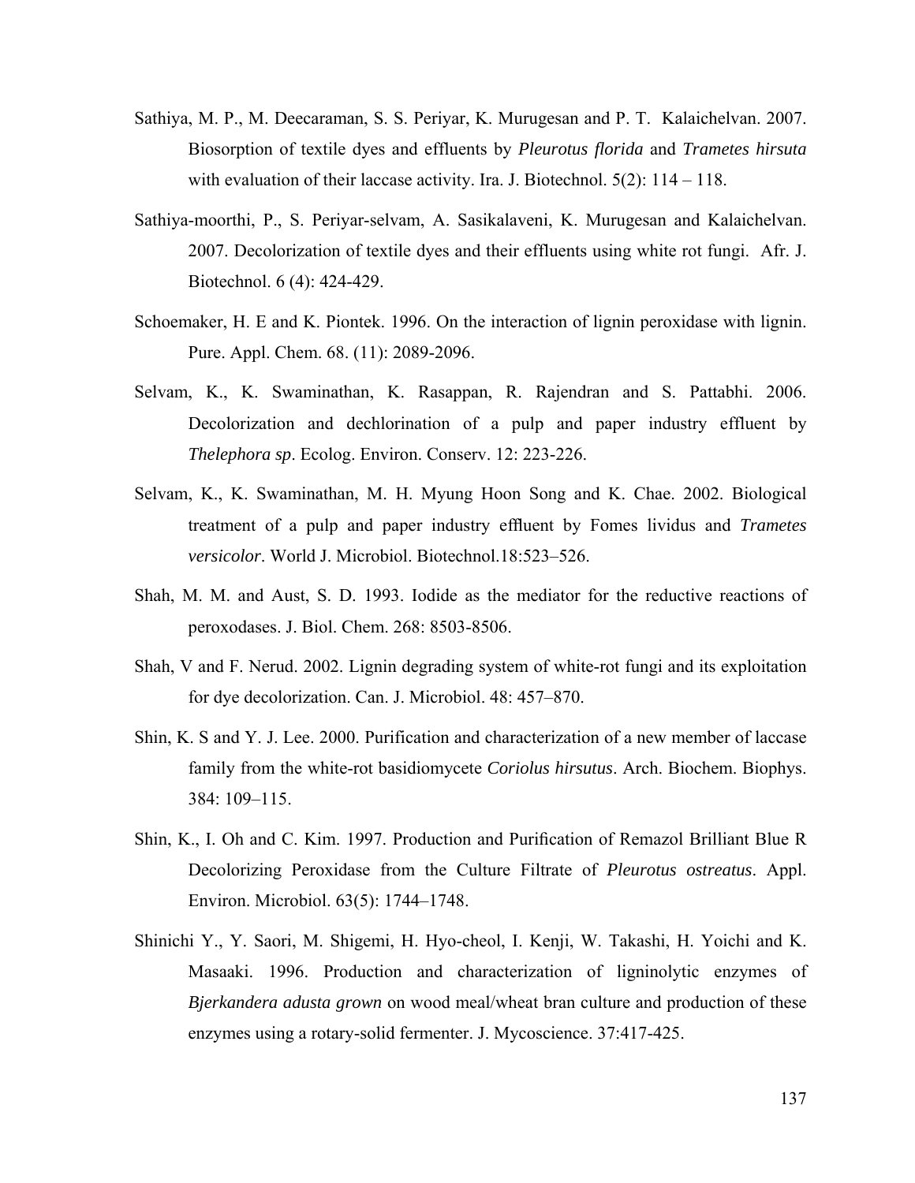Sathiya, M. P., M. Deecaraman, S. S. Periyar, K. Murugesan and P. T. Kalaichelvan. 2007. Biosorption of textile dyes and effluents by *Pleurotus florida* and *Trametes hirsuta* with evaluation of their laccase activity. Ira. J. Biotechnol. 5(2): 114 – 118.

Sathiya-moorthi, P., S. Periyar-selvam, A. Sasikalaveni, K. Murugesan and Kalaichelvan. 2007. Decolorization of textile dyes and their effluents using white rot fungi. Afr. J. Biotechnol. 6 (4): 424-429.

Schoemaker, H. E and K. Piontek. 1996. On the interaction of lignin peroxidase with lignin. Pure. Appl. Chem. 68. (11): 2089-2096.

Selvam, K., K. Swaminathan, K. Rasappan, R. Rajendran and S. Pattabhi. 2006. Decolorization and dechlorination of a pulp and paper industry effluent by *Thelephora sp*. Ecolog. Environ. Conserv. 12: 223-226.

Selvam, K., K. Swaminathan, M. H. Myung Hoon Song and K. Chae. 2002. Biological treatment of a pulp and paper industry effluent by Fomes lividus and *Trametes versicolor*. World J. Microbiol. Biotechnol.18:523–526.

Shah, M. M. and Aust, S. D. 1993. Iodide as the mediator for the reductive reactions of peroxodases. J. Biol. Chem. 268: 8503-8506.

Shah, V and F. Nerud. 2002. Lignin degrading system of white-rot fungi and its exploitation for dye decolorization. Can. J. Microbiol. 48: 457–870.

Shin, K. S and Y. J. Lee. 2000. Purification and characterization of a new member of laccase family from the white-rot basidiomycete *Coriolus hirsutus*. Arch. Biochem. Biophys. 384: 109–115.

Shin, K., I. Oh and C. Kim. 1997. Production and Purification of Remazol Brilliant Blue R Decolorizing Peroxidase from the Culture Filtrate of *Pleurotus ostreatus*. Appl. Environ. Microbiol. 63(5): 1744–1748.

Shinichi Y., Y. Saori, M. Shigemi, H. Hyo-cheol, I. Kenji, W. Takashi, H. Yoichi and K. Masaaki. 1996. Production and characterization of ligninolytic enzymes of *Bjerkandera adusta grown* on wood meal/wheat bran culture and production of these enzymes using a rotary-solid fermenter. J. Mycoscience. 37:417-425.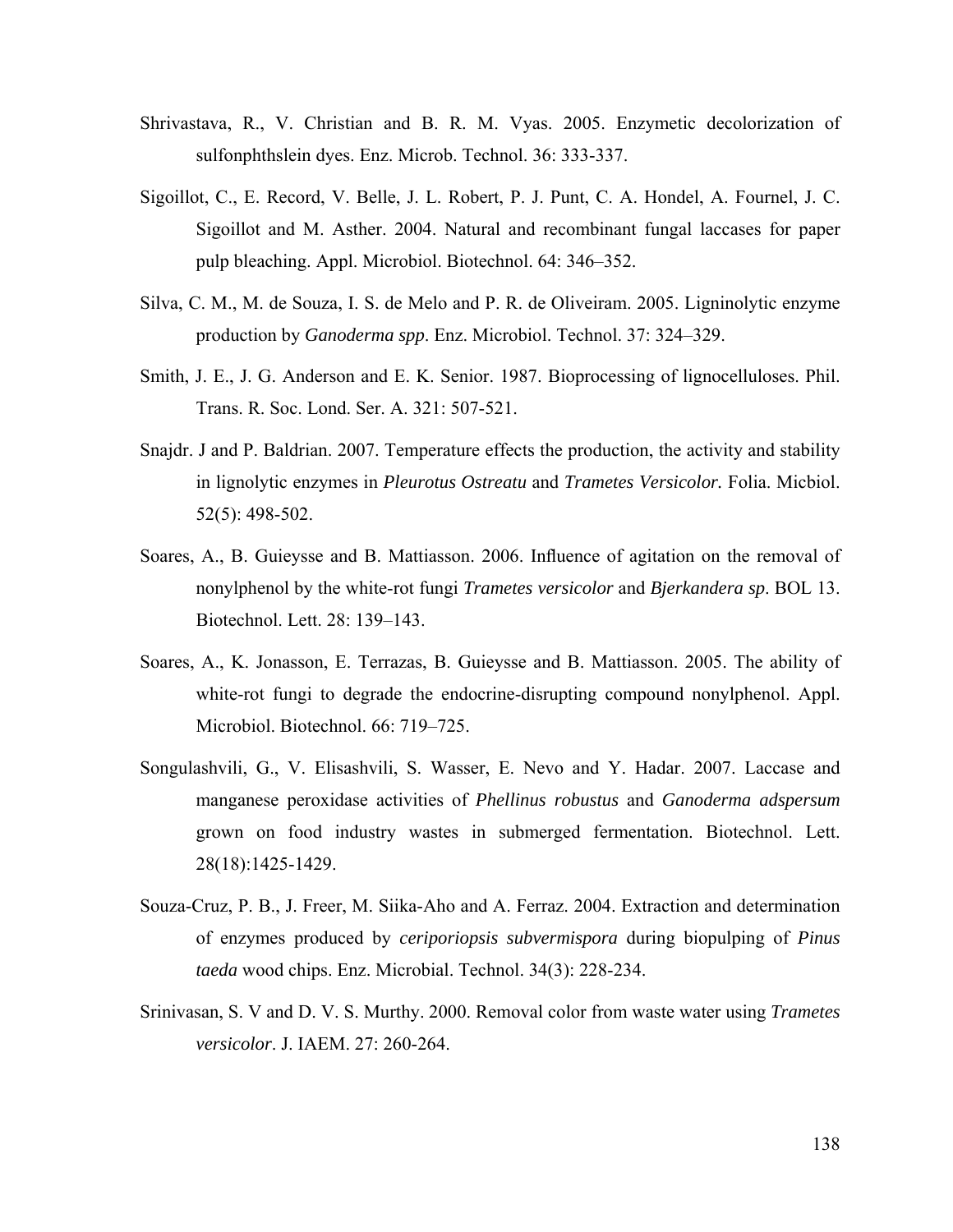Shrivastava, R., V. Christian and B. R. M. Vyas. 2005. Enzymetic decolorization of sulfonphthslein dyes. Enz. Microb. Technol. 36: 333-337.

Sigoillot, C., E. Record, V. Belle, J. L. Robert, P. J. Punt, C. A. Hondel, A. Fournel, J. C. Sigoillot and M. Asther. 2004. Natural and recombinant fungal laccases for paper pulp bleaching. Appl. Microbiol. Biotechnol. 64: 346–352.

Silva, C. M., M. de Souza, I. S. de Melo and P. R. de Oliveiram. 2005. Ligninolytic enzyme production by *Ganoderma spp*. Enz. Microbiol. Technol. 37: 324–329.

Smith, J. E., J. G. Anderson and E. K. Senior. 1987. Bioprocessing of lignocelluloses. Phil. Trans. R. Soc. Lond. Ser. A. 321: 507-521.

Snajdr. J and P. Baldrian. 2007. Temperature effects the production, the activity and stability in lignolytic enzymes in *Pleurotus Ostreatu* and *Trametes Versicolor.* Folia. Micbiol. 52(5): 498-502.

Soares, A., B. Guieysse and B. Mattiasson. 2006. Influence of agitation on the removal of nonylphenol by the white-rot fungi *Trametes versicolor* and *Bjerkandera sp*. BOL 13. Biotechnol. Lett. 28: 139–143.

Soares, A., K. Jonasson, E. Terrazas, B. Guieysse and B. Mattiasson. 2005. The ability of white-rot fungi to degrade the endocrine-disrupting compound nonylphenol. Appl. Microbiol. Biotechnol. 66: 719–725.

Songulashvili, G., V. Elisashvili, S. Wasser, E. Nevo and Y. Hadar. 2007. Laccase and manganese peroxidase activities of *Phellinus robustus* and *Ganoderma adspersum* grown on food industry wastes in submerged fermentation. Biotechnol. Lett. 28(18):1425-1429.

Souza-Cruz, P. B., J. Freer, M. Siika-Aho and A. Ferraz. 2004. Extraction and determination of enzymes produced by *ceriporiopsis subvermispora* during biopulping of *Pinus taeda* wood chips. Enz. Microbial. Technol. 34(3): 228-234.

Srinivasan, S. V and D. V. S. Murthy. 2000. Removal color from waste water using *Trametes versicolor*. J. IAEM. 27: 260-264.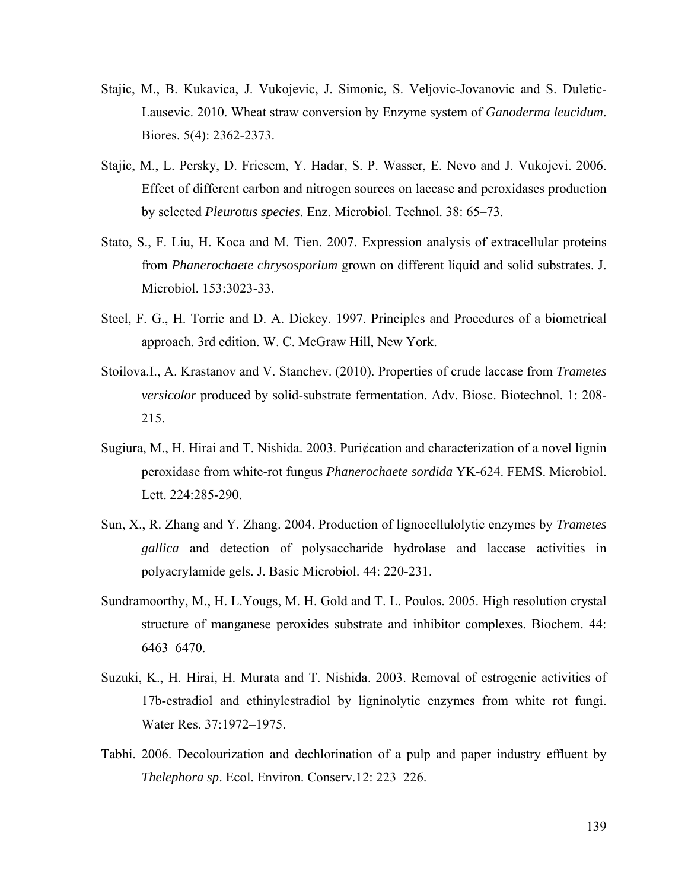Stajic, M., B. Kukavica, J. Vukojevic, J. Simonic, S. Veljovic-Jovanovic and S. Duletic-Lausevic. 2010. Wheat straw conversion by Enzyme system of *Ganoderma leucidum*. Biores. 5(4): 2362-2373.

Stajic, M., L. Persky, D. Friesem, Y. Hadar, S. P. Wasser, E. Nevo and J. Vukojevi. 2006. Effect of different carbon and nitrogen sources on laccase and peroxidases production by selected *Pleurotus species*. Enz. Microbiol. Technol. 38: 65–73.

Stato, S., F. Liu, H. Koca and M. Tien. 2007. Expression analysis of extracellular proteins from *Phanerochaete chrysosporium* grown on different liquid and solid substrates. J. Microbiol. 153:3023-33.

Steel, F. G., H. Torrie and D. A. Dickey. 1997. Principles and Procedures of a biometrical approach. 3rd edition. W. C. McGraw Hill, New York.

Stoilova.I., A. Krastanov and V. Stanchev. (2010). Properties of crude laccase from *Trametes versicolor* produced by solid-substrate fermentation. Adv. Biosc. Biotechnol. 1: 208-215.

Sugiura, M., H. Hirai and T. Nishida. 2003. Puri¢cation and characterization of a novel lignin peroxidase from white-rot fungus *Phanerochaete sordida* YK-624. FEMS. Microbiol. Lett. 224:285-290.

Sun, X., R. Zhang and Y. Zhang. 2004. Production of lignocellulolytic enzymes by *Trametes gallica* and detection of polysaccharide hydrolase and laccase activities in polyacrylamide gels. J. Basic Microbiol. 44: 220-231.

Sundramoorthy, M., H. L.Yougs, M. H. Gold and T. L. Poulos. 2005. High resolution crystal structure of manganese peroxides substrate and inhibitor complexes. Biochem. 44: 6463–6470.

Suzuki, K., H. Hirai, H. Murata and T. Nishida. 2003. Removal of estrogenic activities of 17b-estradiol and ethinylestradiol by ligninolytic enzymes from white rot fungi. Water Res. 37:1972–1975.

Tabhi. 2006. Decolourization and dechlorination of a pulp and paper industry effluent by *Thelephora sp*. Ecol. Environ. Conserv.12: 223–226.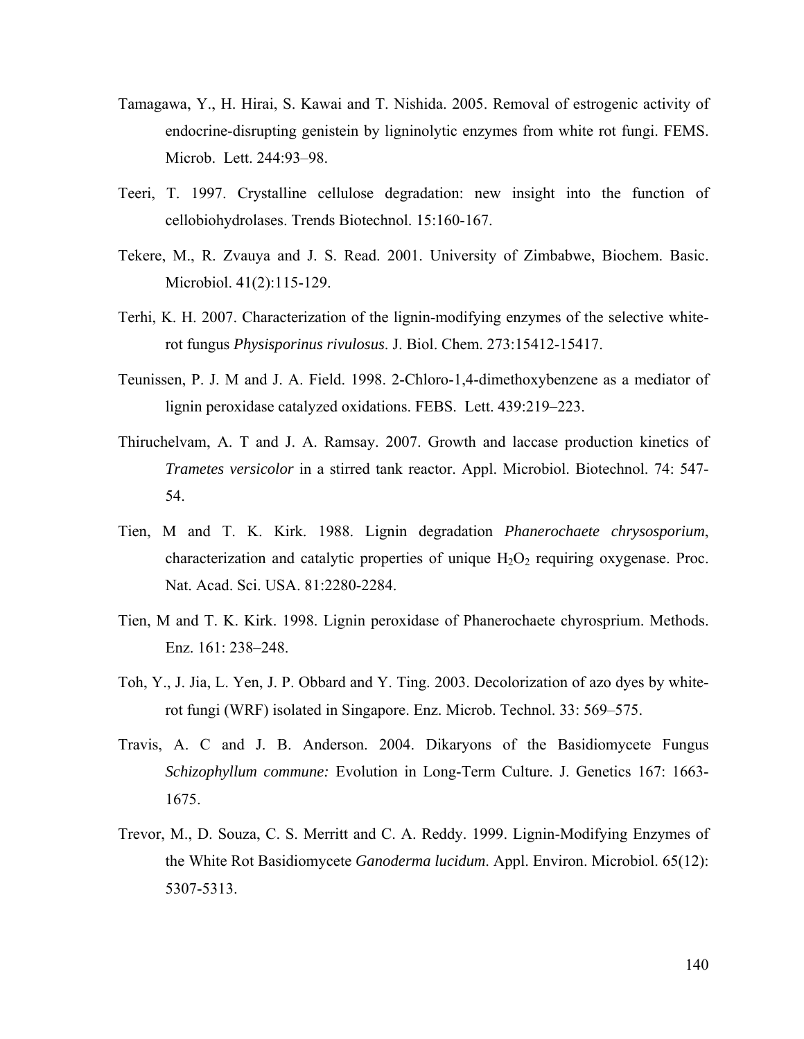Tamagawa, Y., H. Hirai, S. Kawai and T. Nishida. 2005. Removal of estrogenic activity of endocrine-disrupting genistein by ligninolytic enzymes from white rot fungi. FEMS. Microb. Lett. 244:93–98.

Teeri, T. 1997. Crystalline cellulose degradation: new insight into the function of cellobiohydrolases. Trends Biotechnol. 15:160-167.

Tekere, M., R. Zvauya and J. S. Read. 2001. University of Zimbabwe, Biochem. Basic. Microbiol. 41(2):115-129.

Terhi, K. H. 2007. Characterization of the lignin-modifying enzymes of the selective white-rot fungus *Physisporinus rivulosus*. J. Biol. Chem. 273:15412-15417.

Teunissen, P. J. M and J. A. Field. 1998. 2-Chloro-1,4-dimethoxybenzene as a mediator of lignin peroxidase catalyzed oxidations. FEBS. Lett. 439:219–223.

Thiruchelvam, A. T and J. A. Ramsay. 2007. Growth and laccase production kinetics of *Trametes versicolor* in a stirred tank reactor. Appl. Microbiol. Biotechnol. 74: 547-54.

Tien, M and T. K. Kirk. 1988. Lignin degradation *Phanerochaete chrysosporium*, characterization and catalytic properties of unique $H_2O_2$ requiring oxygenase. Proc. Nat. Acad. Sci. USA. 81:2280-2284.

Tien, M and T. K. Kirk. 1998. Lignin peroxidase of Phanerochaete chyrosprium. Methods. Enz. 161: 238–248.

Toh, Y., J. Jia, L. Yen, J. P. Obbard and Y. Ting. 2003. Decolorization of azo dyes by white-rot fungi (WRF) isolated in Singapore. Enz. Microb. Technol. 33: 569–575.

Travis, A. C and J. B. Anderson. 2004. Dikaryons of the Basidiomycete Fungus *Schizophyllum commune:* Evolution in Long-Term Culture. J. Genetics 167: 1663-1675.

Trevor, M., D. Souza, C. S. Merritt and C. A. Reddy. 1999. Lignin-Modifying Enzymes of the White Rot Basidiomycete *Ganoderma lucidum*. Appl. Environ. Microbiol. 65(12): 5307-5313.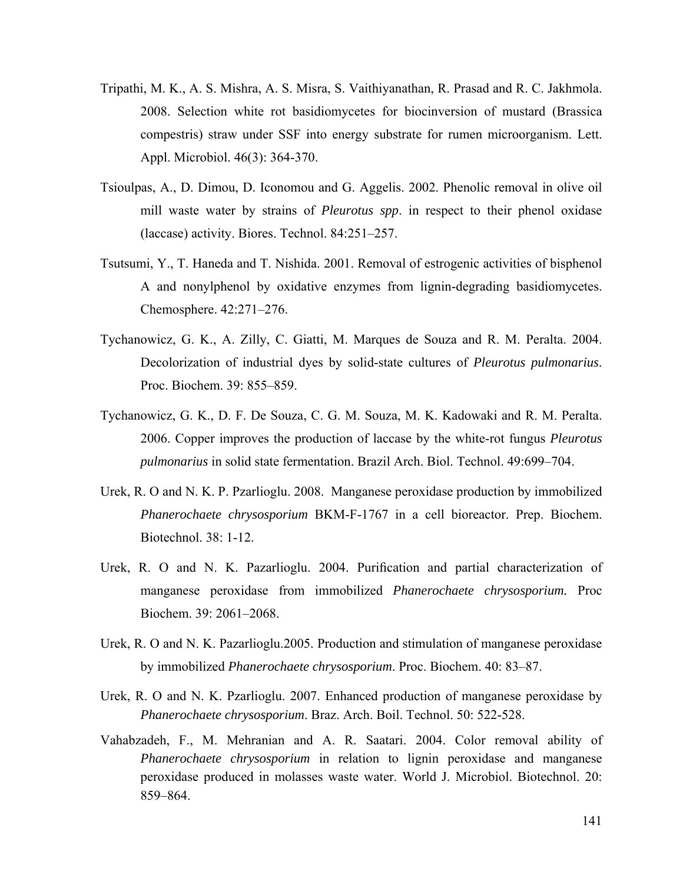Tripathi, M. K., A. S. Mishra, A. S. Misra, S. Vaithiyanathan, R. Prasad and R. C. Jakhmola. 2008. Selection white rot basidiomycetes for biocinversion of mustard (Brassica compestris) straw under SSF into energy substrate for rumen microorganism. Lett. Appl. Microbiol. 46(3): 364-370.

Tsioulpas, A., D. Dimou, D. Iconomou and G. Aggelis. 2002. Phenolic removal in olive oil mill waste water by strains of *Pleurotus spp*. in respect to their phenol oxidase (laccase) activity. Biores. Technol. 84:251–257.

Tsutsumi, Y., T. Haneda and T. Nishida. 2001. Removal of estrogenic activities of bisphenol A and nonylphenol by oxidative enzymes from lignin-degrading basidiomycetes. Chemosphere. 42:271–276.

Tychanowicz, G. K., A. Zilly, C. Giatti, M. Marques de Souza and R. M. Peralta. 2004. Decolorization of industrial dyes by solid-state cultures of *Pleurotus pulmonarius*. Proc. Biochem. 39: 855–859.

Tychanowicz, G. K., D. F. De Souza, C. G. M. Souza, M. K. Kadowaki and R. M. Peralta. 2006. Copper improves the production of laccase by the white-rot fungus *Pleurotus pulmonarius* in solid state fermentation. Brazil Arch. Biol. Technol. 49:699–704.

Urek, R. O and N. K. P. Pzarlioglu. 2008. Manganese peroxidase production by immobilized *Phanerochaete chrysosporium* BKM-F-1767 in a cell bioreactor. Prep. Biochem. Biotechnol. 38: 1-12.

Urek, R. O and N. K. Pazarlioglu. 2004. Purification and partial characterization of manganese peroxidase from immobilized *Phanerochaete chrysosporium.* Proc Biochem. 39: 2061–2068.

Urek, R. O and N. K. Pazarlioglu.2005. Production and stimulation of manganese peroxidase by immobilized *Phanerochaete chrysosporium*. Proc. Biochem. 40: 83–87.

Urek, R. O and N. K. Pzarlioglu. 2007. Enhanced production of manganese peroxidase by *Phanerochaete chrysosporium*. Braz. Arch. Boil. Technol. 50: 522-528.

Vahabzadeh, F., M. Mehranian and A. R. Saatari. 2004. Color removal ability of *Phanerochaete chrysosporium* in relation to lignin peroxidase and manganese peroxidase produced in molasses waste water. World J. Microbiol. Biotechnol. 20: 859–864.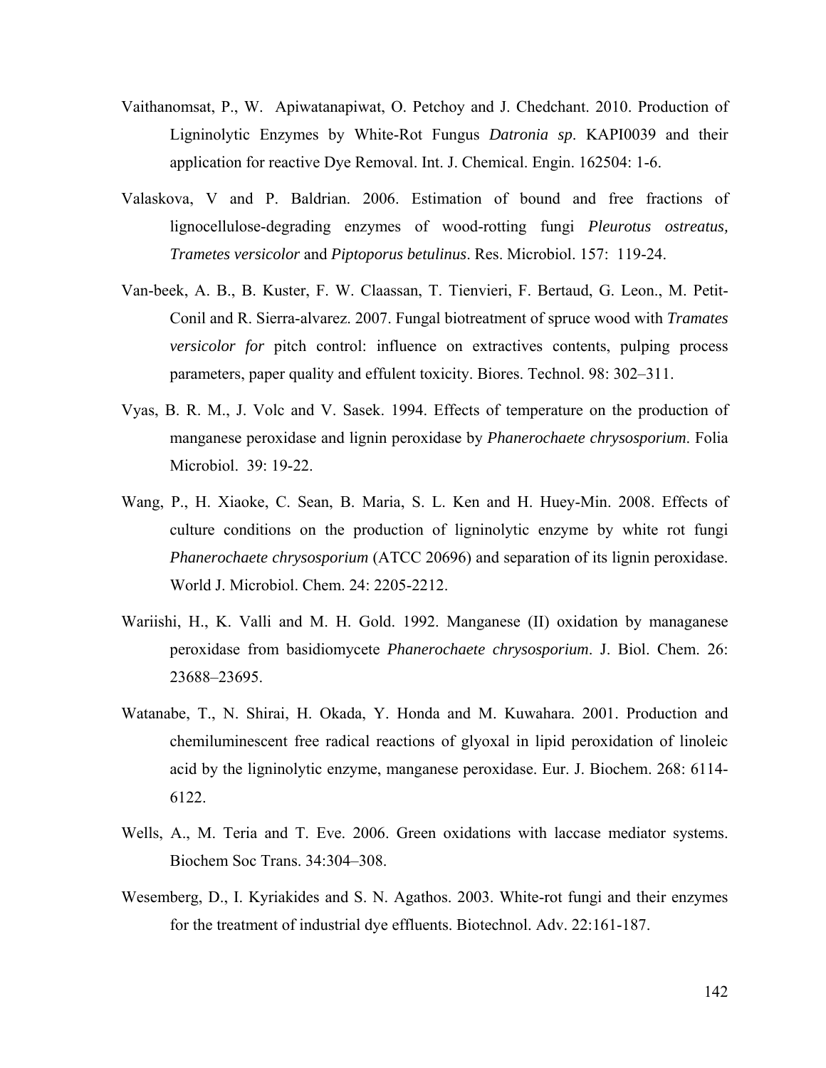Vaithanomsat, P., W. Apiwatanapiwat, O. Petchoy and J. Chedchant. 2010. Production of Ligninolytic Enzymes by White-Rot Fungus *Datronia sp*. KAPI0039 and their application for reactive Dye Removal. Int. J. Chemical. Engin. 162504: 1-6.

Valaskova, V and P. Baldrian. 2006. Estimation of bound and free fractions of lignocellulose-degrading enzymes of wood-rotting fungi *Pleurotus ostreatus, Trametes versicolor* and *Piptoporus betulinus*. Res. Microbiol. 157: 119-24.

Van-beek, A. B., B. Kuster, F. W. Claassan, T. Tienvieri, F. Bertaud, G. Leon., M. Petit-Conil and R. Sierra-alvarez. 2007. Fungal biotreatment of spruce wood with *Tramates versicolor for* pitch control: influence on extractives contents, pulping process parameters, paper quality and effulent toxicity. Biores. Technol. 98: 302–311.

Vyas, B. R. M., J. Volc and V. Sasek. 1994. Effects of temperature on the production of manganese peroxidase and lignin peroxidase by *Phanerochaete chrysosporium*. Folia Microbiol. 39: 19-22.

Wang, P., H. Xiaoke, C. Sean, B. Maria, S. L. Ken and H. Huey-Min. 2008. Effects of culture conditions on the production of ligninolytic enzyme by white rot fungi *Phanerochaete chrysosporium* (ATCC 20696) and separation of its lignin peroxidase. World J. Microbiol. Chem. 24: 2205-2212.

Wariishi, H., K. Valli and M. H. Gold. 1992. Manganese (II) oxidation by managanese peroxidase from basidiomycete *Phanerochaete chrysosporium*. J. Biol. Chem. 26: 23688–23695.

Watanabe, T., N. Shirai, H. Okada, Y. Honda and M. Kuwahara. 2001. Production and chemiluminescent free radical reactions of glyoxal in lipid peroxidation of linoleic acid by the ligninolytic enzyme, manganese peroxidase. Eur. J. Biochem. 268: 6114-6122.

Wells, A., M. Teria and T. Eve. 2006. Green oxidations with laccase mediator systems. Biochem Soc Trans. 34:304–308.

Wesemberg, D., I. Kyriakides and S. N. Agathos. 2003. White-rot fungi and their enzymes for the treatment of industrial dye effluents. Biotechnol. Adv. 22:161-187.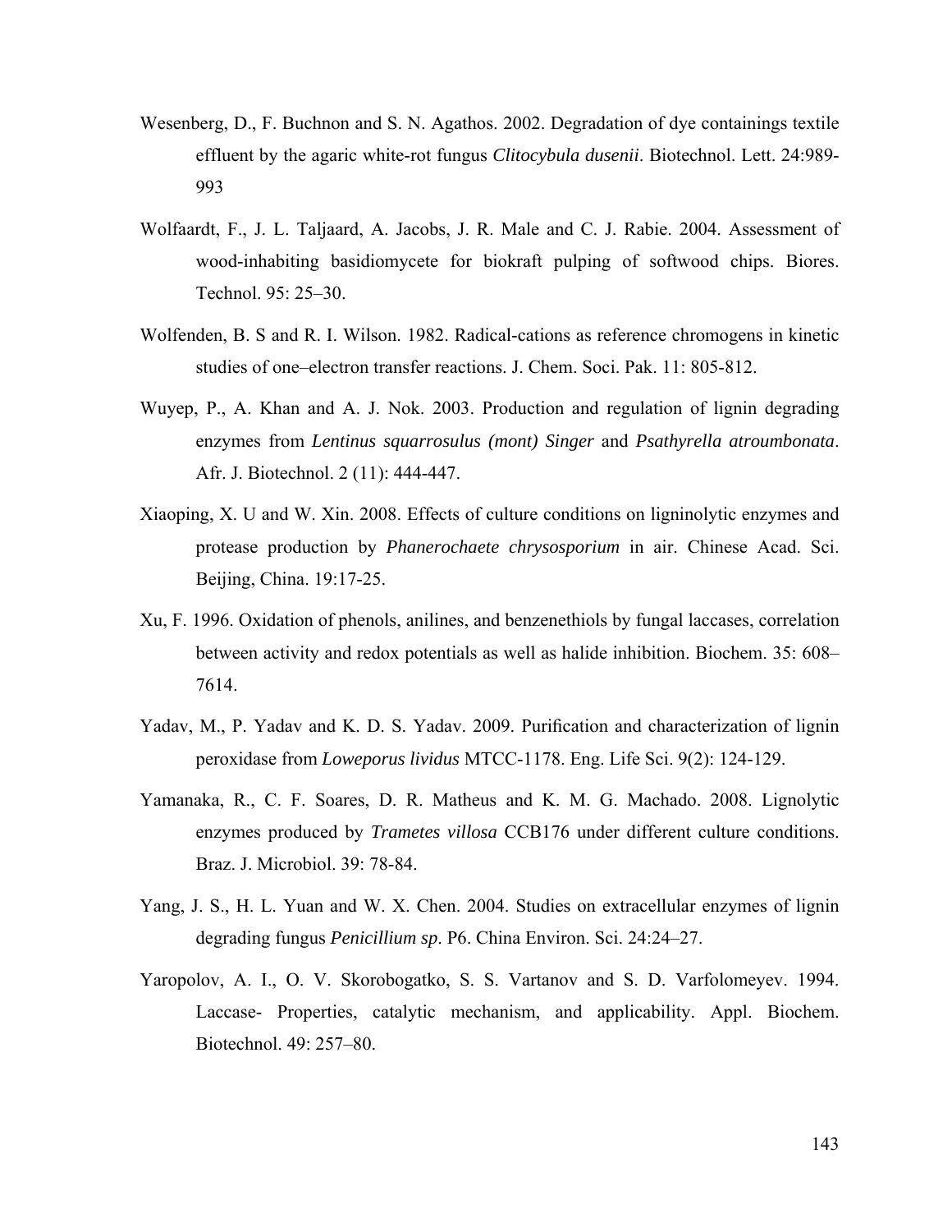Wesenberg, D., F. Buchnon and S. N. Agathos. 2002. Degradation of dye containings textile effluent by the agaric white-rot fungus *Clitocybula dusenii*. Biotechnol. Lett. 24:989-993

Wolfaardt, F., J. L. Taljaard, A. Jacobs, J. R. Male and C. J. Rabie. 2004. Assessment of wood-inhabiting basidiomycete for biokraft pulping of softwood chips. Biores. Technol. 95: 25–30.

Wolfenden, B. S and R. I. Wilson. 1982. Radical-cations as reference chromogens in kinetic studies of one–electron transfer reactions. J. Chem. Soci. Pak. 11: 805-812.

Wuyep, P., A. Khan and A. J. Nok. 2003. Production and regulation of lignin degrading enzymes from *Lentinus squarrosulus (mont) Singer* and *Psathyrella atroumbonata*. Afr. J. Biotechnol. 2 (11): 444-447.

Xiaoping, X. U and W. Xin. 2008. Effects of culture conditions on ligninolytic enzymes and protease production by *Phanerochaete chrysosporium* in air. Chinese Acad. Sci. Beijing, China. 19:17-25.

Xu, F. 1996. Oxidation of phenols, anilines, and benzenethiols by fungal laccases, correlation between activity and redox potentials as well as halide inhibition. Biochem. 35: 608–7614.

Yadav, M., P. Yadav and K. D. S. Yadav. 2009. Purification and characterization of lignin peroxidase from *Loweporus lividus* MTCC-1178. Eng. Life Sci. 9(2): 124-129.

Yamanaka, R., C. F. Soares, D. R. Matheus and K. M. G. Machado. 2008. Lignolytic enzymes produced by *Trametes villosa* CCB176 under different culture conditions. Braz. J. Microbiol. 39: 78-84.

Yang, J. S., H. L. Yuan and W. X. Chen. 2004. Studies on extracellular enzymes of lignin degrading fungus *Penicillium sp*. P6. China Environ. Sci. 24:24–27.

Yaropolov, A. I., O. V. Skorobogatko, S. S. Vartanov and S. D. Varfolomeyev. 1994. Laccase- Properties, catalytic mechanism, and applicability. Appl. Biochem. Biotechnol. 49: 257–80.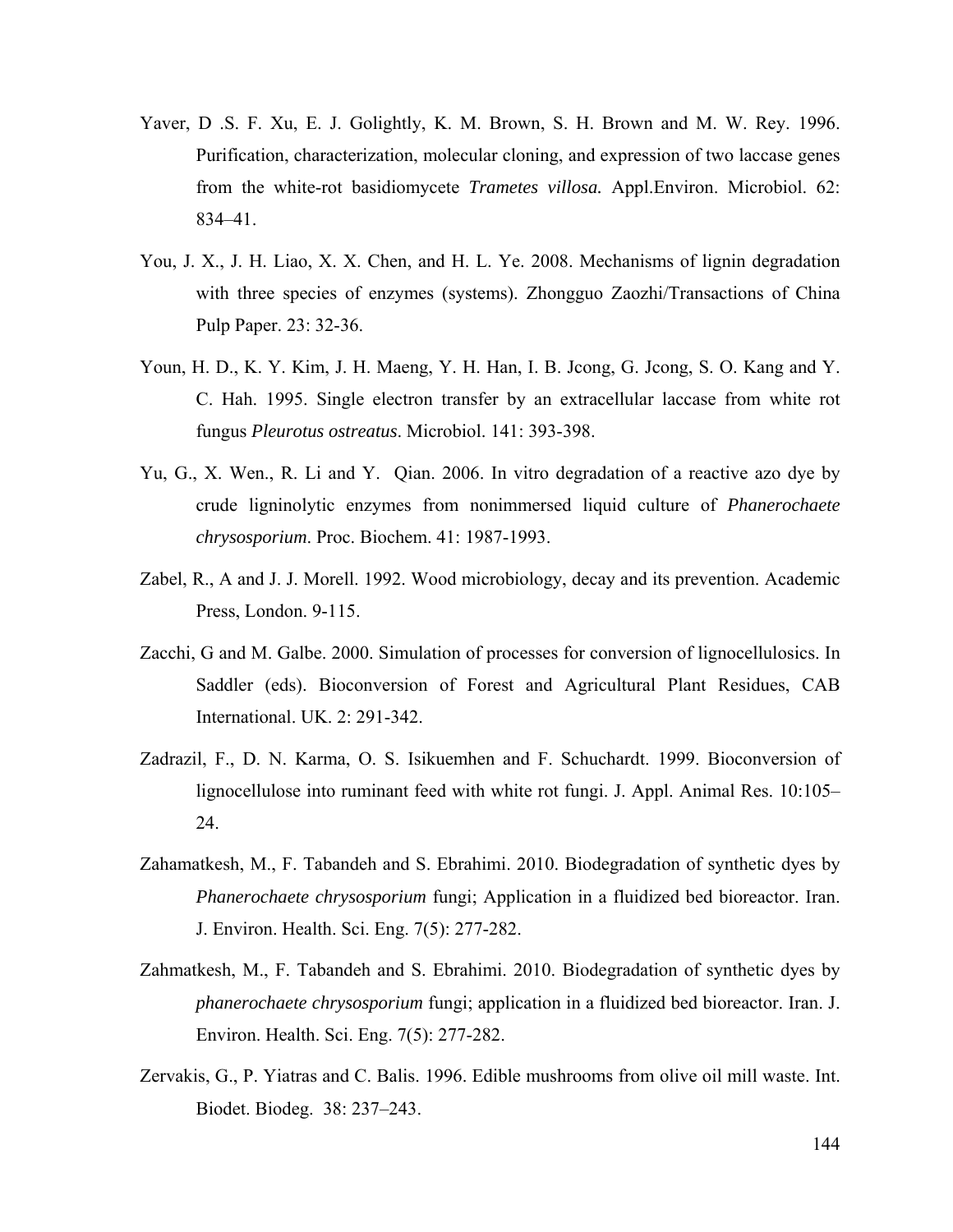Yaver, D .S. F. Xu, E. J. Golightly, K. M. Brown, S. H. Brown and M. W. Rey. 1996. Purification, characterization, molecular cloning, and expression of two laccase genes from the white-rot basidiomycete *Trametes villosa.* Appl.Environ. Microbiol. 62: 834–41.

You, J. X., J. H. Liao, X. X. Chen, and H. L. Ye. 2008. Mechanisms of lignin degradation with three species of enzymes (systems). Zhongguo Zaozhi/Transactions of China Pulp Paper. 23: 32-36.

Youn, H. D., K. Y. Kim, J. H. Maeng, Y. H. Han, I. B. Jcong, G. Jcong, S. O. Kang and Y. C. Hah. 1995. Single electron transfer by an extracellular laccase from white rot fungus *Pleurotus ostreatus*. Microbiol. 141: 393-398.

Yu, G., X. Wen., R. Li and Y. Qian. 2006. In vitro degradation of a reactive azo dye by crude ligninolytic enzymes from nonimmersed liquid culture of *Phanerochaete chrysosporium*. Proc. Biochem. 41: 1987-1993.

Zabel, R., A and J. J. Morell. 1992. Wood microbiology, decay and its prevention. Academic Press, London. 9-115.

Zacchi, G and M. Galbe. 2000. Simulation of processes for conversion of lignocellulosics. In Saddler (eds). Bioconversion of Forest and Agricultural Plant Residues, CAB International. UK. 2: 291-342.

Zadrazil, F., D. N. Karma, O. S. Isikuemhen and F. Schuchardt. 1999. Bioconversion of lignocellulose into ruminant feed with white rot fungi. J. Appl. Animal Res. 10:105–24.

Zahamatkesh, M., F. Tabandeh and S. Ebrahimi. 2010. Biodegradation of synthetic dyes by *Phanerochaete chrysosporium* fungi; Application in a fluidized bed bioreactor. Iran. J. Environ. Health. Sci. Eng. 7(5): 277-282.

Zahmatkesh, M., F. Tabandeh and S. Ebrahimi. 2010. Biodegradation of synthetic dyes by *phanerochaete chrysosporium* fungi; application in a fluidized bed bioreactor. Iran. J. Environ. Health. Sci. Eng. 7(5): 277-282.

Zervakis, G., P. Yiatras and C. Balis. 1996. Edible mushrooms from olive oil mill waste. Int. Biodet. Biodeg. 38: 237–243.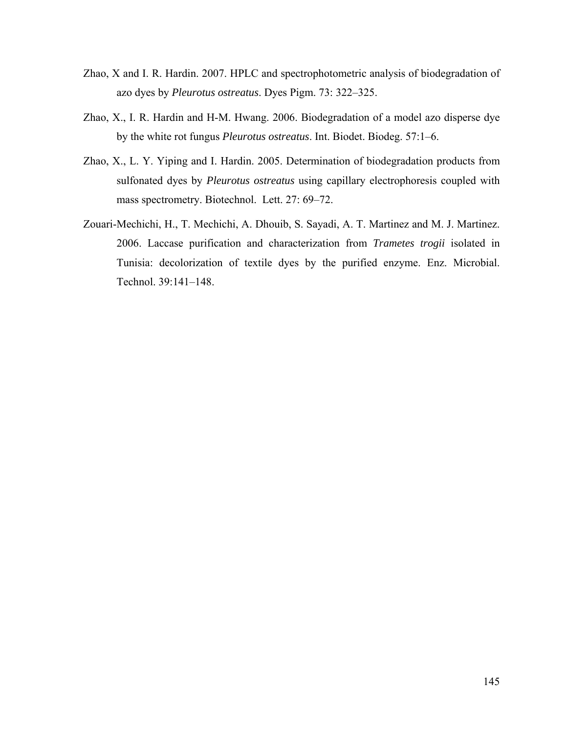Zhao, X and I. R. Hardin. 2007. HPLC and spectrophotometric analysis of biodegradation of azo dyes by *Pleurotus ostreatus*. Dyes Pigm. 73: 322–325.

Zhao, X., I. R. Hardin and H-M. Hwang. 2006. Biodegradation of a model azo disperse dye by the white rot fungus *Pleurotus ostreatus*. Int. Biodet. Biodeg. 57:1–6.

Zhao, X., L. Y. Yiping and I. Hardin. 2005. Determination of biodegradation products from sulfonated dyes by *Pleurotus ostreatus* using capillary electrophoresis coupled with mass spectrometry. Biotechnol. Lett. 27: 69–72.

Zouari-Mechichi, H., T. Mechichi, A. Dhouib, S. Sayadi, A. T. Martinez and M. J. Martinez. 2006. Laccase purification and characterization from *Trametes trogii* isolated in Tunisia: decolorization of textile dyes by the purified enzyme. Enz. Microbial. Technol. 39:141–148.